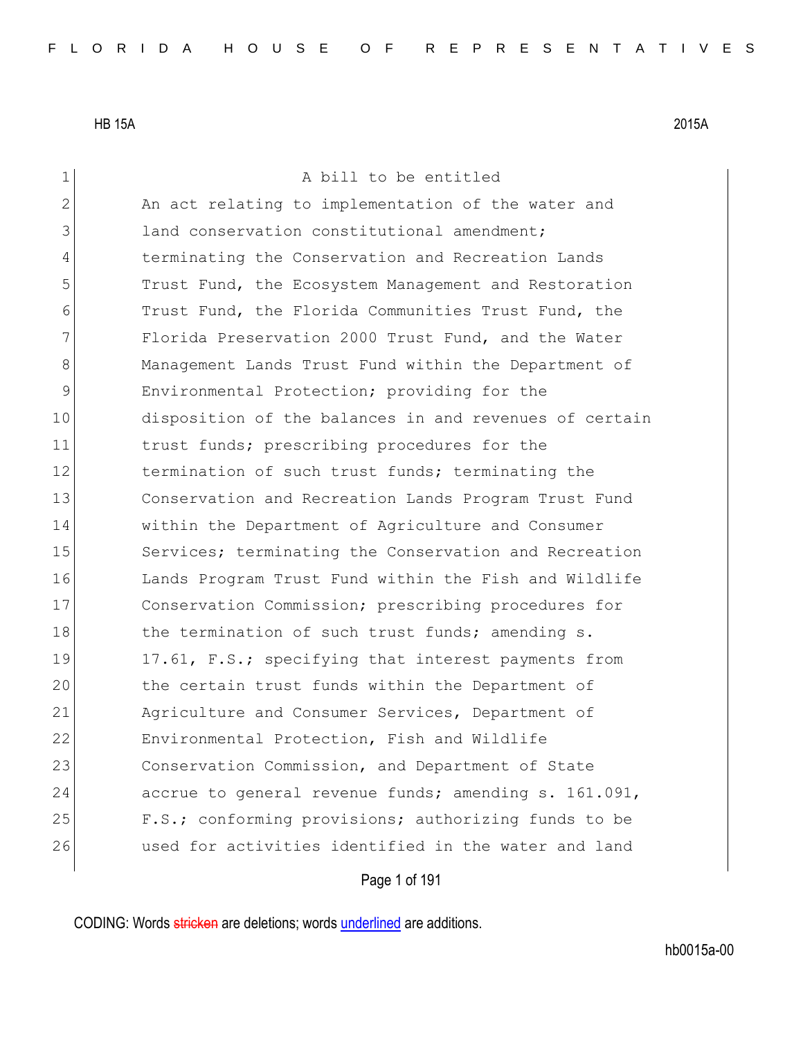HB 15A 2015A

A bill to be entitled

An act relating to implementation of the water and land conservation constitutional amendment; terminating the Conservation and Recreation Lands Trust Fund, the Ecosystem Management and Restoration Trust Fund, the Florida Communities Trust Fund, the Florida Preservation 2000 Trust Fund, and the Water Management Lands Trust Fund within the Department of Environmental Protection; providing for the disposition of the balances in and revenues of certain trust funds; prescribing procedures for the termination of such trust funds; terminating the Conservation and Recreation Lands Program Trust Fund within the Department of Agriculture and Consumer Services; terminating the Conservation and Recreation Lands Program Trust Fund within the Fish and Wildlife Conservation Commission; prescribing procedures for the termination of such trust funds; amending s. 17.61, F.S.; specifying that interest payments from the certain trust funds within the Department of Agriculture and Consumer Services, Department of Environmental Protection, Fish and Wildlife Conservation Commission, and Department of State accrue to general revenue funds; amending s. 161.091, F.S.; conforming provisions; authorizing funds to be used for activities identified in the water and land

CODING: Words stricken are deletions; words underlined are additions.

hb0015a-00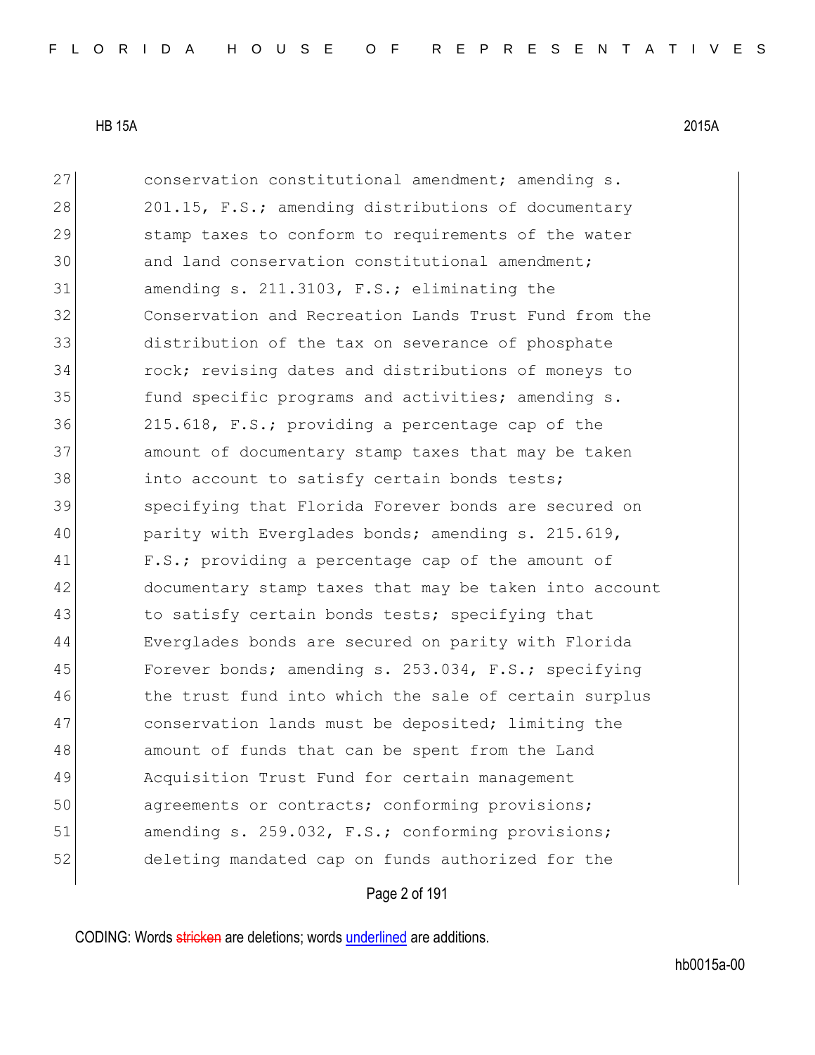27 conservation constitutional amendment; amending s.
28 201.15, F.S.; amending distributions of documentary
29 stamp taxes to conform to requirements of the water
30 and land conservation constitutional amendment;
31 amending s. 211.3103, F.S.; eliminating the
32 Conservation and Recreation Lands Trust Fund from the
33 distribution of the tax on severance of phosphate
34 rock; revising dates and distributions of moneys to
35 fund specific programs and activities; amending s.
36 215.618, F.S.; providing a percentage cap of the
37 amount of documentary stamp taxes that may be taken
38 into account to satisfy certain bonds tests;
39 specifying that Florida Forever bonds are secured on
40 parity with Everglades bonds; amending s. 215.619,
41 F.S.; providing a percentage cap of the amount of
42 documentary stamp taxes that may be taken into account
43 to satisfy certain bonds tests; specifying that
44 Everglades bonds are secured on parity with Florida
45 Forever bonds; amending s. 253.034, F.S.; specifying
46 the trust fund into which the sale of certain surplus
47 conservation lands must be deposited; limiting the
48 amount of funds that can be spent from the Land
49 Acquisition Trust Fund for certain management
50 agreements or contracts; conforming provisions;
51 amending s. 259.032, F.S.; conforming provisions;
52 deleting mandated cap on funds authorized for the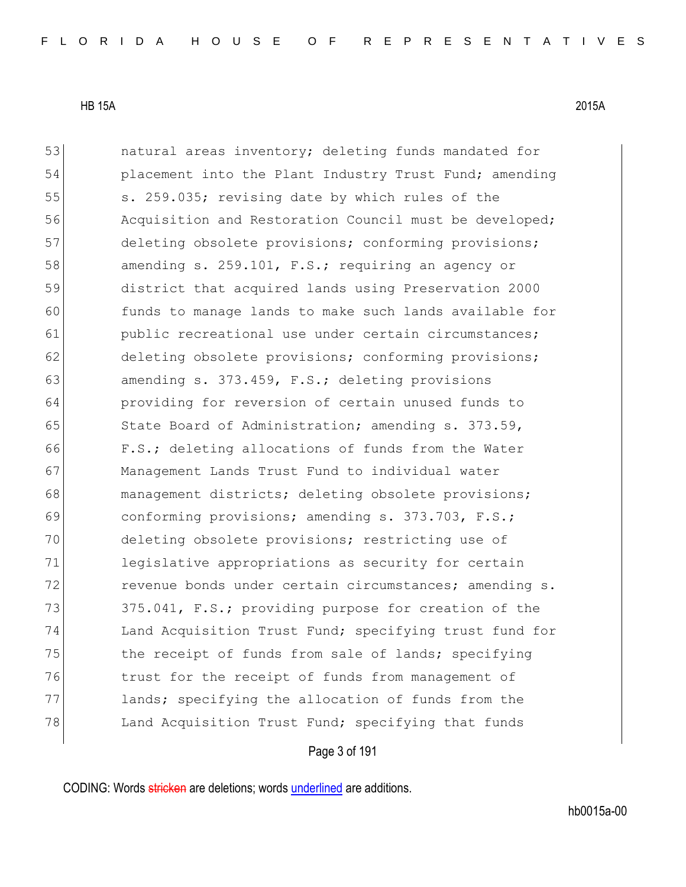53 natural areas inventory; deleting funds mandated for
54 placement into the Plant Industry Trust Fund; amending
55 s. 259.035; revising date by which rules of the
56 Acquisition and Restoration Council must be developed;
57 deleting obsolete provisions; conforming provisions;
58 amending s. 259.101, F.S.; requiring an agency or
59 district that acquired lands using Preservation 2000
60 funds to manage lands to make such lands available for
61 public recreational use under certain circumstances;
62 deleting obsolete provisions; conforming provisions;
63 amending s. 373.459, F.S.; deleting provisions
64 providing for reversion of certain unused funds to
65 State Board of Administration; amending s. 373.59,
66 F.S.; deleting allocations of funds from the Water
67 Management Lands Trust Fund to individual water
68 management districts; deleting obsolete provisions;
69 conforming provisions; amending s. 373.703, F.S.;
70 deleting obsolete provisions; restricting use of
71 legislative appropriations as security for certain
72 revenue bonds under certain circumstances; amending s.
73 375.041, F.S.; providing purpose for creation of the
74 Land Acquisition Trust Fund; specifying trust fund for
75 the receipt of funds from sale of lands; specifying
76 trust for the receipt of funds from management of
77 lands; specifying the allocation of funds from the
78 Land Acquisition Trust Fund; specifying that funds

CODING: Words ~~stricken~~ are deletions; words underlined are additions.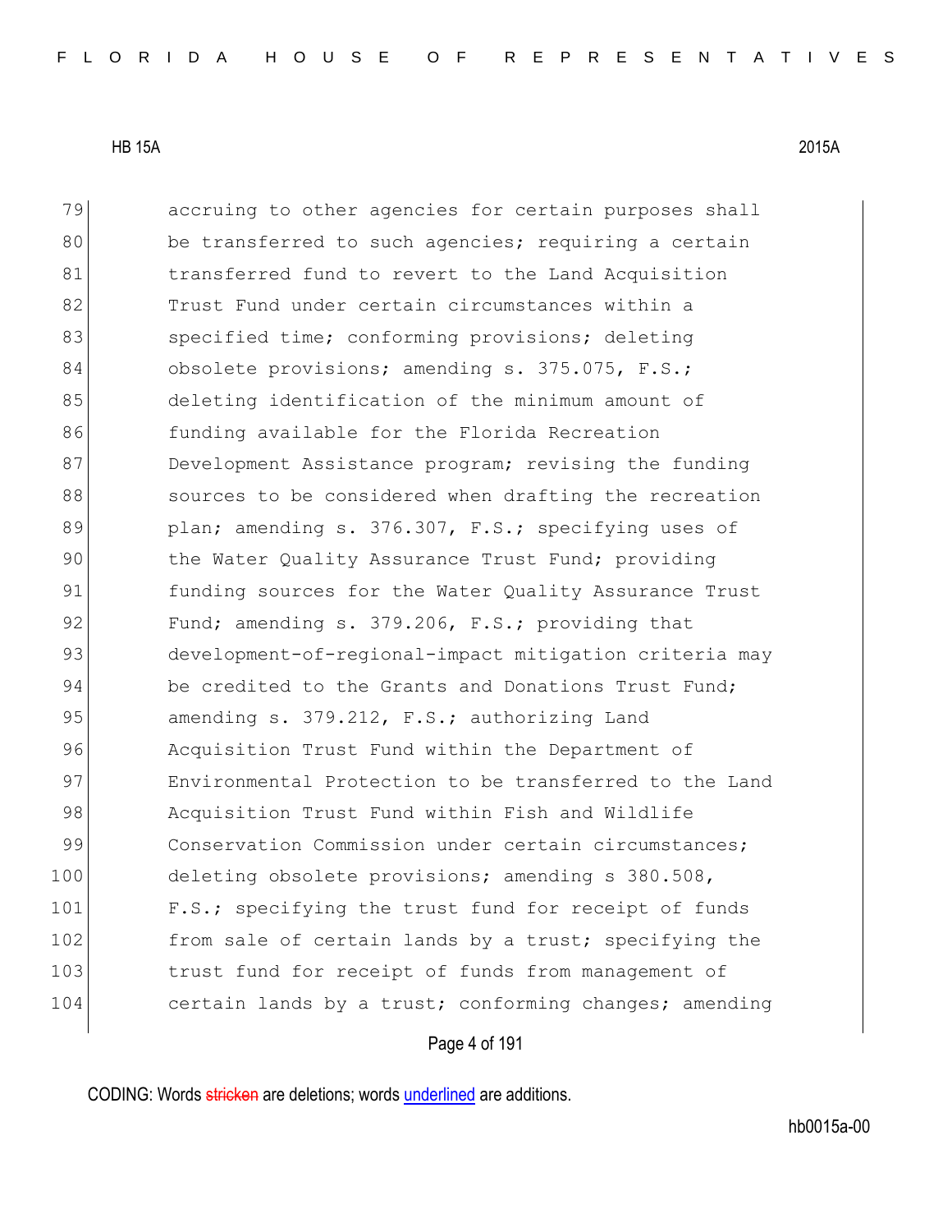79 accruing to other agencies for certain purposes shall
80 be transferred to such agencies; requiring a certain
81 transferred fund to revert to the Land Acquisition
82 Trust Fund under certain circumstances within a
83 specified time; conforming provisions; deleting
84 obsolete provisions; amending s. 375.075, F.S.;
85 deleting identification of the minimum amount of
86 funding available for the Florida Recreation
87 Development Assistance program; revising the funding
88 sources to be considered when drafting the recreation
89 plan; amending s. 376.307, F.S.; specifying uses of
90 the Water Quality Assurance Trust Fund; providing
91 funding sources for the Water Quality Assurance Trust
92 Fund; amending s. 379.206, F.S.; providing that
93 development-of-regional-impact mitigation criteria may
94 be credited to the Grants and Donations Trust Fund;
95 amending s. 379.212, F.S.; authorizing Land
96 Acquisition Trust Fund within the Department of
97 Environmental Protection to be transferred to the Land
98 Acquisition Trust Fund within Fish and Wildlife
99 Conservation Commission under certain circumstances;
100 deleting obsolete provisions; amending s 380.508,
101 F.S.; specifying the trust fund for receipt of funds
102 from sale of certain lands by a trust; specifying the
103 trust fund for receipt of funds from management of
104 certain lands by a trust; conforming changes; amending

CODING: Words stricken are deletions; words underlined are additions.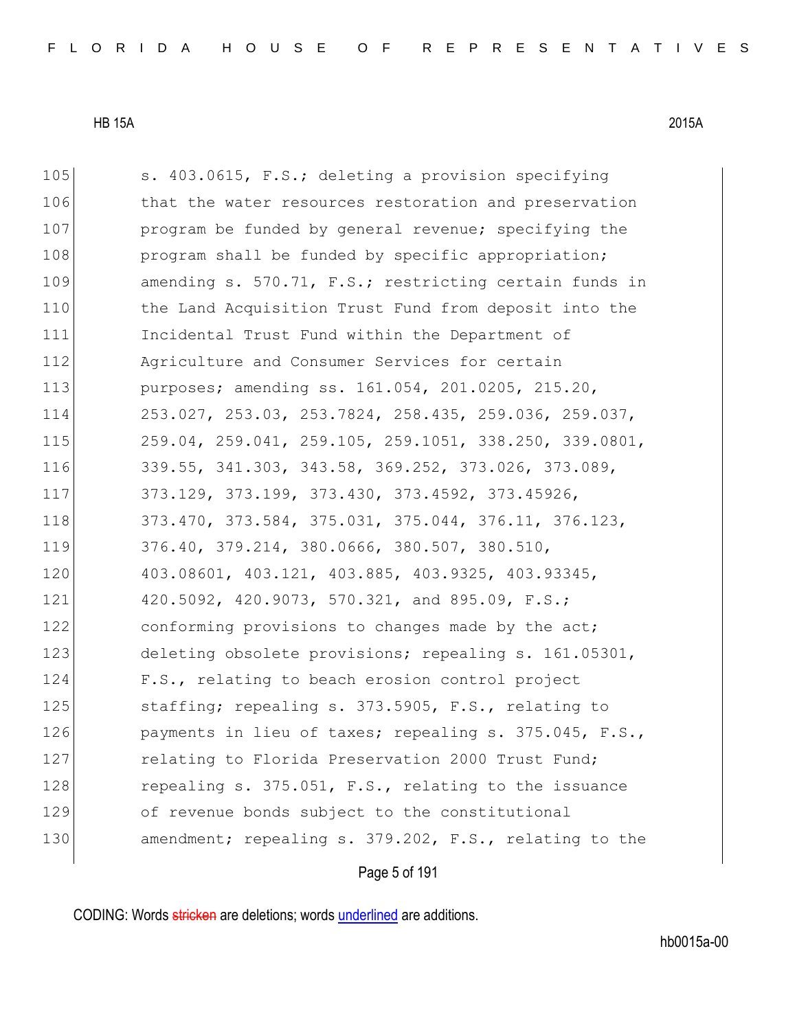105 s. 403.0615, F.S.; deleting a provision specifying
106 that the water resources restoration and preservation
107 program be funded by general revenue; specifying the
108 program shall be funded by specific appropriation;
109 amending s. 570.71, F.S.; restricting certain funds in
110 the Land Acquisition Trust Fund from deposit into the
111 Incidental Trust Fund within the Department of
112 Agriculture and Consumer Services for certain
113 purposes; amending ss. 161.054, 201.0205, 215.20,
114 253.027, 253.03, 253.7824, 258.435, 259.036, 259.037,
115 259.04, 259.041, 259.105, 259.1051, 338.250, 339.0801,
116 339.55, 341.303, 343.58, 369.252, 373.026, 373.089,
117 373.129, 373.199, 373.430, 373.4592, 373.45926,
118 373.470, 373.584, 375.031, 375.044, 376.11, 376.123,
119 376.40, 379.214, 380.0666, 380.507, 380.510,
120 403.08601, 403.121, 403.885, 403.9325, 403.93345,
121 420.5092, 420.9073, 570.321, and 895.09, F.S.;
122 conforming provisions to changes made by the act;
123 deleting obsolete provisions; repealing s. 161.05301,
124 F.S., relating to beach erosion control project
125 staffing; repealing s. 373.5905, F.S., relating to
126 payments in lieu of taxes; repealing s. 375.045, F.S.,
127 relating to Florida Preservation 2000 Trust Fund;
128 repealing s. 375.051, F.S., relating to the issuance
129 of revenue bonds subject to the constitutional
130 amendment; repealing s. 379.202, F.S., relating to the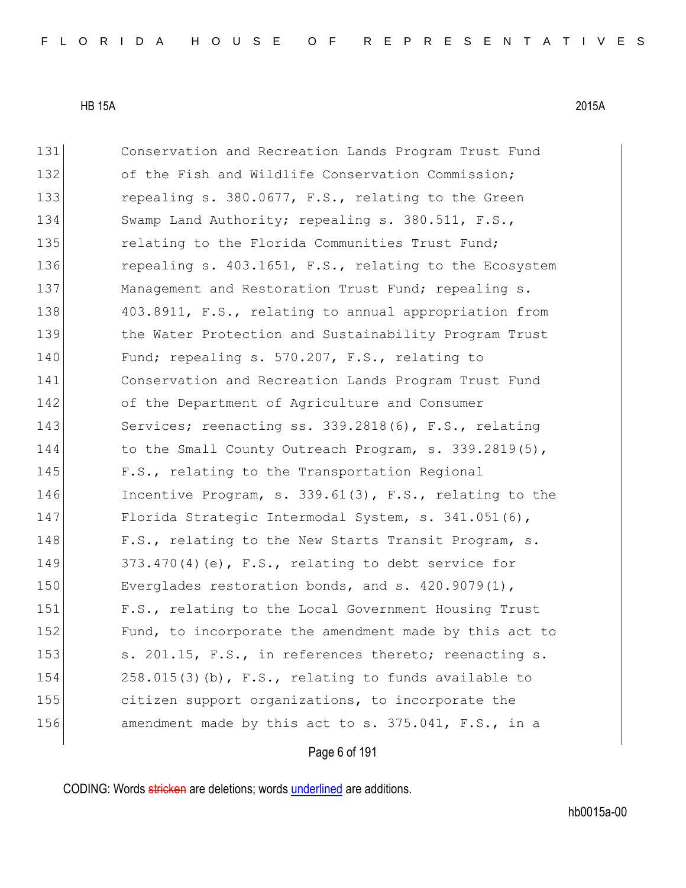131 Conservation and Recreation Lands Program Trust Fund
132 of the Fish and Wildlife Conservation Commission;
133 repealing s. 380.0677, F.S., relating to the Green
134 Swamp Land Authority; repealing s. 380.511, F.S.,
135 relating to the Florida Communities Trust Fund;
136 repealing s. 403.1651, F.S., relating to the Ecosystem
137 Management and Restoration Trust Fund; repealing s.
138 403.8911, F.S., relating to annual appropriation from
139 the Water Protection and Sustainability Program Trust
140 Fund; repealing s. 570.207, F.S., relating to
141 Conservation and Recreation Lands Program Trust Fund
142 of the Department of Agriculture and Consumer
143 Services; reenacting ss. 339.2818(6), F.S., relating
144 to the Small County Outreach Program, s. 339.2819(5),
145 F.S., relating to the Transportation Regional
146 Incentive Program, s. 339.61(3), F.S., relating to the
147 Florida Strategic Intermodal System, s. 341.051(6),
148 F.S., relating to the New Starts Transit Program, s.
149 373.470(4)(e), F.S., relating to debt service for
150 Everglades restoration bonds, and s. 420.9079(1),
151 F.S., relating to the Local Government Housing Trust
152 Fund, to incorporate the amendment made by this act to
153 s. 201.15, F.S., in references thereto; reenacting s.
154 258.015(3)(b), F.S., relating to funds available to
155 citizen support organizations, to incorporate the
156 amendment made by this act to s. 375.041, F.S., in a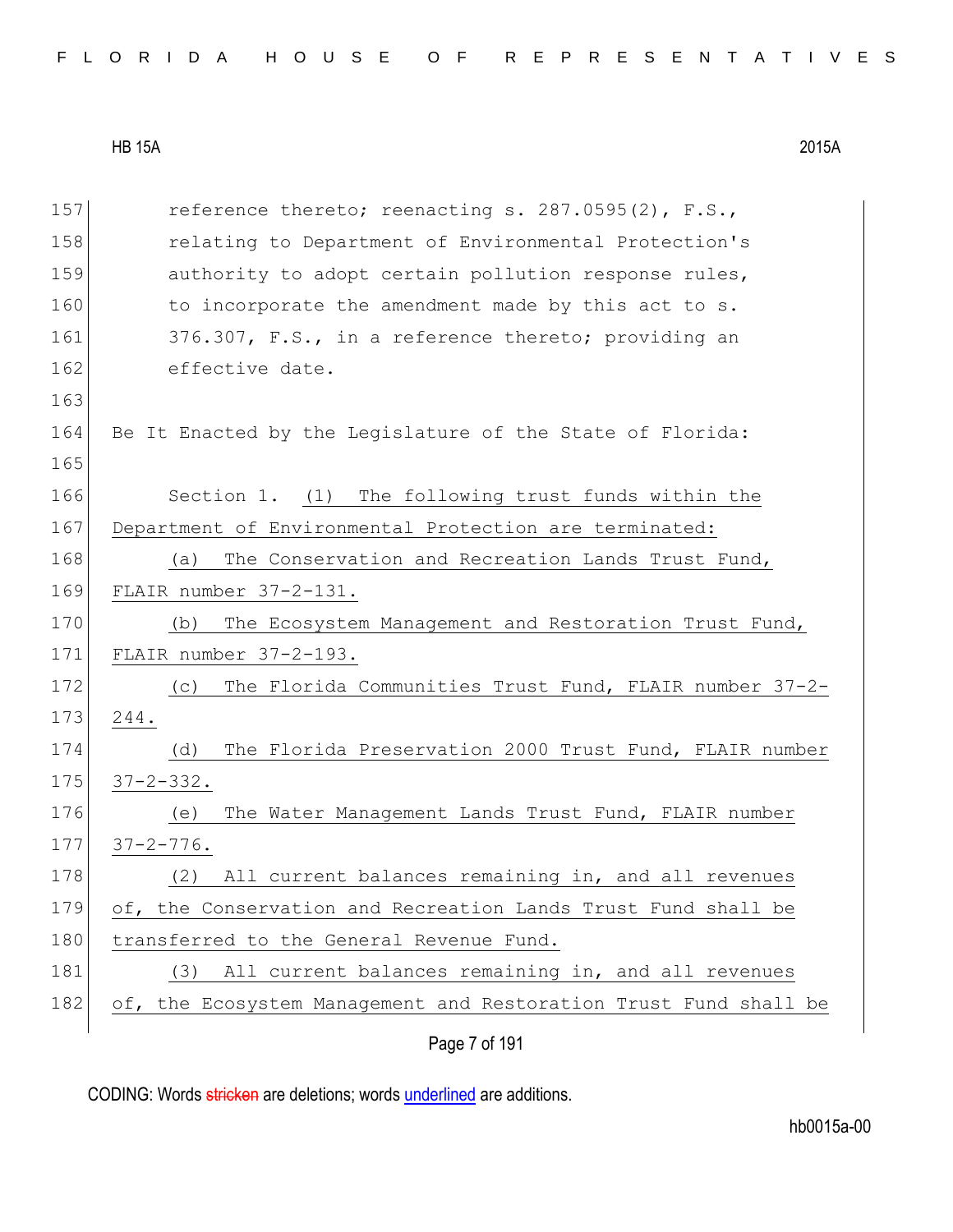reference thereto; reenacting s. 287.0595(2), F.S., relating to Department of Environmental Protection's authority to adopt certain pollution response rules, to incorporate the amendment made by this act to s. 376.307, F.S., in a reference thereto; providing an effective date.

Be It Enacted by the Legislature of the State of Florida:

Section 1. (1) The following trust funds within the Department of Environmental Protection are terminated:

(a) The Conservation and Recreation Lands Trust Fund, FLAIR number 37-2-131.

(b) The Ecosystem Management and Restoration Trust Fund, FLAIR number 37-2-193.

(c) The Florida Communities Trust Fund, FLAIR number 37-2-244.

(d) The Florida Preservation 2000 Trust Fund, FLAIR number 37-2-332.

(e) The Water Management Lands Trust Fund, FLAIR number 37-2-776.

(2) All current balances remaining in, and all revenues of, the Conservation and Recreation Lands Trust Fund shall be transferred to the General Revenue Fund.

(3) All current balances remaining in, and all revenues of, the Ecosystem Management and Restoration Trust Fund shall be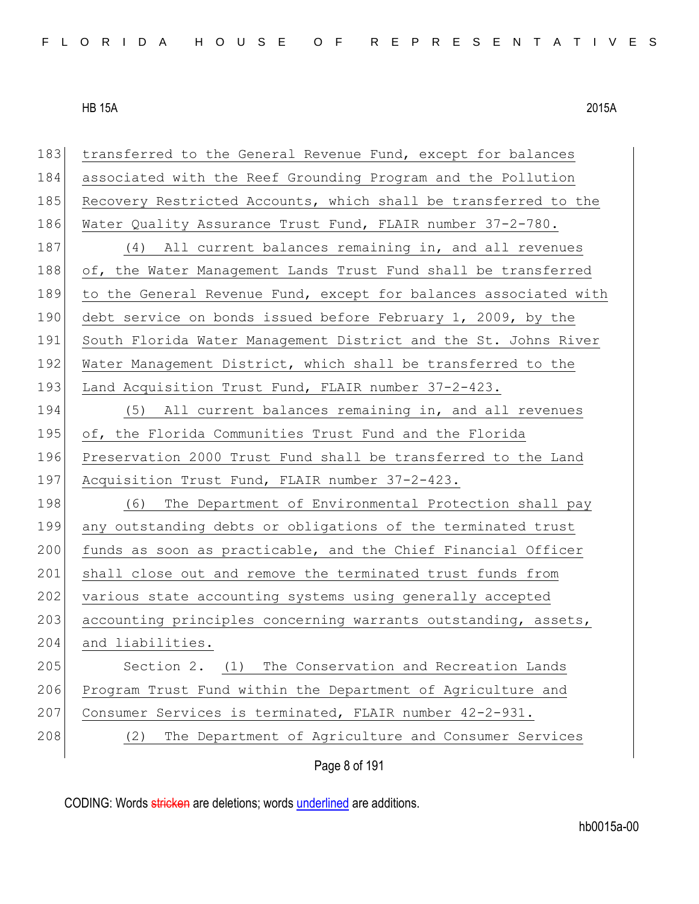transferred to the General Revenue Fund, except for balances associated with the Reef Grounding Program and the Pollution Recovery Restricted Accounts, which shall be transferred to the Water Quality Assurance Trust Fund, FLAIR number 37-2-780.

(4) All current balances remaining in, and all revenues of, the Water Management Lands Trust Fund shall be transferred to the General Revenue Fund, except for balances associated with debt service on bonds issued before February 1, 2009, by the South Florida Water Management District and the St. Johns River Water Management District, which shall be transferred to the Land Acquisition Trust Fund, FLAIR number 37-2-423.

(5) All current balances remaining in, and all revenues of, the Florida Communities Trust Fund and the Florida Preservation 2000 Trust Fund shall be transferred to the Land Acquisition Trust Fund, FLAIR number 37-2-423.

(6) The Department of Environmental Protection shall pay any outstanding debts or obligations of the terminated trust funds as soon as practicable, and the Chief Financial Officer shall close out and remove the terminated trust funds from various state accounting systems using generally accepted accounting principles concerning warrants outstanding, assets, and liabilities.

Section 2. (1) The Conservation and Recreation Lands Program Trust Fund within the Department of Agriculture and Consumer Services is terminated, FLAIR number 42-2-931.

(2) The Department of Agriculture and Consumer Services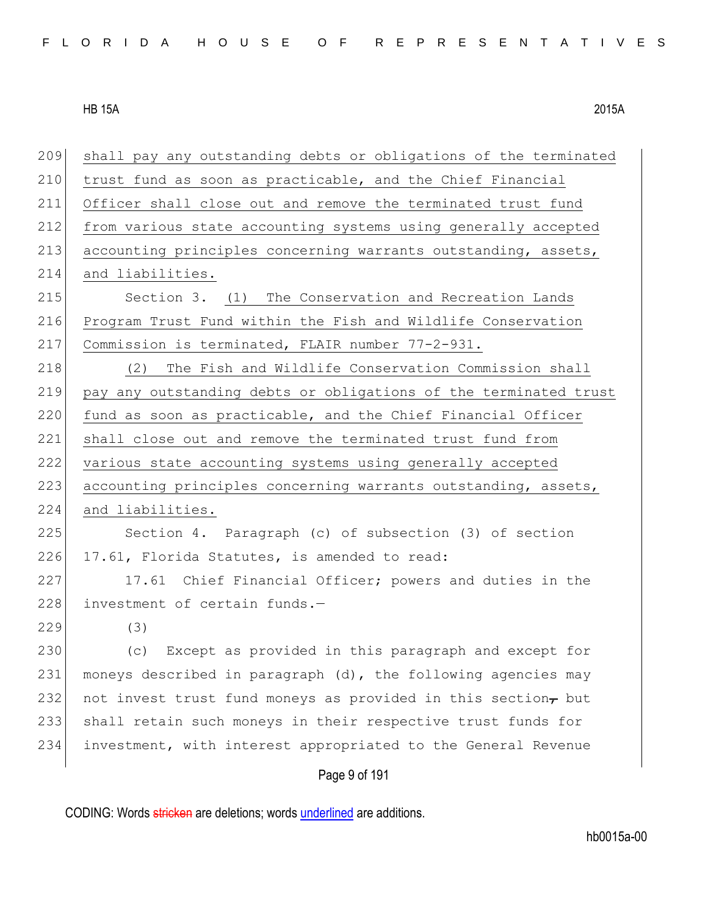shall pay any outstanding debts or obligations of the terminated trust fund as soon as practicable, and the Chief Financial Officer shall close out and remove the terminated trust fund from various state accounting systems using generally accepted accounting principles concerning warrants outstanding, assets, and liabilities.

Section 3. (1) The Conservation and Recreation Lands Program Trust Fund within the Fish and Wildlife Conservation Commission is terminated, FLAIR number 77-2-931.

(2) The Fish and Wildlife Conservation Commission shall pay any outstanding debts or obligations of the terminated trust fund as soon as practicable, and the Chief Financial Officer shall close out and remove the terminated trust fund from various state accounting systems using generally accepted accounting principles concerning warrants outstanding, assets, and liabilities.

Section 4. Paragraph (c) of subsection (3) of section 17.61, Florida Statutes, is amended to read:

17.61 Chief Financial Officer; powers and duties in the investment of certain funds.—

(3)

(c) Except as provided in this paragraph and except for moneys described in paragraph (d), the following agencies may not invest trust fund moneys as provided in this section~~,~~ but shall retain such moneys in their respective trust funds for investment, with interest appropriated to the General Revenue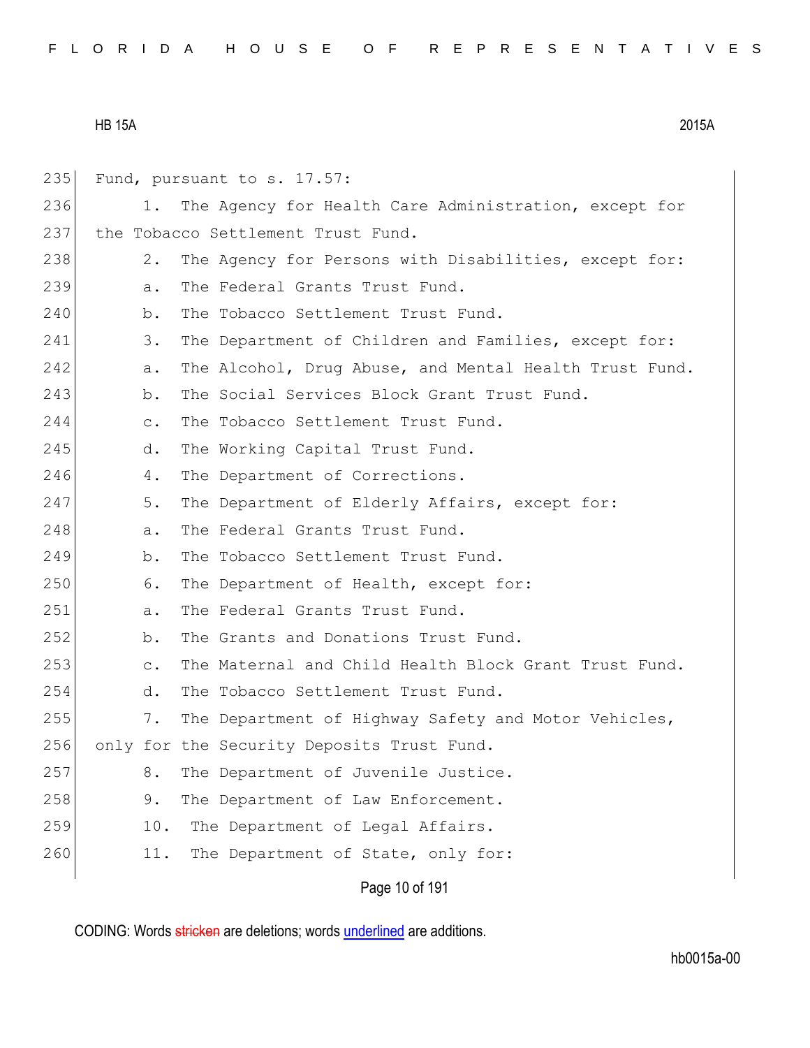Fund, pursuant to s. 17.57:

1. The Agency for Health Care Administration, except for the Tobacco Settlement Trust Fund.

2. The Agency for Persons with Disabilities, except for:

a. The Federal Grants Trust Fund.

b. The Tobacco Settlement Trust Fund.

3. The Department of Children and Families, except for:

a. The Alcohol, Drug Abuse, and Mental Health Trust Fund.

b. The Social Services Block Grant Trust Fund.

c. The Tobacco Settlement Trust Fund.

d. The Working Capital Trust Fund.

4. The Department of Corrections.

5. The Department of Elderly Affairs, except for:

a. The Federal Grants Trust Fund.

b. The Tobacco Settlement Trust Fund.

6. The Department of Health, except for:

a. The Federal Grants Trust Fund.

b. The Grants and Donations Trust Fund.

c. The Maternal and Child Health Block Grant Trust Fund.

d. The Tobacco Settlement Trust Fund.

7. The Department of Highway Safety and Motor Vehicles, only for the Security Deposits Trust Fund.

8. The Department of Juvenile Justice.

9. The Department of Law Enforcement.

10. The Department of Legal Affairs.

11. The Department of State, only for: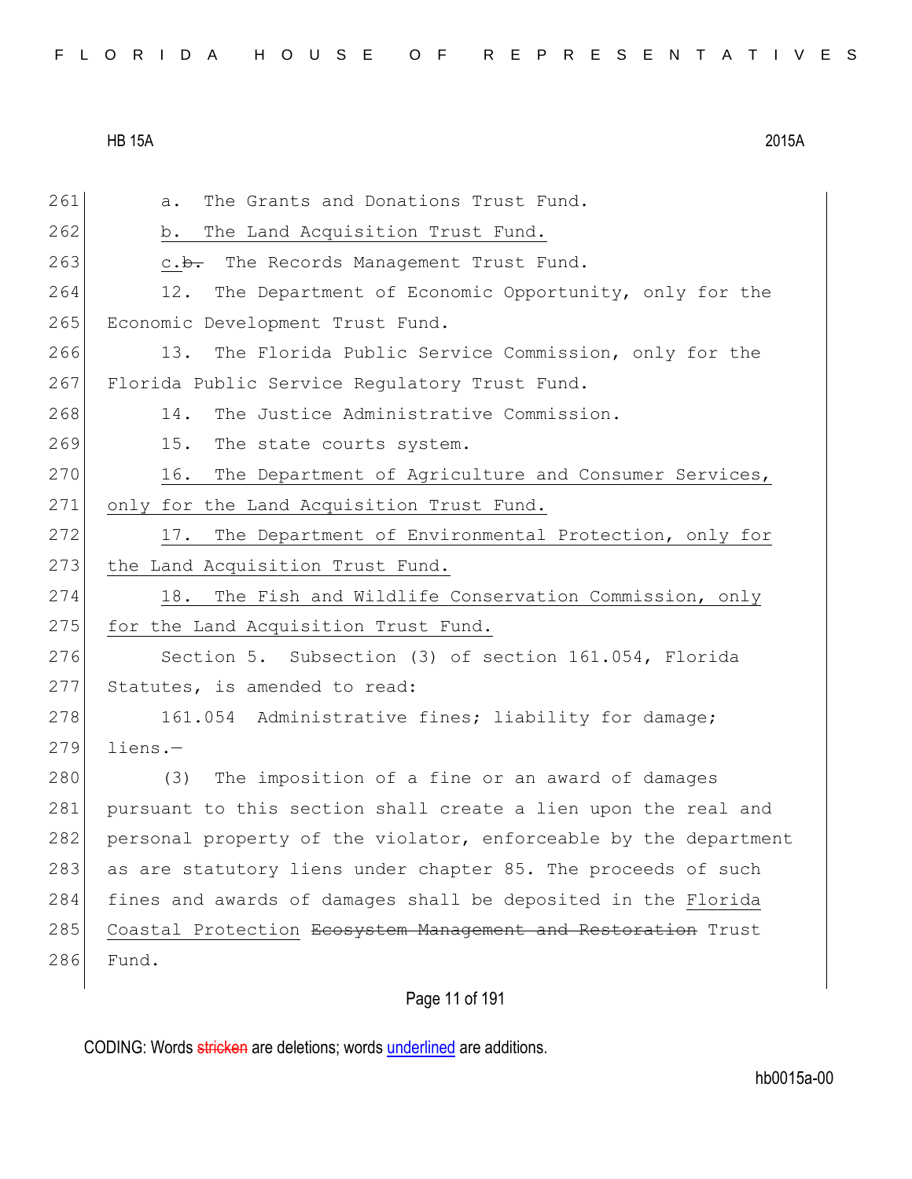a. The Grants and Donations Trust Fund.

b. The Land Acquisition Trust Fund.

c.~~b.~~ The Records Management Trust Fund.

12. The Department of Economic Opportunity, only for the Economic Development Trust Fund.

13. The Florida Public Service Commission, only for the Florida Public Service Regulatory Trust Fund.

14. The Justice Administrative Commission.

15. The state courts system.

16. The Department of Agriculture and Consumer Services, only for the Land Acquisition Trust Fund.

17. The Department of Environmental Protection, only for the Land Acquisition Trust Fund.

18. The Fish and Wildlife Conservation Commission, only for the Land Acquisition Trust Fund.

Section 5. Subsection (3) of section 161.054, Florida Statutes, is amended to read:

161.054 Administrative fines; liability for damage; liens.—

(3) The imposition of a fine or an award of damages pursuant to this section shall create a lien upon the real and personal property of the violator, enforceable by the department as are statutory liens under chapter 85. The proceeds of such fines and awards of damages shall be deposited in the Florida Coastal Protection ~~Ecosystem Management and Restoration~~ Trust Fund.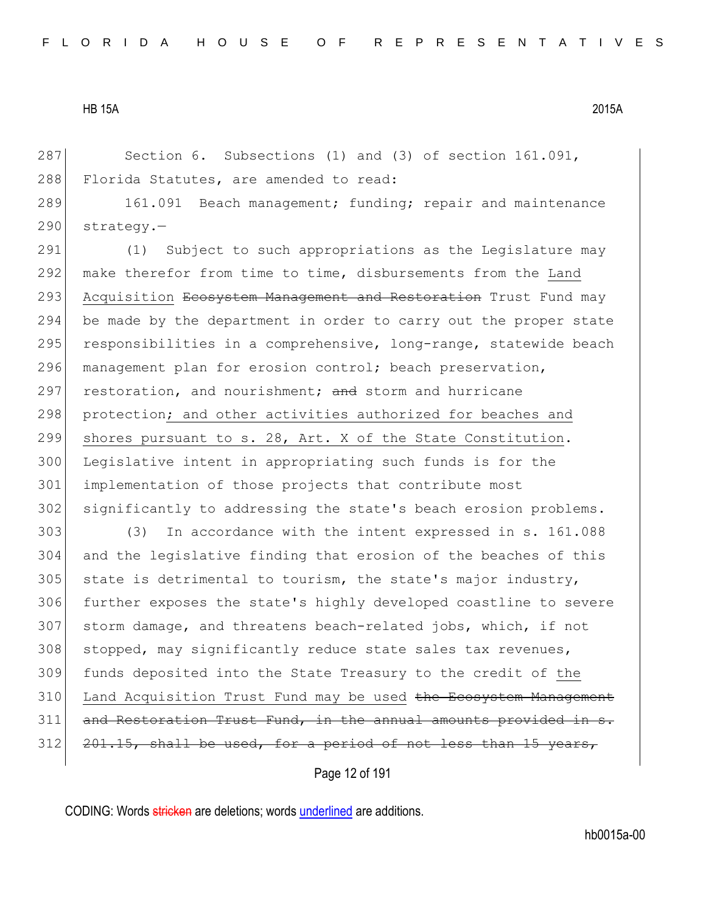Section 6. Subsections (1) and (3) of section 161.091, Florida Statutes, are amended to read:

161.091 Beach management; funding; repair and maintenance strategy.—

(1) Subject to such appropriations as the Legislature may make therefor from time to time, disbursements from the <u>Land Acquisition</u> ~~Ecosystem Management and Restoration~~ Trust Fund may be made by the department in order to carry out the proper state responsibilities in a comprehensive, long-range, statewide beach management plan for erosion control; beach preservation, restoration, and nourishment; ~~and~~ storm and hurricane protection<u>; and other activities authorized for beaches and shores pursuant to s. 28, Art. X of the State Constitution</u>. Legislative intent in appropriating such funds is for the implementation of those projects that contribute most significantly to addressing the state's beach erosion problems.

(3) In accordance with the intent expressed in s. 161.088 and the legislative finding that erosion of the beaches of this state is detrimental to tourism, the state's major industry, further exposes the state's highly developed coastline to severe storm damage, and threatens beach-related jobs, which, if not stopped, may significantly reduce state sales tax revenues, funds deposited into the State Treasury to the credit of <u>the Land Acquisition Trust Fund may be used</u> ~~the Ecosystem Management and Restoration Trust Fund, in the annual amounts provided in s. 201.15, shall be used, for a period of not less than 15 years,~~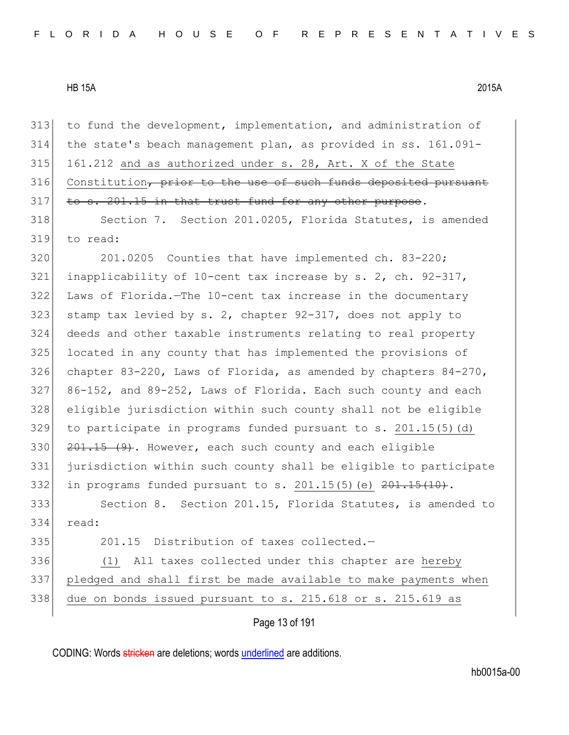to fund the development, implementation, and administration of the state's beach management plan, as provided in ss. 161.091-161.212 <u>and as authorized under s. 28, Art. X of the State Constitution</u>~~, prior to the use of such funds deposited pursuant to s. 201.15 in that trust fund for any other purpose~~.

Section 7. Section 201.0205, Florida Statutes, is amended to read:

201.0205 Counties that have implemented ch. 83-220; inapplicability of 10-cent tax increase by s. 2, ch. 92-317, Laws of Florida.—The 10-cent tax increase in the documentary stamp tax levied by s. 2, chapter 92-317, does not apply to deeds and other taxable instruments relating to real property located in any county that has implemented the provisions of chapter 83-220, Laws of Florida, as amended by chapters 84-270, 86-152, and 89-252, Laws of Florida. Each such county and each eligible jurisdiction within such county shall not be eligible to participate in programs funded pursuant to s. <u>201.15(5)(d)</u> ~~201.15 (9)~~. However, each such county and each eligible jurisdiction within such county shall be eligible to participate in programs funded pursuant to s. <u>201.15(5)(e)</u> ~~201.15(10)~~.

Section 8. Section 201.15, Florida Statutes, is amended to read:

201.15 Distribution of taxes collected.—

<u>(1)</u> All taxes collected under this chapter are <u>hereby pledged and shall first be made available to make payments when due on bonds issued pursuant to s. 215.618 or s. 215.619 as</u>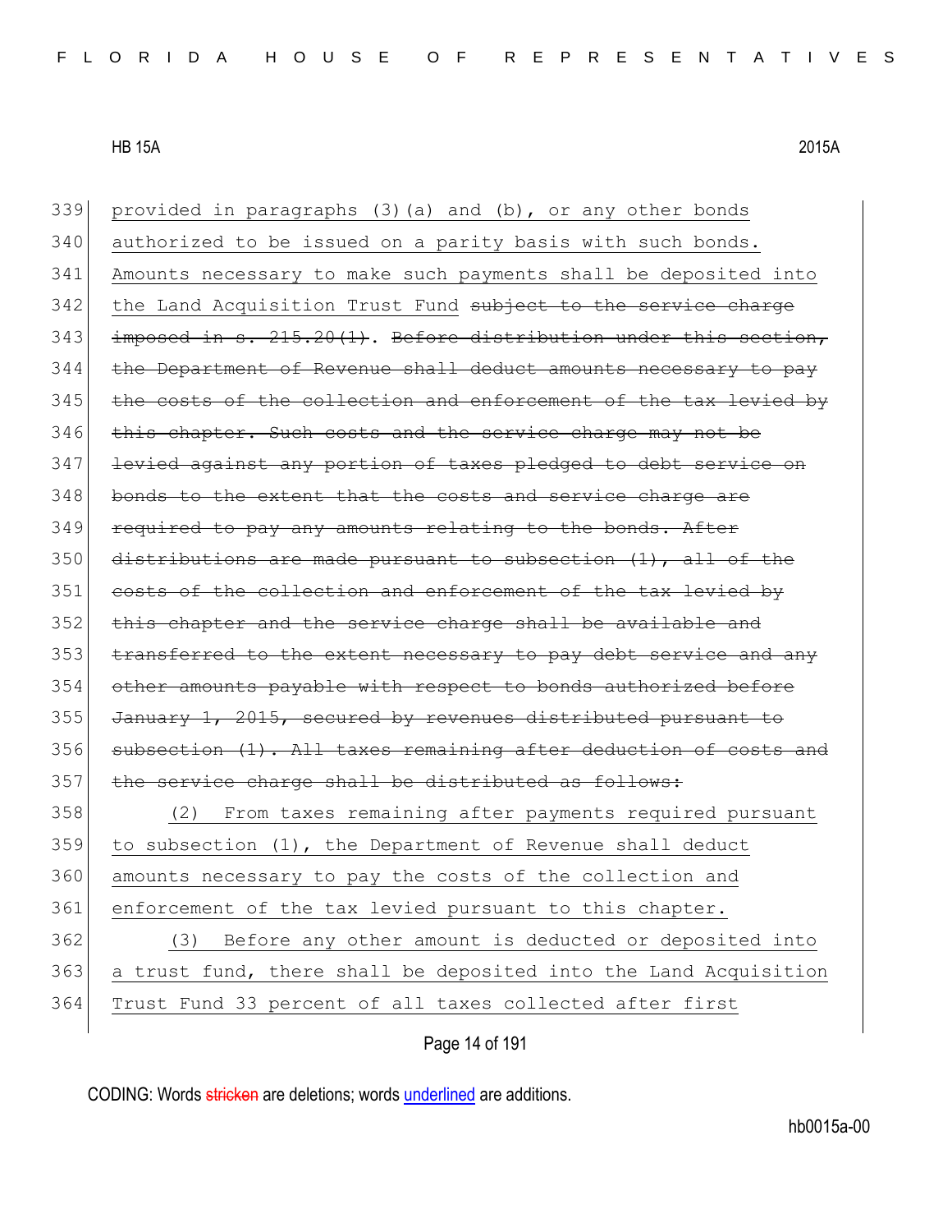339 provided in paragraphs (3)(a) and (b), or any other bonds
340 authorized to be issued on a parity basis with such bonds.
341 Amounts necessary to make such payments shall be deposited into
342 the Land Acquisition Trust Fund ~~subject to the service charge~~
343 ~~imposed in s. 215.20(1)~~. ~~Before distribution under this section,~~
344 ~~the Department of Revenue shall deduct amounts necessary to pay~~
345 ~~the costs of the collection and enforcement of the tax levied by~~
346 ~~this chapter. Such costs and the service charge may not be~~
347 ~~levied against any portion of taxes pledged to debt service on~~
348 ~~bonds to the extent that the costs and service charge are~~
349 ~~required to pay any amounts relating to the bonds. After~~
350 ~~distributions are made pursuant to subsection (1), all of the~~
351 ~~costs of the collection and enforcement of the tax levied by~~
352 ~~this chapter and the service charge shall be available and~~
353 ~~transferred to the extent necessary to pay debt service and any~~
354 ~~other amounts payable with respect to bonds authorized before~~
355 ~~January 1, 2015, secured by revenues distributed pursuant to~~
356 ~~subsection (1). All taxes remaining after deduction of costs and~~
357 ~~the service charge shall be distributed as follows:~~
358 (2) From taxes remaining after payments required pursuant
359 to subsection (1), the Department of Revenue shall deduct
360 amounts necessary to pay the costs of the collection and
361 enforcement of the tax levied pursuant to this chapter.
362 (3) Before any other amount is deducted or deposited into
363 a trust fund, there shall be deposited into the Land Acquisition
364 Trust Fund 33 percent of all taxes collected after first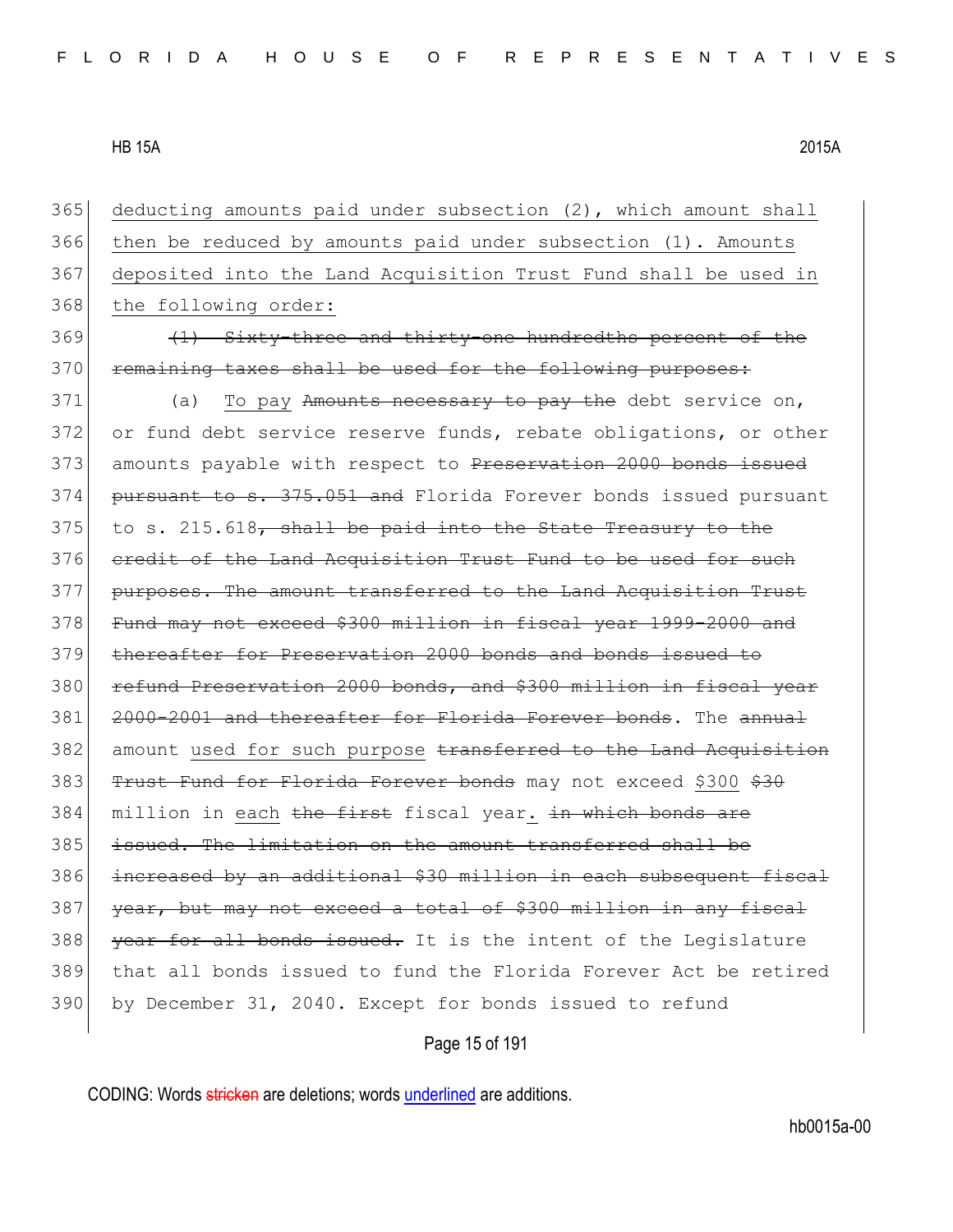365 deducting amounts paid under subsection (2), which amount shall
366 then be reduced by amounts paid under subsection (1). Amounts
367 deposited into the Land Acquisition Trust Fund shall be used in
368 the following order:

369 ~~(1) Sixty-three and thirty-one hundredths percent of the~~
370 ~~remaining taxes shall be used for the following purposes:~~

371 (a) To pay ~~Amounts necessary to pay the~~ debt service on,
372 or fund debt service reserve funds, rebate obligations, or other
373 amounts payable with respect to ~~Preservation 2000 bonds issued~~
374 ~~pursuant to s. 375.051 and~~ Florida Forever bonds issued pursuant
375 to s. 215.618~~, shall be paid into the State Treasury to the~~
376 ~~credit of the Land Acquisition Trust Fund to be used for such~~
377 ~~purposes. The amount transferred to the Land Acquisition Trust~~
378 ~~Fund may not exceed $300 million in fiscal year 1999-2000 and~~
379 ~~thereafter for Preservation 2000 bonds and bonds issued to~~
380 ~~refund Preservation 2000 bonds, and $300 million in fiscal year~~
381 ~~2000-2001 and thereafter for Florida Forever bonds~~. The ~~annual~~
382 amount used for such purpose ~~transferred to the Land Acquisition~~
383 ~~Trust Fund for Florida Forever bonds~~ may not exceed $300 ~~$30~~
384 million in each ~~the first~~ fiscal year. ~~in which bonds are~~
385 ~~issued. The limitation on the amount transferred shall be~~
386 ~~increased by an additional $30 million in each subsequent fiscal~~
387 ~~year, but may not exceed a total of $300 million in any fiscal~~
388 ~~year for all bonds issued.~~ It is the intent of the Legislature
389 that all bonds issued to fund the Florida Forever Act be retired
390 by December 31, 2040. Except for bonds issued to refund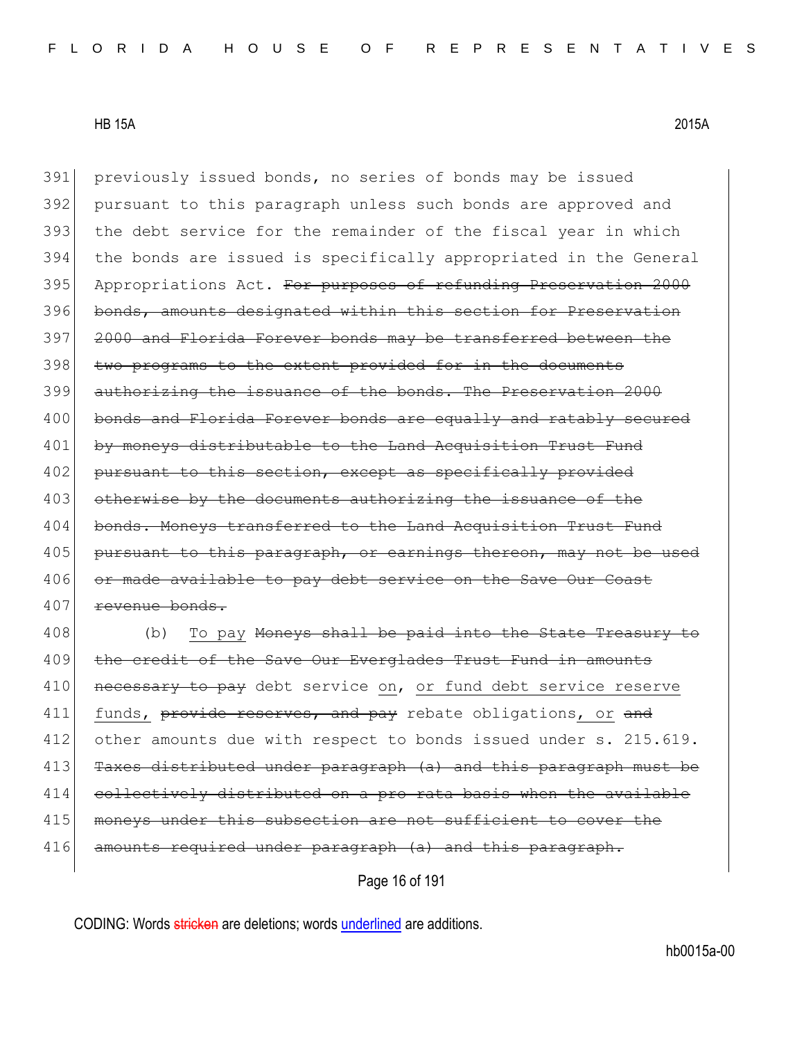previously issued bonds, no series of bonds may be issued pursuant to this paragraph unless such bonds are approved and the debt service for the remainder of the fiscal year in which the bonds are issued is specifically appropriated in the General Appropriations Act. ~~For purposes of refunding Preservation 2000 bonds, amounts designated within this section for Preservation 2000 and Florida Forever bonds may be transferred between the two programs to the extent provided for in the documents authorizing the issuance of the bonds. The Preservation 2000 bonds and Florida Forever bonds are equally and ratably secured by moneys distributable to the Land Acquisition Trust Fund pursuant to this section, except as specifically provided otherwise by the documents authorizing the issuance of the bonds. Moneys transferred to the Land Acquisition Trust Fund pursuant to this paragraph, or earnings thereon, may not be used or made available to pay debt service on the Save Our Coast revenue bonds.~~

(b) <u>To pay</u> ~~Moneys shall be paid into the State Treasury to the credit of the Save Our Everglades Trust Fund in amounts necessary to pay~~ debt service <u>on</u>, <u>or fund debt service reserve funds,</u> ~~provide reserves, and pay~~ rebate obligations<u>, or</u> ~~and~~ other amounts due with respect to bonds issued under s. 215.619. ~~Taxes distributed under paragraph (a) and this paragraph must be collectively distributed on a pro rata basis when the available moneys under this subsection are not sufficient to cover the amounts required under paragraph (a) and this paragraph.~~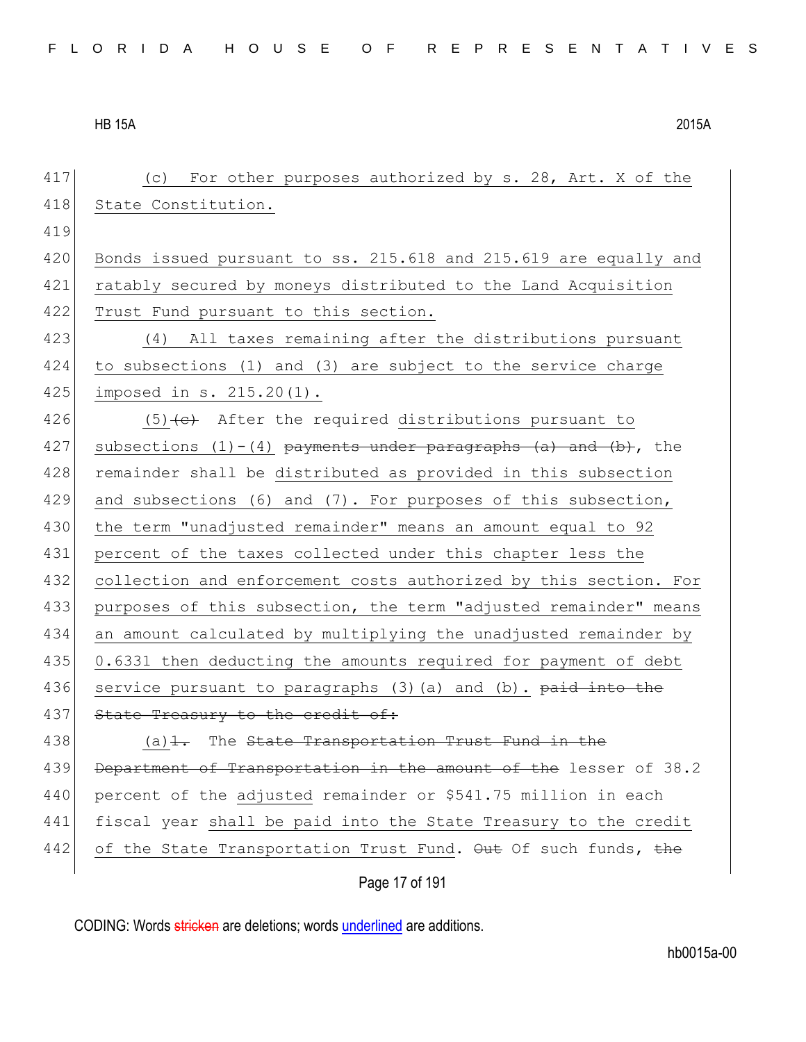417 (c) For other purposes authorized by s. 28, Art. X of the
418 State Constitution.
419
420 Bonds issued pursuant to ss. 215.618 and 215.619 are equally and
421 ratably secured by moneys distributed to the Land Acquisition
422 Trust Fund pursuant to this section.
423 (4) All taxes remaining after the distributions pursuant
424 to subsections (1) and (3) are subject to the service charge
425 imposed in s. 215.20(1).
426 (5)~~(c)~~ After the required distributions pursuant to
427 subsections (1)-(4) ~~payments under paragraphs (a) and (b)~~, the
428 remainder shall be distributed as provided in this subsection
429 and subsections (6) and (7). For purposes of this subsection,
430 the term "unadjusted remainder" means an amount equal to 92
431 percent of the taxes collected under this chapter less the
432 collection and enforcement costs authorized by this section. For
433 purposes of this subsection, the term "adjusted remainder" means
434 an amount calculated by multiplying the unadjusted remainder by
435 0.6331 then deducting the amounts required for payment of debt
436 service pursuant to paragraphs (3)(a) and (b). ~~paid into the~~
437 ~~State Treasury to the credit of:~~
438 (a)~~1.~~ The ~~State Transportation Trust Fund in the~~
439 ~~Department of Transportation in the amount of the~~ lesser of 38.2
440 percent of the adjusted remainder or $541.75 million in each
441 fiscal year shall be paid into the State Treasury to the credit
442 of the State Transportation Trust Fund. ~~Out~~ Of such funds, ~~the~~

CODING: Words ~~stricken~~ are deletions; words underlined are additions.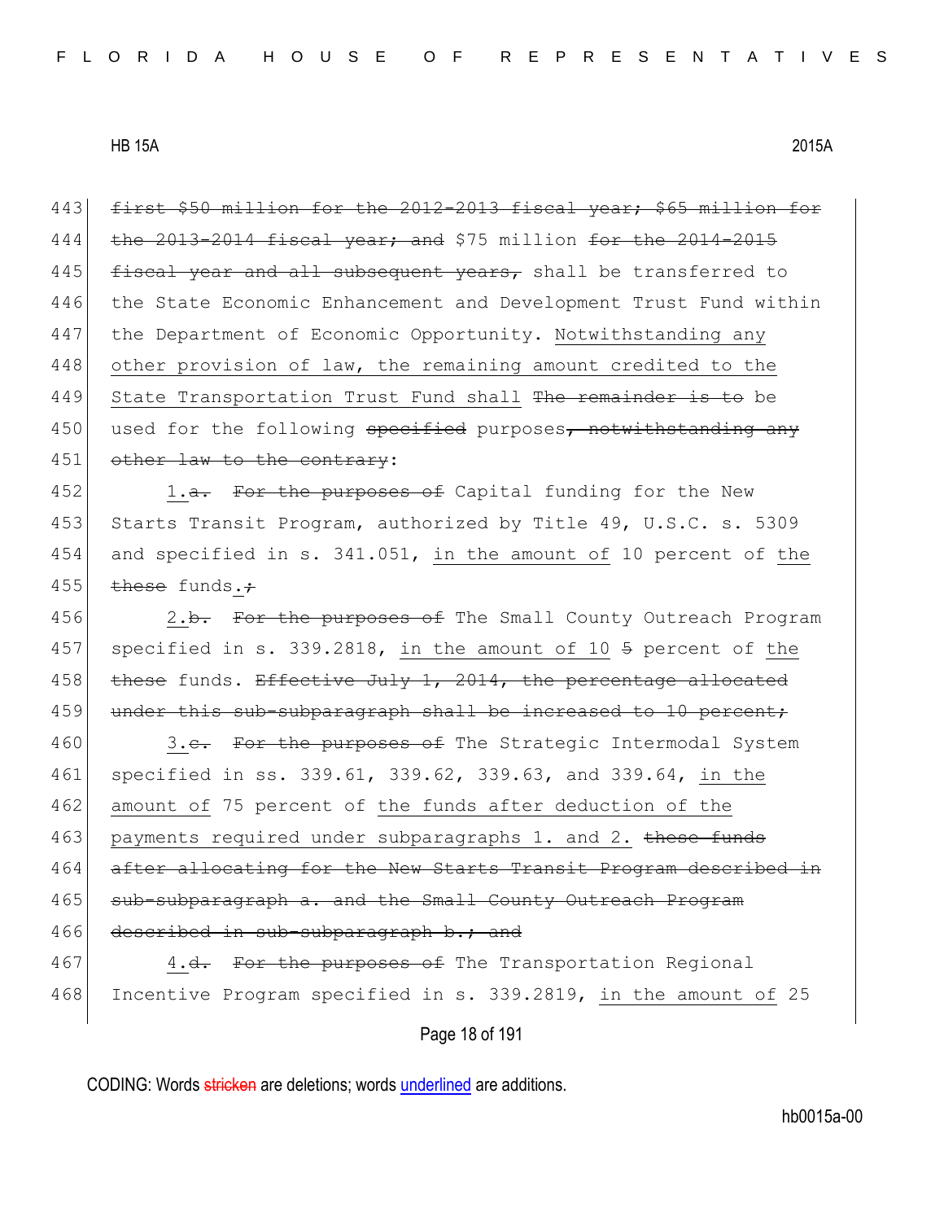443 ~~first $50 million for the 2012-2013 fiscal year; $65 million for~~
444 ~~the 2013-2014 fiscal year; and~~ $75 million ~~for the 2014-2015~~
445 ~~fiscal year and all subsequent years,~~ shall be transferred to
446 the State Economic Enhancement and Development Trust Fund within
447 the Department of Economic Opportunity. <u>Notwithstanding any</u>
448 <u>other provision of law, the remaining amount credited to the</u>
449 <u>State Transportation Trust Fund shall</u> ~~The remainder is to~~ be
450 used for the following ~~specified~~ purposes~~, notwithstanding any~~
451 ~~other law to the contrary~~:

452 <u>1.</u>~~a.~~ ~~For the purposes of~~ Capital funding for the New
453 Starts Transit Program, authorized by Title 49, U.S.C. s. 5309
454 and specified in s. 341.051, <u>in the amount of</u> 10 percent of <u>the</u>
455 ~~these~~ funds<u>.</u>~~;~~

456 <u>2.</u>~~b.~~ ~~For the purposes of~~ The Small County Outreach Program
457 specified in s. 339.2818, <u>in the amount of 10</u> ~~5~~ percent of <u>the</u>
458 ~~these~~ funds. ~~Effective July 1, 2014, the percentage allocated~~
459 ~~under this sub-subparagraph shall be increased to 10 percent;~~

460 <u>3.</u>~~c.~~ ~~For the purposes of~~ The Strategic Intermodal System
461 specified in ss. 339.61, 339.62, 339.63, and 339.64, <u>in the</u>
462 <u>amount of</u> 75 percent of <u>the funds after deduction of the</u>
463 <u>payments required under subparagraphs 1. and 2.</u> ~~these funds~~
464 ~~after allocating for the New Starts Transit Program described in~~
465 ~~sub-subparagraph a. and the Small County Outreach Program~~
466 ~~described in sub-subparagraph b.; and~~

467 <u>4.</u>~~d.~~ ~~For the purposes of~~ The Transportation Regional
468 Incentive Program specified in s. 339.2819, <u>in the amount of</u> 25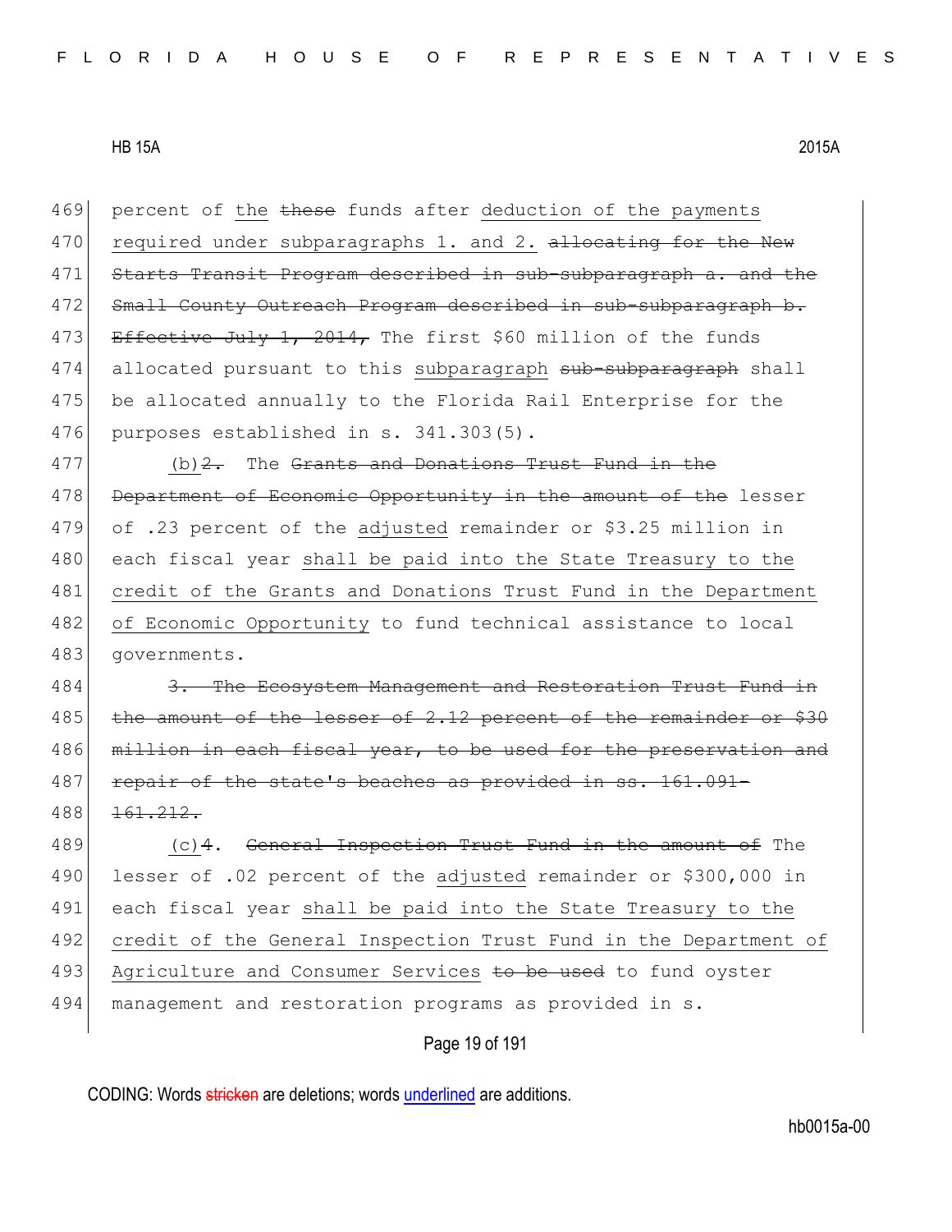469 percent of the ~~these~~ funds after deduction of the payments
470 required under subparagraphs 1. and 2. ~~allocating for the New~~
471 ~~Starts Transit Program described in sub-subparagraph a. and the~~
472 ~~Small County Outreach Program described in sub-subparagraph b.~~
473 ~~Effective July 1, 2014,~~ The first $60 million of the funds
474 allocated pursuant to this subparagraph ~~sub-subparagraph~~ shall
475 be allocated annually to the Florida Rail Enterprise for the
476 purposes established in s. 341.303(5).

477 (b)~~2.~~ The ~~Grants and Donations Trust Fund in the~~
478 ~~Department of Economic Opportunity in the amount of the~~ lesser
479 of .23 percent of the adjusted remainder or $3.25 million in
480 each fiscal year shall be paid into the State Treasury to the
481 credit of the Grants and Donations Trust Fund in the Department
482 of Economic Opportunity to fund technical assistance to local
483 governments.

484 ~~3. The Ecosystem Management and Restoration Trust Fund in~~
485 ~~the amount of the lesser of 2.12 percent of the remainder or $30~~
486 ~~million in each fiscal year, to be used for the preservation and~~
487 ~~repair of the state's beaches as provided in ss. 161.091-~~
488 ~~161.212.~~

489 (c)~~4.~~ ~~General Inspection Trust Fund in the amount of~~ The
490 lesser of .02 percent of the adjusted remainder or $300,000 in
491 each fiscal year shall be paid into the State Treasury to the
492 credit of the General Inspection Trust Fund in the Department of
493 Agriculture and Consumer Services ~~to be used~~ to fund oyster
494 management and restoration programs as provided in s.

CODING: Words ~~stricken~~ are deletions; words underlined are additions.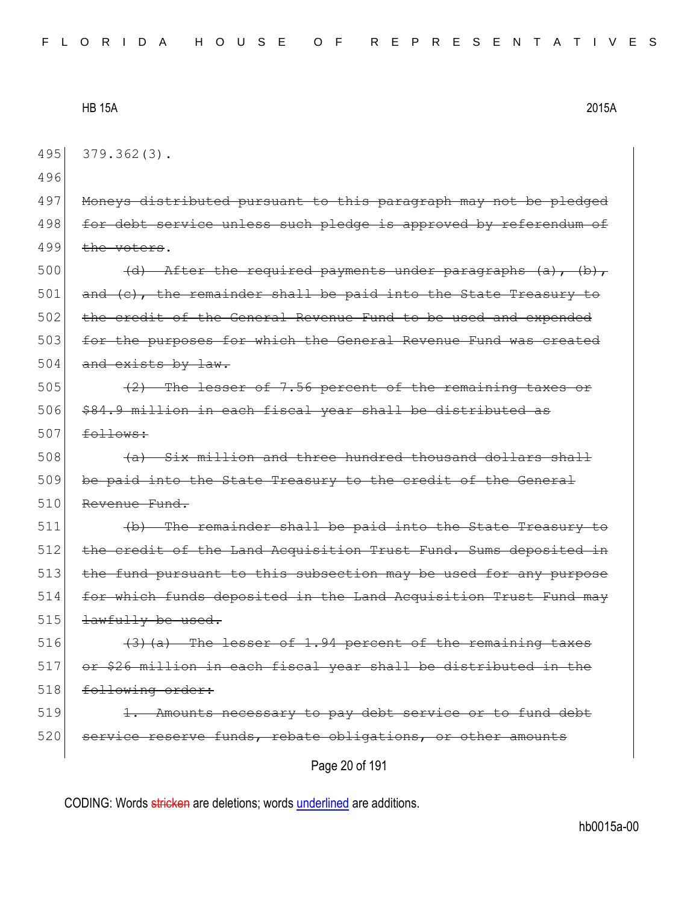379.362(3).

~~Moneys distributed pursuant to this paragraph may not be pledged for debt service unless such pledge is approved by referendum of the voters.~~

~~(d) After the required payments under paragraphs (a), (b), and (c), the remainder shall be paid into the State Treasury to the credit of the General Revenue Fund to be used and expended for the purposes for which the General Revenue Fund was created and exists by law.~~

~~(2) The lesser of 7.56 percent of the remaining taxes or $84.9 million in each fiscal year shall be distributed as follows:~~

~~(a) Six million and three hundred thousand dollars shall be paid into the State Treasury to the credit of the General Revenue Fund.~~

~~(b) The remainder shall be paid into the State Treasury to the credit of the Land Acquisition Trust Fund. Sums deposited in the fund pursuant to this subsection may be used for any purpose for which funds deposited in the Land Acquisition Trust Fund may lawfully be used.~~

~~(3)(a) The lesser of 1.94 percent of the remaining taxes or $26 million in each fiscal year shall be distributed in the following order:~~

~~1. Amounts necessary to pay debt service or to fund debt service reserve funds, rebate obligations, or other amounts~~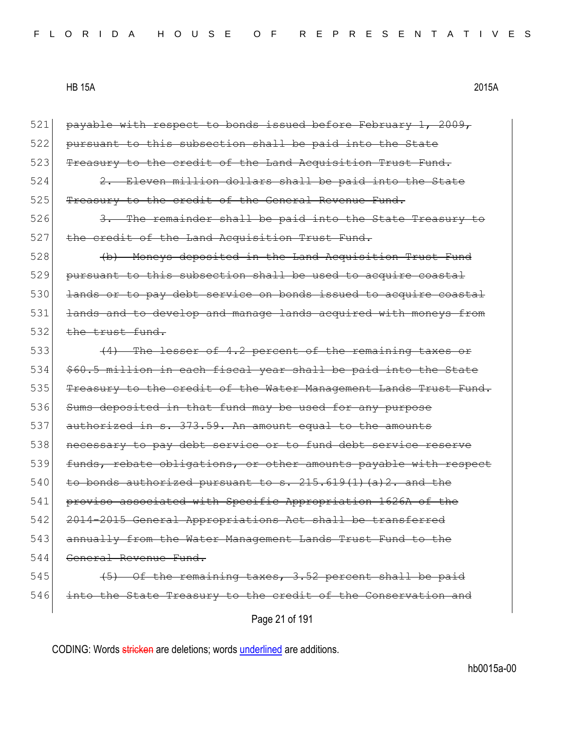521 ~~payable with respect to bonds issued before February 1, 2009,~~
522 ~~pursuant to this subsection shall be paid into the State~~
523 ~~Treasury to the credit of the Land Acquisition Trust Fund.~~
524 ~~2. Eleven million dollars shall be paid into the State~~
525 ~~Treasury to the credit of the General Revenue Fund.~~
526 ~~3. The remainder shall be paid into the State Treasury to~~
527 ~~the credit of the Land Acquisition Trust Fund.~~
528 ~~(b) Moneys deposited in the Land Acquisition Trust Fund~~
529 ~~pursuant to this subsection shall be used to acquire coastal~~
530 ~~lands or to pay debt service on bonds issued to acquire coastal~~
531 ~~lands and to develop and manage lands acquired with moneys from~~
532 ~~the trust fund.~~
533 ~~(4) The lesser of 4.2 percent of the remaining taxes or~~
534 ~~$60.5 million in each fiscal year shall be paid into the State~~
535 ~~Treasury to the credit of the Water Management Lands Trust Fund.~~
536 ~~Sums deposited in that fund may be used for any purpose~~
537 ~~authorized in s. 373.59. An amount equal to the amounts~~
538 ~~necessary to pay debt service or to fund debt service reserve~~
539 ~~funds, rebate obligations, or other amounts payable with respect~~
540 ~~to bonds authorized pursuant to s. 215.619(1)(a)2. and the~~
541 ~~proviso associated with Specific Appropriation 1626A of the~~
542 ~~2014-2015 General Appropriations Act shall be transferred~~
543 ~~annually from the Water Management Lands Trust Fund to the~~
544 ~~General Revenue Fund.~~
545 ~~(5) Of the remaining taxes, 3.52 percent shall be paid~~
546 ~~into the State Treasury to the credit of the Conservation and~~

CODING: Words ~~stricken~~ are deletions; words underlined are additions.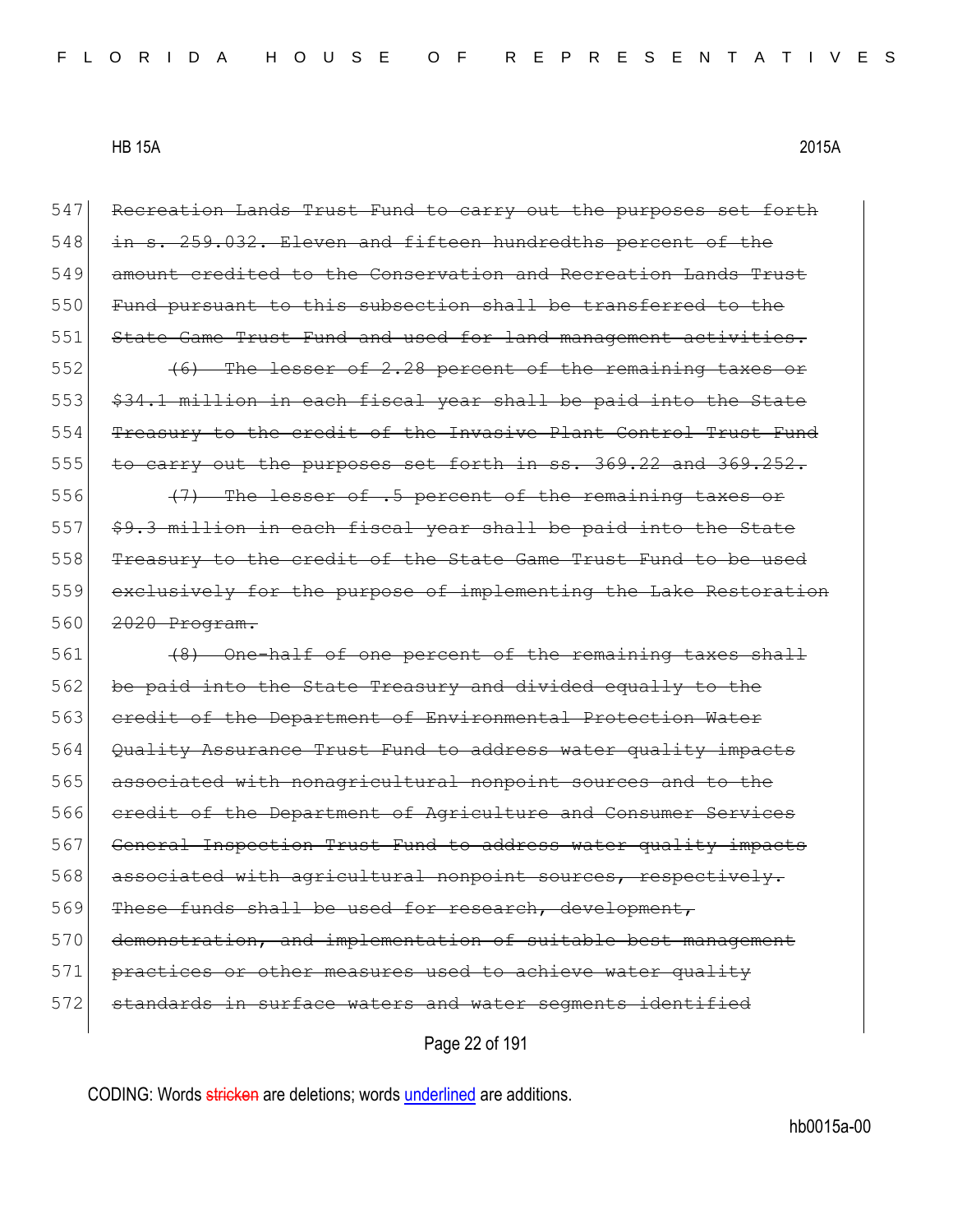547 ~~Recreation Lands Trust Fund to carry out the purposes set forth~~
548 ~~in s. 259.032. Eleven and fifteen hundredths percent of the~~
549 ~~amount credited to the Conservation and Recreation Lands Trust~~
550 ~~Fund pursuant to this subsection shall be transferred to the~~
551 ~~State Game Trust Fund and used for land management activities.~~
552 ~~(6) The lesser of 2.28 percent of the remaining taxes or~~
553 ~~$34.1 million in each fiscal year shall be paid into the State~~
554 ~~Treasury to the credit of the Invasive Plant Control Trust Fund~~
555 ~~to carry out the purposes set forth in ss. 369.22 and 369.252.~~
556 ~~(7) The lesser of .5 percent of the remaining taxes or~~
557 ~~$9.3 million in each fiscal year shall be paid into the State~~
558 ~~Treasury to the credit of the State Game Trust Fund to be used~~
559 ~~exclusively for the purpose of implementing the Lake Restoration~~
560 ~~2020 Program.~~
561 ~~(8) One-half of one percent of the remaining taxes shall~~
562 ~~be paid into the State Treasury and divided equally to the~~
563 ~~credit of the Department of Environmental Protection Water~~
564 ~~Quality Assurance Trust Fund to address water quality impacts~~
565 ~~associated with nonagricultural nonpoint sources and to the~~
566 ~~credit of the Department of Agriculture and Consumer Services~~
567 ~~General Inspection Trust Fund to address water quality impacts~~
568 ~~associated with agricultural nonpoint sources, respectively.~~
569 ~~These funds shall be used for research, development,~~
570 ~~demonstration, and implementation of suitable best management~~
571 ~~practices or other measures used to achieve water quality~~
572 ~~standards in surface waters and water segments identified~~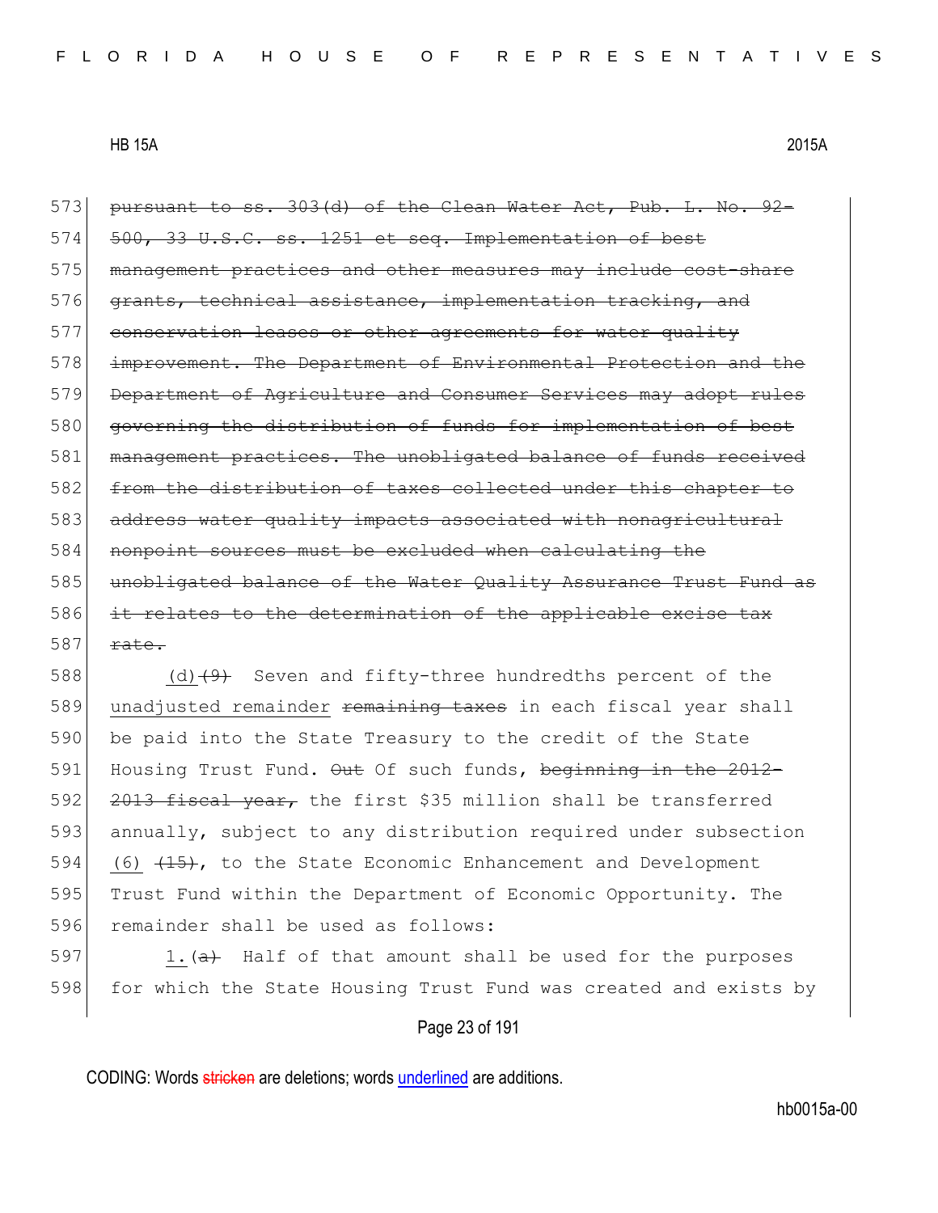~~pursuant to ss. 303(d) of the Clean Water Act, Pub. L. No. 92-500, 33 U.S.C. ss. 1251 et seq. Implementation of best management practices and other measures may include cost-share grants, technical assistance, implementation tracking, and conservation leases or other agreements for water quality improvement. The Department of Environmental Protection and the Department of Agriculture and Consumer Services may adopt rules governing the distribution of funds for implementation of best management practices. The unobligated balance of funds received from the distribution of taxes collected under this chapter to address water quality impacts associated with nonagricultural nonpoint sources must be excluded when calculating the unobligated balance of the Water Quality Assurance Trust Fund as it relates to the determination of the applicable excise tax rate.~~

<u>(d)</u>~~(9)~~ Seven and fifty-three hundredths percent of the <u>unadjusted remainder</u> ~~remaining taxes~~ in each fiscal year shall be paid into the State Treasury to the credit of the State Housing Trust Fund. ~~Out~~ Of such funds, ~~beginning in the 2012-2013 fiscal year,~~ the first $35 million shall be transferred annually, subject to any distribution required under subsection <u>(6)</u> ~~(15)~~, to the State Economic Enhancement and Development Trust Fund within the Department of Economic Opportunity. The remainder shall be used as follows:

<u>1.</u>~~(a)~~ Half of that amount shall be used for the purposes for which the State Housing Trust Fund was created and exists by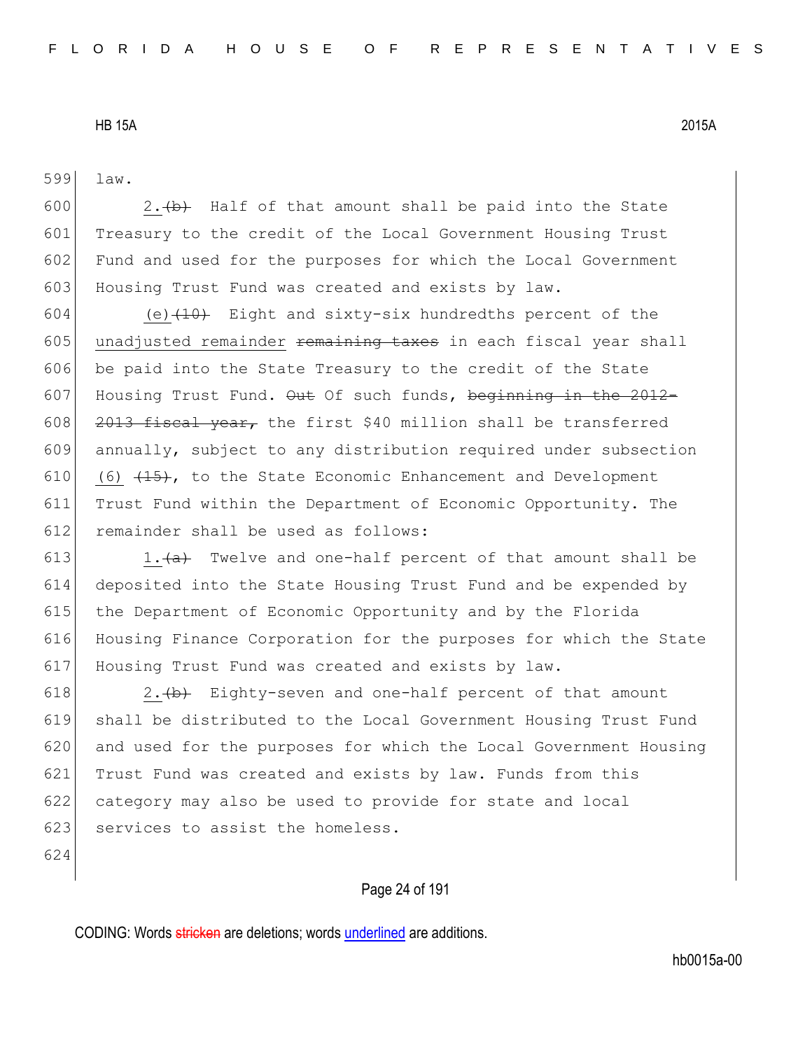599 law.

600 2.~~(b)~~ Half of that amount shall be paid into the State
601 Treasury to the credit of the Local Government Housing Trust
602 Fund and used for the purposes for which the Local Government
603 Housing Trust Fund was created and exists by law.

604 (e)~~(10)~~ Eight and sixty-six hundredths percent of the
605 unadjusted remainder ~~remaining taxes~~ in each fiscal year shall
606 be paid into the State Treasury to the credit of the State
607 Housing Trust Fund. ~~Out~~ Of such funds, ~~beginning in the 2012-~~
608 ~~2013 fiscal year,~~ the first $40 million shall be transferred
609 annually, subject to any distribution required under subsection
610 (6) ~~(15)~~, to the State Economic Enhancement and Development
611 Trust Fund within the Department of Economic Opportunity. The
612 remainder shall be used as follows:

613 1.~~(a)~~ Twelve and one-half percent of that amount shall be
614 deposited into the State Housing Trust Fund and be expended by
615 the Department of Economic Opportunity and by the Florida
616 Housing Finance Corporation for the purposes for which the State
617 Housing Trust Fund was created and exists by law.

618 2.~~(b)~~ Eighty-seven and one-half percent of that amount
619 shall be distributed to the Local Government Housing Trust Fund
620 and used for the purposes for which the Local Government Housing
621 Trust Fund was created and exists by law. Funds from this
622 category may also be used to provide for state and local
623 services to assist the homeless.

624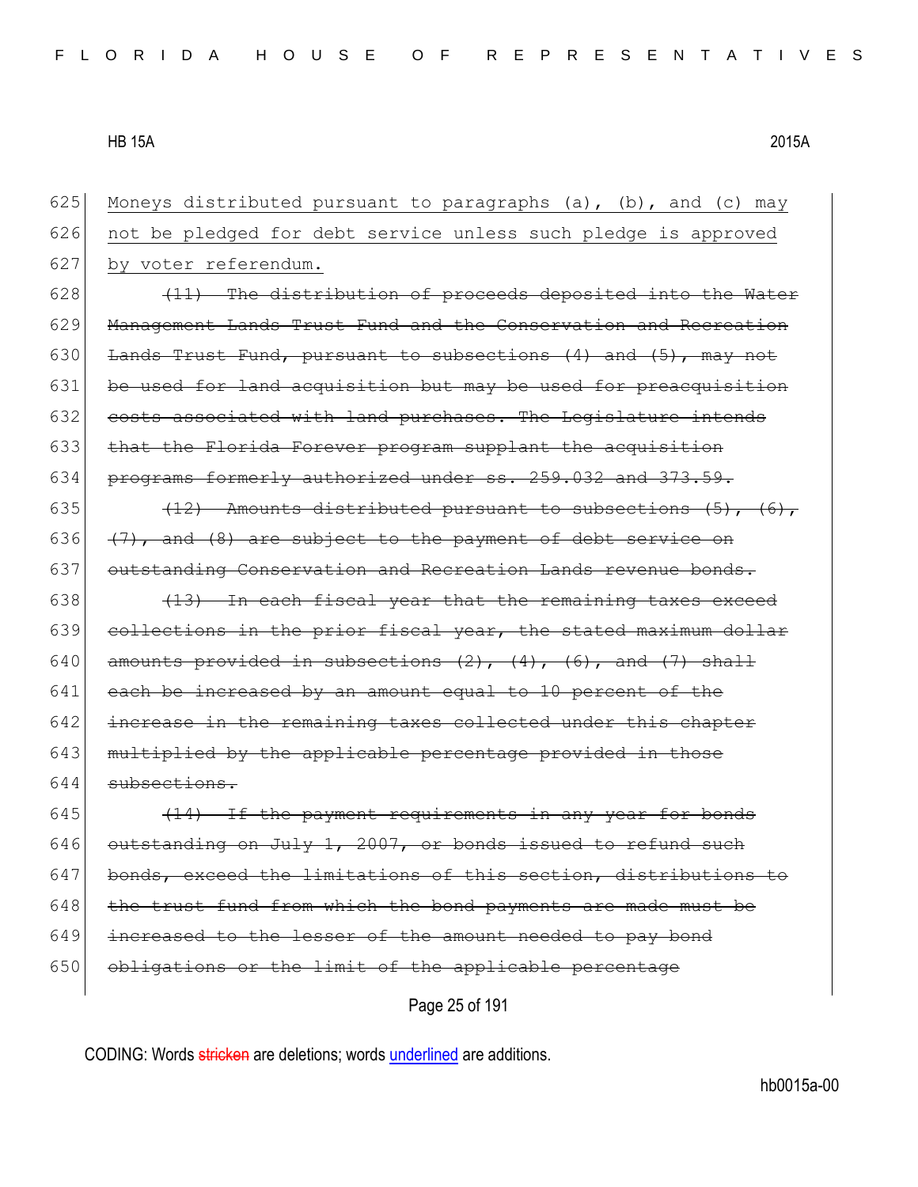625 Moneys distributed pursuant to paragraphs (a), (b), and (c) may
626 not be pledged for debt service unless such pledge is approved
627 by voter referendum.

628 ~~(11) The distribution of proceeds deposited into the Water~~
629 ~~Management Lands Trust Fund and the Conservation and Recreation~~
630 ~~Lands Trust Fund, pursuant to subsections (4) and (5), may not~~
631 ~~be used for land acquisition but may be used for preacquisition~~
632 ~~costs associated with land purchases. The Legislature intends~~
633 ~~that the Florida Forever program supplant the acquisition~~
634 ~~programs formerly authorized under ss. 259.032 and 373.59.~~

635 ~~(12) Amounts distributed pursuant to subsections (5), (6),~~
636 ~~(7), and (8) are subject to the payment of debt service on~~
637 ~~outstanding Conservation and Recreation Lands revenue bonds.~~

638 ~~(13) In each fiscal year that the remaining taxes exceed~~
639 ~~collections in the prior fiscal year, the stated maximum dollar~~
640 ~~amounts provided in subsections (2), (4), (6), and (7) shall~~
641 ~~each be increased by an amount equal to 10 percent of the~~
642 ~~increase in the remaining taxes collected under this chapter~~
643 ~~multiplied by the applicable percentage provided in those~~
644 ~~subsections.~~

645 ~~(14) If the payment requirements in any year for bonds~~
646 ~~outstanding on July 1, 2007, or bonds issued to refund such~~
647 ~~bonds, exceed the limitations of this section, distributions to~~
648 ~~the trust fund from which the bond payments are made must be~~
649 ~~increased to the lesser of the amount needed to pay bond~~
650 ~~obligations or the limit of the applicable percentage~~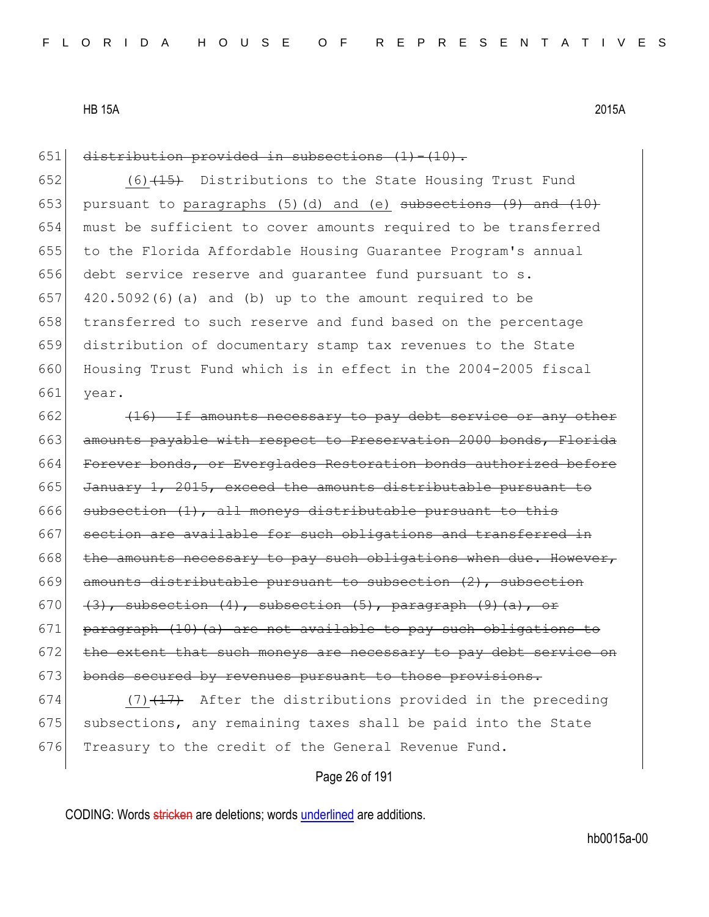651 ~~distribution provided in subsections (1)-(10).~~

652 (6)~~(15)~~ Distributions to the State Housing Trust Fund
653 pursuant to paragraphs (5)(d) and (e) ~~subsections (9) and (10)~~
654 must be sufficient to cover amounts required to be transferred
655 to the Florida Affordable Housing Guarantee Program's annual
656 debt service reserve and guarantee fund pursuant to s.
657 420.5092(6)(a) and (b) up to the amount required to be
658 transferred to such reserve and fund based on the percentage
659 distribution of documentary stamp tax revenues to the State
660 Housing Trust Fund which is in effect in the 2004-2005 fiscal
661 year.

662 ~~(16) If amounts necessary to pay debt service or any other~~
663 ~~amounts payable with respect to Preservation 2000 bonds, Florida~~
664 ~~Forever bonds, or Everglades Restoration bonds authorized before~~
665 ~~January 1, 2015, exceed the amounts distributable pursuant to~~
666 ~~subsection (1), all moneys distributable pursuant to this~~
667 ~~section are available for such obligations and transferred in~~
668 ~~the amounts necessary to pay such obligations when due. However,~~
669 ~~amounts distributable pursuant to subsection (2), subsection~~
670 ~~(3), subsection (4), subsection (5), paragraph (9)(a), or~~
671 ~~paragraph (10)(a) are not available to pay such obligations to~~
672 ~~the extent that such moneys are necessary to pay debt service on~~
673 ~~bonds secured by revenues pursuant to those provisions.~~

674 (7)~~(17)~~ After the distributions provided in the preceding
675 subsections, any remaining taxes shall be paid into the State
676 Treasury to the credit of the General Revenue Fund.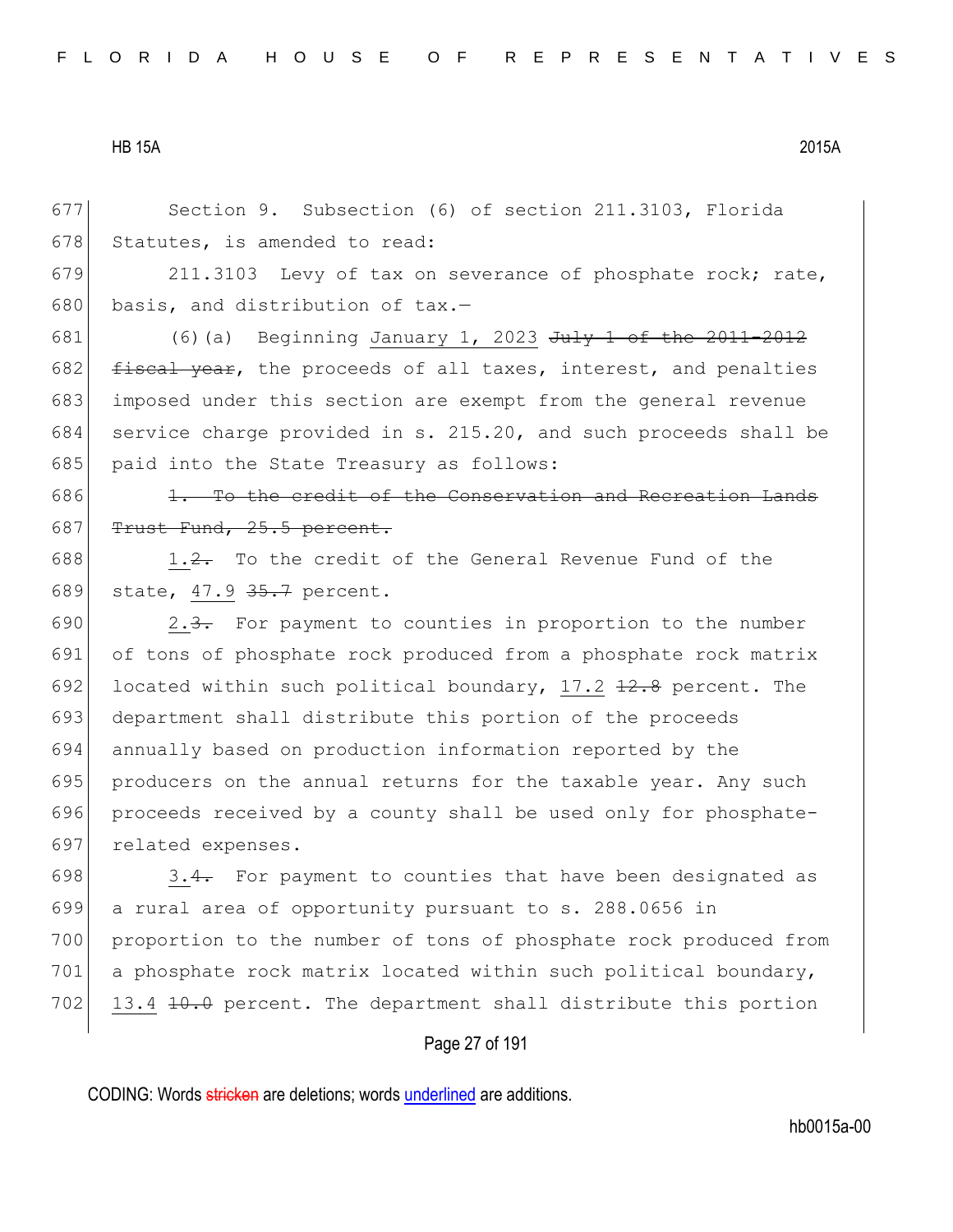677 Section 9. Subsection (6) of section 211.3103, Florida
678 Statutes, is amended to read:

679 211.3103 Levy of tax on severance of phosphate rock; rate,
680 basis, and distribution of tax.—

681 (6)(a) Beginning <u>January 1, 2023</u> ~~July 1 of the 2011-2012~~
682 ~~fiscal year~~, the proceeds of all taxes, interest, and penalties
683 imposed under this section are exempt from the general revenue
684 service charge provided in s. 215.20, and such proceeds shall be
685 paid into the State Treasury as follows:

686 ~~1. To the credit of the Conservation and Recreation Lands~~
687 ~~Trust Fund, 25.5 percent.~~

688 <u>1.</u>~~2.~~ To the credit of the General Revenue Fund of the
689 state, <u>47.9</u> ~~35.7~~ percent.

690 <u>2.</u>~~3.~~ For payment to counties in proportion to the number
691 of tons of phosphate rock produced from a phosphate rock matrix
692 located within such political boundary, <u>17.2</u> ~~12.8~~ percent. The
693 department shall distribute this portion of the proceeds
694 annually based on production information reported by the
695 producers on the annual returns for the taxable year. Any such
696 proceeds received by a county shall be used only for phosphate-
697 related expenses.

698 <u>3.</u>~~4.~~ For payment to counties that have been designated as
699 a rural area of opportunity pursuant to s. 288.0656 in
700 proportion to the number of tons of phosphate rock produced from
701 a phosphate rock matrix located within such political boundary,
702 <u>13.4</u> ~~10.0~~ percent. The department shall distribute this portion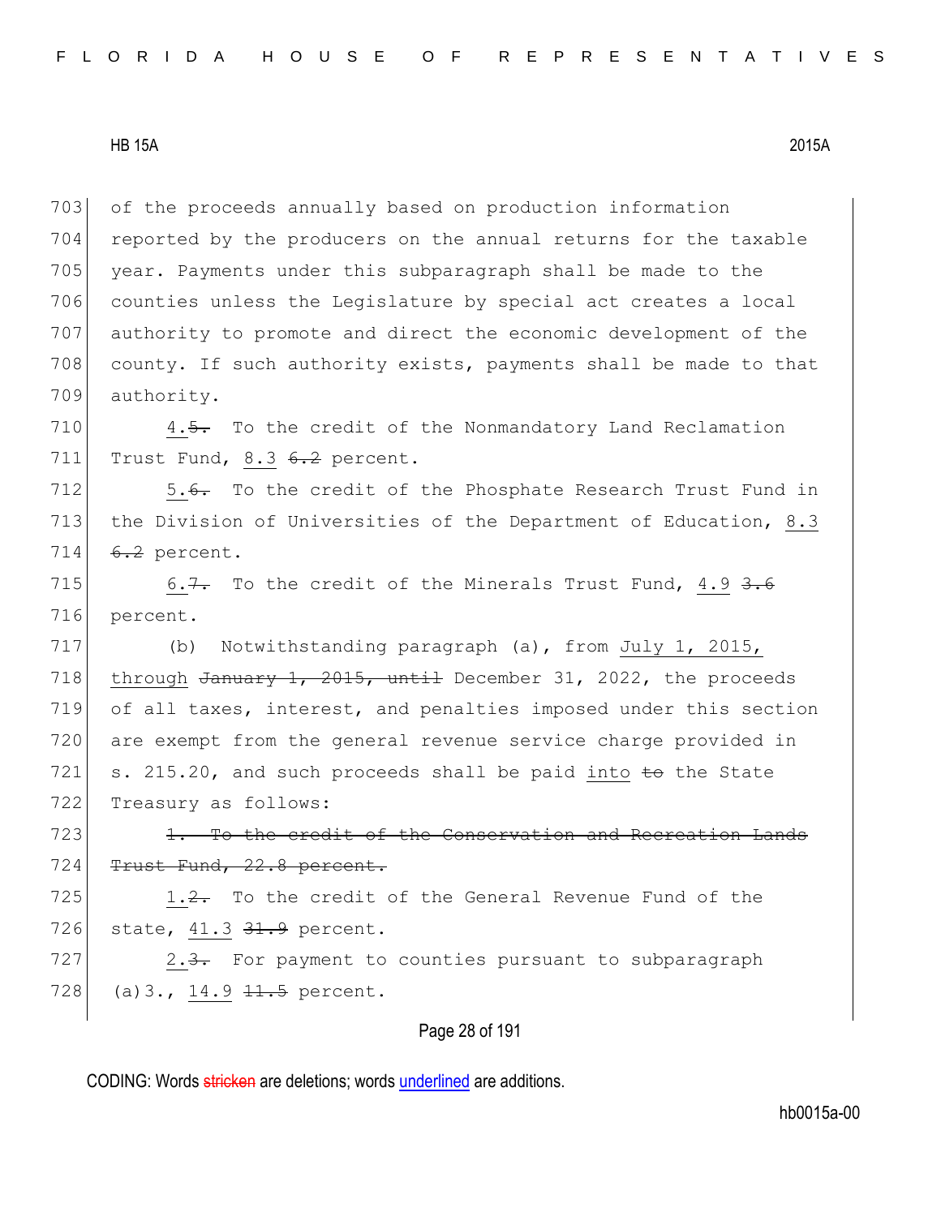of the proceeds annually based on production information reported by the producers on the annual returns for the taxable year. Payments under this subparagraph shall be made to the counties unless the Legislature by special act creates a local authority to promote and direct the economic development of the county. If such authority exists, payments shall be made to that authority.

4.~~5.~~ To the credit of the Nonmandatory Land Reclamation Trust Fund, 8.3 ~~6.2~~ percent.

5.~~6.~~ To the credit of the Phosphate Research Trust Fund in the Division of Universities of the Department of Education, 8.3 ~~6.2~~ percent.

6.~~7.~~ To the credit of the Minerals Trust Fund, 4.9 ~~3.6~~ percent.

(b) Notwithstanding paragraph (a), from July 1, 2015, through ~~January 1, 2015, until~~ December 31, 2022, the proceeds of all taxes, interest, and penalties imposed under this section are exempt from the general revenue service charge provided in s. 215.20, and such proceeds shall be paid into ~~to~~ the State Treasury as follows:

~~1. To the credit of the Conservation and Recreation Lands Trust Fund, 22.8 percent.~~

1.~~2.~~ To the credit of the General Revenue Fund of the state, 41.3 ~~31.9~~ percent.

2.~~3.~~ For payment to counties pursuant to subparagraph (a)3., 14.9 ~~11.5~~ percent.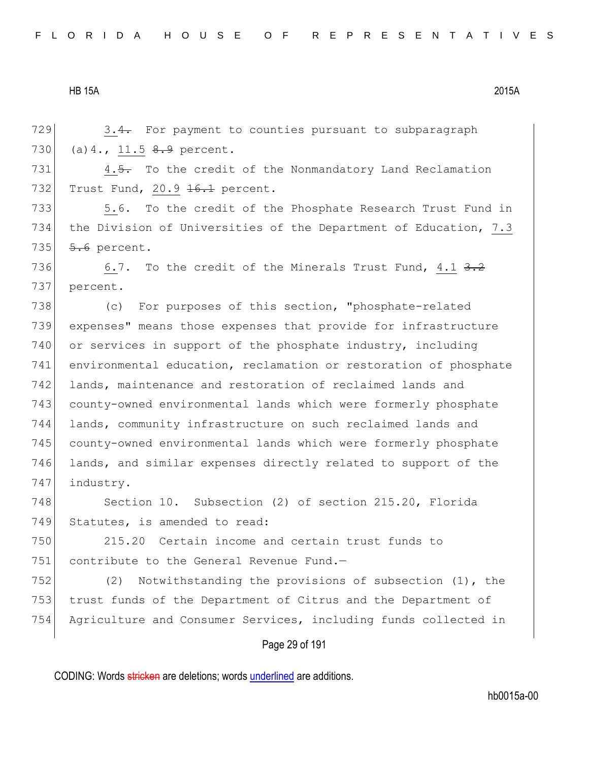729 3.~~4.~~ For payment to counties pursuant to subparagraph
730 (a)4., <u>11.5</u> ~~8.9~~ percent.

731 4.~~5.~~ To the credit of the Nonmandatory Land Reclamation
732 Trust Fund, <u>20.9</u> ~~16.1~~ percent.

733 <u>5</u>.6. To the credit of the Phosphate Research Trust Fund in
734 the Division of Universities of the Department of Education, <u>7.3</u>
735 ~~5.6~~ percent.

736 <u>6</u>.7. To the credit of the Minerals Trust Fund, <u>4.1</u> ~~3.2~~
737 percent.

738 (c) For purposes of this section, "phosphate-related
739 expenses" means those expenses that provide for infrastructure
740 or services in support of the phosphate industry, including
741 environmental education, reclamation or restoration of phosphate
742 lands, maintenance and restoration of reclaimed lands and
743 county-owned environmental lands which were formerly phosphate
744 lands, community infrastructure on such reclaimed lands and
745 county-owned environmental lands which were formerly phosphate
746 lands, and similar expenses directly related to support of the
747 industry.

748 Section 10. Subsection (2) of section 215.20, Florida
749 Statutes, is amended to read:

750 215.20 Certain income and certain trust funds to
751 contribute to the General Revenue Fund.—

752 (2) Notwithstanding the provisions of subsection (1), the
753 trust funds of the Department of Citrus and the Department of
754 Agriculture and Consumer Services, including funds collected in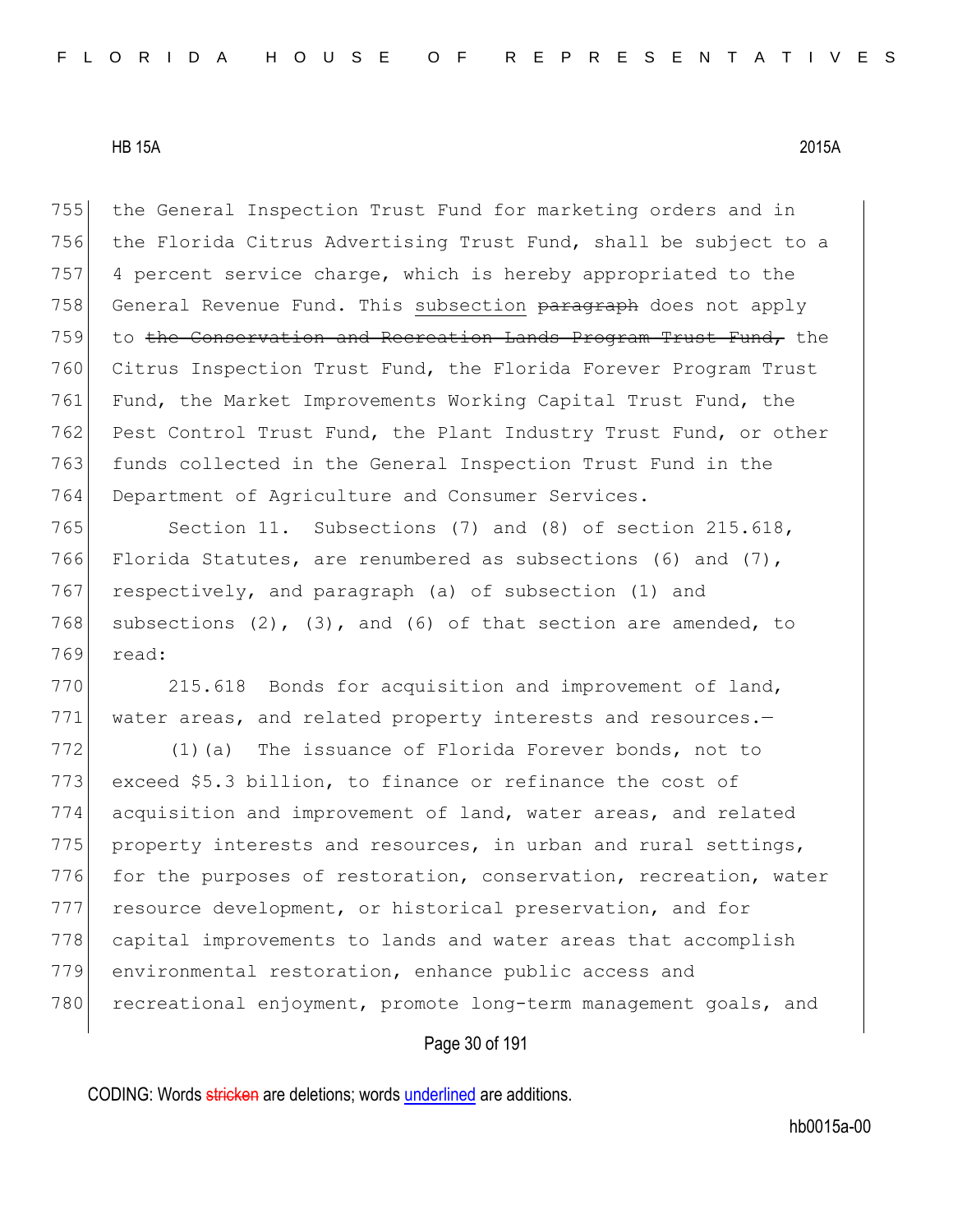the General Inspection Trust Fund for marketing orders and in the Florida Citrus Advertising Trust Fund, shall be subject to a 4 percent service charge, which is hereby appropriated to the General Revenue Fund. This <u>subsection</u> ~~paragraph~~ does not apply to ~~the Conservation and Recreation Lands Program Trust Fund,~~ the Citrus Inspection Trust Fund, the Florida Forever Program Trust Fund, the Market Improvements Working Capital Trust Fund, the Pest Control Trust Fund, the Plant Industry Trust Fund, or other funds collected in the General Inspection Trust Fund in the Department of Agriculture and Consumer Services.

Section 11. Subsections (7) and (8) of section 215.618, Florida Statutes, are renumbered as subsections (6) and (7), respectively, and paragraph (a) of subsection (1) and subsections (2), (3), and (6) of that section are amended, to read:

215.618 Bonds for acquisition and improvement of land, water areas, and related property interests and resources.—

(1)(a) The issuance of Florida Forever bonds, not to exceed $5.3 billion, to finance or refinance the cost of acquisition and improvement of land, water areas, and related property interests and resources, in urban and rural settings, for the purposes of restoration, conservation, recreation, water resource development, or historical preservation, and for capital improvements to lands and water areas that accomplish environmental restoration, enhance public access and recreational enjoyment, promote long-term management goals, and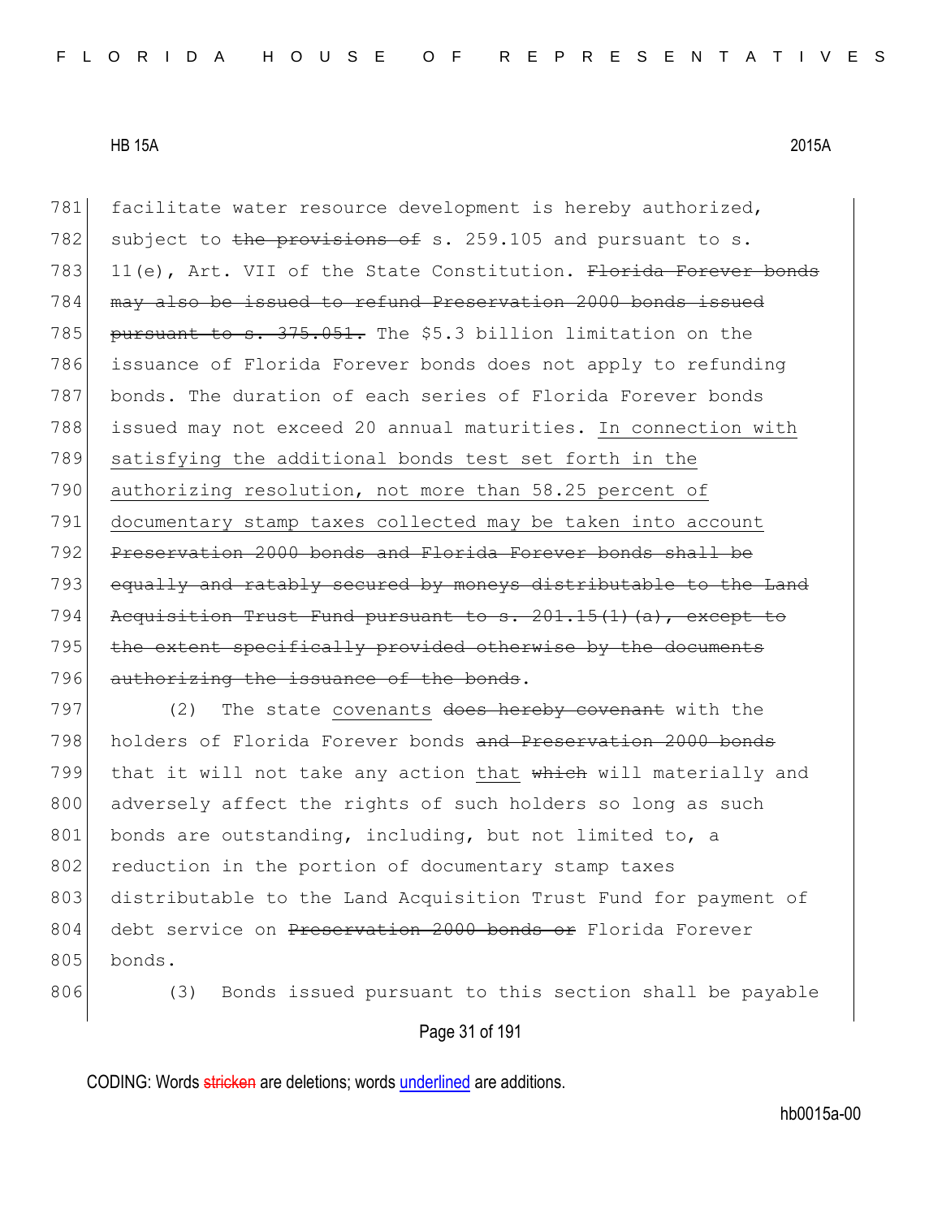781 facilitate water resource development is hereby authorized,
782 subject to ~~the provisions of~~ s. 259.105 and pursuant to s.
783 11(e), Art. VII of the State Constitution. ~~Florida Forever bonds~~
784 ~~may also be issued to refund Preservation 2000 bonds issued~~
785 ~~pursuant to s. 375.051.~~ The $5.3 billion limitation on the
786 issuance of Florida Forever bonds does not apply to refunding
787 bonds. The duration of each series of Florida Forever bonds
788 issued may not exceed 20 annual maturities. <u>In connection with</u>
789 <u>satisfying the additional bonds test set forth in the</u>
790 <u>authorizing resolution, not more than 58.25 percent of</u>
791 <u>documentary stamp taxes collected may be taken into account</u>
792 ~~Preservation 2000 bonds and Florida Forever bonds shall be~~
793 ~~equally and ratably secured by moneys distributable to the Land~~
794 ~~Acquisition Trust Fund pursuant to s. 201.15(1)(a), except to~~
795 ~~the extent specifically provided otherwise by the documents~~
796 ~~authorizing the issuance of the bonds~~.

797 (2) The state <u>covenants</u> ~~does hereby covenant~~ with the
798 holders of Florida Forever bonds ~~and Preservation 2000 bonds~~
799 that it will not take any action <u>that</u> ~~which~~ will materially and
800 adversely affect the rights of such holders so long as such
801 bonds are outstanding, including, but not limited to, a
802 reduction in the portion of documentary stamp taxes
803 distributable to the Land Acquisition Trust Fund for payment of
804 debt service on ~~Preservation 2000 bonds or~~ Florida Forever
805 bonds.

806 (3) Bonds issued pursuant to this section shall be payable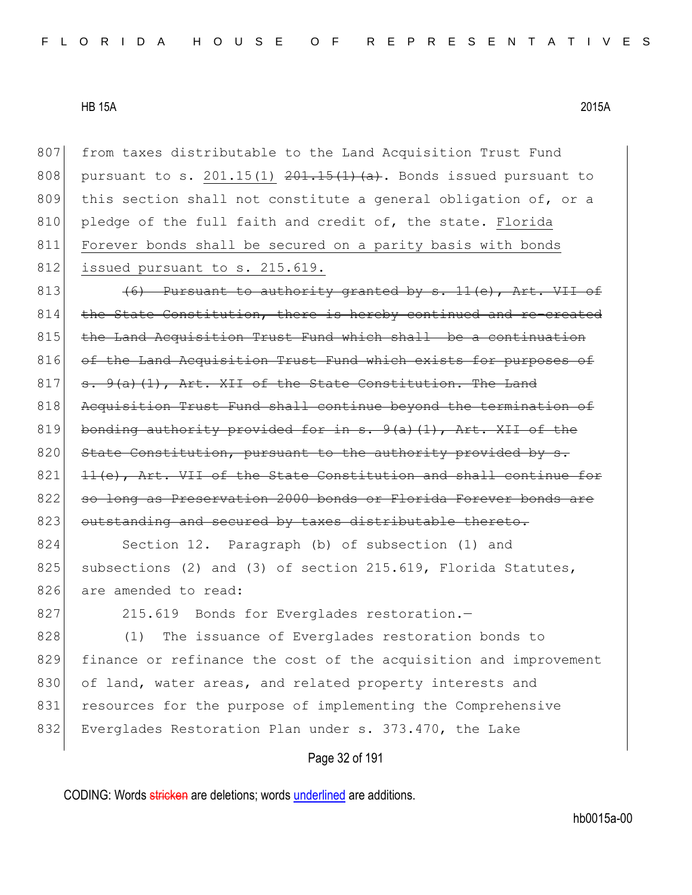807 from taxes distributable to the Land Acquisition Trust Fund
808 pursuant to s. 201.15(1) ~~201.15(1)(a)~~. Bonds issued pursuant to
809 this section shall not constitute a general obligation of, or a
810 pledge of the full faith and credit of, the state. <u>Florida</u>
811 <u>Forever bonds shall be secured on a parity basis with bonds</u>
812 <u>issued pursuant to s. 215.619.</u>

813 ~~(6) Pursuant to authority granted by s. 11(e), Art. VII of~~
814 ~~the State Constitution, there is hereby continued and re-created~~
815 ~~the Land Acquisition Trust Fund which shall be a continuation~~
816 ~~of the Land Acquisition Trust Fund which exists for purposes of~~
817 ~~s. 9(a)(1), Art. XII of the State Constitution. The Land~~
818 ~~Acquisition Trust Fund shall continue beyond the termination of~~
819 ~~bonding authority provided for in s. 9(a)(1), Art. XII of the~~
820 ~~State Constitution, pursuant to the authority provided by s.~~
821 ~~11(e), Art. VII of the State Constitution and shall continue for~~
822 ~~so long as Preservation 2000 bonds or Florida Forever bonds are~~
823 ~~outstanding and secured by taxes distributable thereto.~~

824 Section 12. Paragraph (b) of subsection (1) and
825 subsections (2) and (3) of section 215.619, Florida Statutes,
826 are amended to read:

827 215.619 Bonds for Everglades restoration.—

828 (1) The issuance of Everglades restoration bonds to
829 finance or refinance the cost of the acquisition and improvement
830 of land, water areas, and related property interests and
831 resources for the purpose of implementing the Comprehensive
832 Everglades Restoration Plan under s. 373.470, the Lake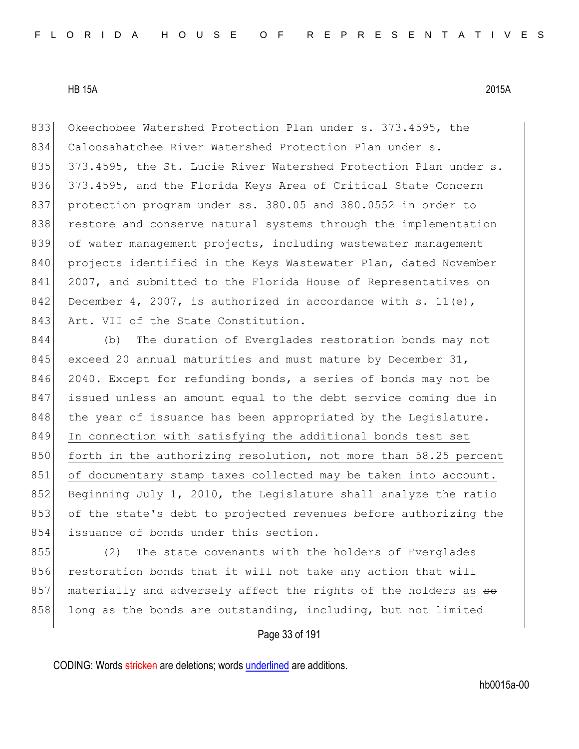833 Okeechobee Watershed Protection Plan under s. 373.4595, the
834 Caloosahatchee River Watershed Protection Plan under s.
835 373.4595, the St. Lucie River Watershed Protection Plan under s.
836 373.4595, and the Florida Keys Area of Critical State Concern
837 protection program under ss. 380.05 and 380.0552 in order to
838 restore and conserve natural systems through the implementation
839 of water management projects, including wastewater management
840 projects identified in the Keys Wastewater Plan, dated November
841 2007, and submitted to the Florida House of Representatives on
842 December 4, 2007, is authorized in accordance with s. 11(e),
843 Art. VII of the State Constitution.

844 (b) The duration of Everglades restoration bonds may not
845 exceed 20 annual maturities and must mature by December 31,
846 2040. Except for refunding bonds, a series of bonds may not be
847 issued unless an amount equal to the debt service coming due in
848 the year of issuance has been appropriated by the Legislature.
849 <u>In connection with satisfying the additional bonds test set</u>
850 <u>forth in the authorizing resolution, not more than 58.25 percent</u>
851 <u>of documentary stamp taxes collected may be taken into account.</u>
852 Beginning July 1, 2010, the Legislature shall analyze the ratio
853 of the state's debt to projected revenues before authorizing the
854 issuance of bonds under this section.

855 (2) The state covenants with the holders of Everglades
856 restoration bonds that it will not take any action that will
857 materially and adversely affect the rights of the holders <u>as</u> ~~so~~
858 long as the bonds are outstanding, including, but not limited

CODING: Words ~~stricken~~ are deletions; words <u>underlined</u> are additions.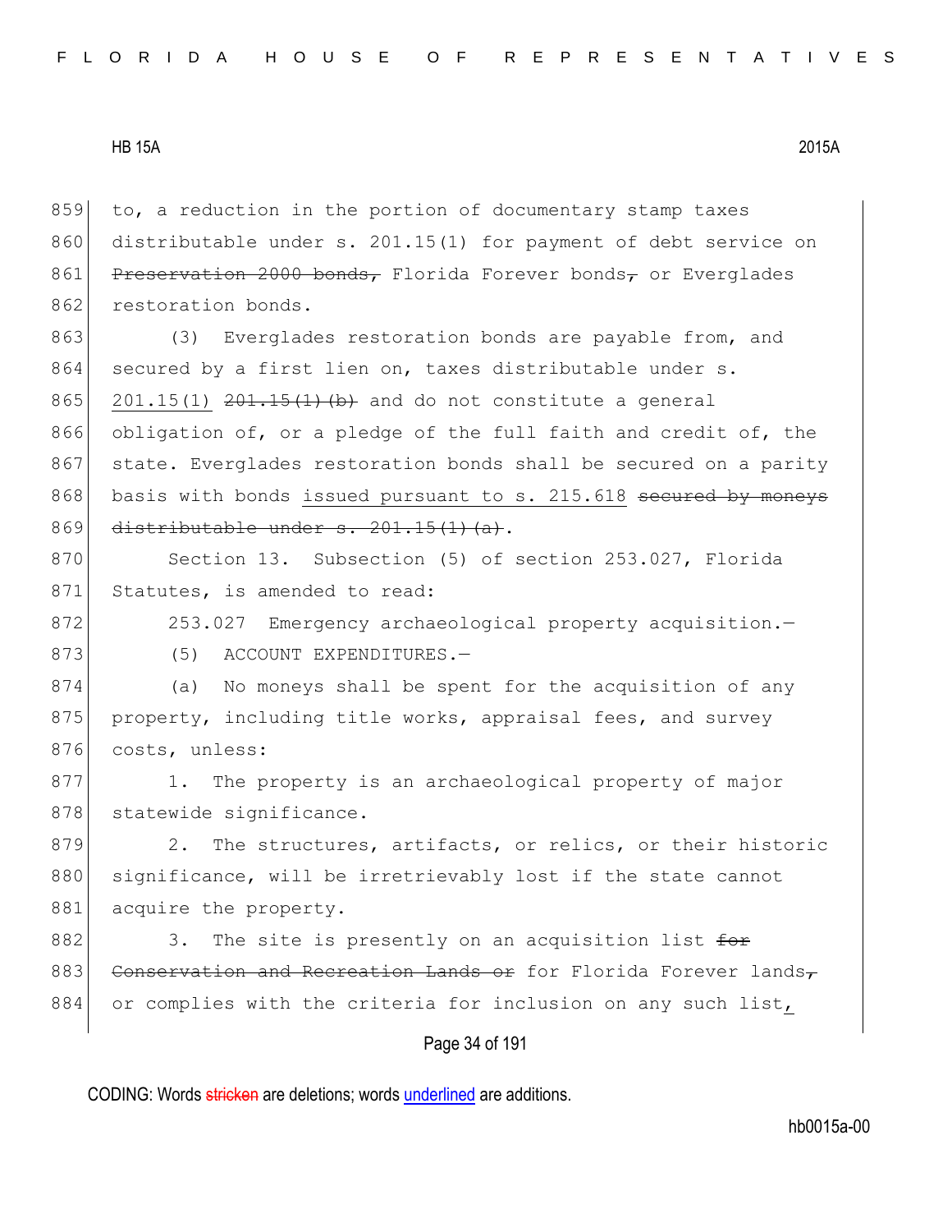859 to, a reduction in the portion of documentary stamp taxes
860 distributable under s. 201.15(1) for payment of debt service on
861 ~~Preservation 2000 bonds,~~ Florida Forever bonds~~,~~ or Everglades
862 restoration bonds.

863 (3) Everglades restoration bonds are payable from, and
864 secured by a first lien on, taxes distributable under s.
865 <u>201.15(1)</u> ~~201.15(1)(b)~~ and do not constitute a general
866 obligation of, or a pledge of the full faith and credit of, the
867 state. Everglades restoration bonds shall be secured on a parity
868 basis with bonds <u>issued pursuant to s. 215.618</u> ~~secured by moneys~~
869 ~~distributable under s. 201.15(1)(a)~~.

870 Section 13. Subsection (5) of section 253.027, Florida
871 Statutes, is amended to read:

872 253.027 Emergency archaeological property acquisition.—

873 (5) ACCOUNT EXPENDITURES.—

874 (a) No moneys shall be spent for the acquisition of any
875 property, including title works, appraisal fees, and survey
876 costs, unless:

877 1. The property is an archaeological property of major
878 statewide significance.

879 2. The structures, artifacts, or relics, or their historic
880 significance, will be irretrievably lost if the state cannot
881 acquire the property.

882 3. The site is presently on an acquisition list ~~for~~
883 ~~Conservation and Recreation Lands or~~ for Florida Forever lands~~,~~
884 or complies with the criteria for inclusion on any such list<u>,</u>

CODING: Words ~~stricken~~ are deletions; words <u>underlined</u> are additions.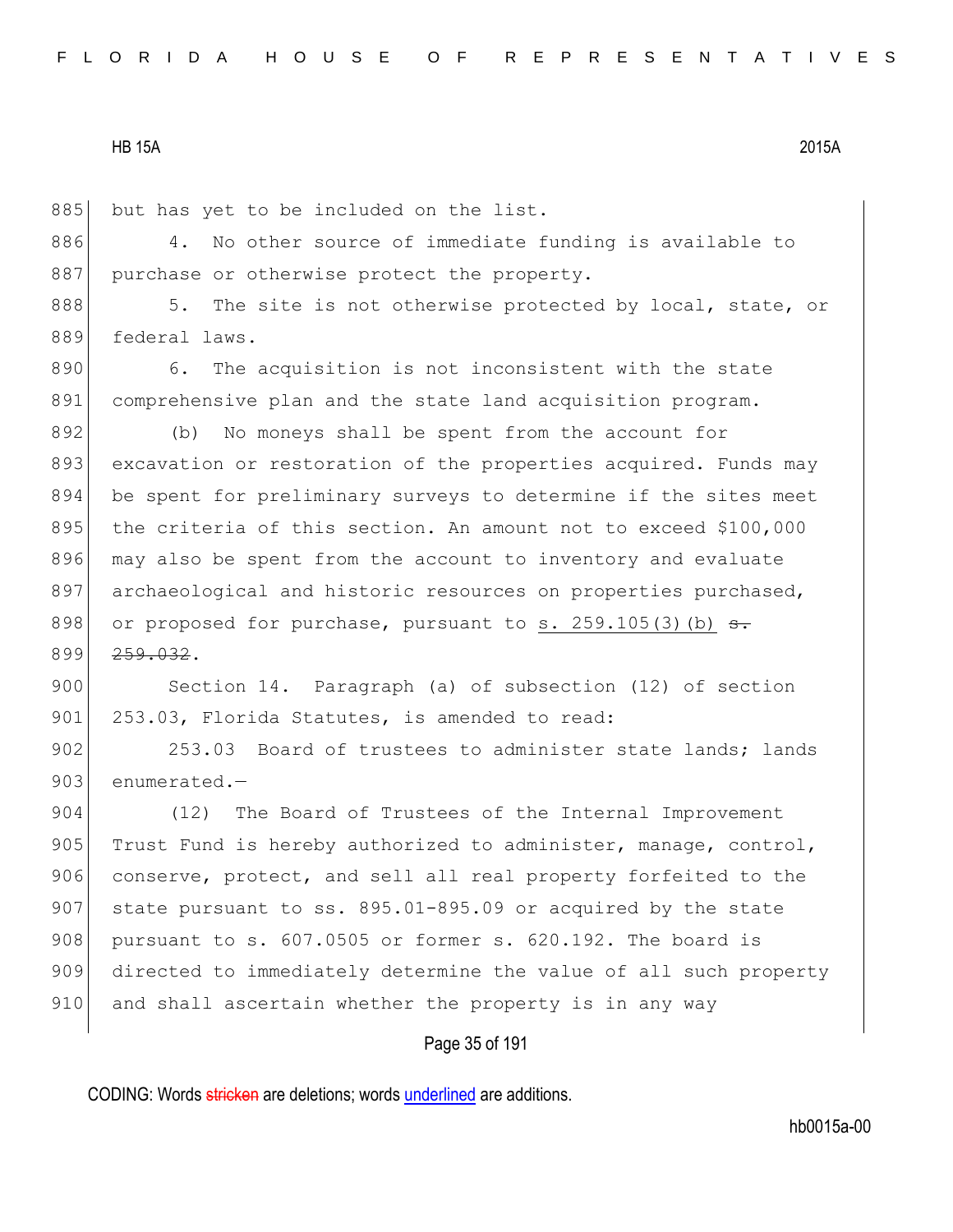but has yet to be included on the list.

4. No other source of immediate funding is available to purchase or otherwise protect the property.

5. The site is not otherwise protected by local, state, or federal laws.

6. The acquisition is not inconsistent with the state comprehensive plan and the state land acquisition program.

(b) No moneys shall be spent from the account for excavation or restoration of the properties acquired. Funds may be spent for preliminary surveys to determine if the sites meet the criteria of this section. An amount not to exceed $100,000 may also be spent from the account to inventory and evaluate archaeological and historic resources on properties purchased, or proposed for purchase, pursuant to s. 259.105(3)(b) ~~s. 259.032~~.

Section 14. Paragraph (a) of subsection (12) of section 253.03, Florida Statutes, is amended to read:

253.03 Board of trustees to administer state lands; lands enumerated.—

(12) The Board of Trustees of the Internal Improvement Trust Fund is hereby authorized to administer, manage, control, conserve, protect, and sell all real property forfeited to the state pursuant to ss. 895.01-895.09 or acquired by the state pursuant to s. 607.0505 or former s. 620.192. The board is directed to immediately determine the value of all such property and shall ascertain whether the property is in any way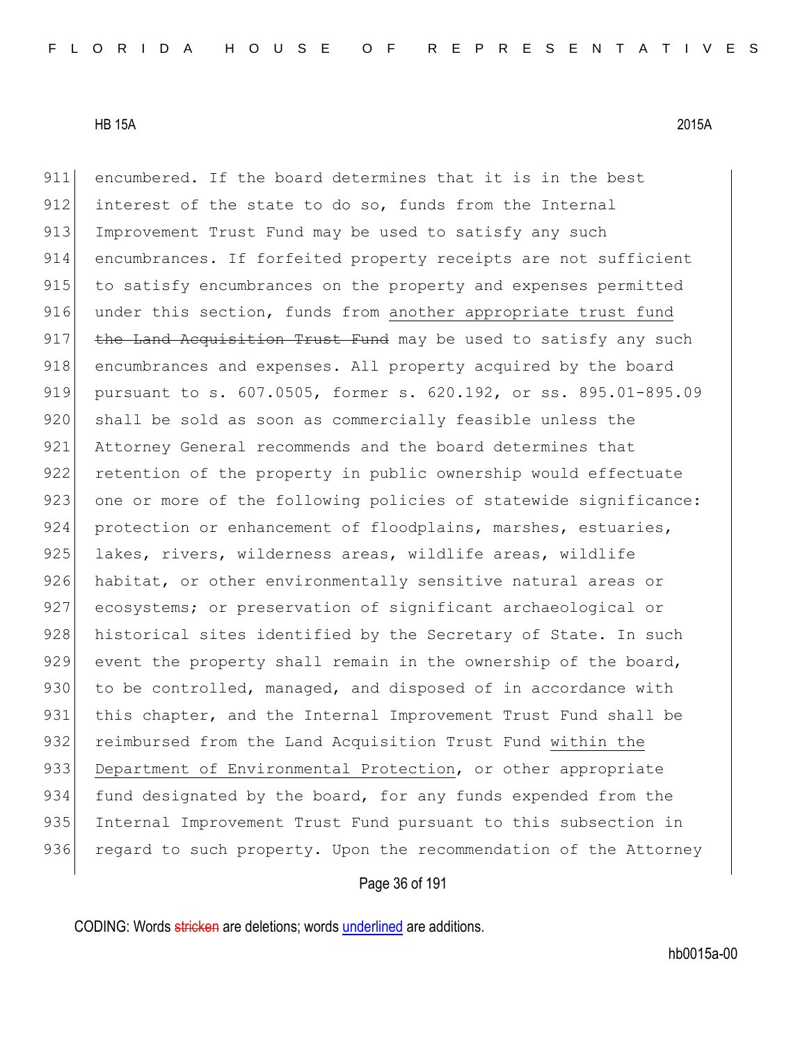911 encumbered. If the board determines that it is in the best
912 interest of the state to do so, funds from the Internal
913 Improvement Trust Fund may be used to satisfy any such
914 encumbrances. If forfeited property receipts are not sufficient
915 to satisfy encumbrances on the property and expenses permitted
916 under this section, funds from <u>another appropriate trust fund</u>
917 ~~the Land Acquisition Trust Fund~~ may be used to satisfy any such
918 encumbrances and expenses. All property acquired by the board
919 pursuant to s. 607.0505, former s. 620.192, or ss. 895.01-895.09
920 shall be sold as soon as commercially feasible unless the
921 Attorney General recommends and the board determines that
922 retention of the property in public ownership would effectuate
923 one or more of the following policies of statewide significance:
924 protection or enhancement of floodplains, marshes, estuaries,
925 lakes, rivers, wilderness areas, wildlife areas, wildlife
926 habitat, or other environmentally sensitive natural areas or
927 ecosystems; or preservation of significant archaeological or
928 historical sites identified by the Secretary of State. In such
929 event the property shall remain in the ownership of the board,
930 to be controlled, managed, and disposed of in accordance with
931 this chapter, and the Internal Improvement Trust Fund shall be
932 reimbursed from the Land Acquisition Trust Fund <u>within the</u>
933 <u>Department of Environmental Protection</u>, or other appropriate
934 fund designated by the board, for any funds expended from the
935 Internal Improvement Trust Fund pursuant to this subsection in
936 regard to such property. Upon the recommendation of the Attorney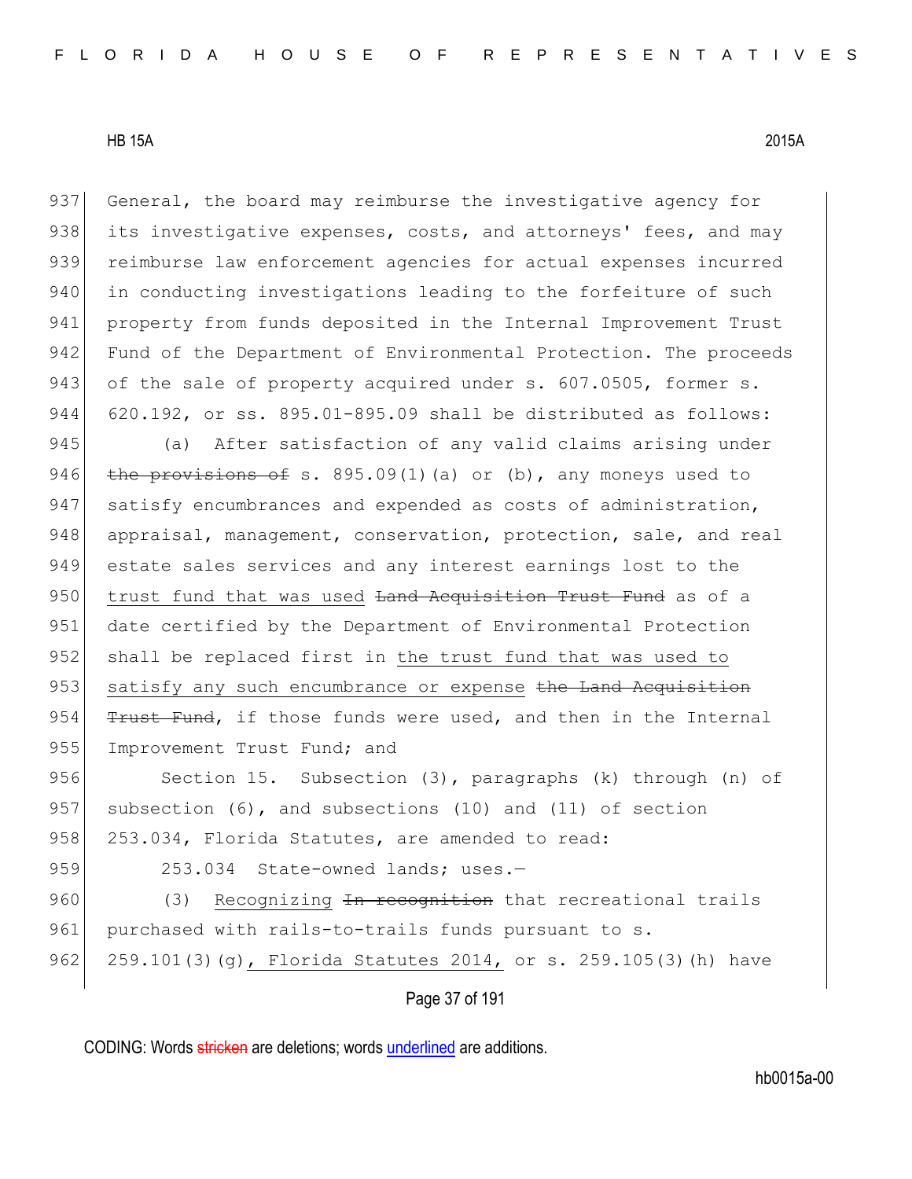General, the board may reimburse the investigative agency for its investigative expenses, costs, and attorneys' fees, and may reimburse law enforcement agencies for actual expenses incurred in conducting investigations leading to the forfeiture of such property from funds deposited in the Internal Improvement Trust Fund of the Department of Environmental Protection. The proceeds of the sale of property acquired under s. 607.0505, former s. 620.192, or ss. 895.01-895.09 shall be distributed as follows:

(a) After satisfaction of any valid claims arising under ~~the provisions of~~ s. 895.09(1)(a) or (b), any moneys used to satisfy encumbrances and expended as costs of administration, appraisal, management, conservation, protection, sale, and real estate sales services and any interest earnings lost to the trust fund that was used ~~Land Acquisition Trust Fund~~ as of a date certified by the Department of Environmental Protection shall be replaced first in the trust fund that was used to satisfy any such encumbrance or expense ~~the Land Acquisition Trust Fund~~, if those funds were used, and then in the Internal Improvement Trust Fund; and

Section 15. Subsection (3), paragraphs (k) through (n) of subsection (6), and subsections (10) and (11) of section 253.034, Florida Statutes, are amended to read:

253.034 State-owned lands; uses.—

(3) Recognizing ~~In recognition~~ that recreational trails purchased with rails-to-trails funds pursuant to s. 259.101(3)(g), Florida Statutes 2014, or s. 259.105(3)(h) have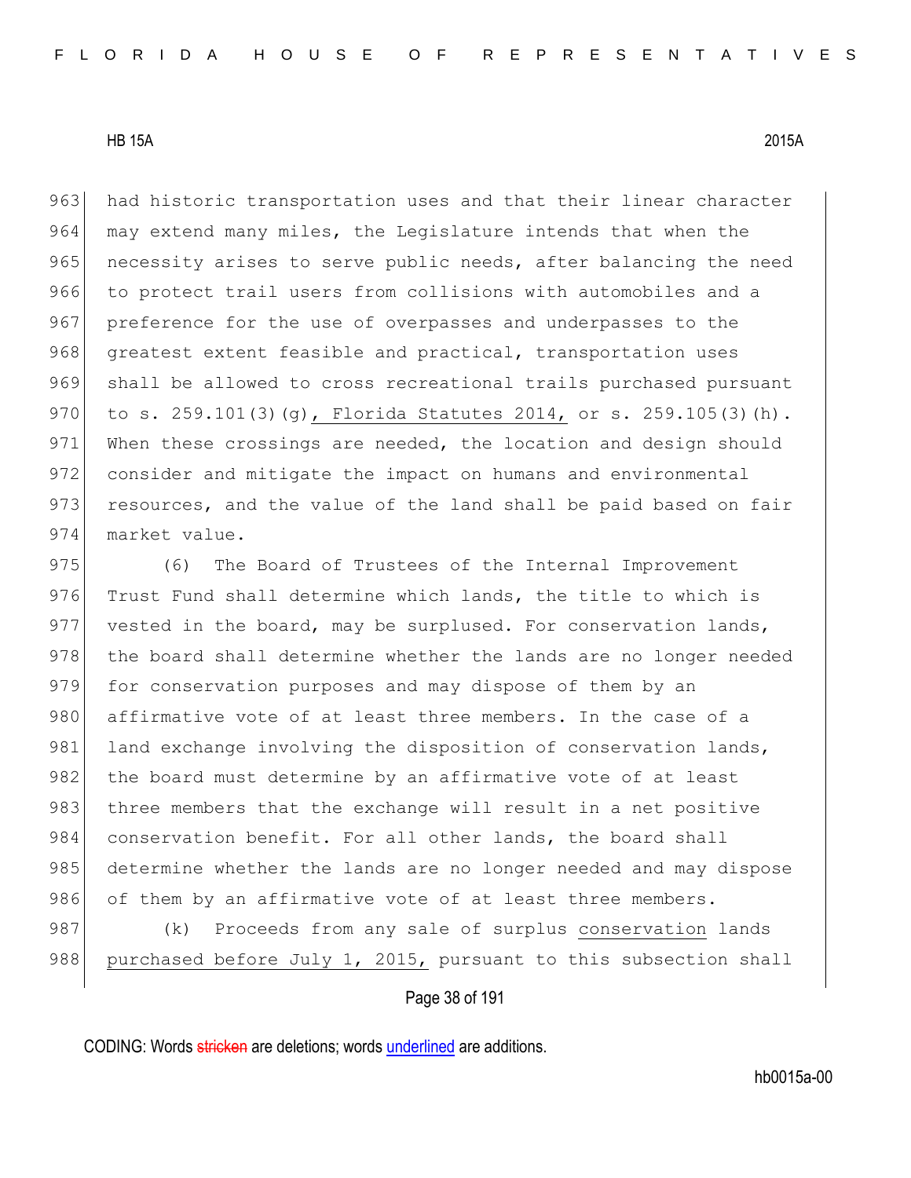had historic transportation uses and that their linear character may extend many miles, the Legislature intends that when the necessity arises to serve public needs, after balancing the need to protect trail users from collisions with automobiles and a preference for the use of overpasses and underpasses to the greatest extent feasible and practical, transportation uses shall be allowed to cross recreational trails purchased pursuant to s. 259.101(3)(g), Florida Statutes 2014, or s. 259.105(3)(h). When these crossings are needed, the location and design should consider and mitigate the impact on humans and environmental resources, and the value of the land shall be paid based on fair market value.

(6) The Board of Trustees of the Internal Improvement Trust Fund shall determine which lands, the title to which is vested in the board, may be surplused. For conservation lands, the board shall determine whether the lands are no longer needed for conservation purposes and may dispose of them by an affirmative vote of at least three members. In the case of a land exchange involving the disposition of conservation lands, the board must determine by an affirmative vote of at least three members that the exchange will result in a net positive conservation benefit. For all other lands, the board shall determine whether the lands are no longer needed and may dispose of them by an affirmative vote of at least three members.

(k) Proceeds from any sale of surplus conservation lands purchased before July 1, 2015, pursuant to this subsection shall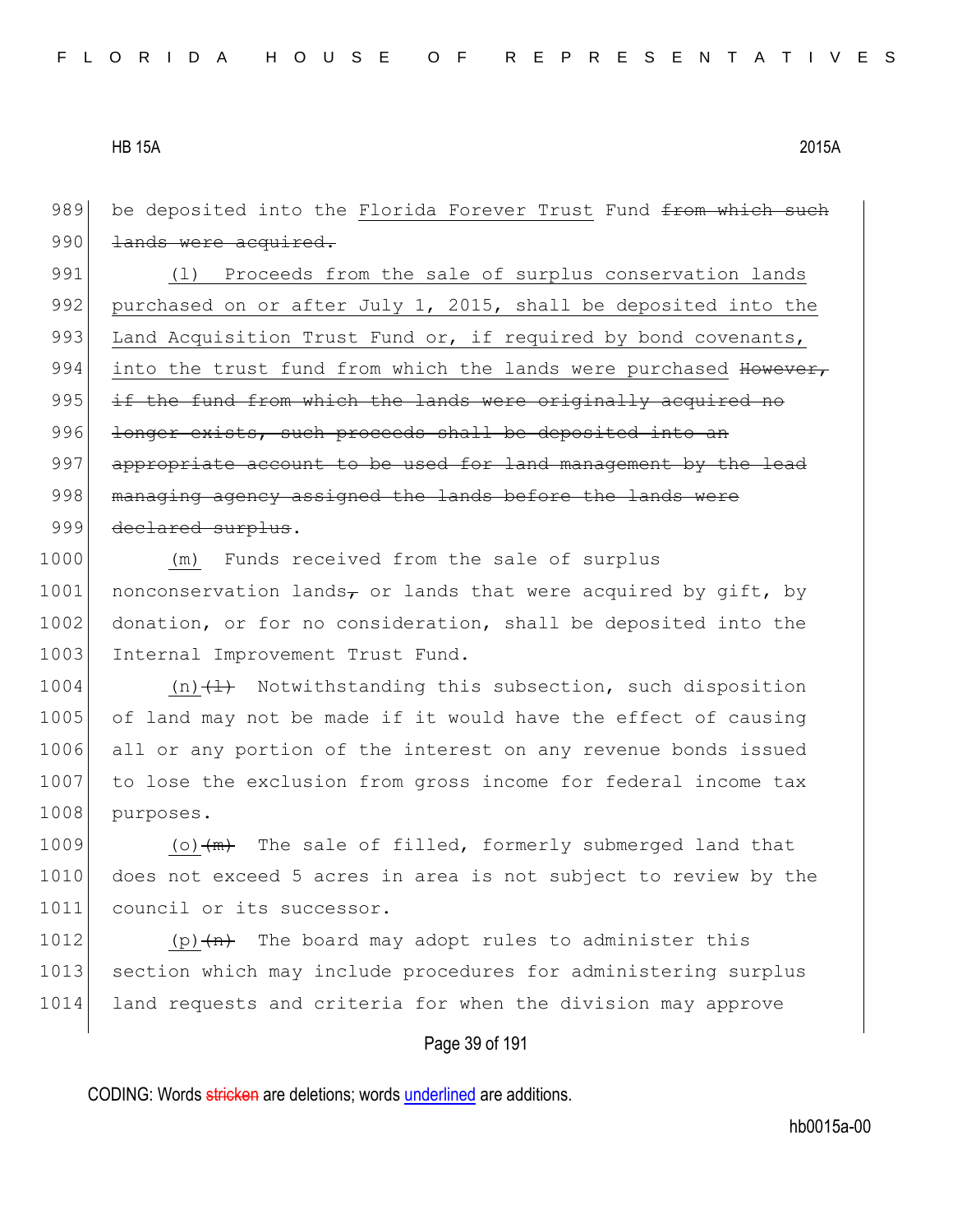be deposited into the Florida Forever Trust Fund ~~from which such lands were acquired.~~

(l) Proceeds from the sale of surplus conservation lands purchased on or after July 1, 2015, shall be deposited into the Land Acquisition Trust Fund or, if required by bond covenants, into the trust fund from which the lands were purchased ~~However, if the fund from which the lands were originally acquired no longer exists, such proceeds shall be deposited into an appropriate account to be used for land management by the lead managing agency assigned the lands before the lands were declared surplus~~.

(m) Funds received from the sale of surplus nonconservation lands~~,~~ or lands that were acquired by gift, by donation, or for no consideration, shall be deposited into the Internal Improvement Trust Fund.

(n)~~(l)~~ Notwithstanding this subsection, such disposition of land may not be made if it would have the effect of causing all or any portion of the interest on any revenue bonds issued to lose the exclusion from gross income for federal income tax purposes.

(o)~~(m)~~ The sale of filled, formerly submerged land that does not exceed 5 acres in area is not subject to review by the council or its successor.

(p)~~(n)~~ The board may adopt rules to administer this section which may include procedures for administering surplus land requests and criteria for when the division may approve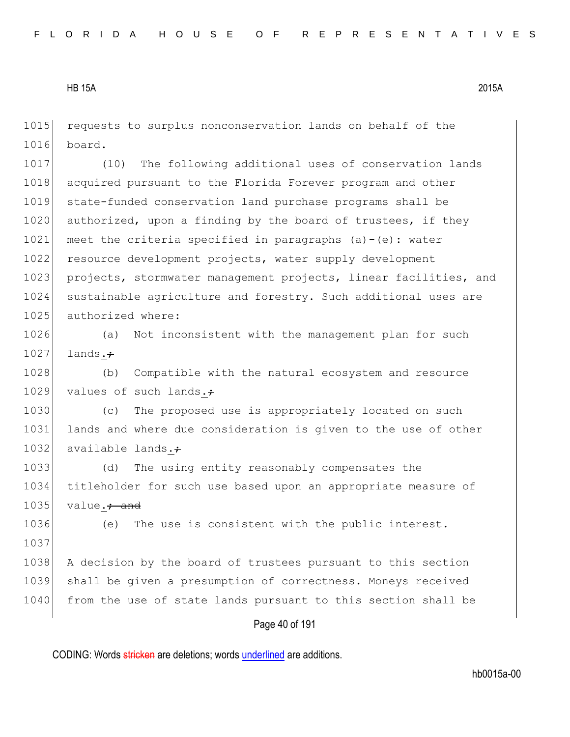requests to surplus nonconservation lands on behalf of the board.

(10) The following additional uses of conservation lands acquired pursuant to the Florida Forever program and other state-funded conservation land purchase programs shall be authorized, upon a finding by the board of trustees, if they meet the criteria specified in paragraphs (a)-(e): water resource development projects, water supply development projects, stormwater management projects, linear facilities, and sustainable agriculture and forestry. Such additional uses are authorized where:

(a) Not inconsistent with the management plan for such lands.~~;~~

(b) Compatible with the natural ecosystem and resource values of such lands.~~;~~

(c) The proposed use is appropriately located on such lands and where due consideration is given to the use of other available lands.~~;~~

(d) The using entity reasonably compensates the titleholder for such use based upon an appropriate measure of value.~~; and~~

(e) The use is consistent with the public interest.

A decision by the board of trustees pursuant to this section shall be given a presumption of correctness. Moneys received from the use of state lands pursuant to this section shall be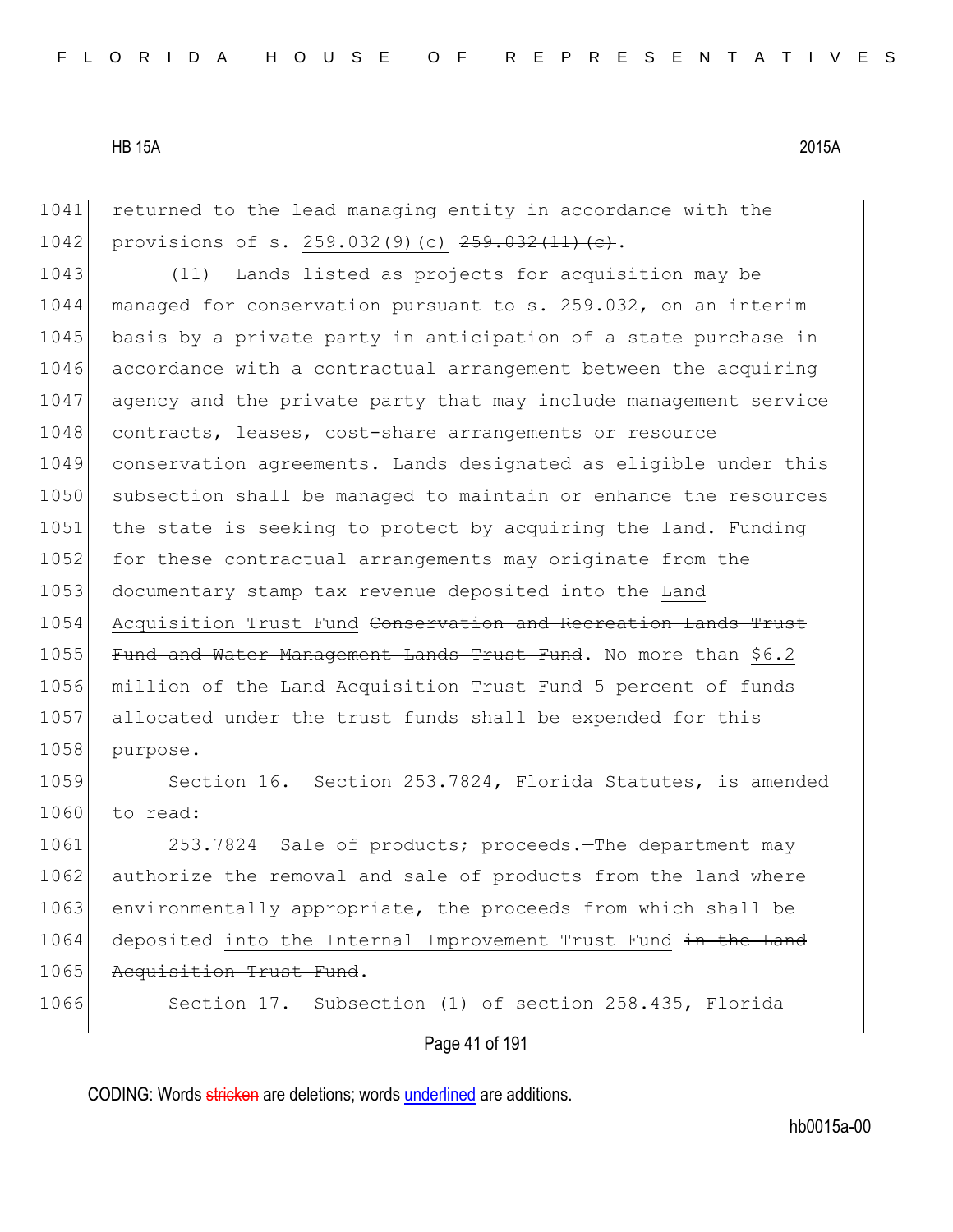returned to the lead managing entity in accordance with the provisions of s. <u>259.032(9)(c)</u> ~~259.032(11)(c)~~.

(11) Lands listed as projects for acquisition may be managed for conservation pursuant to s. 259.032, on an interim basis by a private party in anticipation of a state purchase in accordance with a contractual arrangement between the acquiring agency and the private party that may include management service contracts, leases, cost-share arrangements or resource conservation agreements. Lands designated as eligible under this subsection shall be managed to maintain or enhance the resources the state is seeking to protect by acquiring the land. Funding for these contractual arrangements may originate from the documentary stamp tax revenue deposited into the <u>Land Acquisition Trust Fund</u> ~~Conservation and Recreation Lands Trust Fund and Water Management Lands Trust Fund~~. No more than <u>$6.2 million of the Land Acquisition Trust Fund</u> ~~5 percent of funds allocated under the trust funds~~ shall be expended for this purpose.

Section 16. Section 253.7824, Florida Statutes, is amended to read:

253.7824 Sale of products; proceeds.—The department may authorize the removal and sale of products from the land where environmentally appropriate, the proceeds from which shall be deposited <u>into the Internal Improvement Trust Fund</u> ~~in the Land Acquisition Trust Fund~~.

Section 17. Subsection (1) of section 258.435, Florida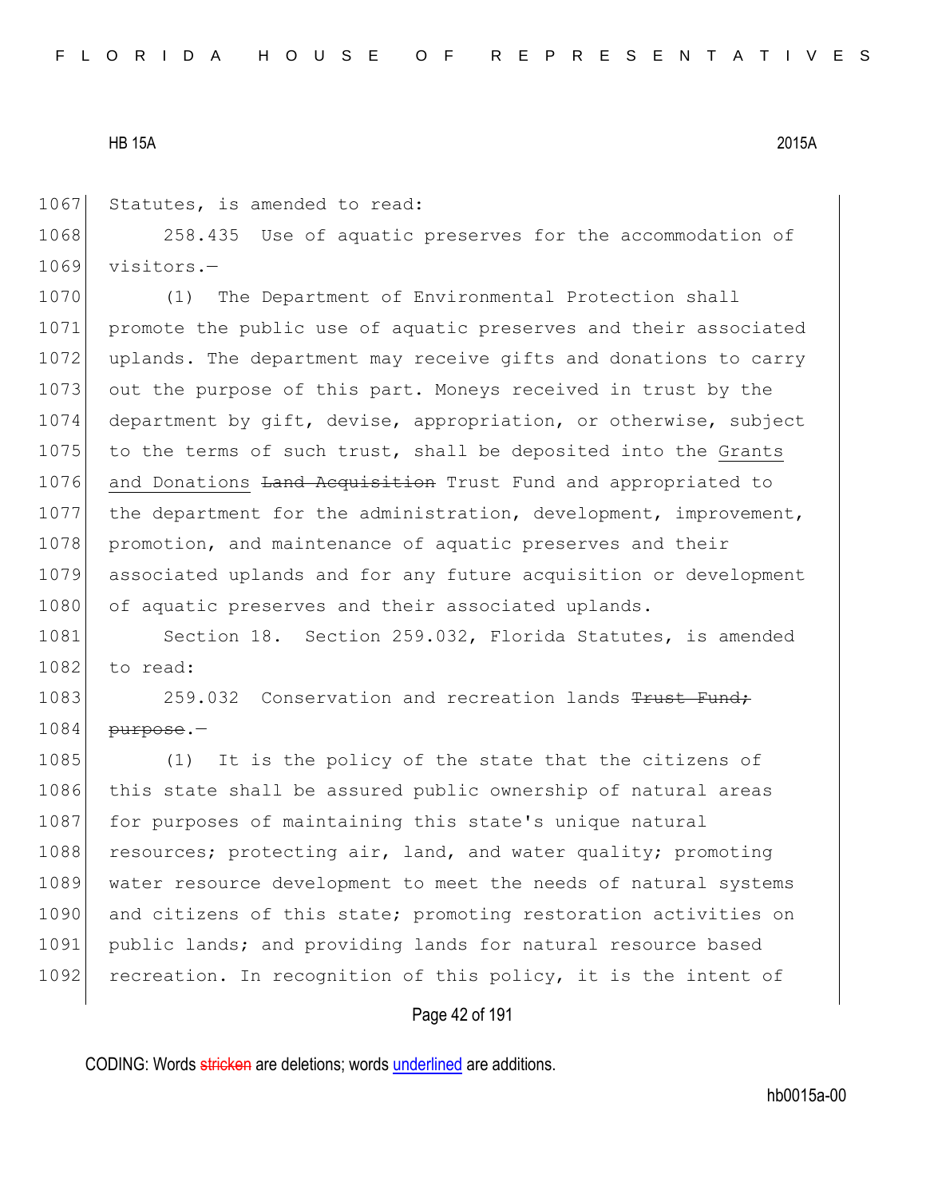1067 Statutes, is amended to read:

1068 258.435 Use of aquatic preserves for the accommodation of
1069 visitors.—

1070 (1) The Department of Environmental Protection shall
1071 promote the public use of aquatic preserves and their associated
1072 uplands. The department may receive gifts and donations to carry
1073 out the purpose of this part. Moneys received in trust by the
1074 department by gift, devise, appropriation, or otherwise, subject
1075 to the terms of such trust, shall be deposited into the <u>Grants
1076 and Donations</u> ~~Land Acquisition~~ Trust Fund and appropriated to
1077 the department for the administration, development, improvement,
1078 promotion, and maintenance of aquatic preserves and their
1079 associated uplands and for any future acquisition or development
1080 of aquatic preserves and their associated uplands.

1081 Section 18. Section 259.032, Florida Statutes, is amended
1082 to read:

1083 259.032 Conservation and recreation lands ~~Trust Fund;
1084 purpose~~.—

1085 (1) It is the policy of the state that the citizens of
1086 this state shall be assured public ownership of natural areas
1087 for purposes of maintaining this state's unique natural
1088 resources; protecting air, land, and water quality; promoting
1089 water resource development to meet the needs of natural systems
1090 and citizens of this state; promoting restoration activities on
1091 public lands; and providing lands for natural resource based
1092 recreation. In recognition of this policy, it is the intent of

CODING: Words ~~stricken~~ are deletions; words <u>underlined</u> are additions.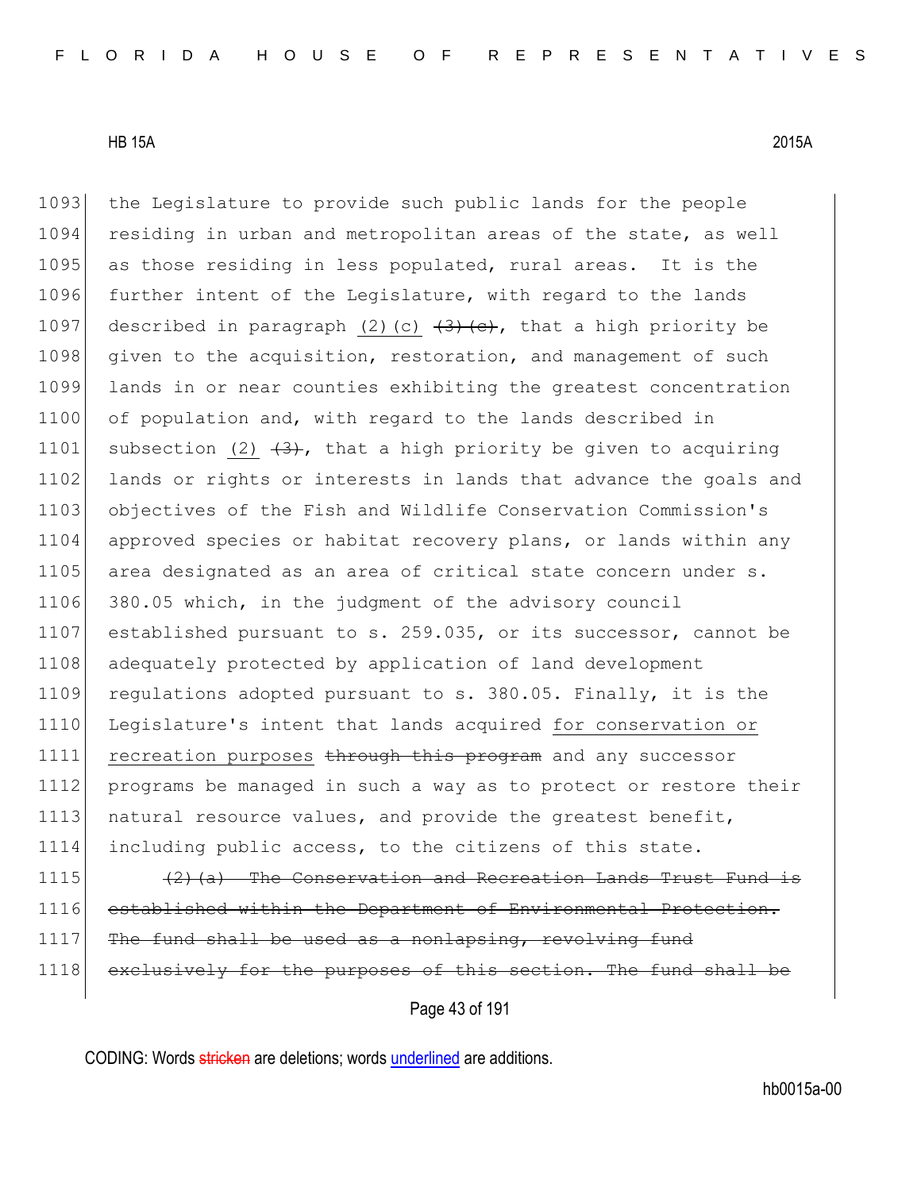the Legislature to provide such public lands for the people residing in urban and metropolitan areas of the state, as well as those residing in less populated, rural areas. It is the further intent of the Legislature, with regard to the lands described in paragraph <u>(2)(c)</u> ~~(3)(c)~~, that a high priority be given to the acquisition, restoration, and management of such lands in or near counties exhibiting the greatest concentration of population and, with regard to the lands described in subsection <u>(2)</u> ~~(3)~~, that a high priority be given to acquiring lands or rights or interests in lands that advance the goals and objectives of the Fish and Wildlife Conservation Commission's approved species or habitat recovery plans, or lands within any area designated as an area of critical state concern under s. 380.05 which, in the judgment of the advisory council established pursuant to s. 259.035, or its successor, cannot be adequately protected by application of land development regulations adopted pursuant to s. 380.05. Finally, it is the Legislature's intent that lands acquired <u>for conservation or recreation purposes</u> ~~through this program~~ and any successor programs be managed in such a way as to protect or restore their natural resource values, and provide the greatest benefit, including public access, to the citizens of this state.

~~(2)(a) The Conservation and Recreation Lands Trust Fund is established within the Department of Environmental Protection. The fund shall be used as a nonlapsing, revolving fund exclusively for the purposes of this section. The fund shall be~~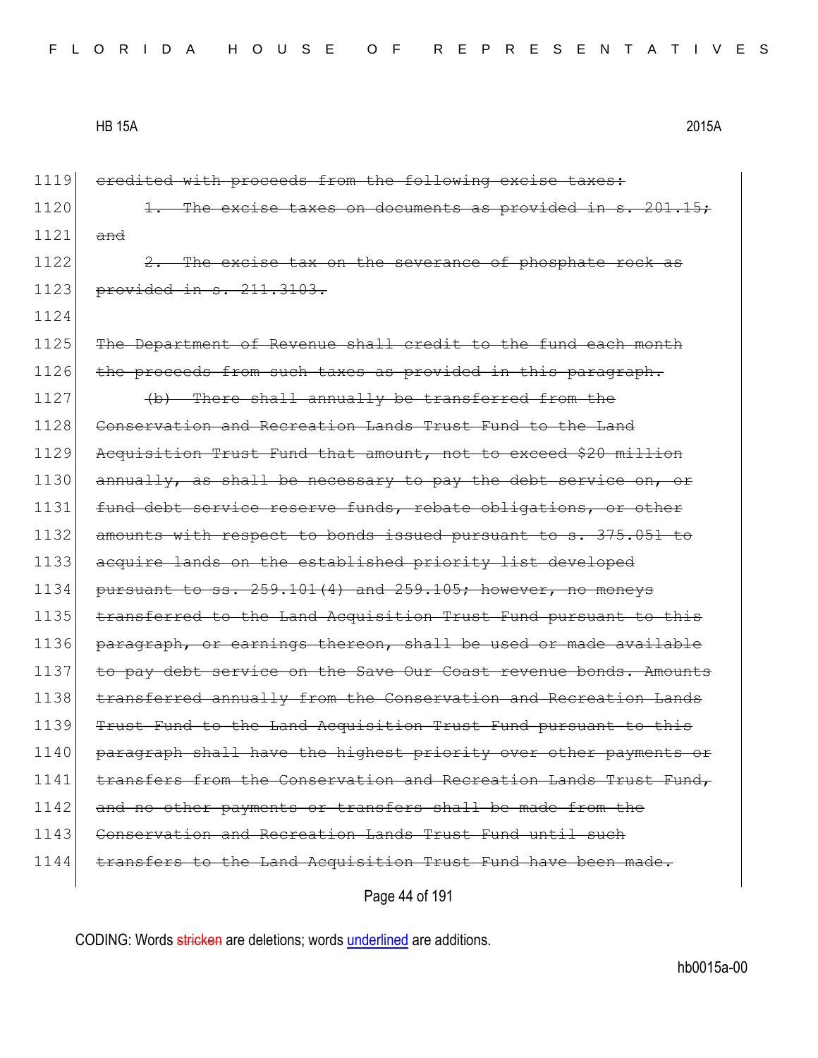1119 ~~credited with proceeds from the following excise taxes:~~

1120 ~~1. The excise taxes on documents as provided in s. 201.15;~~

1121 ~~and~~

1122 ~~2. The excise tax on the severance of phosphate rock as~~

1123 ~~provided in s. 211.3103.~~

1124

1125 ~~The Department of Revenue shall credit to the fund each month~~

1126 ~~the proceeds from such taxes as provided in this paragraph.~~

1127 ~~(b) There shall annually be transferred from the~~

1128 ~~Conservation and Recreation Lands Trust Fund to the Land~~

1129 ~~Acquisition Trust Fund that amount, not to exceed $20 million~~

1130 ~~annually, as shall be necessary to pay the debt service on, or~~

1131 ~~fund debt service reserve funds, rebate obligations, or other~~

1132 ~~amounts with respect to bonds issued pursuant to s. 375.051 to~~

1133 ~~acquire lands on the established priority list developed~~

1134 ~~pursuant to ss. 259.101(4) and 259.105; however, no moneys~~

1135 ~~transferred to the Land Acquisition Trust Fund pursuant to this~~

1136 ~~paragraph, or earnings thereon, shall be used or made available~~

1137 ~~to pay debt service on the Save Our Coast revenue bonds. Amounts~~

1138 ~~transferred annually from the Conservation and Recreation Lands~~

1139 ~~Trust Fund to the Land Acquisition Trust Fund pursuant to this~~

1140 ~~paragraph shall have the highest priority over other payments or~~

1141 ~~transfers from the Conservation and Recreation Lands Trust Fund,~~

1142 ~~and no other payments or transfers shall be made from the~~

1143 ~~Conservation and Recreation Lands Trust Fund until such~~

1144 ~~transfers to the Land Acquisition Trust Fund have been made.~~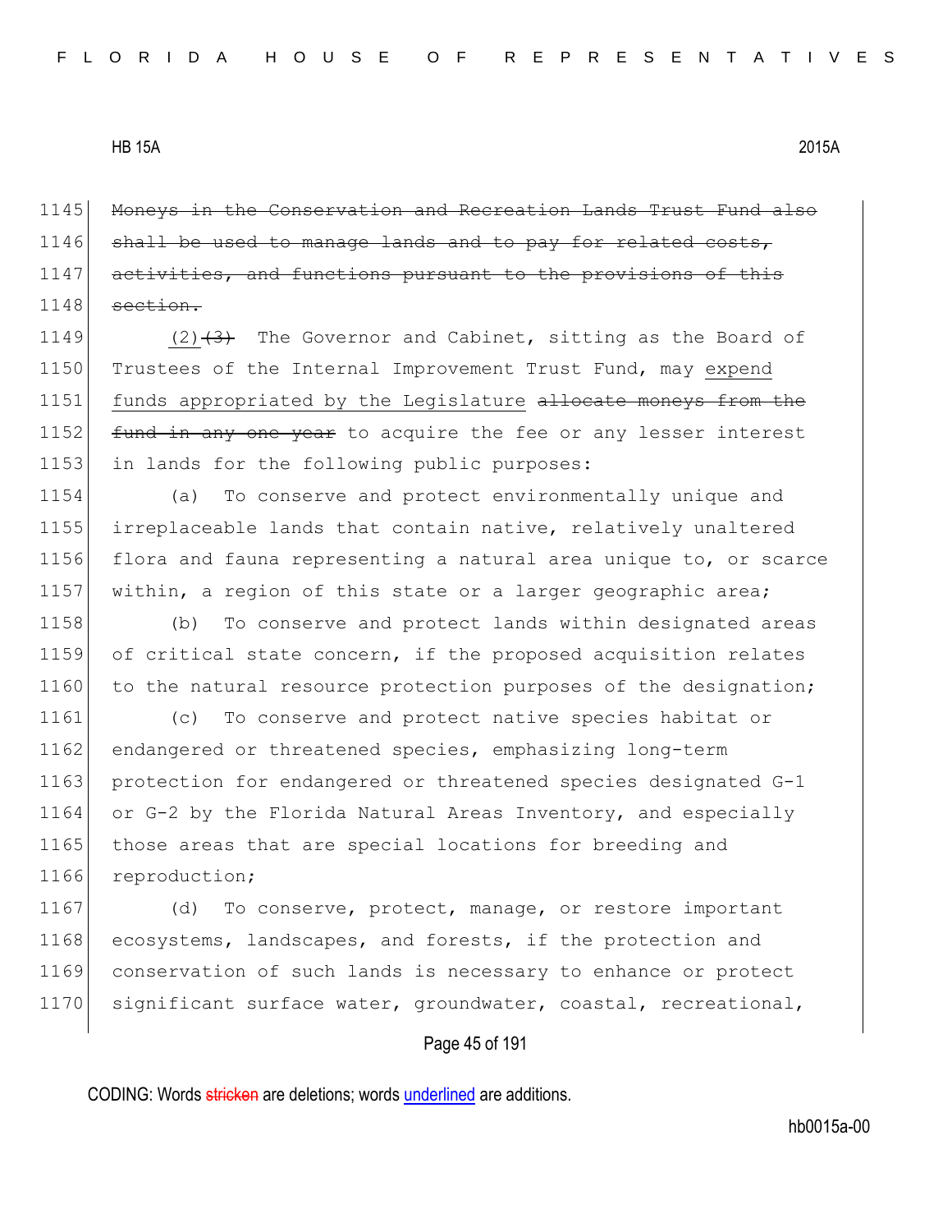1145 ~~Moneys in the Conservation and Recreation Lands Trust Fund also~~
1146 ~~shall be used to manage lands and to pay for related costs,~~
1147 ~~activities, and functions pursuant to the provisions of this~~
1148 ~~section.~~

1149 <u>(2)</u>~~(3)~~ The Governor and Cabinet, sitting as the Board of
1150 Trustees of the Internal Improvement Trust Fund, may <u>expend</u>
1151 <u>funds appropriated by the Legislature</u> ~~allocate moneys from the~~
1152 ~~fund in any one year~~ to acquire the fee or any lesser interest
1153 in lands for the following public purposes:

1154 (a) To conserve and protect environmentally unique and
1155 irreplaceable lands that contain native, relatively unaltered
1156 flora and fauna representing a natural area unique to, or scarce
1157 within, a region of this state or a larger geographic area;

1158 (b) To conserve and protect lands within designated areas
1159 of critical state concern, if the proposed acquisition relates
1160 to the natural resource protection purposes of the designation;

1161 (c) To conserve and protect native species habitat or
1162 endangered or threatened species, emphasizing long-term
1163 protection for endangered or threatened species designated G-1
1164 or G-2 by the Florida Natural Areas Inventory, and especially
1165 those areas that are special locations for breeding and
1166 reproduction;

1167 (d) To conserve, protect, manage, or restore important
1168 ecosystems, landscapes, and forests, if the protection and
1169 conservation of such lands is necessary to enhance or protect
1170 significant surface water, groundwater, coastal, recreational,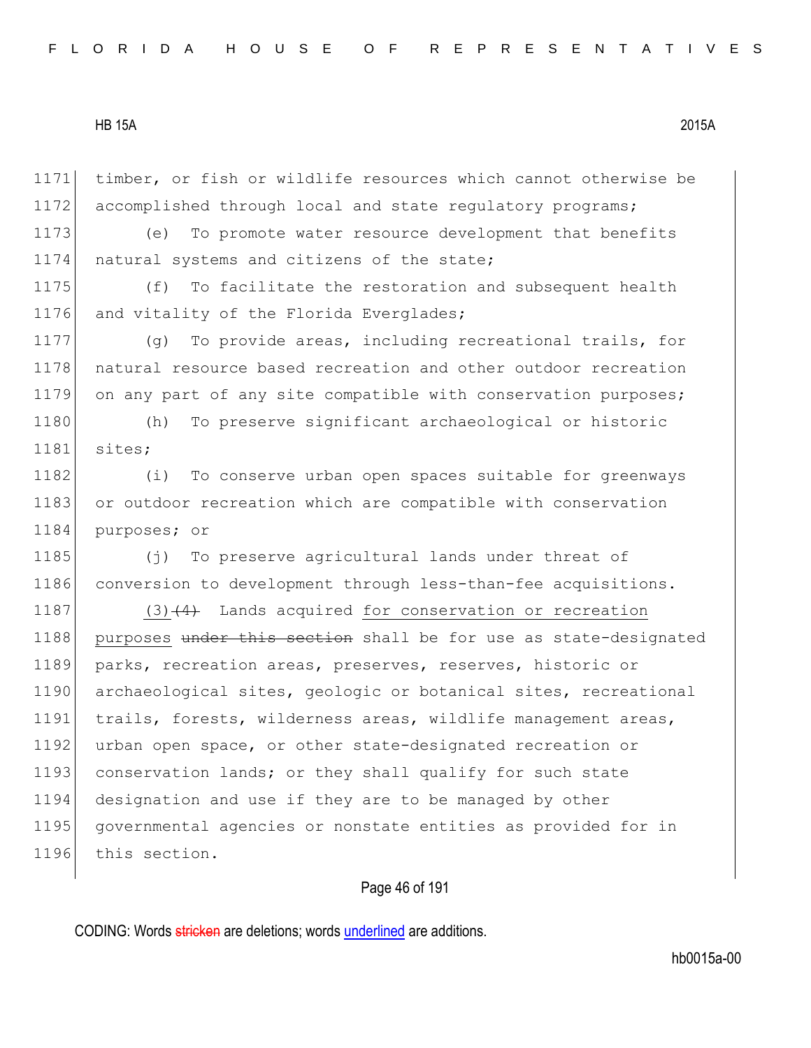timber, or fish or wildlife resources which cannot otherwise be accomplished through local and state regulatory programs;

(e) To promote water resource development that benefits natural systems and citizens of the state;

(f) To facilitate the restoration and subsequent health and vitality of the Florida Everglades;

(g) To provide areas, including recreational trails, for natural resource based recreation and other outdoor recreation on any part of any site compatible with conservation purposes;

(h) To preserve significant archaeological or historic sites;

(i) To conserve urban open spaces suitable for greenways or outdoor recreation which are compatible with conservation purposes; or

(j) To preserve agricultural lands under threat of conversion to development through less-than-fee acquisitions.

(3) ~~(4)~~ Lands acquired for conservation or recreation purposes ~~under this section~~ shall be for use as state-designated parks, recreation areas, preserves, reserves, historic or archaeological sites, geologic or botanical sites, recreational trails, forests, wilderness areas, wildlife management areas, urban open space, or other state-designated recreation or conservation lands; or they shall qualify for such state designation and use if they are to be managed by other governmental agencies or nonstate entities as provided for in this section.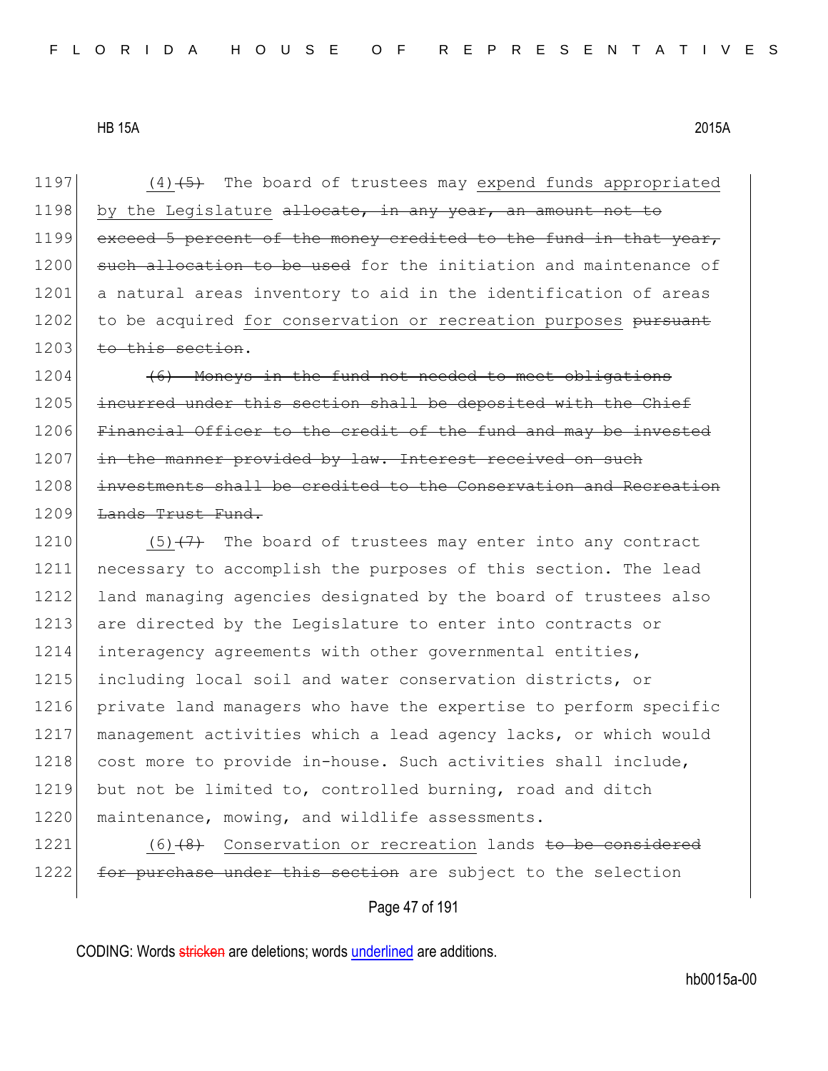1197 (4)~~(5)~~ The board of trustees may <u>expend funds appropriated</u>
1198 <u>by the Legislature</u> ~~allocate, in any year, an amount not to~~
1199 ~~exceed 5 percent of the money credited to the fund in that year,~~
1200 ~~such allocation to be used~~ for the initiation and maintenance of
1201 a natural areas inventory to aid in the identification of areas
1202 to be acquired <u>for conservation or recreation purposes</u> ~~pursuant~~
1203 ~~to this section~~.

1204 ~~(6) Moneys in the fund not needed to meet obligations~~
1205 ~~incurred under this section shall be deposited with the Chief~~
1206 ~~Financial Officer to the credit of the fund and may be invested~~
1207 ~~in the manner provided by law. Interest received on such~~
1208 ~~investments shall be credited to the Conservation and Recreation~~
1209 ~~Lands Trust Fund.~~

1210 <u>(5)</u>~~(7)~~ The board of trustees may enter into any contract
1211 necessary to accomplish the purposes of this section. The lead
1212 land managing agencies designated by the board of trustees also
1213 are directed by the Legislature to enter into contracts or
1214 interagency agreements with other governmental entities,
1215 including local soil and water conservation districts, or
1216 private land managers who have the expertise to perform specific
1217 management activities which a lead agency lacks, or which would
1218 cost more to provide in-house. Such activities shall include,
1219 but not be limited to, controlled burning, road and ditch
1220 maintenance, mowing, and wildlife assessments.

1221 <u>(6)</u>~~(8)~~ <u>Conservation or recreation</u> lands ~~to be considered~~
1222 ~~for purchase under this section~~ are subject to the selection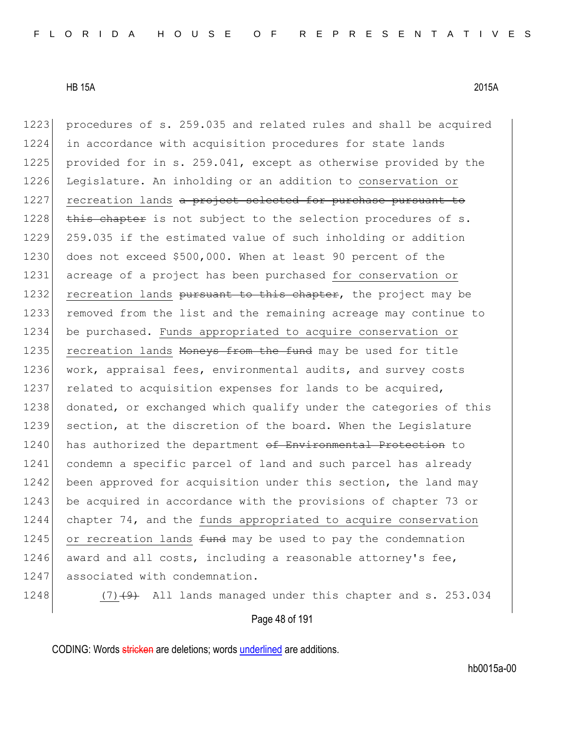1223 procedures of s. 259.035 and related rules and shall be acquired
1224 in accordance with acquisition procedures for state lands
1225 provided for in s. 259.041, except as otherwise provided by the
1226 Legislature. An inholding or an addition to <u>conservation or</u>
1227 <u>recreation lands</u> ~~a project selected for purchase pursuant to~~
1228 ~~this chapter~~ is not subject to the selection procedures of s.
1229 259.035 if the estimated value of such inholding or addition
1230 does not exceed $500,000. When at least 90 percent of the
1231 acreage of a project has been purchased <u>for conservation or</u>
1232 <u>recreation lands</u> ~~pursuant to this chapter~~, the project may be
1233 removed from the list and the remaining acreage may continue to
1234 be purchased. <u>Funds appropriated to acquire conservation or</u>
1235 <u>recreation lands</u> ~~Moneys from the fund~~ may be used for title
1236 work, appraisal fees, environmental audits, and survey costs
1237 related to acquisition expenses for lands to be acquired,
1238 donated, or exchanged which qualify under the categories of this
1239 section, at the discretion of the board. When the Legislature
1240 has authorized the department ~~of Environmental Protection~~ to
1241 condemn a specific parcel of land and such parcel has already
1242 been approved for acquisition under this section, the land may
1243 be acquired in accordance with the provisions of chapter 73 or
1244 chapter 74, and the <u>funds appropriated to acquire conservation</u>
1245 <u>or recreation lands</u> ~~fund~~ may be used to pay the condemnation
1246 award and all costs, including a reasonable attorney's fee,
1247 associated with condemnation.

1248 <u>(7)</u>~~(9)~~ All lands managed under this chapter and s. 253.034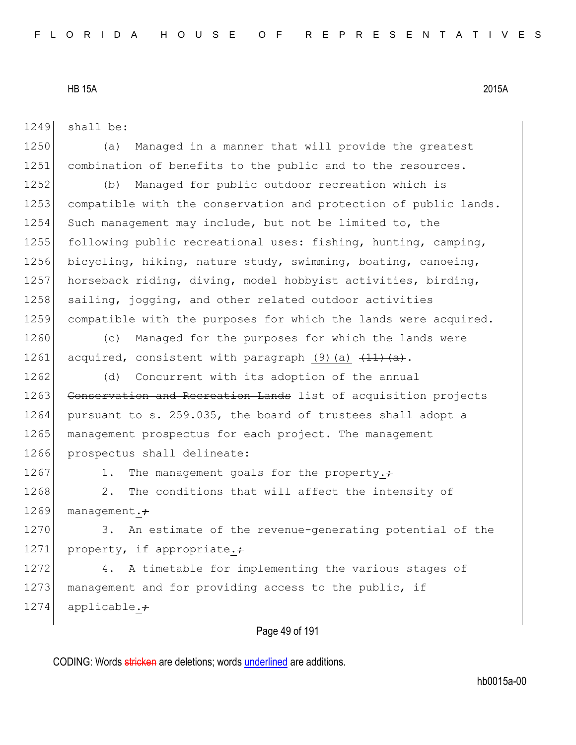shall be:

(a) Managed in a manner that will provide the greatest combination of benefits to the public and to the resources.

(b) Managed for public outdoor recreation which is compatible with the conservation and protection of public lands. Such management may include, but not be limited to, the following public recreational uses: fishing, hunting, camping, bicycling, hiking, nature study, swimming, boating, canoeing, horseback riding, diving, model hobbyist activities, birding, sailing, jogging, and other related outdoor activities compatible with the purposes for which the lands were acquired.

(c) Managed for the purposes for which the lands were acquired, consistent with paragraph (9)(a) ~~(11)(a)~~.

(d) Concurrent with its adoption of the annual ~~Conservation and Recreation Lands~~ list of acquisition projects pursuant to s. 259.035, the board of trustees shall adopt a management prospectus for each project. The management prospectus shall delineate:

1. The management goals for the property.~~;~~

2. The conditions that will affect the intensity of management.~~;~~

3. An estimate of the revenue-generating potential of the property, if appropriate.~~;~~

4. A timetable for implementing the various stages of management and for providing access to the public, if applicable.~~;~~

CODING: Words ~~stricken~~ are deletions; words underlined are additions.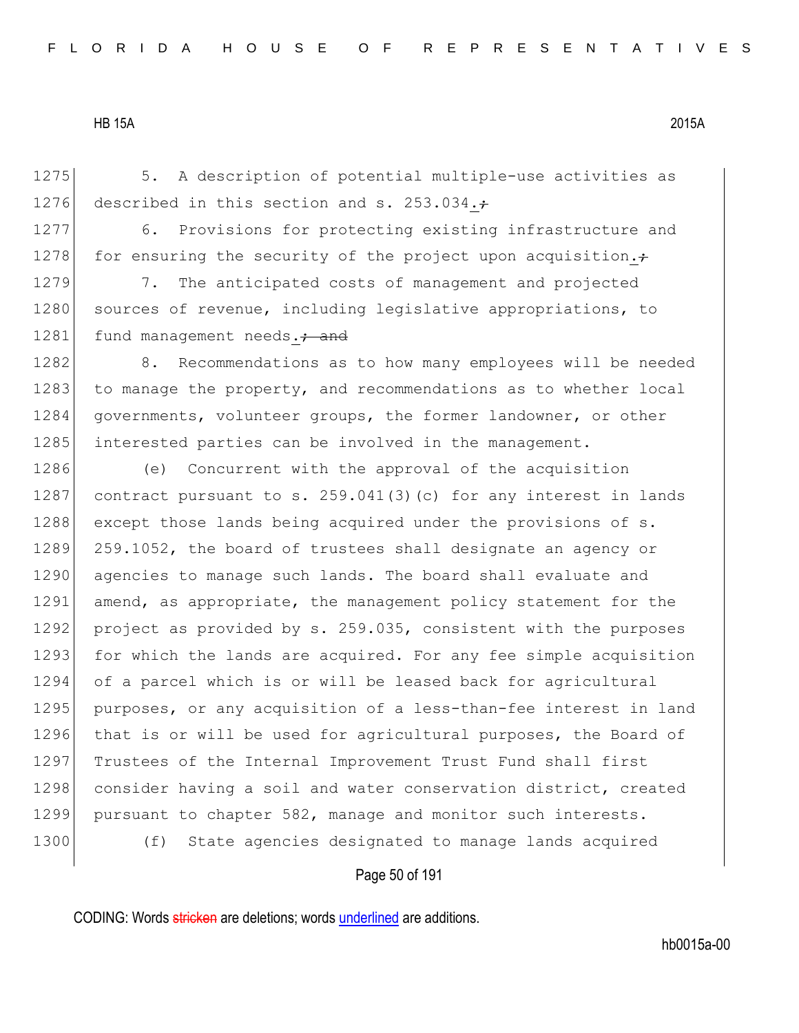5. A description of potential multiple-use activities as described in this section and s. 253.034.~~;~~

6. Provisions for protecting existing infrastructure and for ensuring the security of the project upon acquisition.~~;~~

7. The anticipated costs of management and projected sources of revenue, including legislative appropriations, to fund management needs.~~; and~~

8. Recommendations as to how many employees will be needed to manage the property, and recommendations as to whether local governments, volunteer groups, the former landowner, or other interested parties can be involved in the management.

(e) Concurrent with the approval of the acquisition contract pursuant to s. 259.041(3)(c) for any interest in lands except those lands being acquired under the provisions of s. 259.1052, the board of trustees shall designate an agency or agencies to manage such lands. The board shall evaluate and amend, as appropriate, the management policy statement for the project as provided by s. 259.035, consistent with the purposes for which the lands are acquired. For any fee simple acquisition of a parcel which is or will be leased back for agricultural purposes, or any acquisition of a less-than-fee interest in land that is or will be used for agricultural purposes, the Board of Trustees of the Internal Improvement Trust Fund shall first consider having a soil and water conservation district, created pursuant to chapter 582, manage and monitor such interests.

(f) State agencies designated to manage lands acquired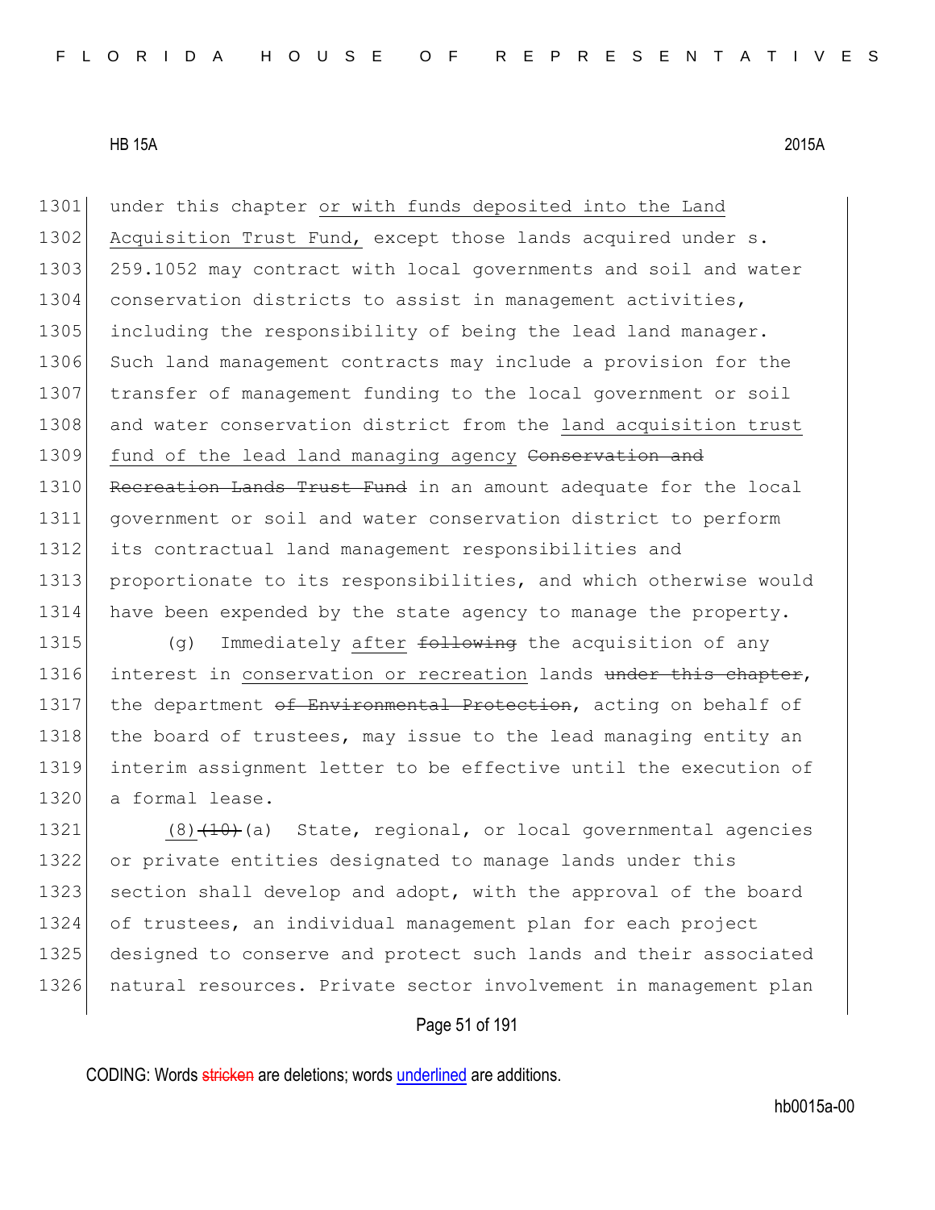1301 under this chapter or with funds deposited into the Land
1302 Acquisition Trust Fund, except those lands acquired under s.
1303 259.1052 may contract with local governments and soil and water
1304 conservation districts to assist in management activities,
1305 including the responsibility of being the lead land manager.
1306 Such land management contracts may include a provision for the
1307 transfer of management funding to the local government or soil
1308 and water conservation district from the land acquisition trust
1309 fund of the lead land managing agency ~~Conservation and~~
1310 ~~Recreation Lands Trust Fund~~ in an amount adequate for the local
1311 government or soil and water conservation district to perform
1312 its contractual land management responsibilities and
1313 proportionate to its responsibilities, and which otherwise would
1314 have been expended by the state agency to manage the property.

1315 (g) Immediately after ~~following~~ the acquisition of any
1316 interest in conservation or recreation lands ~~under this chapter~~,
1317 the department ~~of Environmental Protection~~, acting on behalf of
1318 the board of trustees, may issue to the lead managing entity an
1319 interim assignment letter to be effective until the execution of
1320 a formal lease.

1321 (8)~~(10)~~(a) State, regional, or local governmental agencies
1322 or private entities designated to manage lands under this
1323 section shall develop and adopt, with the approval of the board
1324 of trustees, an individual management plan for each project
1325 designed to conserve and protect such lands and their associated
1326 natural resources. Private sector involvement in management plan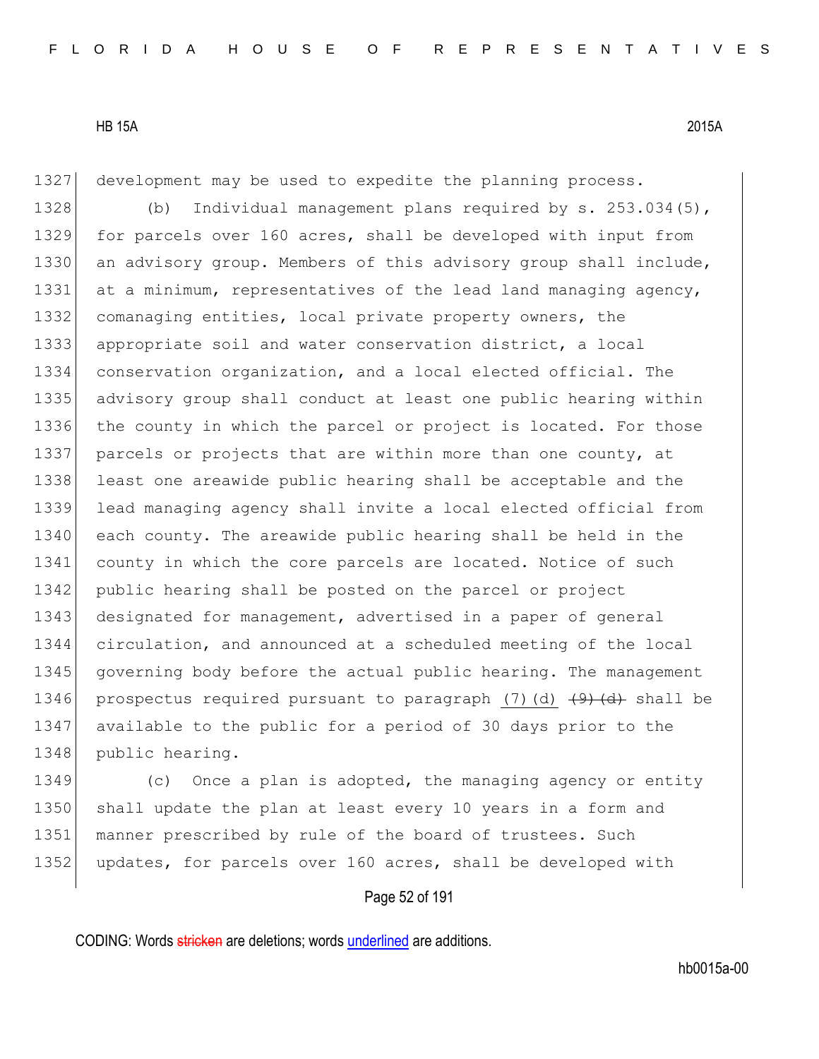development may be used to expedite the planning process.

(b) Individual management plans required by s. 253.034(5), for parcels over 160 acres, shall be developed with input from an advisory group. Members of this advisory group shall include, at a minimum, representatives of the lead land managing agency, comanaging entities, local private property owners, the appropriate soil and water conservation district, a local conservation organization, and a local elected official. The advisory group shall conduct at least one public hearing within the county in which the parcel or project is located. For those parcels or projects that are within more than one county, at least one areawide public hearing shall be acceptable and the lead managing agency shall invite a local elected official from each county. The areawide public hearing shall be held in the county in which the core parcels are located. Notice of such public hearing shall be posted on the parcel or project designated for management, advertised in a paper of general circulation, and announced at a scheduled meeting of the local governing body before the actual public hearing. The management prospectus required pursuant to paragraph <u>(7)(d)</u> ~~(9)(d)~~ shall be available to the public for a period of 30 days prior to the public hearing.

(c) Once a plan is adopted, the managing agency or entity shall update the plan at least every 10 years in a form and manner prescribed by rule of the board of trustees. Such updates, for parcels over 160 acres, shall be developed with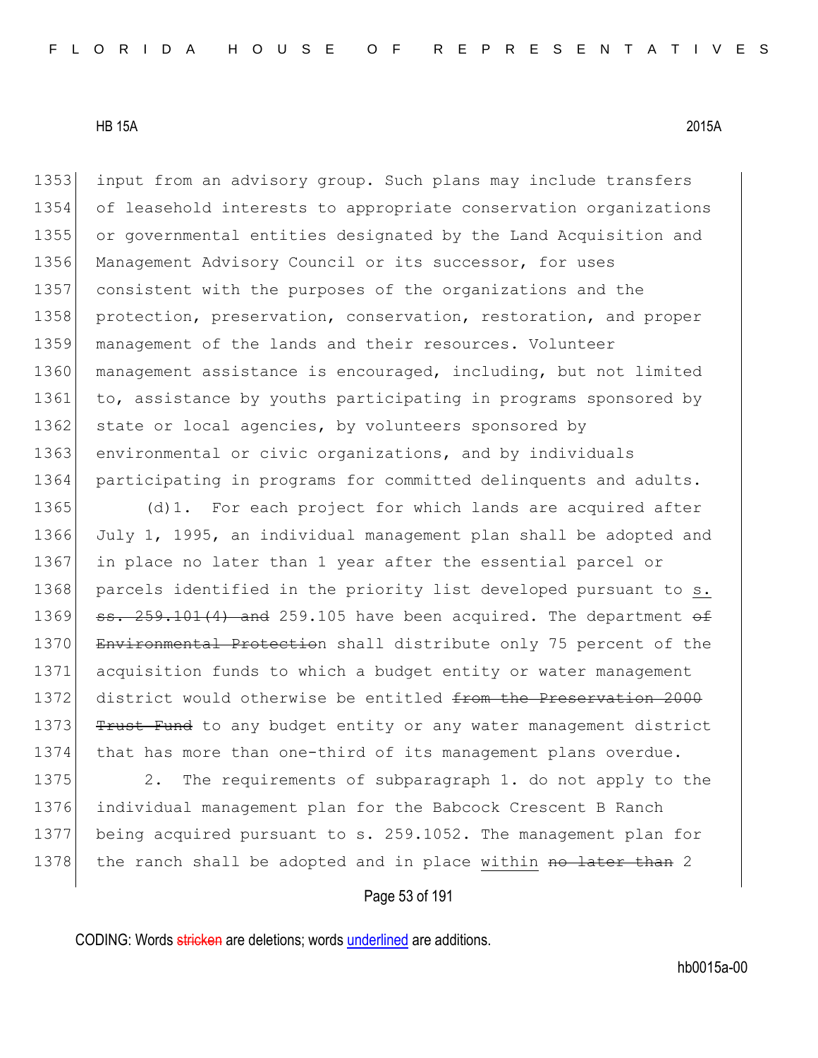1353 input from an advisory group. Such plans may include transfers
1354 of leasehold interests to appropriate conservation organizations
1355 or governmental entities designated by the Land Acquisition and
1356 Management Advisory Council or its successor, for uses
1357 consistent with the purposes of the organizations and the
1358 protection, preservation, conservation, restoration, and proper
1359 management of the lands and their resources. Volunteer
1360 management assistance is encouraged, including, but not limited
1361 to, assistance by youths participating in programs sponsored by
1362 state or local agencies, by volunteers sponsored by
1363 environmental or civic organizations, and by individuals
1364 participating in programs for committed delinquents and adults.

1365 (d)1. For each project for which lands are acquired after
1366 July 1, 1995, an individual management plan shall be adopted and
1367 in place no later than 1 year after the essential parcel or
1368 parcels identified in the priority list developed pursuant to <u>s.</u>
1369 ~~ss. 259.101(4) and~~ 259.105 have been acquired. The department ~~of~~
1370 ~~Environmental Protection~~ shall distribute only 75 percent of the
1371 acquisition funds to which a budget entity or water management
1372 district would otherwise be entitled ~~from the Preservation 2000~~
1373 ~~Trust Fund~~ to any budget entity or any water management district
1374 that has more than one-third of its management plans overdue.

1375 2. The requirements of subparagraph 1. do not apply to the
1376 individual management plan for the Babcock Crescent B Ranch
1377 being acquired pursuant to s. 259.1052. The management plan for
1378 the ranch shall be adopted and in place <u>within</u> ~~no later than~~ 2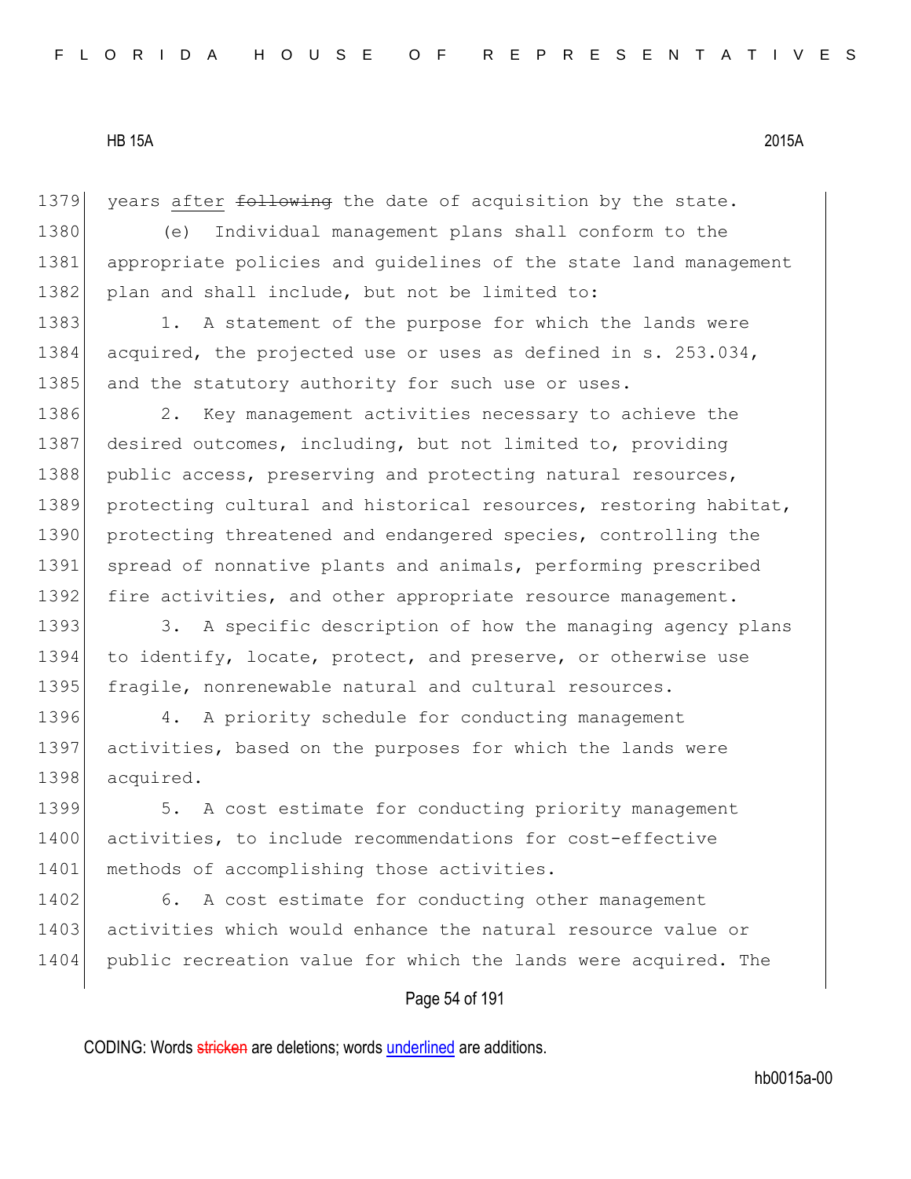years <u>after</u> ~~following~~ the date of acquisition by the state.

(e) Individual management plans shall conform to the appropriate policies and guidelines of the state land management plan and shall include, but not be limited to:

1. A statement of the purpose for which the lands were acquired, the projected use or uses as defined in s. 253.034, and the statutory authority for such use or uses.

2. Key management activities necessary to achieve the desired outcomes, including, but not limited to, providing public access, preserving and protecting natural resources, protecting cultural and historical resources, restoring habitat, protecting threatened and endangered species, controlling the spread of nonnative plants and animals, performing prescribed fire activities, and other appropriate resource management.

3. A specific description of how the managing agency plans to identify, locate, protect, and preserve, or otherwise use fragile, nonrenewable natural and cultural resources.

4. A priority schedule for conducting management activities, based on the purposes for which the lands were acquired.

5. A cost estimate for conducting priority management activities, to include recommendations for cost-effective methods of accomplishing those activities.

6. A cost estimate for conducting other management activities which would enhance the natural resource value or public recreation value for which the lands were acquired. The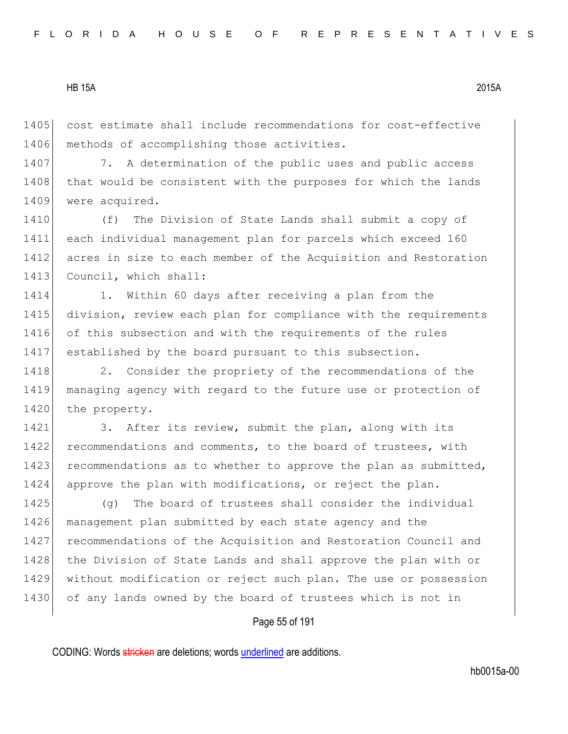cost estimate shall include recommendations for cost-effective methods of accomplishing those activities.

7. A determination of the public uses and public access that would be consistent with the purposes for which the lands were acquired.

(f) The Division of State Lands shall submit a copy of each individual management plan for parcels which exceed 160 acres in size to each member of the Acquisition and Restoration Council, which shall:

1. Within 60 days after receiving a plan from the division, review each plan for compliance with the requirements of this subsection and with the requirements of the rules established by the board pursuant to this subsection.

2. Consider the propriety of the recommendations of the managing agency with regard to the future use or protection of the property.

3. After its review, submit the plan, along with its recommendations and comments, to the board of trustees, with recommendations as to whether to approve the plan as submitted, approve the plan with modifications, or reject the plan.

(g) The board of trustees shall consider the individual management plan submitted by each state agency and the recommendations of the Acquisition and Restoration Council and the Division of State Lands and shall approve the plan with or without modification or reject such plan. The use or possession of any lands owned by the board of trustees which is not in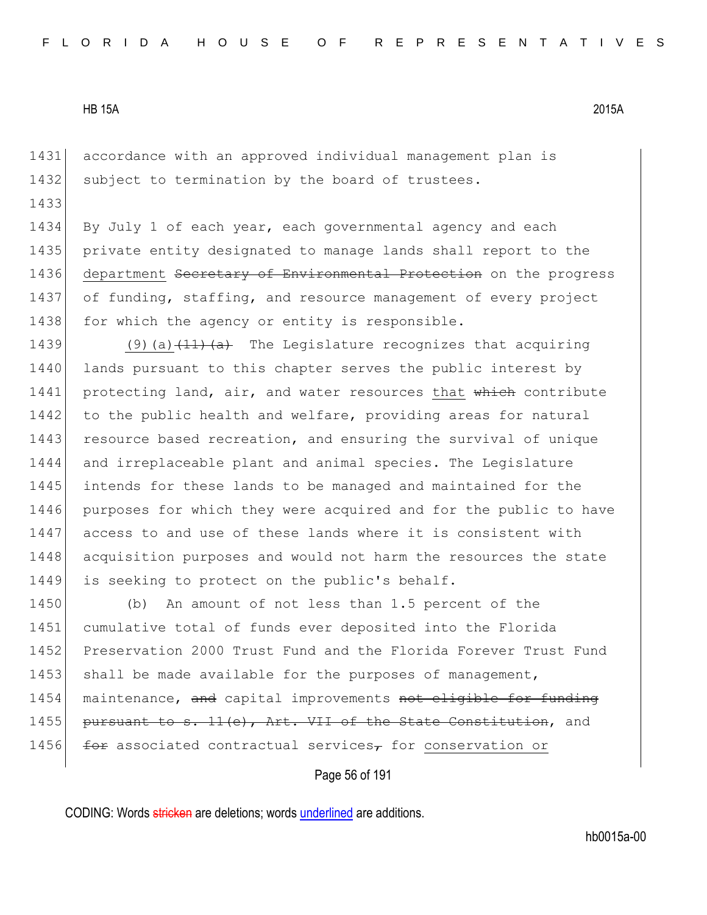1431 accordance with an approved individual management plan is
1432 subject to termination by the board of trustees.
1433
1434 By July 1 of each year, each governmental agency and each
1435 private entity designated to manage lands shall report to the
1436 department ~~Secretary of Environmental Protection~~ on the progress
1437 of funding, staffing, and resource management of every project
1438 for which the agency or entity is responsible.

1439 (9)(a) ~~(11)(a)~~ The Legislature recognizes that acquiring
1440 lands pursuant to this chapter serves the public interest by
1441 protecting land, air, and water resources that ~~which~~ contribute
1442 to the public health and welfare, providing areas for natural
1443 resource based recreation, and ensuring the survival of unique
1444 and irreplaceable plant and animal species. The Legislature
1445 intends for these lands to be managed and maintained for the
1446 purposes for which they were acquired and for the public to have
1447 access to and use of these lands where it is consistent with
1448 acquisition purposes and would not harm the resources the state
1449 is seeking to protect on the public's behalf.

1450 (b) An amount of not less than 1.5 percent of the
1451 cumulative total of funds ever deposited into the Florida
1452 Preservation 2000 Trust Fund and the Florida Forever Trust Fund
1453 shall be made available for the purposes of management,
1454 maintenance, ~~and~~ capital improvements ~~not eligible for funding~~
1455 ~~pursuant to s. 11(e), Art. VII of the State Constitution~~, and
1456 ~~for~~ associated contractual services~~,~~ for conservation or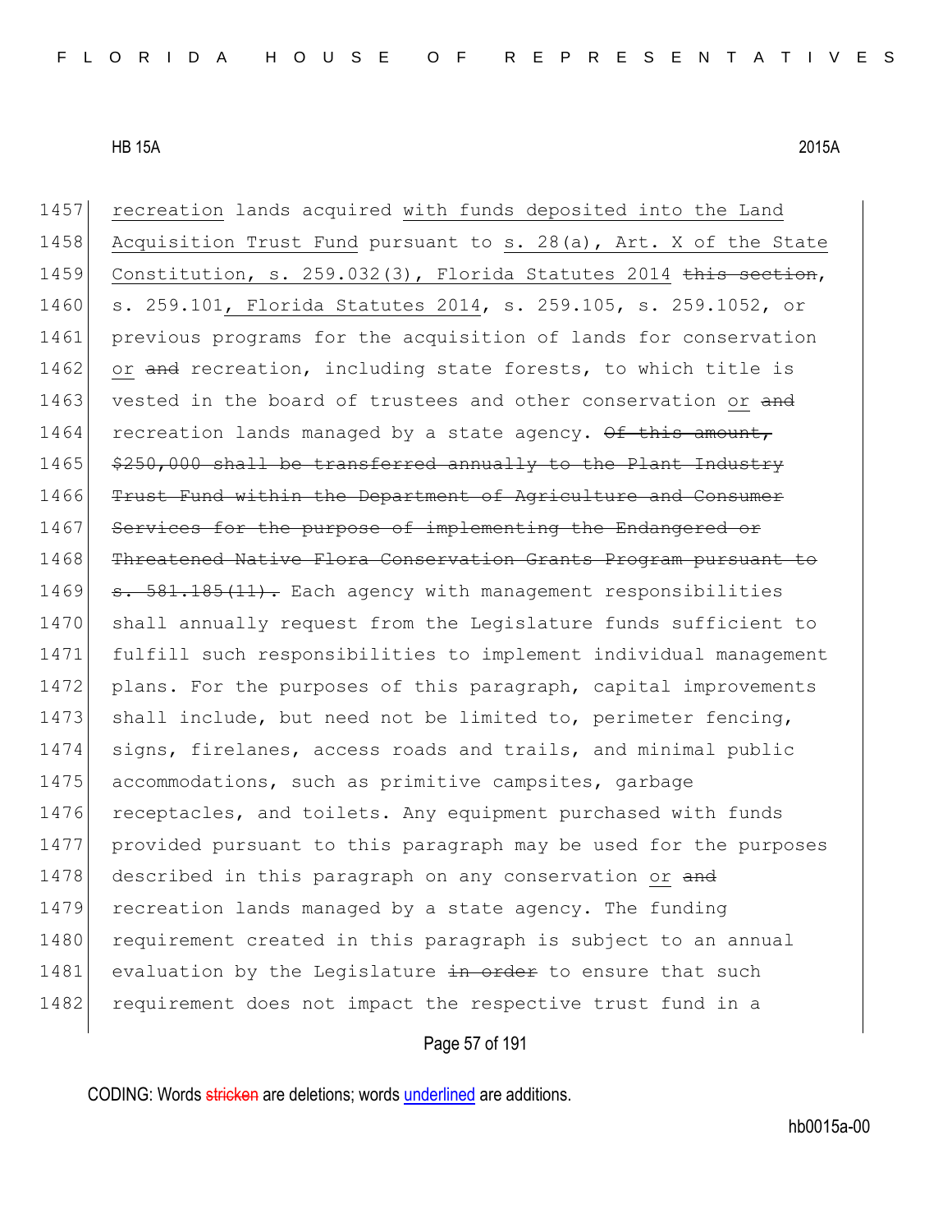1457 recreation lands acquired with funds deposited into the Land
1458 Acquisition Trust Fund pursuant to s. 28(a), Art. X of the State
1459 Constitution, s. 259.032(3), Florida Statutes 2014 ~~this section~~,
1460 s. 259.101, Florida Statutes 2014, s. 259.105, s. 259.1052, or
1461 previous programs for the acquisition of lands for conservation
1462 or ~~and~~ recreation, including state forests, to which title is
1463 vested in the board of trustees and other conservation or ~~and~~
1464 recreation lands managed by a state agency. ~~Of this amount,~~
1465 ~~$250,000 shall be transferred annually to the Plant Industry~~
1466 ~~Trust Fund within the Department of Agriculture and Consumer~~
1467 ~~Services for the purpose of implementing the Endangered or~~
1468 ~~Threatened Native Flora Conservation Grants Program pursuant to~~
1469 ~~s. 581.185(11).~~ Each agency with management responsibilities
1470 shall annually request from the Legislature funds sufficient to
1471 fulfill such responsibilities to implement individual management
1472 plans. For the purposes of this paragraph, capital improvements
1473 shall include, but need not be limited to, perimeter fencing,
1474 signs, firelanes, access roads and trails, and minimal public
1475 accommodations, such as primitive campsites, garbage
1476 receptacles, and toilets. Any equipment purchased with funds
1477 provided pursuant to this paragraph may be used for the purposes
1478 described in this paragraph on any conservation or ~~and~~
1479 recreation lands managed by a state agency. The funding
1480 requirement created in this paragraph is subject to an annual
1481 evaluation by the Legislature ~~in order~~ to ensure that such
1482 requirement does not impact the respective trust fund in a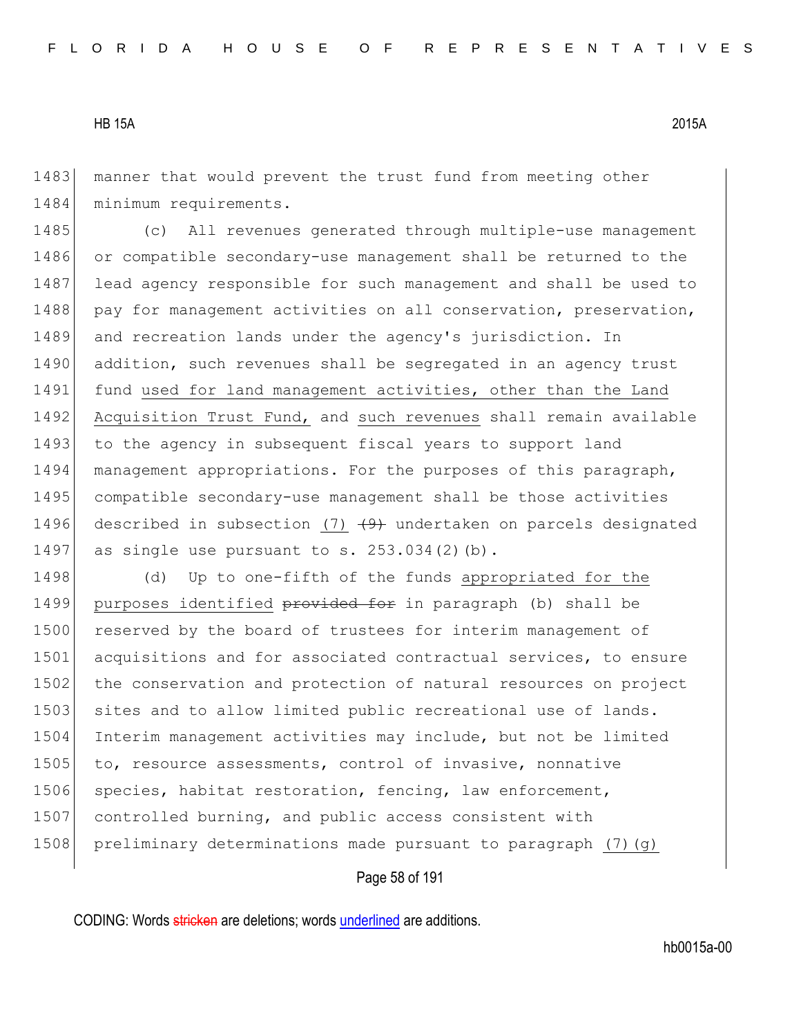manner that would prevent the trust fund from meeting other minimum requirements.

(c) All revenues generated through multiple-use management or compatible secondary-use management shall be returned to the lead agency responsible for such management and shall be used to pay for management activities on all conservation, preservation, and recreation lands under the agency's jurisdiction. In addition, such revenues shall be segregated in an agency trust fund <u>used for land management activities, other than the Land Acquisition Trust Fund,</u> and <u>such revenues</u> shall remain available to the agency in subsequent fiscal years to support land management appropriations. For the purposes of this paragraph, compatible secondary-use management shall be those activities described in subsection <u>(7)</u> ~~(9)~~ undertaken on parcels designated as single use pursuant to s. 253.034(2)(b).

(d) Up to one-fifth of the funds <u>appropriated for the purposes identified</u> ~~provided for~~ in paragraph (b) shall be reserved by the board of trustees for interim management of acquisitions and for associated contractual services, to ensure the conservation and protection of natural resources on project sites and to allow limited public recreational use of lands. Interim management activities may include, but not be limited to, resource assessments, control of invasive, nonnative species, habitat restoration, fencing, law enforcement, controlled burning, and public access consistent with preliminary determinations made pursuant to paragraph <u>(7)(g)</u>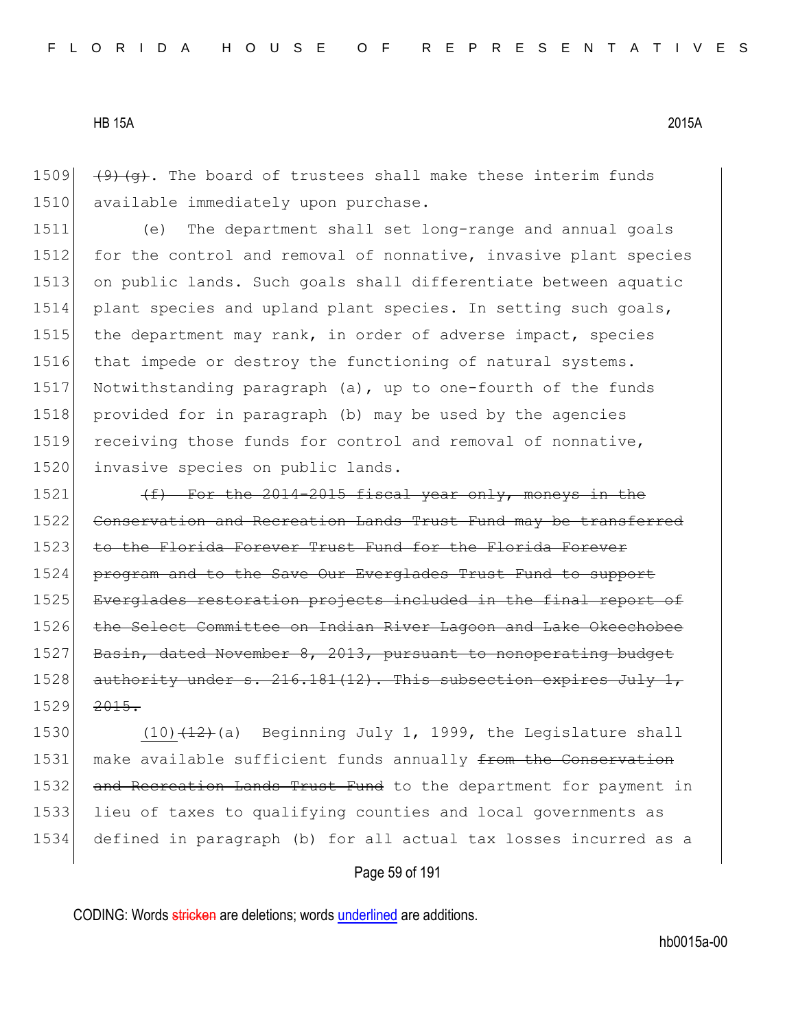~~(9)(g)~~. The board of trustees shall make these interim funds available immediately upon purchase.

(e) The department shall set long-range and annual goals for the control and removal of nonnative, invasive plant species on public lands. Such goals shall differentiate between aquatic plant species and upland plant species. In setting such goals, the department may rank, in order of adverse impact, species that impede or destroy the functioning of natural systems. Notwithstanding paragraph (a), up to one-fourth of the funds provided for in paragraph (b) may be used by the agencies receiving those funds for control and removal of nonnative, invasive species on public lands.

~~(f) For the 2014-2015 fiscal year only, moneys in the Conservation and Recreation Lands Trust Fund may be transferred to the Florida Forever Trust Fund for the Florida Forever program and to the Save Our Everglades Trust Fund to support Everglades restoration projects included in the final report of the Select Committee on Indian River Lagoon and Lake Okeechobee Basin, dated November 8, 2013, pursuant to nonoperating budget authority under s. 216.181(12). This subsection expires July 1, 2015.~~

<u>(10)</u>~~(12)~~(a) Beginning July 1, 1999, the Legislature shall make available sufficient funds annually ~~from the Conservation and Recreation Lands Trust Fund~~ to the department for payment in lieu of taxes to qualifying counties and local governments as defined in paragraph (b) for all actual tax losses incurred as a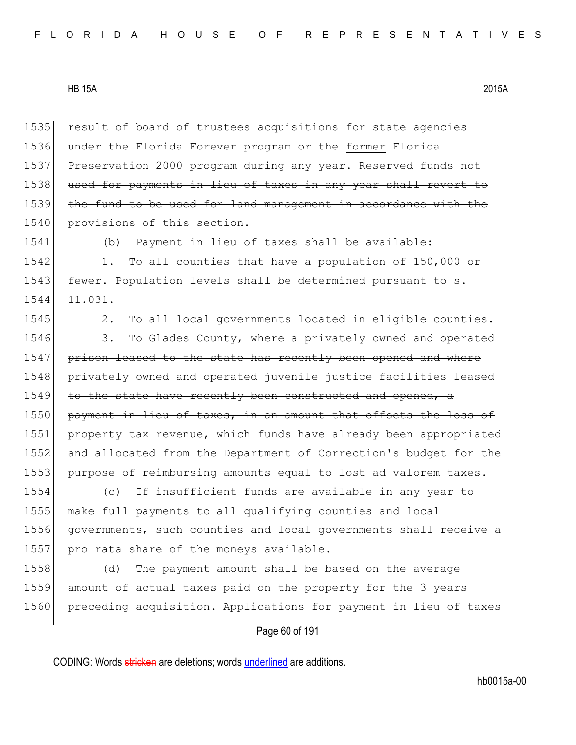1535 result of board of trustees acquisitions for state agencies
1536 under the Florida Forever program or the <u>former</u> Florida
1537 Preservation 2000 program during any year. ~~Reserved funds not~~
1538 ~~used for payments in lieu of taxes in any year shall revert to~~
1539 ~~the fund to be used for land management in accordance with the~~
1540 ~~provisions of this section.~~

1541 (b) Payment in lieu of taxes shall be available:

1542 1. To all counties that have a population of 150,000 or
1543 fewer. Population levels shall be determined pursuant to s.
1544 11.031.

1545 2. To all local governments located in eligible counties.

1546 ~~3. To Glades County, where a privately owned and operated~~
1547 ~~prison leased to the state has recently been opened and where~~
1548 ~~privately owned and operated juvenile justice facilities leased~~
1549 ~~to the state have recently been constructed and opened, a~~
1550 ~~payment in lieu of taxes, in an amount that offsets the loss of~~
1551 ~~property tax revenue, which funds have already been appropriated~~
1552 ~~and allocated from the Department of Correction's budget for the~~
1553 ~~purpose of reimbursing amounts equal to lost ad valorem taxes.~~

1554 (c) If insufficient funds are available in any year to
1555 make full payments to all qualifying counties and local
1556 governments, such counties and local governments shall receive a
1557 pro rata share of the moneys available.

1558 (d) The payment amount shall be based on the average
1559 amount of actual taxes paid on the property for the 3 years
1560 preceding acquisition. Applications for payment in lieu of taxes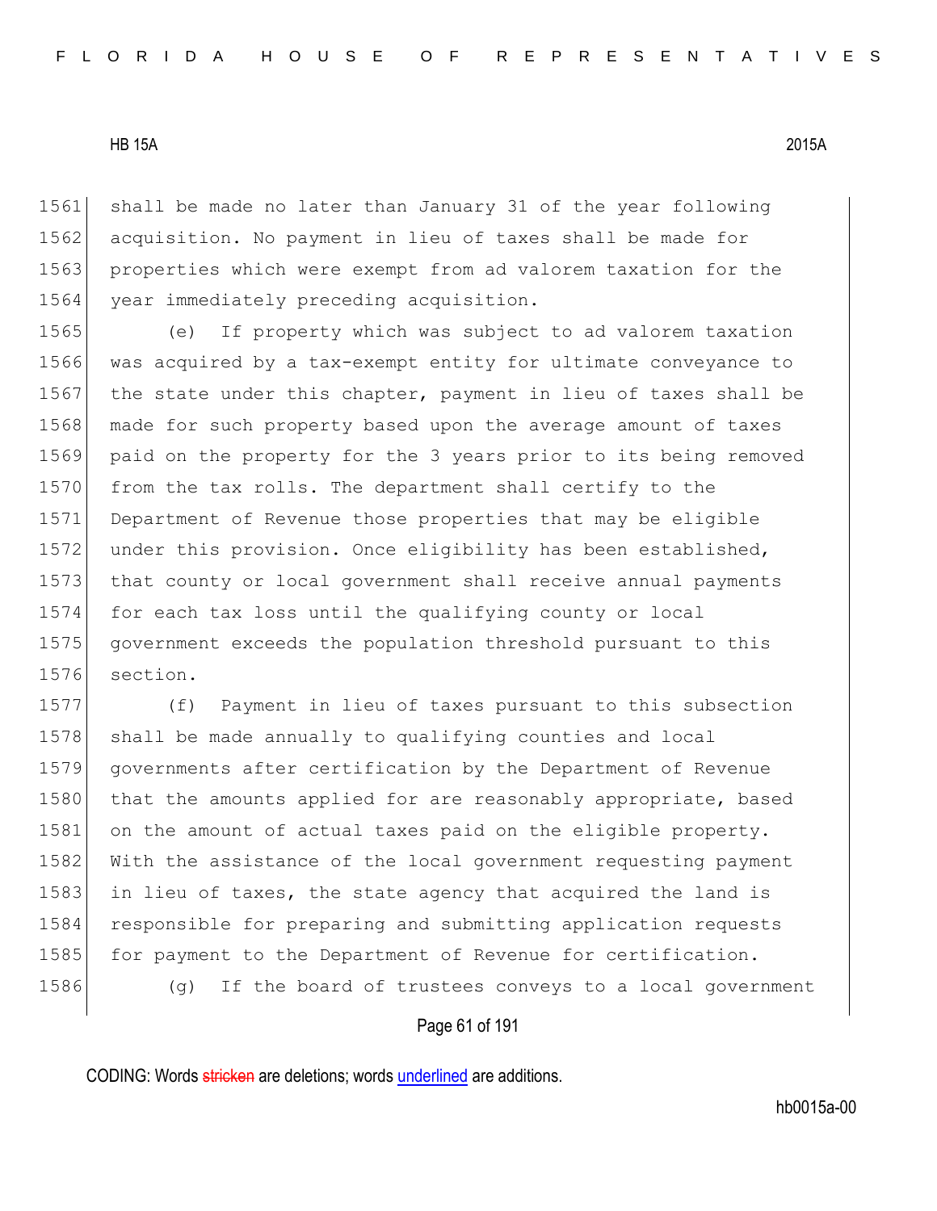shall be made no later than January 31 of the year following acquisition. No payment in lieu of taxes shall be made for properties which were exempt from ad valorem taxation for the year immediately preceding acquisition.

(e) If property which was subject to ad valorem taxation was acquired by a tax-exempt entity for ultimate conveyance to the state under this chapter, payment in lieu of taxes shall be made for such property based upon the average amount of taxes paid on the property for the 3 years prior to its being removed from the tax rolls. The department shall certify to the Department of Revenue those properties that may be eligible under this provision. Once eligibility has been established, that county or local government shall receive annual payments for each tax loss until the qualifying county or local government exceeds the population threshold pursuant to this section.

(f) Payment in lieu of taxes pursuant to this subsection shall be made annually to qualifying counties and local governments after certification by the Department of Revenue that the amounts applied for are reasonably appropriate, based on the amount of actual taxes paid on the eligible property. With the assistance of the local government requesting payment in lieu of taxes, the state agency that acquired the land is responsible for preparing and submitting application requests for payment to the Department of Revenue for certification.

(g) If the board of trustees conveys to a local government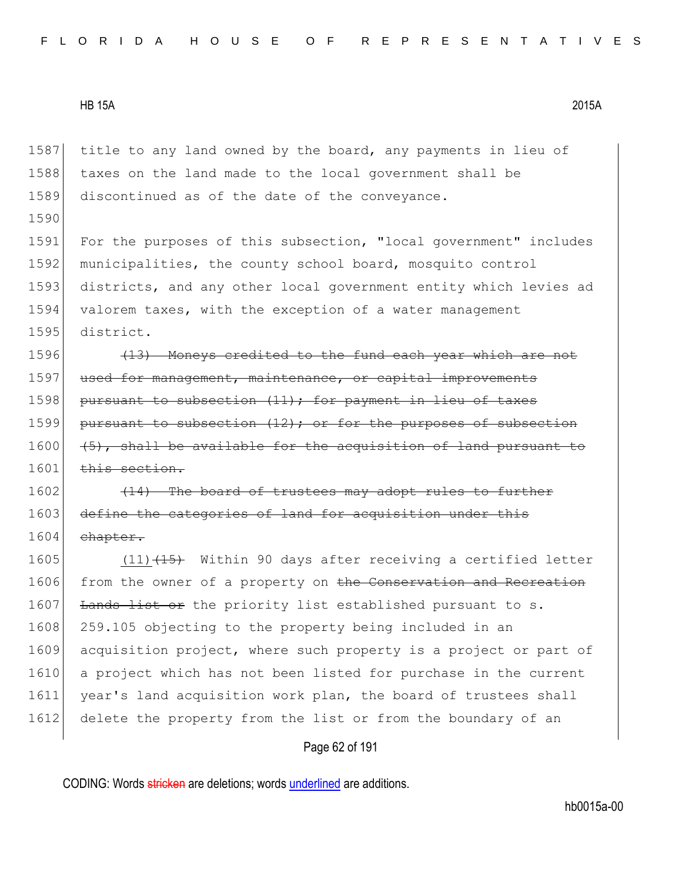title to any land owned by the board, any payments in lieu of taxes on the land made to the local government shall be discontinued as of the date of the conveyance.

For the purposes of this subsection, "local government" includes municipalities, the county school board, mosquito control districts, and any other local government entity which levies ad valorem taxes, with the exception of a water management district.

~~(13) Moneys credited to the fund each year which are not used for management, maintenance, or capital improvements pursuant to subsection (11); for payment in lieu of taxes pursuant to subsection (12); or for the purposes of subsection (5), shall be available for the acquisition of land pursuant to this section.~~

~~(14) The board of trustees may adopt rules to further define the categories of land for acquisition under this chapter.~~

<u>(11)</u>~~(15)~~ Within 90 days after receiving a certified letter from the owner of a property on ~~the Conservation and Recreation Lands list or~~ the priority list established pursuant to s. 259.105 objecting to the property being included in an acquisition project, where such property is a project or part of a project which has not been listed for purchase in the current year's land acquisition work plan, the board of trustees shall delete the property from the list or from the boundary of an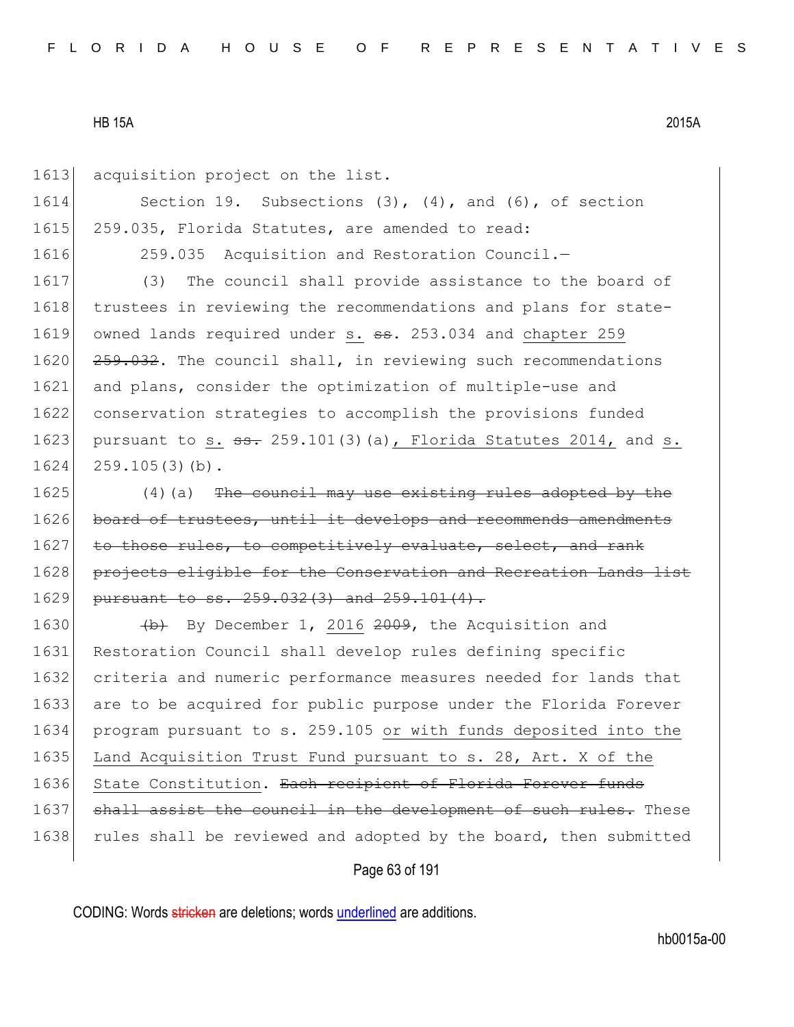1613 acquisition project on the list.

1614 Section 19. Subsections (3), (4), and (6), of section
1615 259.035, Florida Statutes, are amended to read:

1616 259.035 Acquisition and Restoration Council.—

1617 (3) The council shall provide assistance to the board of
1618 trustees in reviewing the recommendations and plans for state-
1619 owned lands required under <u>s.</u> ~~ss.~~ 253.034 and <u>chapter 259</u>
1620 ~~259.032~~. The council shall, in reviewing such recommendations
1621 and plans, consider the optimization of multiple-use and
1622 conservation strategies to accomplish the provisions funded
1623 pursuant to <u>s.</u> ~~ss.~~ 259.101(3)(a)<u>, Florida Statutes 2014,</u> and <u>s.</u>
1624 259.105(3)(b).

1625 (4)(a) ~~The council may use existing rules adopted by the~~
1626 ~~board of trustees, until it develops and recommends amendments~~
1627 ~~to those rules, to competitively evaluate, select, and rank~~
1628 ~~projects eligible for the Conservation and Recreation Lands list~~
1629 ~~pursuant to ss. 259.032(3) and 259.101(4).~~

1630 ~~(b)~~ By December 1, <u>2016</u> ~~2009~~, the Acquisition and
1631 Restoration Council shall develop rules defining specific
1632 criteria and numeric performance measures needed for lands that
1633 are to be acquired for public purpose under the Florida Forever
1634 program pursuant to s. 259.105 <u>or with funds deposited into the</u>
1635 <u>Land Acquisition Trust Fund pursuant to s. 28, Art. X of the</u>
1636 <u>State Constitution</u>. ~~Each recipient of Florida Forever funds~~
1637 ~~shall assist the council in the development of such rules.~~ These
1638 rules shall be reviewed and adopted by the board, then submitted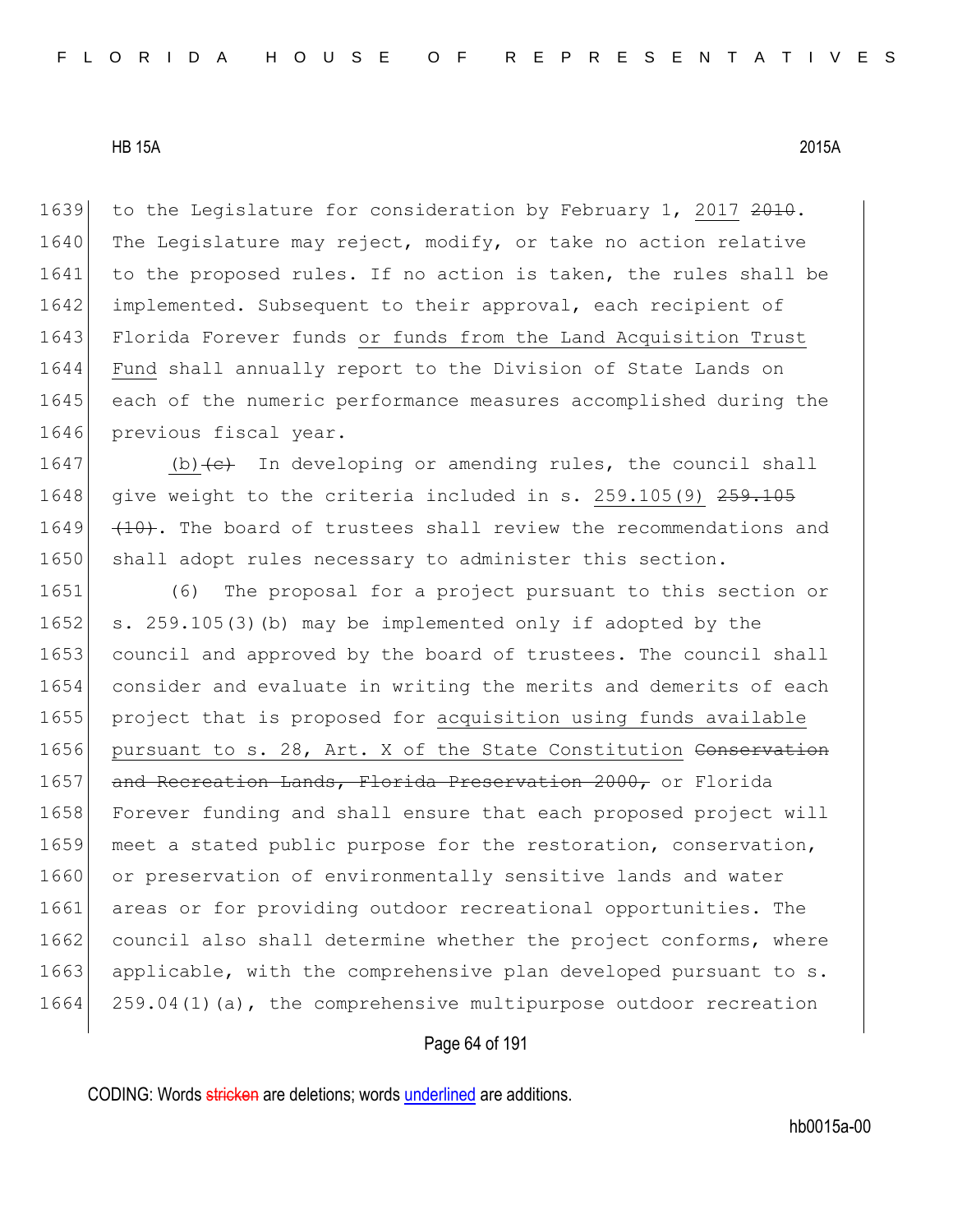to the Legislature for consideration by February 1, <u>2017</u> ~~2010~~. The Legislature may reject, modify, or take no action relative to the proposed rules. If no action is taken, the rules shall be implemented. Subsequent to their approval, each recipient of Florida Forever funds <u>or funds from the Land Acquisition Trust Fund</u> shall annually report to the Division of State Lands on each of the numeric performance measures accomplished during the previous fiscal year.

<u>(b)</u>~~(c)~~ In developing or amending rules, the council shall give weight to the criteria included in s. <u>259.105(9)</u> ~~259.105(10)~~. The board of trustees shall review the recommendations and shall adopt rules necessary to administer this section.

(6) The proposal for a project pursuant to this section or s. 259.105(3)(b) may be implemented only if adopted by the council and approved by the board of trustees. The council shall consider and evaluate in writing the merits and demerits of each project that is proposed for <u>acquisition using funds available pursuant to s. 28, Art. X of the State Constitution</u> ~~Conservation and Recreation Lands, Florida Preservation 2000,~~ or Florida Forever funding and shall ensure that each proposed project will meet a stated public purpose for the restoration, conservation, or preservation of environmentally sensitive lands and water areas or for providing outdoor recreational opportunities. The council also shall determine whether the project conforms, where applicable, with the comprehensive plan developed pursuant to s. 259.04(1)(a), the comprehensive multipurpose outdoor recreation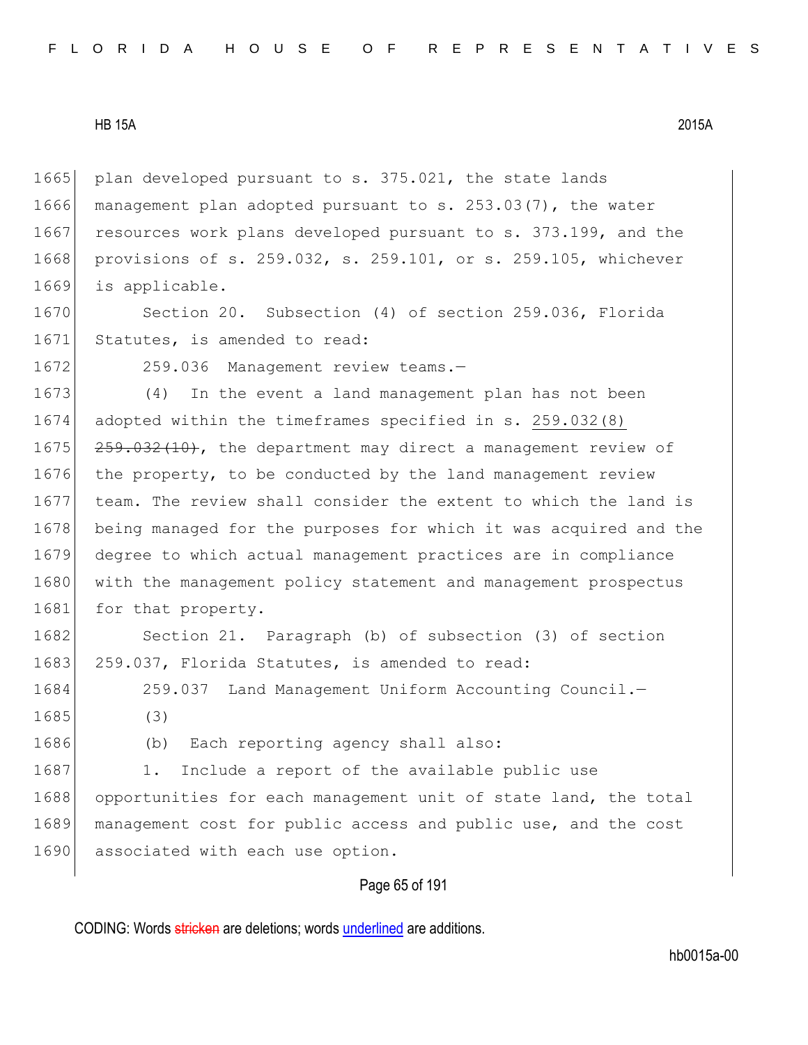plan developed pursuant to s. 375.021, the state lands management plan adopted pursuant to s. 253.03(7), the water resources work plans developed pursuant to s. 373.199, and the provisions of s. 259.032, s. 259.101, or s. 259.105, whichever is applicable.

Section 20. Subsection (4) of section 259.036, Florida Statutes, is amended to read:

259.036 Management review teams.—

(4) In the event a land management plan has not been adopted within the timeframes specified in s. <u>259.032(8)</u> ~~259.032(10)~~, the department may direct a management review of the property, to be conducted by the land management review team. The review shall consider the extent to which the land is being managed for the purposes for which it was acquired and the degree to which actual management practices are in compliance with the management policy statement and management prospectus for that property.

Section 21. Paragraph (b) of subsection (3) of section 259.037, Florida Statutes, is amended to read:

259.037 Land Management Uniform Accounting Council.—

(3)

(b) Each reporting agency shall also:

1. Include a report of the available public use opportunities for each management unit of state land, the total management cost for public access and public use, and the cost associated with each use option.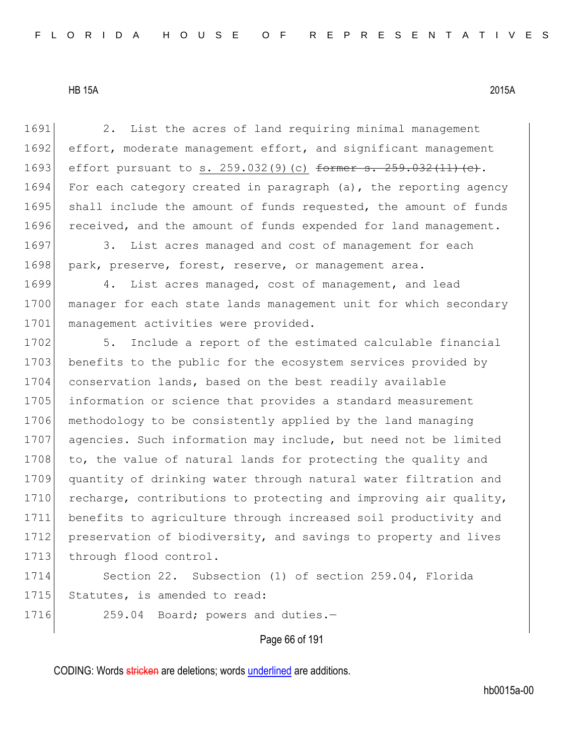2. List the acres of land requiring minimal management effort, moderate management effort, and significant management effort pursuant to <u>s. 259.032(9)(c)</u> ~~former s. 259.032(11)(c)~~. For each category created in paragraph (a), the reporting agency shall include the amount of funds requested, the amount of funds received, and the amount of funds expended for land management.

3. List acres managed and cost of management for each park, preserve, forest, reserve, or management area.

4. List acres managed, cost of management, and lead manager for each state lands management unit for which secondary management activities were provided.

5. Include a report of the estimated calculable financial benefits to the public for the ecosystem services provided by conservation lands, based on the best readily available information or science that provides a standard measurement methodology to be consistently applied by the land managing agencies. Such information may include, but need not be limited to, the value of natural lands for protecting the quality and quantity of drinking water through natural water filtration and recharge, contributions to protecting and improving air quality, benefits to agriculture through increased soil productivity and preservation of biodiversity, and savings to property and lives through flood control.

Section 22. Subsection (1) of section 259.04, Florida Statutes, is amended to read:

259.04 Board; powers and duties.—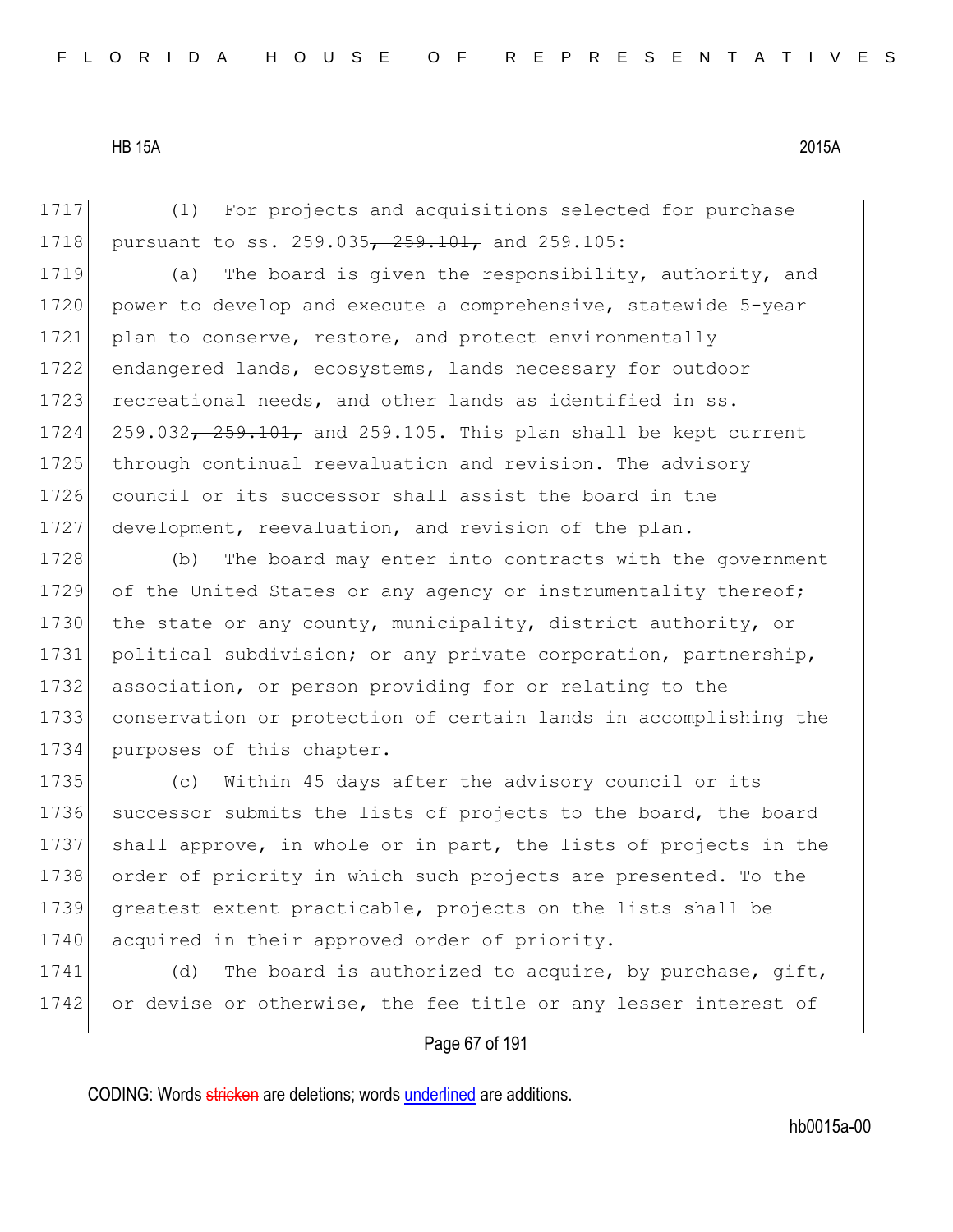HB 15A 2015A

1717 (1) For projects and acquisitions selected for purchase
1718 pursuant to ss. 259.035~~, 259.101,~~ and 259.105:

1719 (a) The board is given the responsibility, authority, and
1720 power to develop and execute a comprehensive, statewide 5-year
1721 plan to conserve, restore, and protect environmentally
1722 endangered lands, ecosystems, lands necessary for outdoor
1723 recreational needs, and other lands as identified in ss.
1724 259.032~~, 259.101,~~ and 259.105. This plan shall be kept current
1725 through continual reevaluation and revision. The advisory
1726 council or its successor shall assist the board in the
1727 development, reevaluation, and revision of the plan.

1728 (b) The board may enter into contracts with the government
1729 of the United States or any agency or instrumentality thereof;
1730 the state or any county, municipality, district authority, or
1731 political subdivision; or any private corporation, partnership,
1732 association, or person providing for or relating to the
1733 conservation or protection of certain lands in accomplishing the
1734 purposes of this chapter.

1735 (c) Within 45 days after the advisory council or its
1736 successor submits the lists of projects to the board, the board
1737 shall approve, in whole or in part, the lists of projects in the
1738 order of priority in which such projects are presented. To the
1739 greatest extent practicable, projects on the lists shall be
1740 acquired in their approved order of priority.

1741 (d) The board is authorized to acquire, by purchase, gift,
1742 or devise or otherwise, the fee title or any lesser interest of

CODING: Words ~~stricken~~ are deletions; words underlined are additions.

hb0015a-00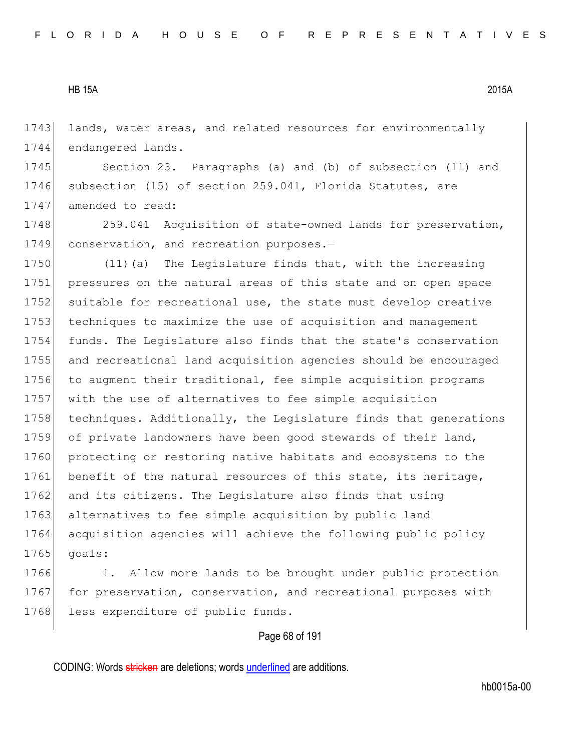lands, water areas, and related resources for environmentally endangered lands.

Section 23. Paragraphs (a) and (b) of subsection (11) and subsection (15) of section 259.041, Florida Statutes, are amended to read:

259.041 Acquisition of state-owned lands for preservation, conservation, and recreation purposes.—

(11)(a) The Legislature finds that, with the increasing pressures on the natural areas of this state and on open space suitable for recreational use, the state must develop creative techniques to maximize the use of acquisition and management funds. The Legislature also finds that the state's conservation and recreational land acquisition agencies should be encouraged to augment their traditional, fee simple acquisition programs with the use of alternatives to fee simple acquisition techniques. Additionally, the Legislature finds that generations of private landowners have been good stewards of their land, protecting or restoring native habitats and ecosystems to the benefit of the natural resources of this state, its heritage, and its citizens. The Legislature also finds that using alternatives to fee simple acquisition by public land acquisition agencies will achieve the following public policy goals:

1. Allow more lands to be brought under public protection for preservation, conservation, and recreational purposes with less expenditure of public funds.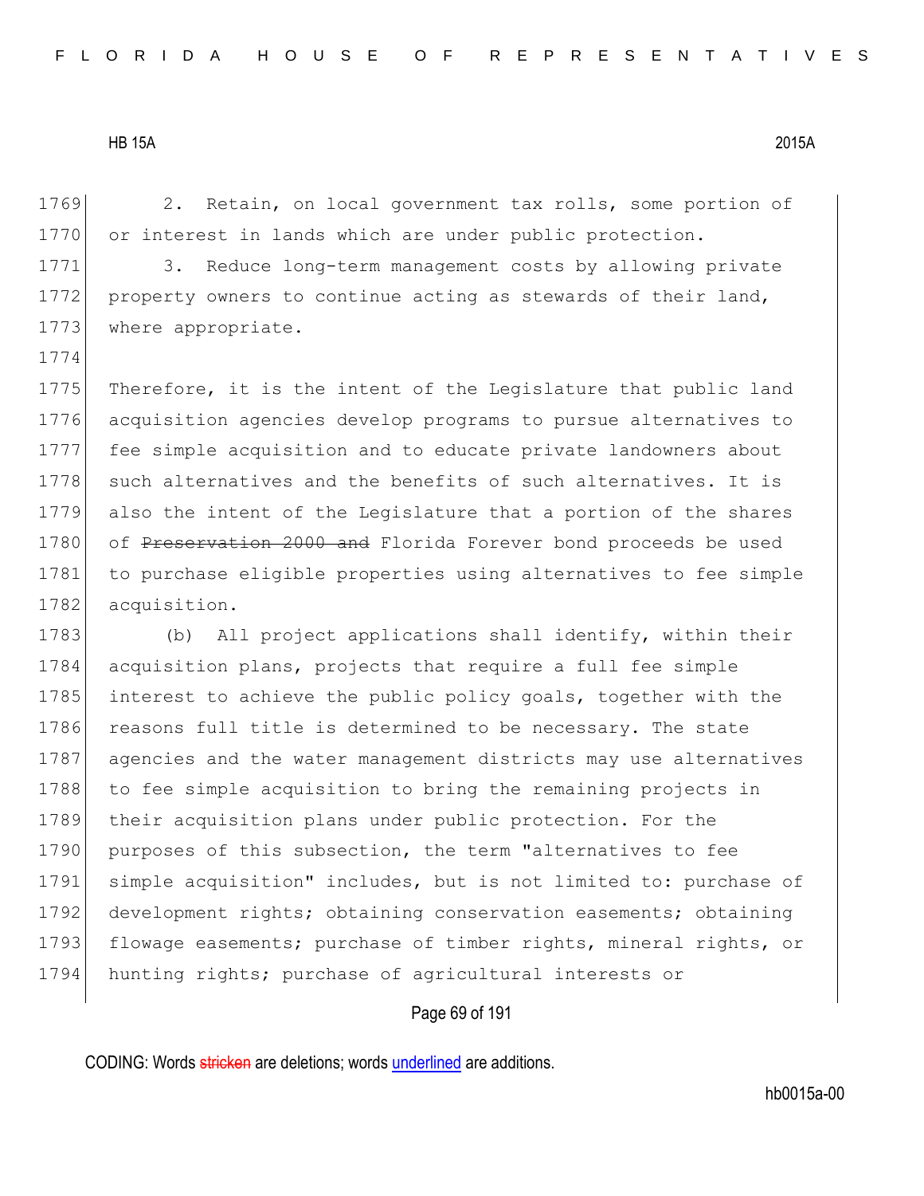2. Retain, on local government tax rolls, some portion of or interest in lands which are under public protection.

3. Reduce long-term management costs by allowing private property owners to continue acting as stewards of their land, where appropriate.

Therefore, it is the intent of the Legislature that public land acquisition agencies develop programs to pursue alternatives to fee simple acquisition and to educate private landowners about such alternatives and the benefits of such alternatives. It is also the intent of the Legislature that a portion of the shares of ~~Preservation 2000 and~~ Florida Forever bond proceeds be used to purchase eligible properties using alternatives to fee simple acquisition.

(b) All project applications shall identify, within their acquisition plans, projects that require a full fee simple interest to achieve the public policy goals, together with the reasons full title is determined to be necessary. The state agencies and the water management districts may use alternatives to fee simple acquisition to bring the remaining projects in their acquisition plans under public protection. For the purposes of this subsection, the term "alternatives to fee simple acquisition" includes, but is not limited to: purchase of development rights; obtaining conservation easements; obtaining flowage easements; purchase of timber rights, mineral rights, or hunting rights; purchase of agricultural interests or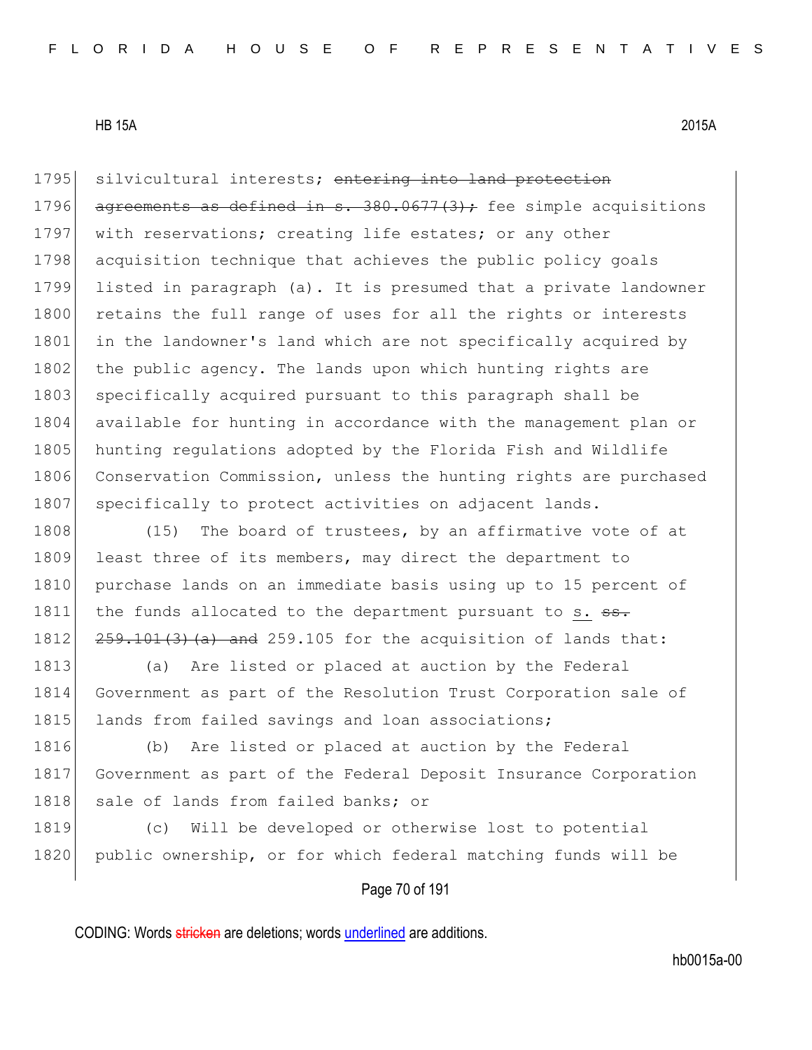1795 silvicultural interests; ~~entering into land protection~~
1796 ~~agreements as defined in s. 380.0677(3);~~ fee simple acquisitions
1797 with reservations; creating life estates; or any other
1798 acquisition technique that achieves the public policy goals
1799 listed in paragraph (a). It is presumed that a private landowner
1800 retains the full range of uses for all the rights or interests
1801 in the landowner's land which are not specifically acquired by
1802 the public agency. The lands upon which hunting rights are
1803 specifically acquired pursuant to this paragraph shall be
1804 available for hunting in accordance with the management plan or
1805 hunting regulations adopted by the Florida Fish and Wildlife
1806 Conservation Commission, unless the hunting rights are purchased
1807 specifically to protect activities on adjacent lands.

1808 (15) The board of trustees, by an affirmative vote of at
1809 least three of its members, may direct the department to
1810 purchase lands on an immediate basis using up to 15 percent of
1811 the funds allocated to the department pursuant to <u>s.</u> ~~ss.~~
1812 ~~259.101(3)(a) and~~ 259.105 for the acquisition of lands that:

1813 (a) Are listed or placed at auction by the Federal
1814 Government as part of the Resolution Trust Corporation sale of
1815 lands from failed savings and loan associations;

1816 (b) Are listed or placed at auction by the Federal
1817 Government as part of the Federal Deposit Insurance Corporation
1818 sale of lands from failed banks; or

1819 (c) Will be developed or otherwise lost to potential
1820 public ownership, or for which federal matching funds will be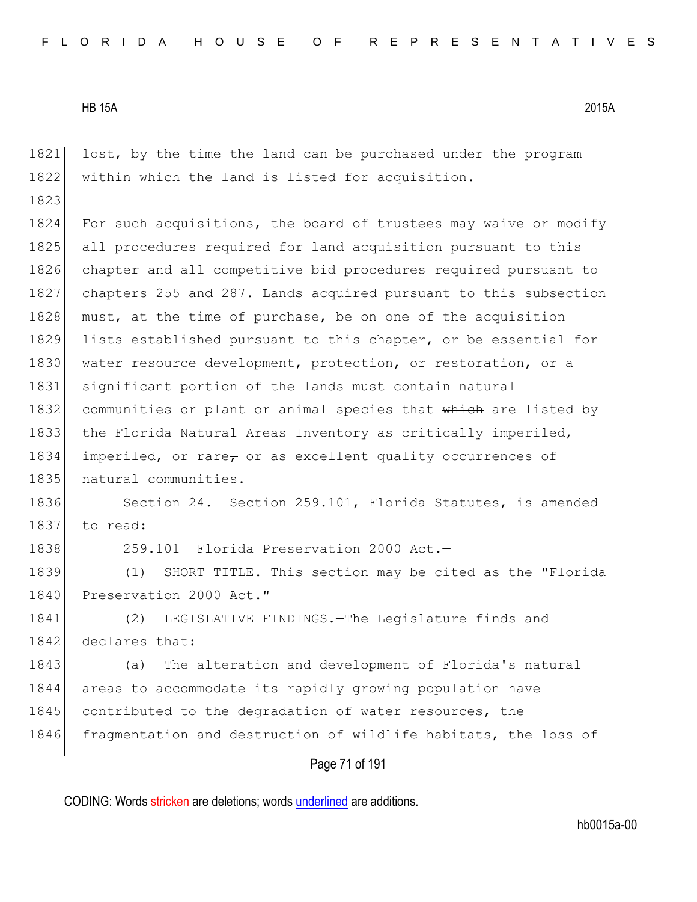lost, by the time the land can be purchased under the program within which the land is listed for acquisition.

For such acquisitions, the board of trustees may waive or modify all procedures required for land acquisition pursuant to this chapter and all competitive bid procedures required pursuant to chapters 255 and 287. Lands acquired pursuant to this subsection must, at the time of purchase, be on one of the acquisition lists established pursuant to this chapter, or be essential for water resource development, protection, or restoration, or a significant portion of the lands must contain natural communities or plant or animal species <u>that</u> ~~which~~ are listed by the Florida Natural Areas Inventory as critically imperiled, imperiled, or rare~~,~~ or as excellent quality occurrences of natural communities.

Section 24. Section 259.101, Florida Statutes, is amended to read:

259.101 Florida Preservation 2000 Act.—

(1) SHORT TITLE.—This section may be cited as the "Florida Preservation 2000 Act."

(2) LEGISLATIVE FINDINGS.—The Legislature finds and declares that:

(a) The alteration and development of Florida's natural areas to accommodate its rapidly growing population have contributed to the degradation of water resources, the fragmentation and destruction of wildlife habitats, the loss of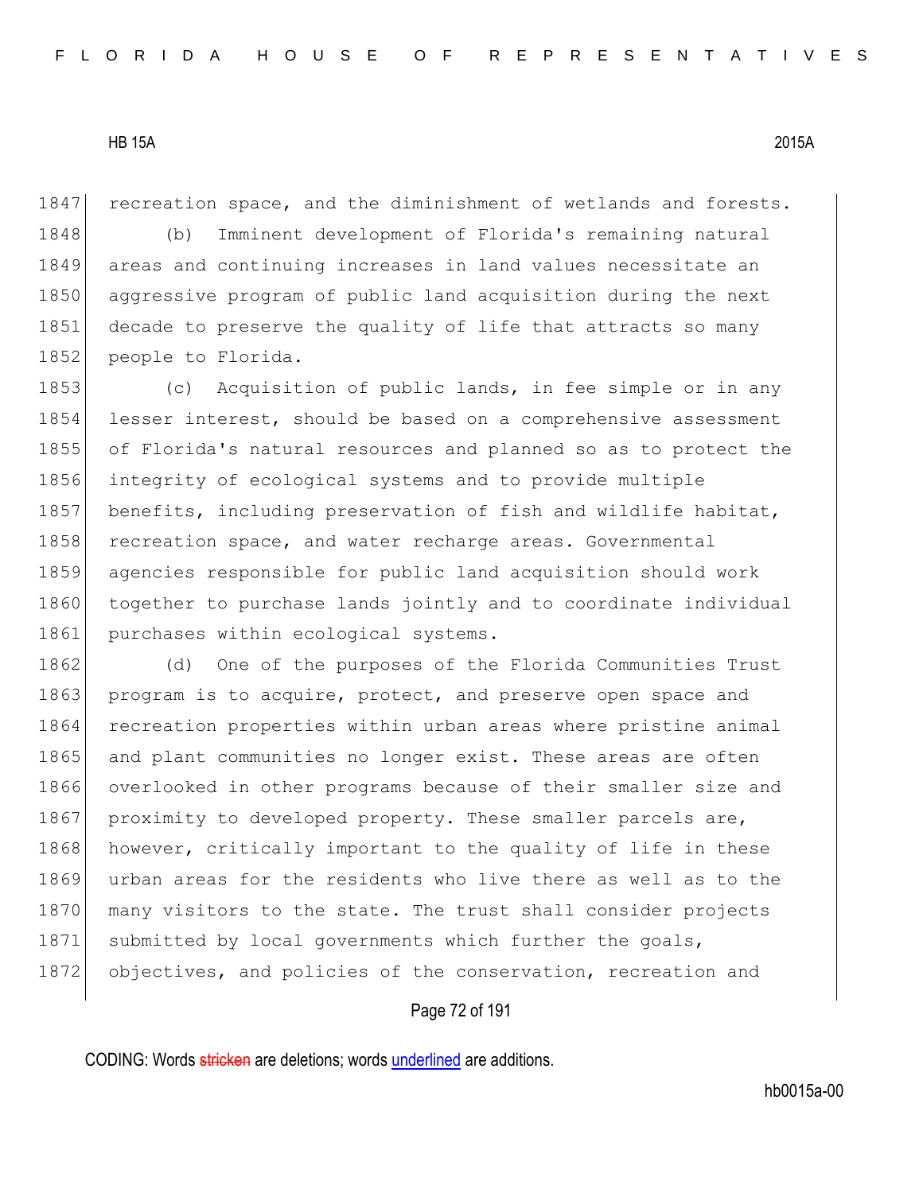recreation space, and the diminishment of wetlands and forests.

(b) Imminent development of Florida's remaining natural areas and continuing increases in land values necessitate an aggressive program of public land acquisition during the next decade to preserve the quality of life that attracts so many people to Florida.

(c) Acquisition of public lands, in fee simple or in any lesser interest, should be based on a comprehensive assessment of Florida's natural resources and planned so as to protect the integrity of ecological systems and to provide multiple benefits, including preservation of fish and wildlife habitat, recreation space, and water recharge areas. Governmental agencies responsible for public land acquisition should work together to purchase lands jointly and to coordinate individual purchases within ecological systems.

(d) One of the purposes of the Florida Communities Trust program is to acquire, protect, and preserve open space and recreation properties within urban areas where pristine animal and plant communities no longer exist. These areas are often overlooked in other programs because of their smaller size and proximity to developed property. These smaller parcels are, however, critically important to the quality of life in these urban areas for the residents who live there as well as to the many visitors to the state. The trust shall consider projects submitted by local governments which further the goals, objectives, and policies of the conservation, recreation and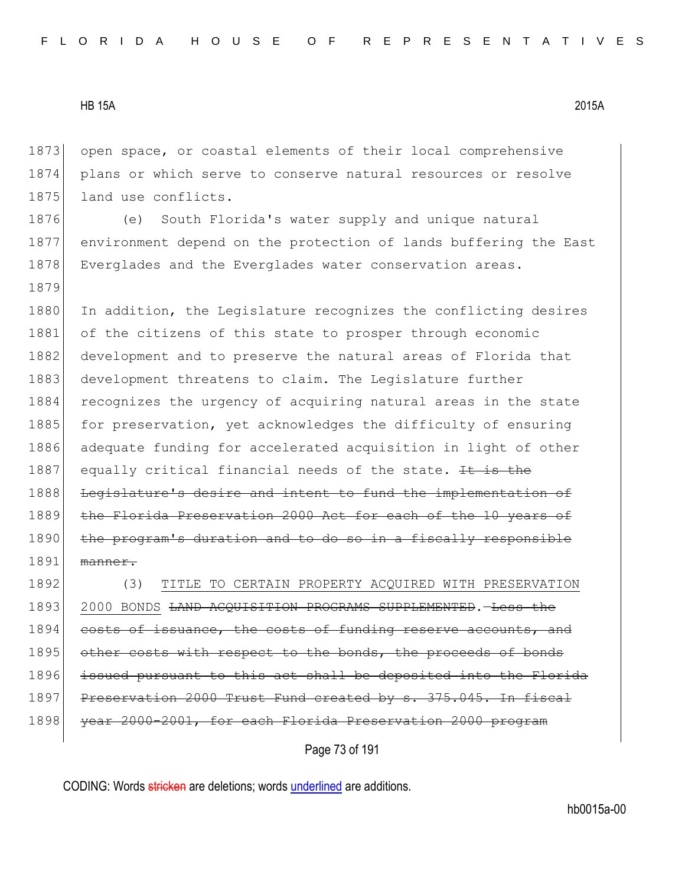open space, or coastal elements of their local comprehensive plans or which serve to conserve natural resources or resolve land use conflicts.

(e) South Florida's water supply and unique natural environment depend on the protection of lands buffering the East Everglades and the Everglades water conservation areas.

In addition, the Legislature recognizes the conflicting desires of the citizens of this state to prosper through economic development and to preserve the natural areas of Florida that development threatens to claim. The Legislature further recognizes the urgency of acquiring natural areas in the state for preservation, yet acknowledges the difficulty of ensuring adequate funding for accelerated acquisition in light of other equally critical financial needs of the state. ~~It is the Legislature's desire and intent to fund the implementation of the Florida Preservation 2000 Act for each of the 10 years of the program's duration and to do so in a fiscally responsible manner.~~

(3) <u>TITLE TO CERTAIN PROPERTY ACQUIRED WITH PRESERVATION 2000 BONDS</u> ~~LAND ACQUISITION PROGRAMS SUPPLEMENTED~~.—~~Less the costs of issuance, the costs of funding reserve accounts, and other costs with respect to the bonds, the proceeds of bonds issued pursuant to this act shall be deposited into the Florida Preservation 2000 Trust Fund created by s. 375.045. In fiscal year 2000-2001, for each Florida Preservation 2000 program~~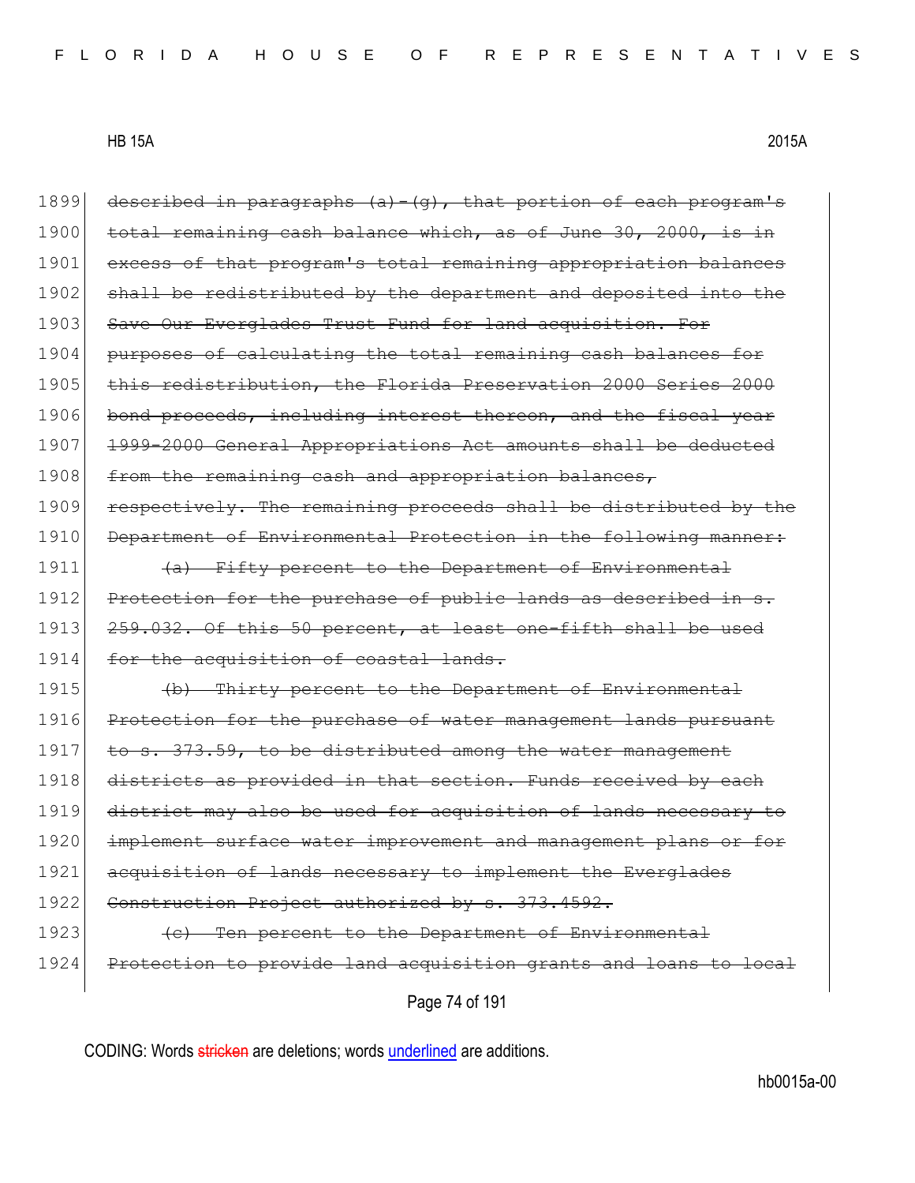~~described in paragraphs (a)-(g), that portion of each program's total remaining cash balance which, as of June 30, 2000, is in excess of that program's total remaining appropriation balances shall be redistributed by the department and deposited into the Save Our Everglades Trust Fund for land acquisition. For purposes of calculating the total remaining cash balances for this redistribution, the Florida Preservation 2000 Series 2000 bond proceeds, including interest thereon, and the fiscal year 1999-2000 General Appropriations Act amounts shall be deducted from the remaining cash and appropriation balances, respectively. The remaining proceeds shall be distributed by the Department of Environmental Protection in the following manner:~~

~~(a) Fifty percent to the Department of Environmental Protection for the purchase of public lands as described in s. 259.032. Of this 50 percent, at least one-fifth shall be used for the acquisition of coastal lands.~~

~~(b) Thirty percent to the Department of Environmental Protection for the purchase of water management lands pursuant to s. 373.59, to be distributed among the water management districts as provided in that section. Funds received by each district may also be used for acquisition of lands necessary to implement surface water improvement and management plans or for acquisition of lands necessary to implement the Everglades Construction Project authorized by s. 373.4592.~~

~~(c) Ten percent to the Department of Environmental Protection to provide land acquisition grants and loans to local~~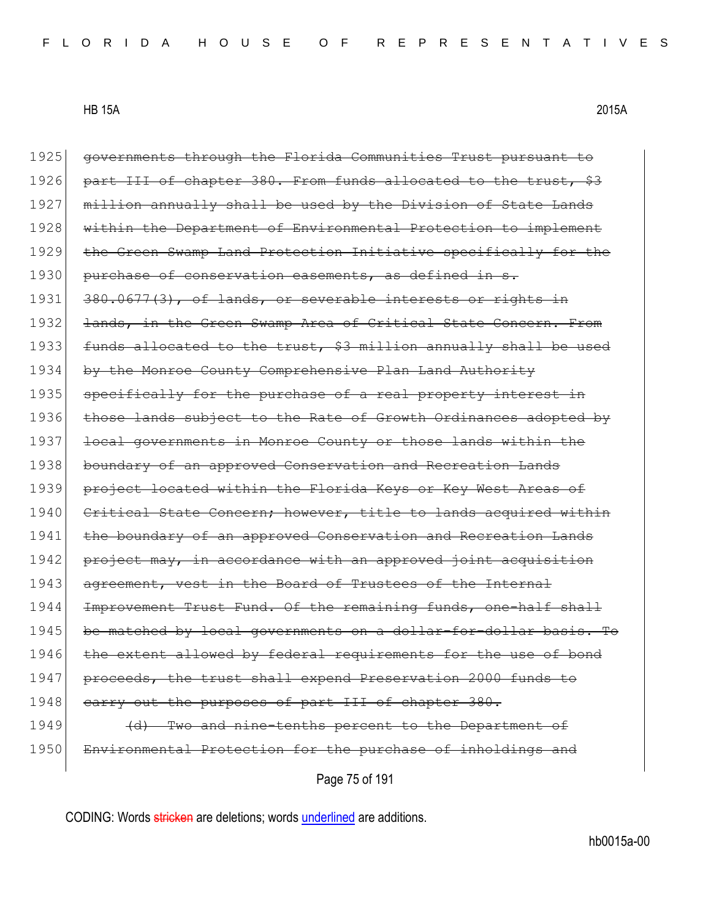1925 ~~governments through the Florida Communities Trust pursuant to~~
1926 ~~part III of chapter 380. From funds allocated to the trust, $3~~
1927 ~~million annually shall be used by the Division of State Lands~~
1928 ~~within the Department of Environmental Protection to implement~~
1929 ~~the Green Swamp Land Protection Initiative specifically for the~~
1930 ~~purchase of conservation easements, as defined in s.~~
1931 ~~380.0677(3), of lands, or severable interests or rights in~~
1932 ~~lands, in the Green Swamp Area of Critical State Concern. From~~
1933 ~~funds allocated to the trust, $3 million annually shall be used~~
1934 ~~by the Monroe County Comprehensive Plan Land Authority~~
1935 ~~specifically for the purchase of a real property interest in~~
1936 ~~those lands subject to the Rate of Growth Ordinances adopted by~~
1937 ~~local governments in Monroe County or those lands within the~~
1938 ~~boundary of an approved Conservation and Recreation Lands~~
1939 ~~project located within the Florida Keys or Key West Areas of~~
1940 ~~Critical State Concern; however, title to lands acquired within~~
1941 ~~the boundary of an approved Conservation and Recreation Lands~~
1942 ~~project may, in accordance with an approved joint acquisition~~
1943 ~~agreement, vest in the Board of Trustees of the Internal~~
1944 ~~Improvement Trust Fund. Of the remaining funds, one-half shall~~
1945 ~~be matched by local governments on a dollar-for-dollar basis. To~~
1946 ~~the extent allowed by federal requirements for the use of bond~~
1947 ~~proceeds, the trust shall expend Preservation 2000 funds to~~
1948 ~~carry out the purposes of part III of chapter 380.~~
1949 ~~(d) Two and nine-tenths percent to the Department of~~
1950 ~~Environmental Protection for the purchase of inholdings and~~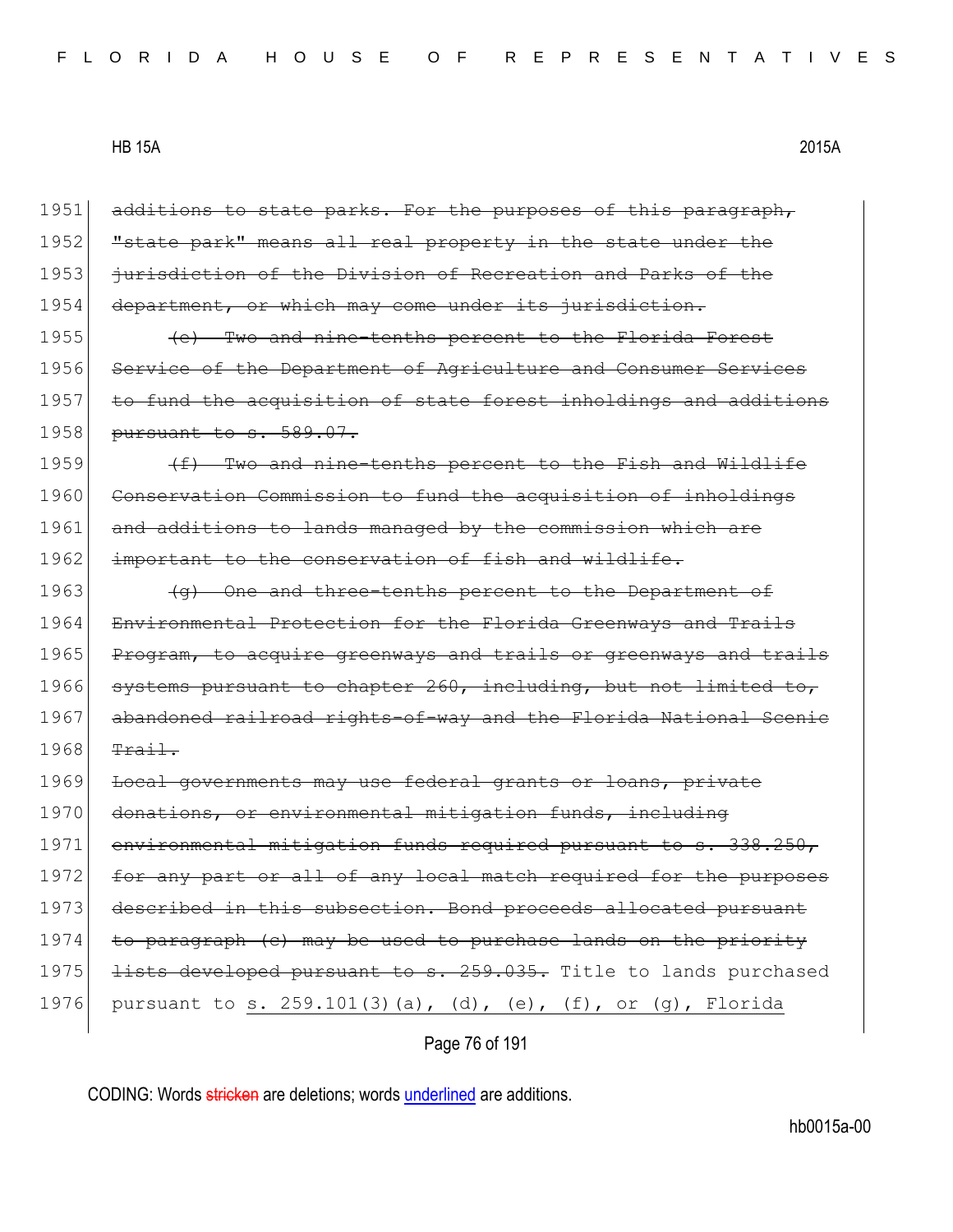1951 ~~additions to state parks. For the purposes of this paragraph,~~
1952 ~~"state park" means all real property in the state under the~~
1953 ~~jurisdiction of the Division of Recreation and Parks of the~~
1954 ~~department, or which may come under its jurisdiction.~~

1955 ~~(e) Two and nine-tenths percent to the Florida Forest~~
1956 ~~Service of the Department of Agriculture and Consumer Services~~
1957 ~~to fund the acquisition of state forest inholdings and additions~~
1958 ~~pursuant to s. 589.07.~~

1959 ~~(f) Two and nine-tenths percent to the Fish and Wildlife~~
1960 ~~Conservation Commission to fund the acquisition of inholdings~~
1961 ~~and additions to lands managed by the commission which are~~
1962 ~~important to the conservation of fish and wildlife.~~

1963 ~~(g) One and three-tenths percent to the Department of~~
1964 ~~Environmental Protection for the Florida Greenways and Trails~~
1965 ~~Program, to acquire greenways and trails or greenways and trails~~
1966 ~~systems pursuant to chapter 260, including, but not limited to,~~
1967 ~~abandoned railroad rights-of-way and the Florida National Scenic~~
1968 ~~Trail.~~

1969 ~~Local governments may use federal grants or loans, private~~
1970 ~~donations, or environmental mitigation funds, including~~
1971 ~~environmental mitigation funds required pursuant to s. 338.250,~~
1972 ~~for any part or all of any local match required for the purposes~~
1973 ~~described in this subsection. Bond proceeds allocated pursuant~~
1974 ~~to paragraph (c) may be used to purchase lands on the priority~~
1975 ~~lists developed pursuant to s. 259.035.~~ Title to lands purchased
1976 pursuant to <u>s. 259.101(3)(a), (d), (e), (f), or (g), Florida</u>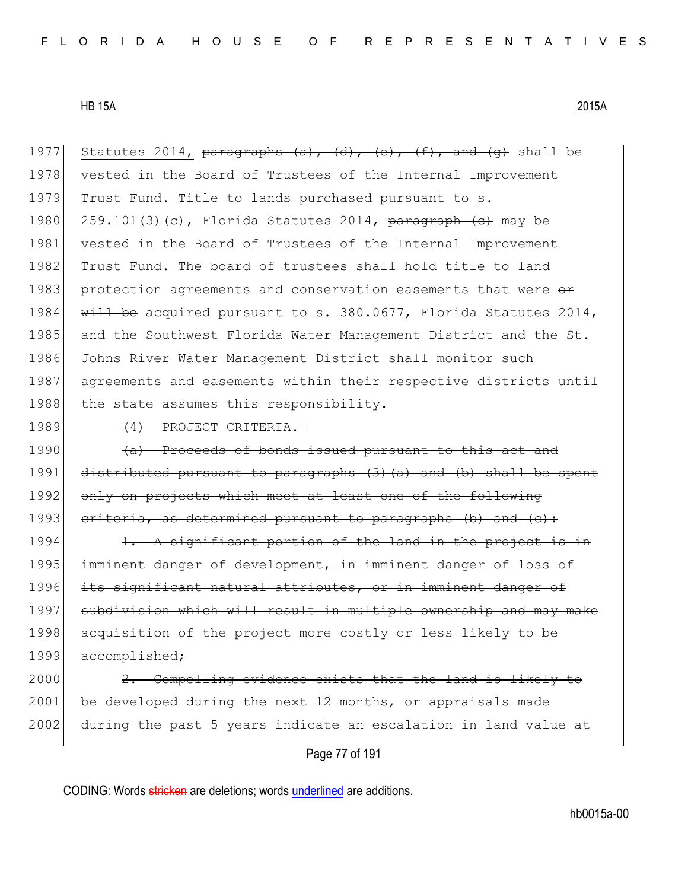Statutes 2014, ~~paragraphs (a), (d), (e), (f), and (g)~~ shall be vested in the Board of Trustees of the Internal Improvement Trust Fund. Title to lands purchased pursuant to <u>s. 259.101(3)(c), Florida Statutes 2014,</u> ~~paragraph (c)~~ may be vested in the Board of Trustees of the Internal Improvement Trust Fund. The board of trustees shall hold title to land protection agreements and conservation easements that were ~~or will be~~ acquired pursuant to s. 380.0677<u>, Florida Statutes 2014</u>, and the Southwest Florida Water Management District and the St. Johns River Water Management District shall monitor such agreements and easements within their respective districts until the state assumes this responsibility.

~~(4) PROJECT CRITERIA.—~~

~~(a) Proceeds of bonds issued pursuant to this act and distributed pursuant to paragraphs (3)(a) and (b) shall be spent only on projects which meet at least one of the following criteria, as determined pursuant to paragraphs (b) and (c):~~

~~1. A significant portion of the land in the project is in imminent danger of development, in imminent danger of loss of its significant natural attributes, or in imminent danger of subdivision which will result in multiple ownership and may make acquisition of the project more costly or less likely to be accomplished;~~

~~2. Compelling evidence exists that the land is likely to be developed during the next 12 months, or appraisals made during the past 5 years indicate an escalation in land value at~~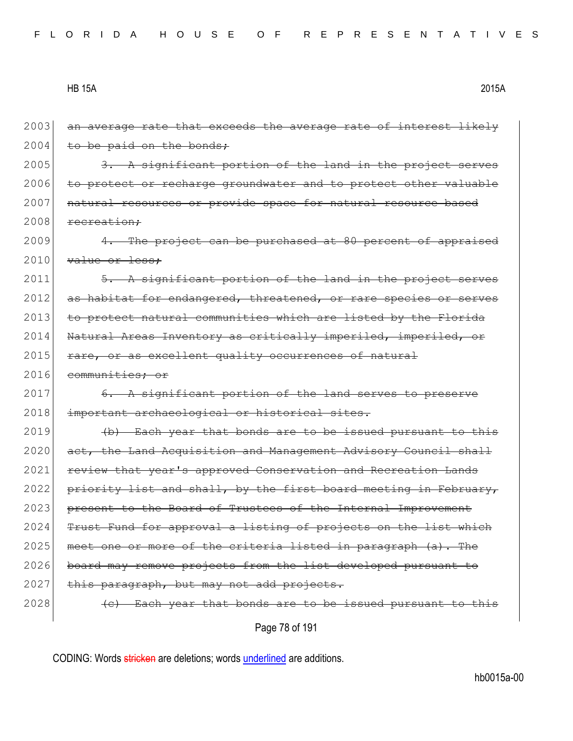2003 ~~an average rate that exceeds the average rate of interest likely~~
2004 ~~to be paid on the bonds;~~
2005 ~~3. A significant portion of the land in the project serves~~
2006 ~~to protect or recharge groundwater and to protect other valuable~~
2007 ~~natural resources or provide space for natural resource based~~
2008 ~~recreation;~~
2009 ~~4. The project can be purchased at 80 percent of appraised~~
2010 ~~value or less;~~
2011 ~~5. A significant portion of the land in the project serves~~
2012 ~~as habitat for endangered, threatened, or rare species or serves~~
2013 ~~to protect natural communities which are listed by the Florida~~
2014 ~~Natural Areas Inventory as critically imperiled, imperiled, or~~
2015 ~~rare, or as excellent quality occurrences of natural~~
2016 ~~communities; or~~
2017 ~~6. A significant portion of the land serves to preserve~~
2018 ~~important archaeological or historical sites.~~
2019 ~~(b) Each year that bonds are to be issued pursuant to this~~
2020 ~~act, the Land Acquisition and Management Advisory Council shall~~
2021 ~~review that year's approved Conservation and Recreation Lands~~
2022 ~~priority list and shall, by the first board meeting in February,~~
2023 ~~present to the Board of Trustees of the Internal Improvement~~
2024 ~~Trust Fund for approval a listing of projects on the list which~~
2025 ~~meet one or more of the criteria listed in paragraph (a). The~~
2026 ~~board may remove projects from the list developed pursuant to~~
2027 ~~this paragraph, but may not add projects.~~
2028 ~~(c) Each year that bonds are to be issued pursuant to this~~

CODING: Words ~~stricken~~ are deletions; words <u>underlined</u> are additions.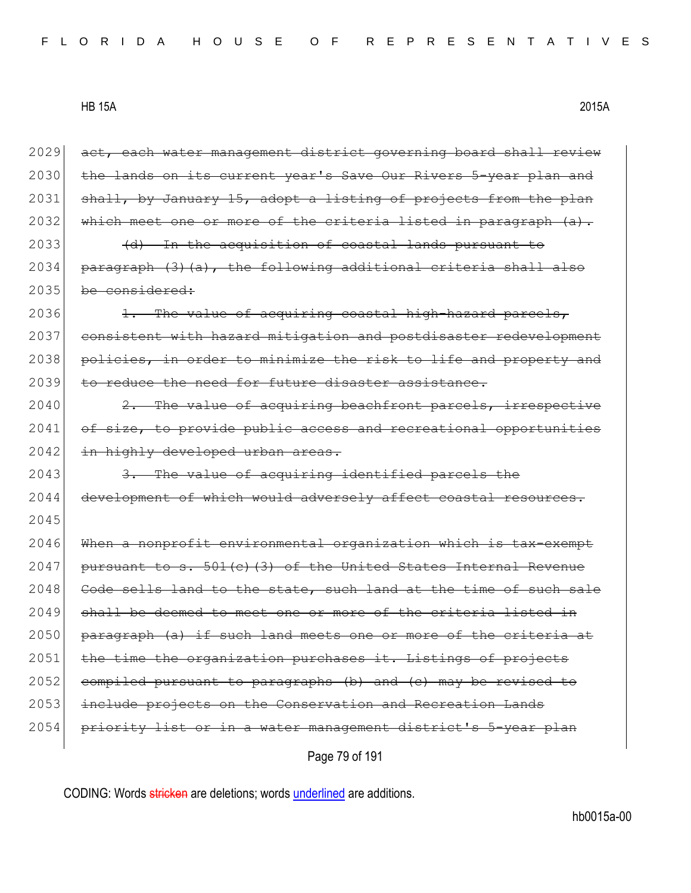2029 ~~act, each water management district governing board shall review~~
2030 ~~the lands on its current year's Save Our Rivers 5-year plan and~~
2031 ~~shall, by January 15, adopt a listing of projects from the plan~~
2032 ~~which meet one or more of the criteria listed in paragraph (a).~~
2033 ~~(d) In the acquisition of coastal lands pursuant to~~
2034 ~~paragraph (3)(a), the following additional criteria shall also~~
2035 ~~be considered:~~
2036 ~~1. The value of acquiring coastal high-hazard parcels,~~
2037 ~~consistent with hazard mitigation and postdisaster redevelopment~~
2038 ~~policies, in order to minimize the risk to life and property and~~
2039 ~~to reduce the need for future disaster assistance.~~
2040 ~~2. The value of acquiring beachfront parcels, irrespective~~
2041 ~~of size, to provide public access and recreational opportunities~~
2042 ~~in highly developed urban areas.~~
2043 ~~3. The value of acquiring identified parcels the~~
2044 ~~development of which would adversely affect coastal resources.~~
2045
2046 ~~When a nonprofit environmental organization which is tax-exempt~~
2047 ~~pursuant to s. 501(c)(3) of the United States Internal Revenue~~
2048 ~~Code sells land to the state, such land at the time of such sale~~
2049 ~~shall be deemed to meet one or more of the criteria listed in~~
2050 ~~paragraph (a) if such land meets one or more of the criteria at~~
2051 ~~the time the organization purchases it. Listings of projects~~
2052 ~~compiled pursuant to paragraphs (b) and (c) may be revised to~~
2053 ~~include projects on the Conservation and Recreation Lands~~
2054 ~~priority list or in a water management district's 5-year plan~~

CODING: Words ~~stricken~~ are deletions; words <u>underlined</u> are additions.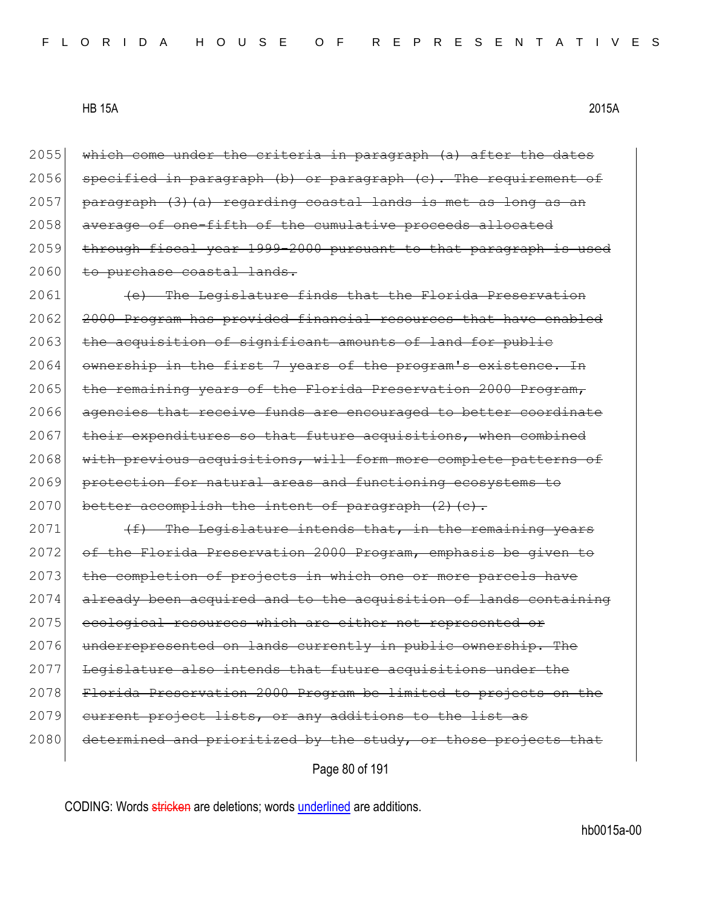2055 ~~which come under the criteria in paragraph (a) after the dates~~
2056 ~~specified in paragraph (b) or paragraph (c). The requirement of~~
2057 ~~paragraph (3)(a) regarding coastal lands is met as long as an~~
2058 ~~average of one-fifth of the cumulative proceeds allocated~~
2059 ~~through fiscal year 1999-2000 pursuant to that paragraph is used~~
2060 ~~to purchase coastal lands.~~

2061 ~~(e) The Legislature finds that the Florida Preservation~~
2062 ~~2000 Program has provided financial resources that have enabled~~
2063 ~~the acquisition of significant amounts of land for public~~
2064 ~~ownership in the first 7 years of the program's existence. In~~
2065 ~~the remaining years of the Florida Preservation 2000 Program,~~
2066 ~~agencies that receive funds are encouraged to better coordinate~~
2067 ~~their expenditures so that future acquisitions, when combined~~
2068 ~~with previous acquisitions, will form more complete patterns of~~
2069 ~~protection for natural areas and functioning ecosystems to~~
2070 ~~better accomplish the intent of paragraph (2)(c).~~

2071 ~~(f) The Legislature intends that, in the remaining years~~
2072 ~~of the Florida Preservation 2000 Program, emphasis be given to~~
2073 ~~the completion of projects in which one or more parcels have~~
2074 ~~already been acquired and to the acquisition of lands containing~~
2075 ~~ecological resources which are either not represented or~~
2076 ~~underrepresented on lands currently in public ownership. The~~
2077 ~~Legislature also intends that future acquisitions under the~~
2078 ~~Florida Preservation 2000 Program be limited to projects on the~~
2079 ~~current project lists, or any additions to the list as~~
2080 ~~determined and prioritized by the study, or those projects that~~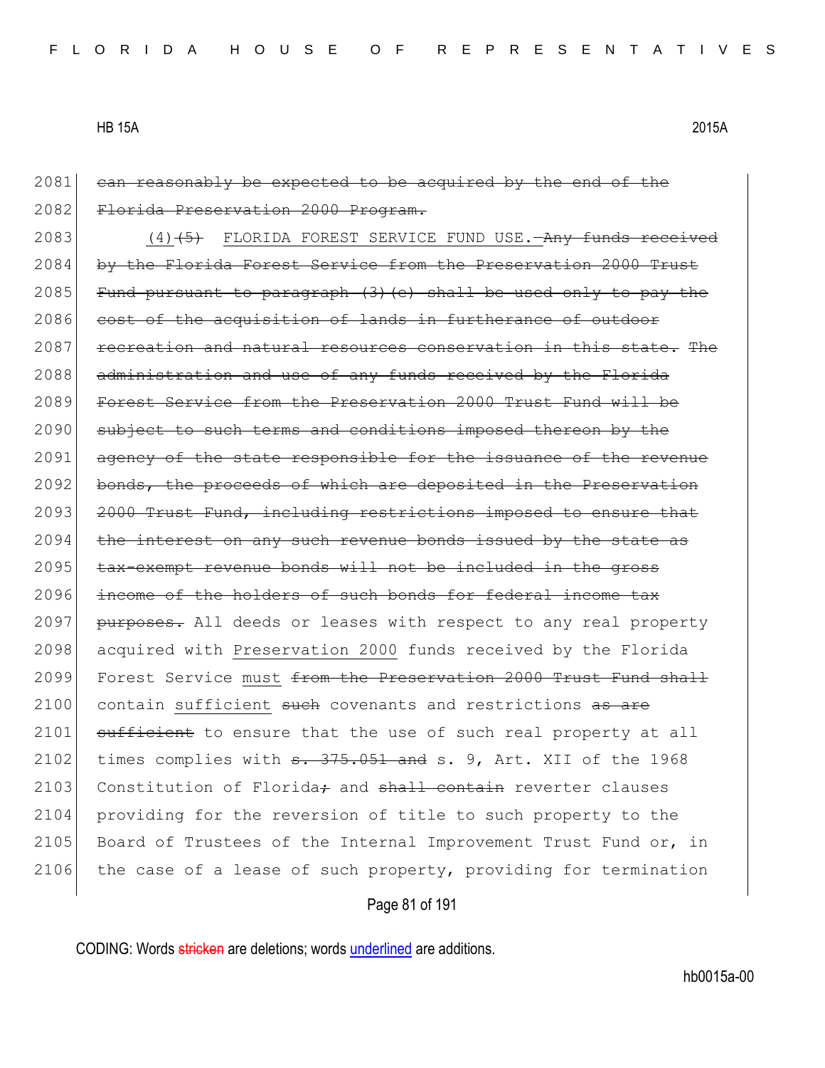2081 ~~can reasonably be expected to be acquired by the end of the~~
2082 ~~Florida Preservation 2000 Program.~~
2083 <u>(4)</u>~~(5)~~ FLORIDA FOREST SERVICE FUND USE.~~—Any funds received~~
2084 ~~by the Florida Forest Service from the Preservation 2000 Trust~~
2085 ~~Fund pursuant to paragraph (3)(e) shall be used only to pay the~~
2086 ~~cost of the acquisition of lands in furtherance of outdoor~~
2087 ~~recreation and natural resources conservation in this state. The~~
2088 ~~administration and use of any funds received by the Florida~~
2089 ~~Forest Service from the Preservation 2000 Trust Fund will be~~
2090 ~~subject to such terms and conditions imposed thereon by the~~
2091 ~~agency of the state responsible for the issuance of the revenue~~
2092 ~~bonds, the proceeds of which are deposited in the Preservation~~
2093 ~~2000 Trust Fund, including restrictions imposed to ensure that~~
2094 ~~the interest on any such revenue bonds issued by the state as~~
2095 ~~tax-exempt revenue bonds will not be included in the gross~~
2096 ~~income of the holders of such bonds for federal income tax~~
2097 ~~purposes.~~ All deeds or leases with respect to any real property
2098 acquired with <u>Preservation 2000</u> funds received by the Florida
2099 Forest Service <u>must</u> ~~from the Preservation 2000 Trust Fund shall~~
2100 contain <u>sufficient</u> ~~such~~ covenants and restrictions ~~as are~~
2101 ~~sufficient~~ to ensure that the use of such real property at all
2102 times complies with ~~s. 375.051 and~~ s. 9, Art. XII of the 1968
2103 Constitution of Florida~~;~~ and ~~shall contain~~ reverter clauses
2104 providing for the reversion of title to such property to the
2105 Board of Trustees of the Internal Improvement Trust Fund or, in
2106 the case of a lease of such property, providing for termination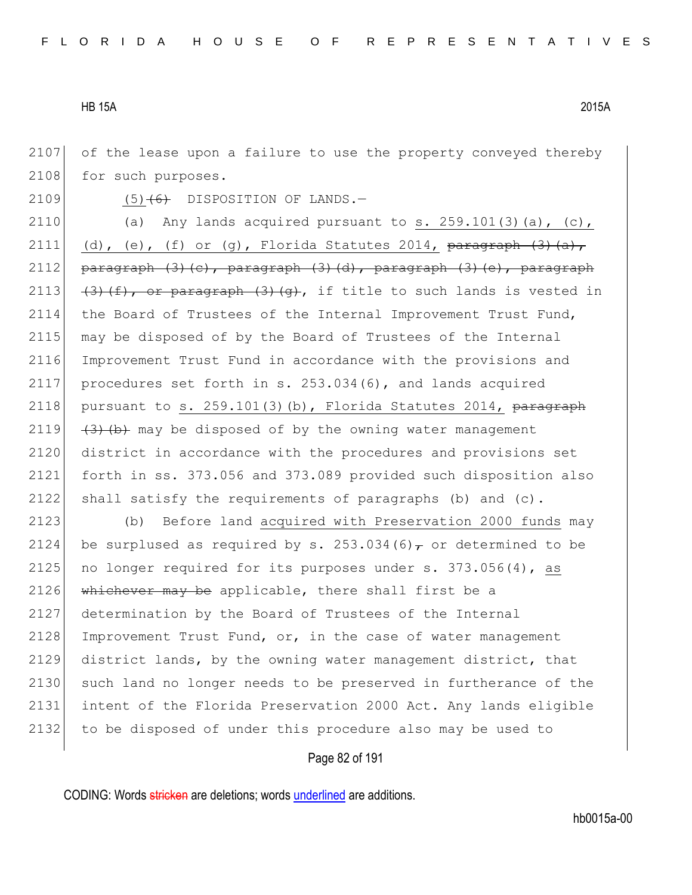2107 of the lease upon a failure to use the property conveyed thereby
2108 for such purposes.

2109 (5) ~~(6)~~ DISPOSITION OF LANDS.—

2110 (a) Any lands acquired pursuant to s. 259.101(3)(a), (c),
2111 (d), (e), (f) or (g), Florida Statutes 2014, ~~paragraph (3)(a),~~
2112 ~~paragraph (3)(c), paragraph (3)(d), paragraph (3)(e), paragraph~~
2113 ~~(3)(f), or paragraph (3)(g)~~, if title to such lands is vested in
2114 the Board of Trustees of the Internal Improvement Trust Fund,
2115 may be disposed of by the Board of Trustees of the Internal
2116 Improvement Trust Fund in accordance with the provisions and
2117 procedures set forth in s. 253.034(6), and lands acquired
2118 pursuant to s. 259.101(3)(b), Florida Statutes 2014, ~~paragraph~~
2119 ~~(3)(b)~~ may be disposed of by the owning water management
2120 district in accordance with the procedures and provisions set
2121 forth in ss. 373.056 and 373.089 provided such disposition also
2122 shall satisfy the requirements of paragraphs (b) and (c).

2123 (b) Before land acquired with Preservation 2000 funds may
2124 be surplused as required by s. 253.034(6)~~,~~ or determined to be
2125 no longer required for its purposes under s. 373.056(4), as
2126 ~~whichever may be~~ applicable, there shall first be a
2127 determination by the Board of Trustees of the Internal
2128 Improvement Trust Fund, or, in the case of water management
2129 district lands, by the owning water management district, that
2130 such land no longer needs to be preserved in furtherance of the
2131 intent of the Florida Preservation 2000 Act. Any lands eligible
2132 to be disposed of under this procedure also may be used to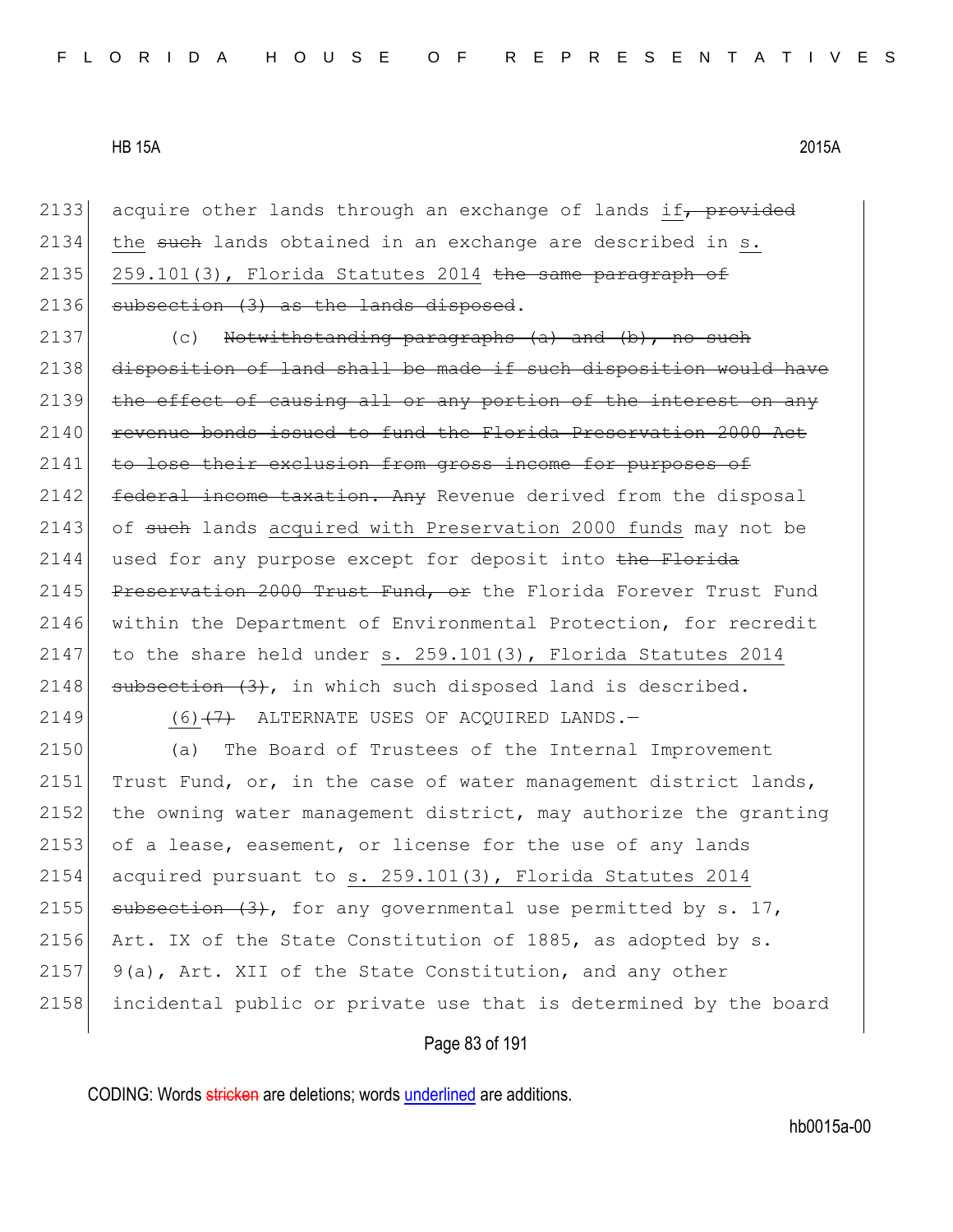acquire other lands through an exchange of lands if~~, provided~~ the ~~such~~ lands obtained in an exchange are described in s. 259.101(3), Florida Statutes 2014 ~~the same paragraph of subsection (3) as the lands disposed~~.

(c) ~~Notwithstanding paragraphs (a) and (b), no such disposition of land shall be made if such disposition would have the effect of causing all or any portion of the interest on any revenue bonds issued to fund the Florida Preservation 2000 Act to lose their exclusion from gross income for purposes of federal income taxation. Any~~ Revenue derived from the disposal of ~~such~~ lands acquired with Preservation 2000 funds may not be used for any purpose except for deposit into ~~the Florida Preservation 2000 Trust Fund, or~~ the Florida Forever Trust Fund within the Department of Environmental Protection, for recredit to the share held under s. 259.101(3), Florida Statutes 2014 ~~subsection (3)~~, in which such disposed land is described.

(6)~~(7)~~ ALTERNATE USES OF ACQUIRED LANDS.—

(a) The Board of Trustees of the Internal Improvement Trust Fund, or, in the case of water management district lands, the owning water management district, may authorize the granting of a lease, easement, or license for the use of any lands acquired pursuant to s. 259.101(3), Florida Statutes 2014 ~~subsection (3)~~, for any governmental use permitted by s. 17, Art. IX of the State Constitution of 1885, as adopted by s. 9(a), Art. XII of the State Constitution, and any other incidental public or private use that is determined by the board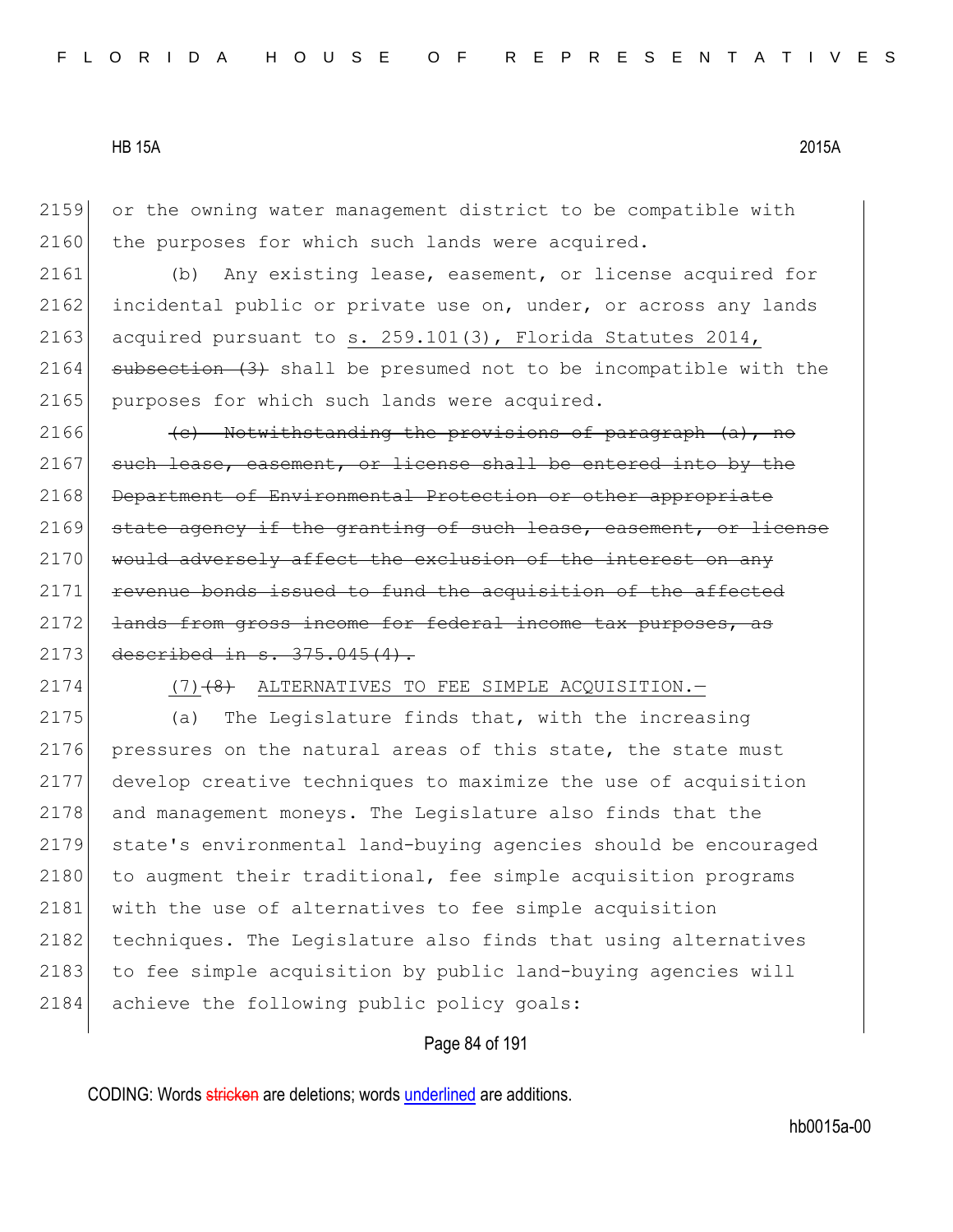2159 or the owning water management district to be compatible with
2160 the purposes for which such lands were acquired.

2161 (b) Any existing lease, easement, or license acquired for
2162 incidental public or private use on, under, or across any lands
2163 acquired pursuant to s. 259.101(3), Florida Statutes 2014,
2164 ~~subsection (3)~~ shall be presumed not to be incompatible with the
2165 purposes for which such lands were acquired.

2166 ~~(c) Notwithstanding the provisions of paragraph (a), no~~
2167 ~~such lease, easement, or license shall be entered into by the~~
2168 ~~Department of Environmental Protection or other appropriate~~
2169 ~~state agency if the granting of such lease, easement, or license~~
2170 ~~would adversely affect the exclusion of the interest on any~~
2171 ~~revenue bonds issued to fund the acquisition of the affected~~
2172 ~~lands from gross income for federal income tax purposes, as~~
2173 ~~described in s. 375.045(4).~~

2174 (7)~~(8)~~ ALTERNATIVES TO FEE SIMPLE ACQUISITION.—

2175 (a) The Legislature finds that, with the increasing
2176 pressures on the natural areas of this state, the state must
2177 develop creative techniques to maximize the use of acquisition
2178 and management moneys. The Legislature also finds that the
2179 state's environmental land-buying agencies should be encouraged
2180 to augment their traditional, fee simple acquisition programs
2181 with the use of alternatives to fee simple acquisition
2182 techniques. The Legislature also finds that using alternatives
2183 to fee simple acquisition by public land-buying agencies will
2184 achieve the following public policy goals: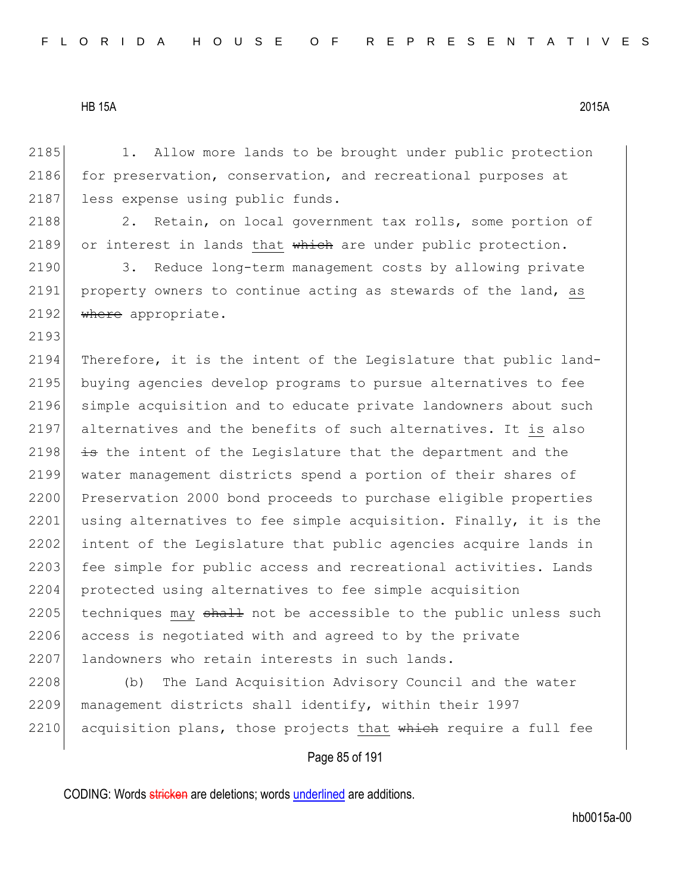1. Allow more lands to be brought under public protection for preservation, conservation, and recreational purposes at less expense using public funds.

2. Retain, on local government tax rolls, some portion of or interest in lands that ~~which~~ are under public protection.

3. Reduce long-term management costs by allowing private property owners to continue acting as stewards of the land, as ~~where~~ appropriate.

Therefore, it is the intent of the Legislature that public land-buying agencies develop programs to pursue alternatives to fee simple acquisition and to educate private landowners about such alternatives and the benefits of such alternatives. It is also ~~is~~ the intent of the Legislature that the department and the water management districts spend a portion of their shares of Preservation 2000 bond proceeds to purchase eligible properties using alternatives to fee simple acquisition. Finally, it is the intent of the Legislature that public agencies acquire lands in fee simple for public access and recreational activities. Lands protected using alternatives to fee simple acquisition techniques may ~~shall~~ not be accessible to the public unless such access is negotiated with and agreed to by the private landowners who retain interests in such lands.

(b) The Land Acquisition Advisory Council and the water management districts shall identify, within their 1997 acquisition plans, those projects that ~~which~~ require a full fee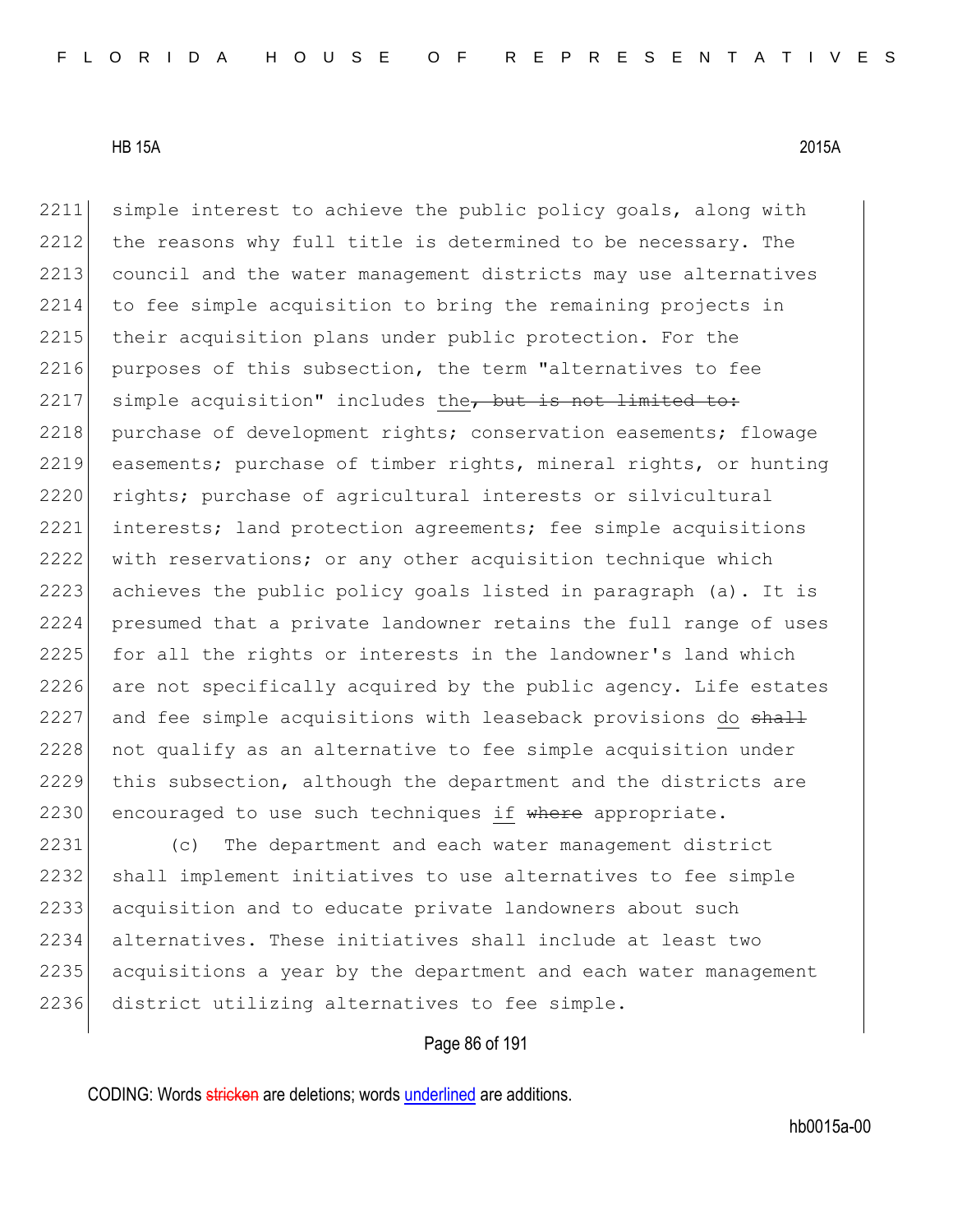2211 simple interest to achieve the public policy goals, along with
2212 the reasons why full title is determined to be necessary. The
2213 council and the water management districts may use alternatives
2214 to fee simple acquisition to bring the remaining projects in
2215 their acquisition plans under public protection. For the
2216 purposes of this subsection, the term "alternatives to fee
2217 simple acquisition" includes <u>the</u>~~, but is not limited to:~~
2218 purchase of development rights; conservation easements; flowage
2219 easements; purchase of timber rights, mineral rights, or hunting
2220 rights; purchase of agricultural interests or silvicultural
2221 interests; land protection agreements; fee simple acquisitions
2222 with reservations; or any other acquisition technique which
2223 achieves the public policy goals listed in paragraph (a). It is
2224 presumed that a private landowner retains the full range of uses
2225 for all the rights or interests in the landowner's land which
2226 are not specifically acquired by the public agency. Life estates
2227 and fee simple acquisitions with leaseback provisions <u>do</u> ~~shall~~
2228 not qualify as an alternative to fee simple acquisition under
2229 this subsection, although the department and the districts are
2230 encouraged to use such techniques <u>if</u> ~~where~~ appropriate.

2231 (c) The department and each water management district
2232 shall implement initiatives to use alternatives to fee simple
2233 acquisition and to educate private landowners about such
2234 alternatives. These initiatives shall include at least two
2235 acquisitions a year by the department and each water management
2236 district utilizing alternatives to fee simple.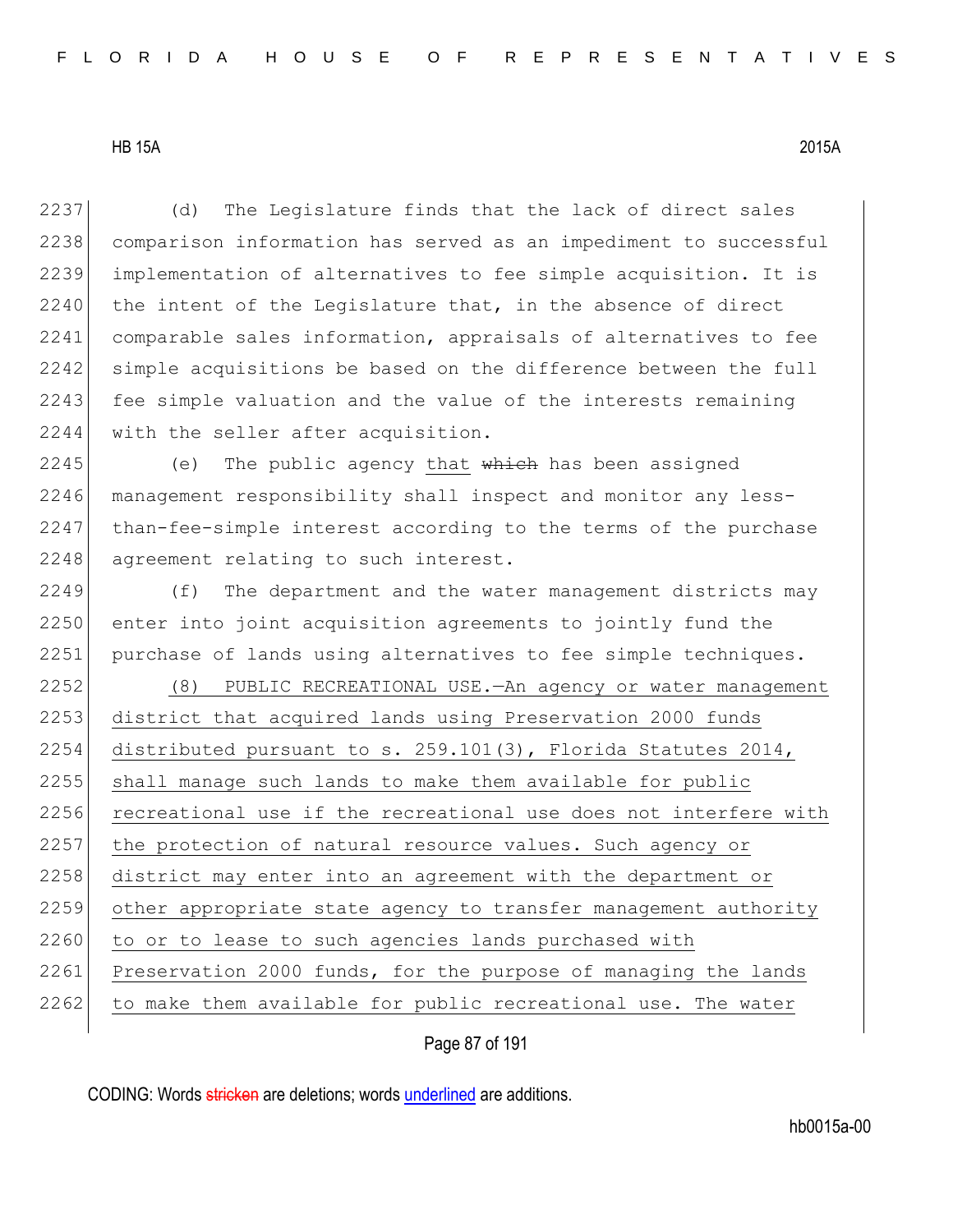(d) The Legislature finds that the lack of direct sales comparison information has served as an impediment to successful implementation of alternatives to fee simple acquisition. It is the intent of the Legislature that, in the absence of direct comparable sales information, appraisals of alternatives to fee simple acquisitions be based on the difference between the full fee simple valuation and the value of the interests remaining with the seller after acquisition.

(e) The public agency that ~~which~~ has been assigned management responsibility shall inspect and monitor any less-than-fee-simple interest according to the terms of the purchase agreement relating to such interest.

(f) The department and the water management districts may enter into joint acquisition agreements to jointly fund the purchase of lands using alternatives to fee simple techniques.

(8) PUBLIC RECREATIONAL USE.—An agency or water management district that acquired lands using Preservation 2000 funds distributed pursuant to s. 259.101(3), Florida Statutes 2014, shall manage such lands to make them available for public recreational use if the recreational use does not interfere with the protection of natural resource values. Such agency or district may enter into an agreement with the department or other appropriate state agency to transfer management authority to or to lease to such agencies lands purchased with Preservation 2000 funds, for the purpose of managing the lands to make them available for public recreational use. The water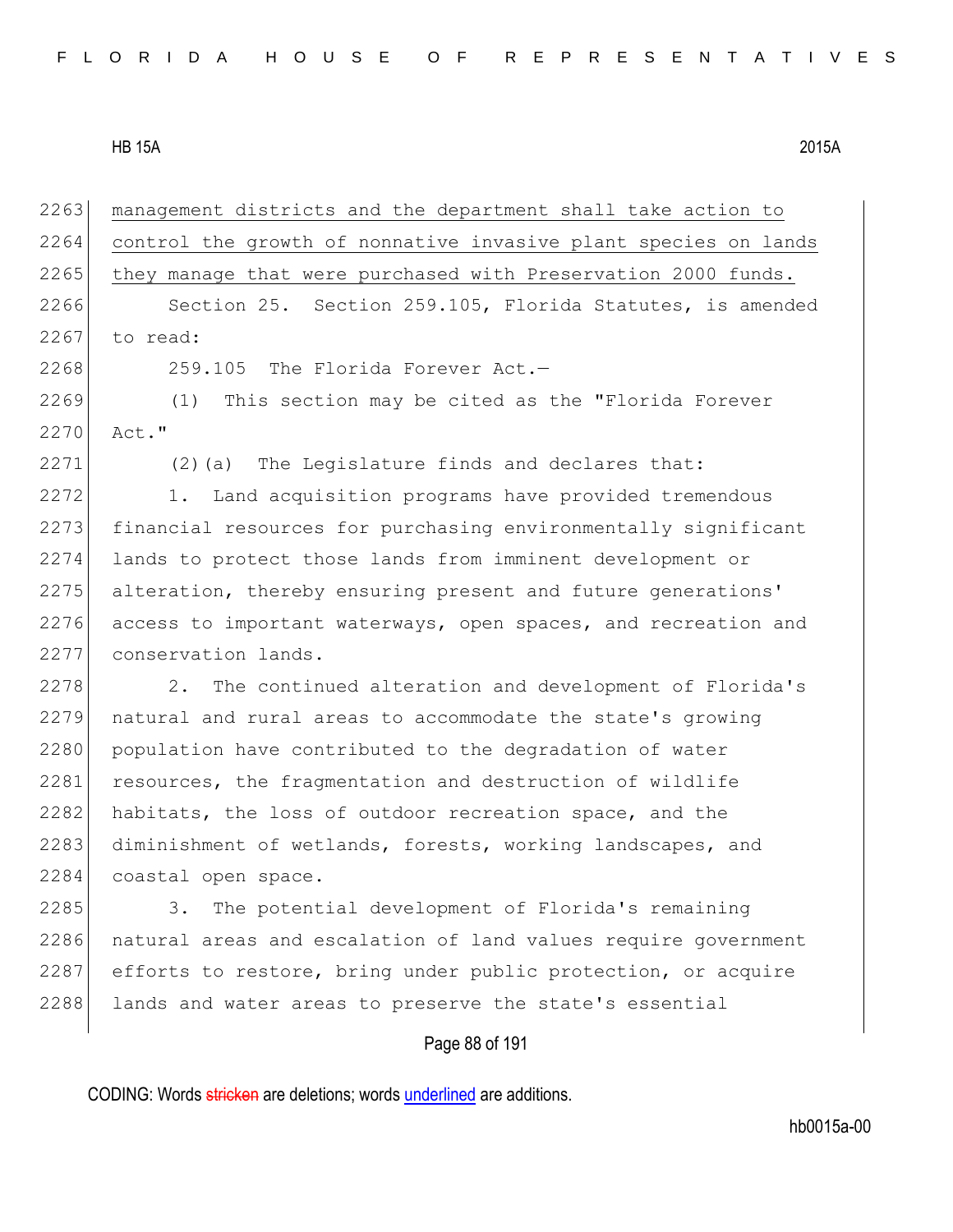management districts and the department shall take action to control the growth of nonnative invasive plant species on lands they manage that were purchased with Preservation 2000 funds.

Section 25. Section 259.105, Florida Statutes, is amended to read:

259.105 The Florida Forever Act.—

(1) This section may be cited as the "Florida Forever Act."

(2)(a) The Legislature finds and declares that:

1. Land acquisition programs have provided tremendous financial resources for purchasing environmentally significant lands to protect those lands from imminent development or alteration, thereby ensuring present and future generations' access to important waterways, open spaces, and recreation and conservation lands.

2. The continued alteration and development of Florida's natural and rural areas to accommodate the state's growing population have contributed to the degradation of water resources, the fragmentation and destruction of wildlife habitats, the loss of outdoor recreation space, and the diminishment of wetlands, forests, working landscapes, and coastal open space.

3. The potential development of Florida's remaining natural areas and escalation of land values require government efforts to restore, bring under public protection, or acquire lands and water areas to preserve the state's essential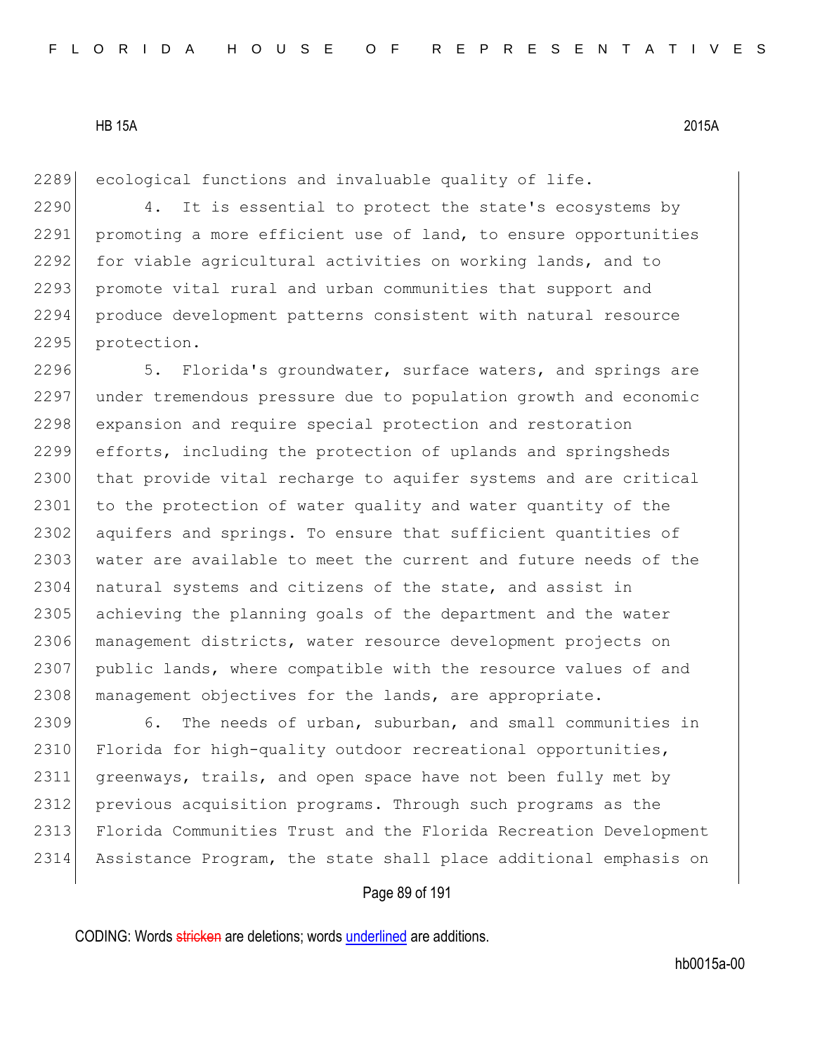ecological functions and invaluable quality of life.

4. It is essential to protect the state's ecosystems by promoting a more efficient use of land, to ensure opportunities for viable agricultural activities on working lands, and to promote vital rural and urban communities that support and produce development patterns consistent with natural resource protection.

5. Florida's groundwater, surface waters, and springs are under tremendous pressure due to population growth and economic expansion and require special protection and restoration efforts, including the protection of uplands and springsheds that provide vital recharge to aquifer systems and are critical to the protection of water quality and water quantity of the aquifers and springs. To ensure that sufficient quantities of water are available to meet the current and future needs of the natural systems and citizens of the state, and assist in achieving the planning goals of the department and the water management districts, water resource development projects on public lands, where compatible with the resource values of and management objectives for the lands, are appropriate.

6. The needs of urban, suburban, and small communities in Florida for high-quality outdoor recreational opportunities, greenways, trails, and open space have not been fully met by previous acquisition programs. Through such programs as the Florida Communities Trust and the Florida Recreation Development Assistance Program, the state shall place additional emphasis on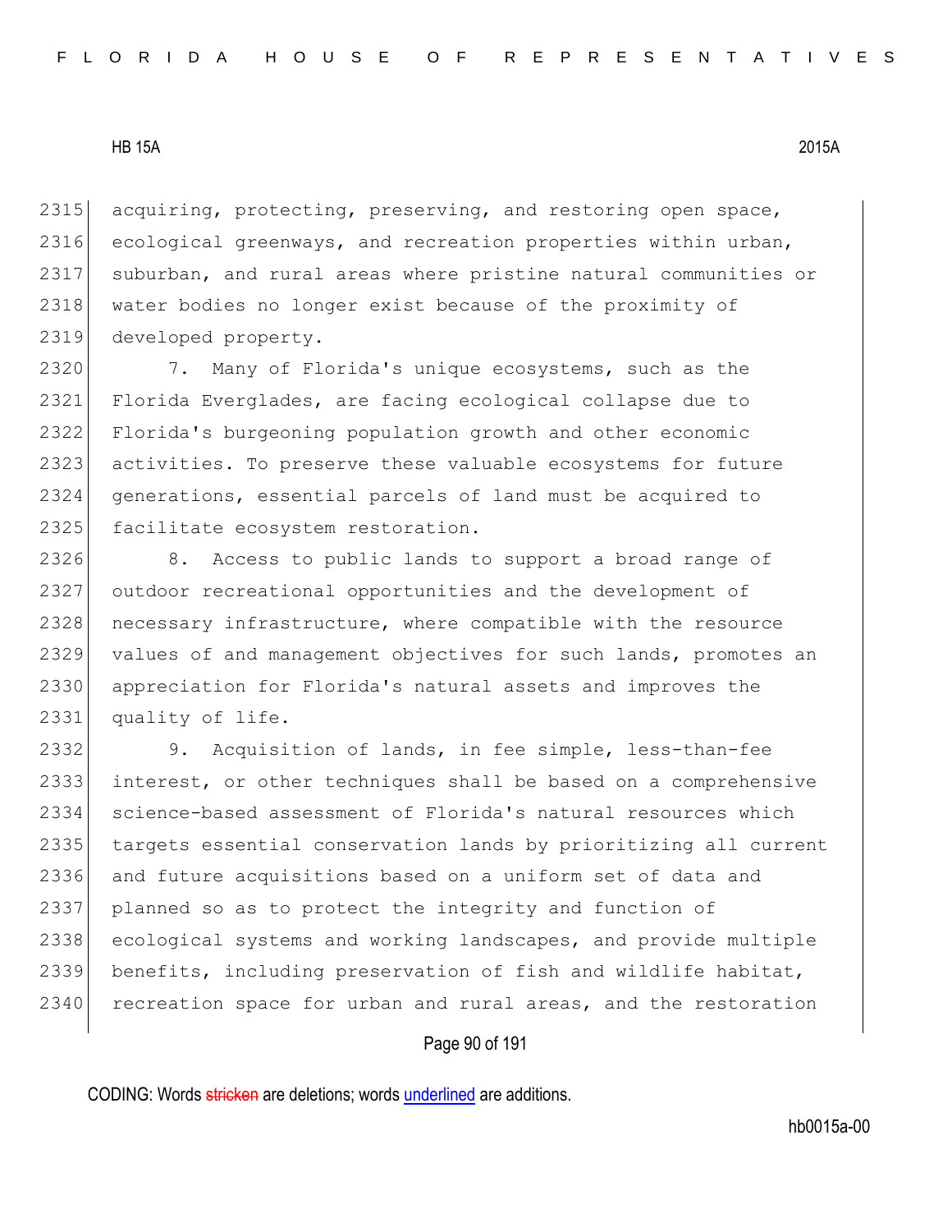acquiring, protecting, preserving, and restoring open space, ecological greenways, and recreation properties within urban, suburban, and rural areas where pristine natural communities or water bodies no longer exist because of the proximity of developed property.

7. Many of Florida's unique ecosystems, such as the Florida Everglades, are facing ecological collapse due to Florida's burgeoning population growth and other economic activities. To preserve these valuable ecosystems for future generations, essential parcels of land must be acquired to facilitate ecosystem restoration.

8. Access to public lands to support a broad range of outdoor recreational opportunities and the development of necessary infrastructure, where compatible with the resource values of and management objectives for such lands, promotes an appreciation for Florida's natural assets and improves the quality of life.

9. Acquisition of lands, in fee simple, less-than-fee interest, or other techniques shall be based on a comprehensive science-based assessment of Florida's natural resources which targets essential conservation lands by prioritizing all current and future acquisitions based on a uniform set of data and planned so as to protect the integrity and function of ecological systems and working landscapes, and provide multiple benefits, including preservation of fish and wildlife habitat, recreation space for urban and rural areas, and the restoration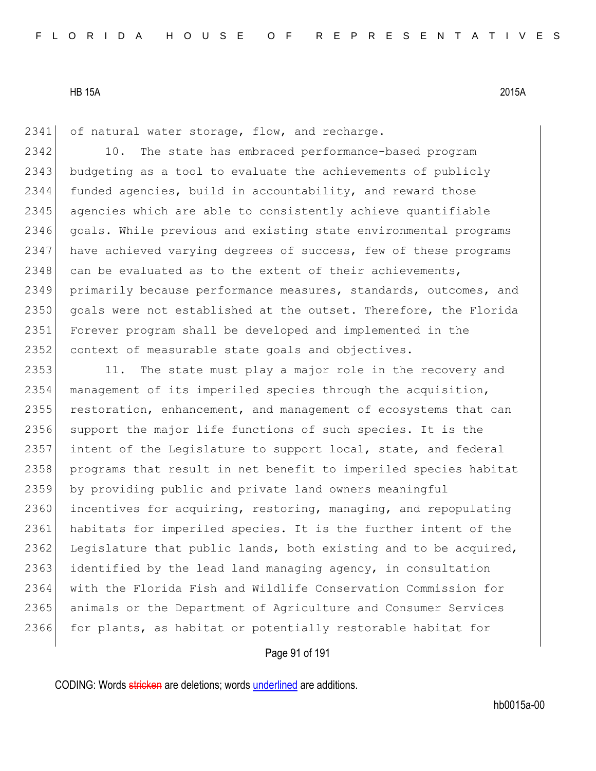of natural water storage, flow, and recharge.

10. The state has embraced performance-based program budgeting as a tool to evaluate the achievements of publicly funded agencies, build in accountability, and reward those agencies which are able to consistently achieve quantifiable goals. While previous and existing state environmental programs have achieved varying degrees of success, few of these programs can be evaluated as to the extent of their achievements, primarily because performance measures, standards, outcomes, and goals were not established at the outset. Therefore, the Florida Forever program shall be developed and implemented in the context of measurable state goals and objectives.

11. The state must play a major role in the recovery and management of its imperiled species through the acquisition, restoration, enhancement, and management of ecosystems that can support the major life functions of such species. It is the intent of the Legislature to support local, state, and federal programs that result in net benefit to imperiled species habitat by providing public and private land owners meaningful incentives for acquiring, restoring, managing, and repopulating habitats for imperiled species. It is the further intent of the Legislature that public lands, both existing and to be acquired, identified by the lead land managing agency, in consultation with the Florida Fish and Wildlife Conservation Commission for animals or the Department of Agriculture and Consumer Services for plants, as habitat or potentially restorable habitat for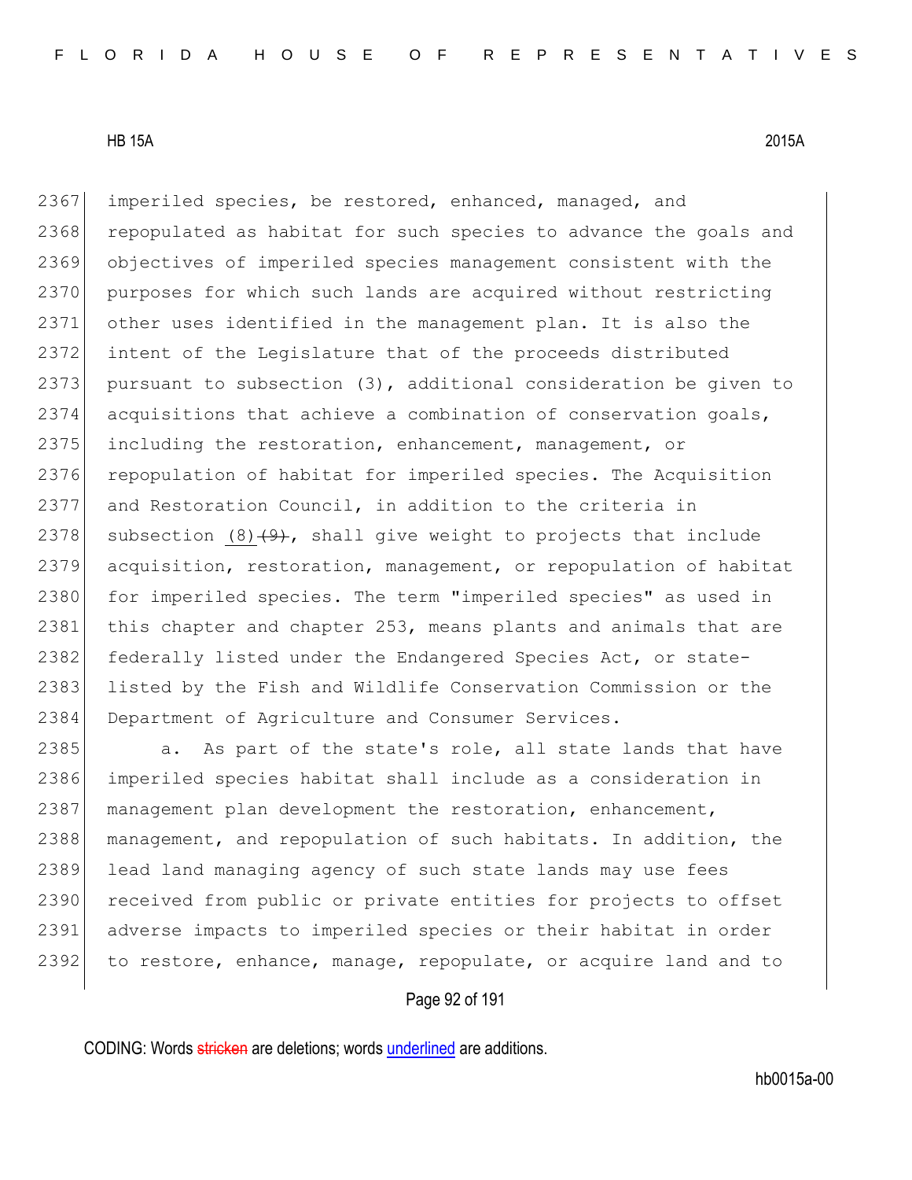imperiled species, be restored, enhanced, managed, and repopulated as habitat for such species to advance the goals and objectives of imperiled species management consistent with the purposes for which such lands are acquired without restricting other uses identified in the management plan. It is also the intent of the Legislature that of the proceeds distributed pursuant to subsection (3), additional consideration be given to acquisitions that achieve a combination of conservation goals, including the restoration, enhancement, management, or repopulation of habitat for imperiled species. The Acquisition and Restoration Council, in addition to the criteria in subsection <u>(8)</u> ~~(9)~~, shall give weight to projects that include acquisition, restoration, management, or repopulation of habitat for imperiled species. The term "imperiled species" as used in this chapter and chapter 253, means plants and animals that are federally listed under the Endangered Species Act, or state-listed by the Fish and Wildlife Conservation Commission or the Department of Agriculture and Consumer Services.

a. As part of the state's role, all state lands that have imperiled species habitat shall include as a consideration in management plan development the restoration, enhancement, management, and repopulation of such habitats. In addition, the lead land managing agency of such state lands may use fees received from public or private entities for projects to offset adverse impacts to imperiled species or their habitat in order to restore, enhance, manage, repopulate, or acquire land and to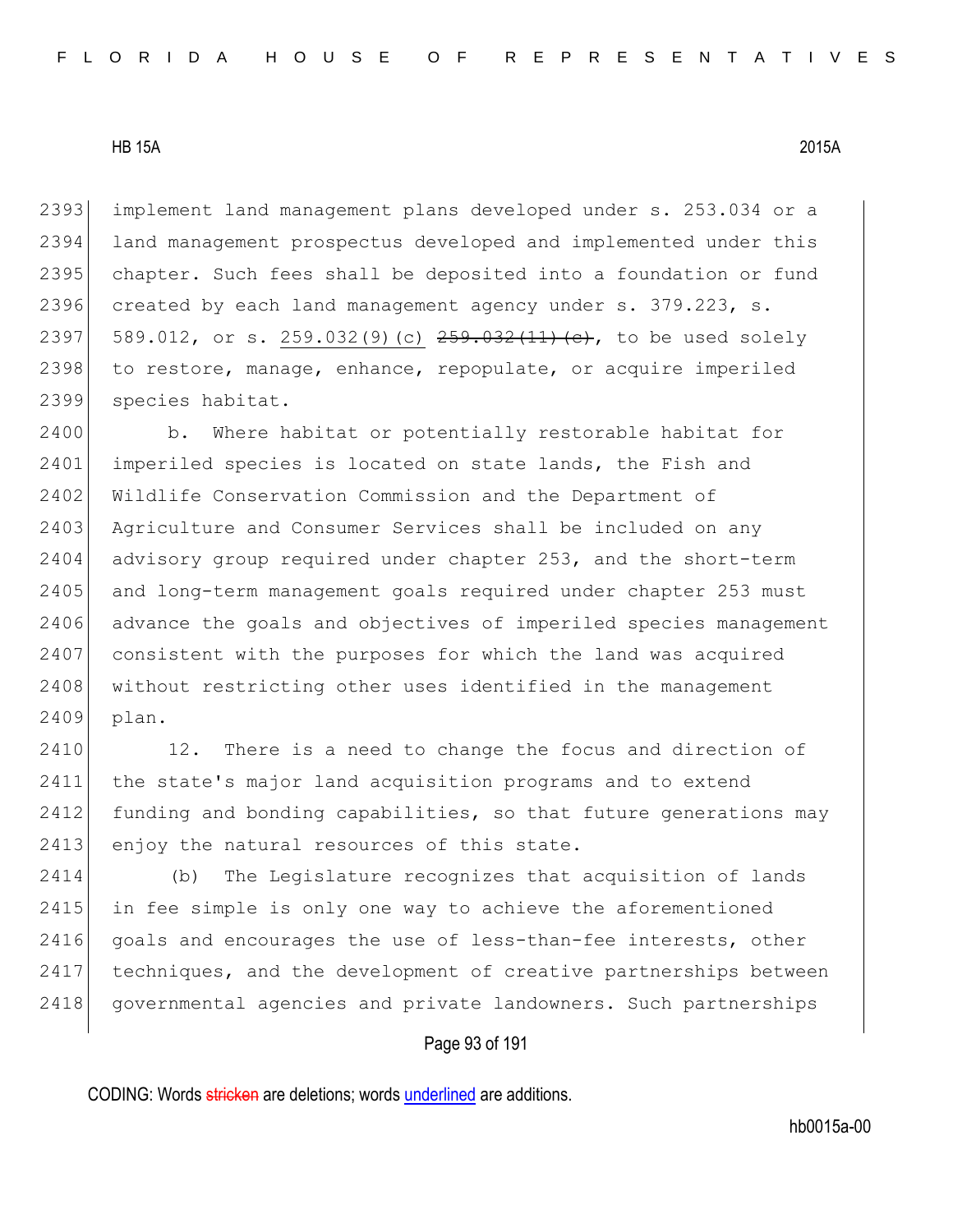implement land management plans developed under s. 253.034 or a land management prospectus developed and implemented under this chapter. Such fees shall be deposited into a foundation or fund created by each land management agency under s. 379.223, s. 589.012, or s. <u>259.032(9)(c)</u> ~~259.032(11)(c)~~, to be used solely to restore, manage, enhance, repopulate, or acquire imperiled species habitat.

b. Where habitat or potentially restorable habitat for imperiled species is located on state lands, the Fish and Wildlife Conservation Commission and the Department of Agriculture and Consumer Services shall be included on any advisory group required under chapter 253, and the short-term and long-term management goals required under chapter 253 must advance the goals and objectives of imperiled species management consistent with the purposes for which the land was acquired without restricting other uses identified in the management plan.

12. There is a need to change the focus and direction of the state's major land acquisition programs and to extend funding and bonding capabilities, so that future generations may enjoy the natural resources of this state.

(b) The Legislature recognizes that acquisition of lands in fee simple is only one way to achieve the aforementioned goals and encourages the use of less-than-fee interests, other techniques, and the development of creative partnerships between governmental agencies and private landowners. Such partnerships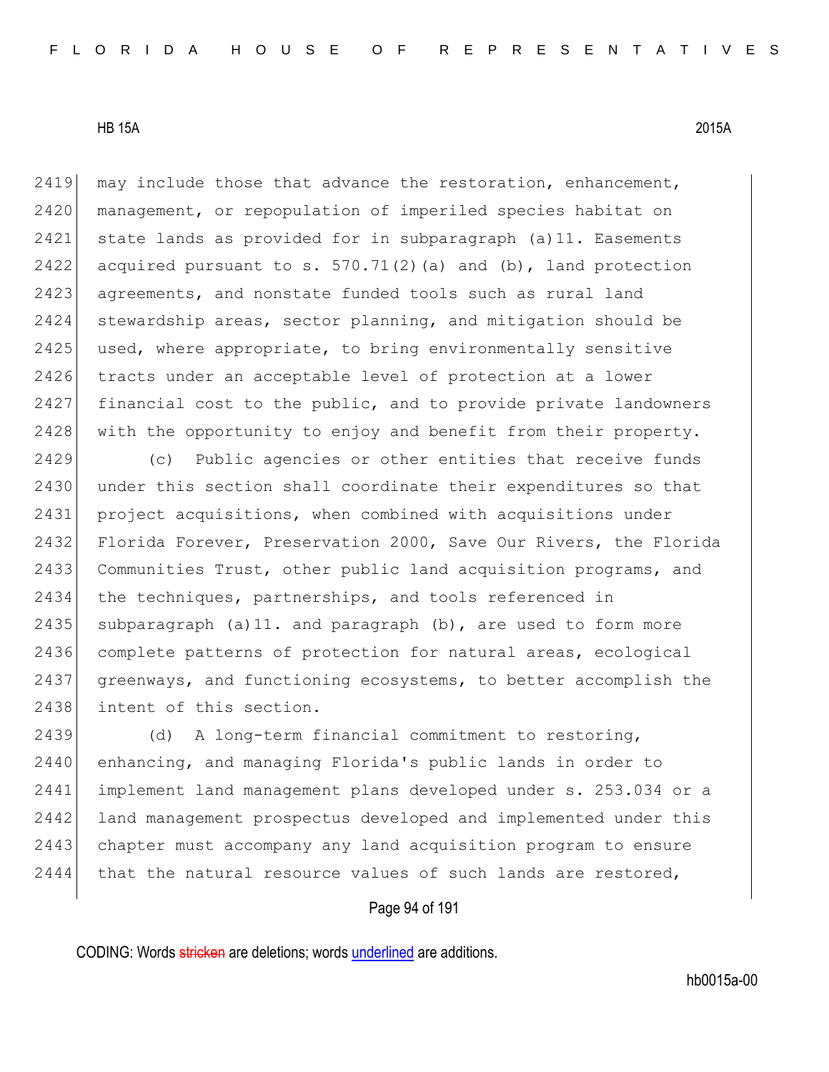may include those that advance the restoration, enhancement, management, or repopulation of imperiled species habitat on state lands as provided for in subparagraph (a)11. Easements acquired pursuant to s. 570.71(2)(a) and (b), land protection agreements, and nonstate funded tools such as rural land stewardship areas, sector planning, and mitigation should be used, where appropriate, to bring environmentally sensitive tracts under an acceptable level of protection at a lower financial cost to the public, and to provide private landowners with the opportunity to enjoy and benefit from their property.

(c) Public agencies or other entities that receive funds under this section shall coordinate their expenditures so that project acquisitions, when combined with acquisitions under Florida Forever, Preservation 2000, Save Our Rivers, the Florida Communities Trust, other public land acquisition programs, and the techniques, partnerships, and tools referenced in subparagraph (a)11. and paragraph (b), are used to form more complete patterns of protection for natural areas, ecological greenways, and functioning ecosystems, to better accomplish the intent of this section.

(d) A long-term financial commitment to restoring, enhancing, and managing Florida's public lands in order to implement land management plans developed under s. 253.034 or a land management prospectus developed and implemented under this chapter must accompany any land acquisition program to ensure that the natural resource values of such lands are restored,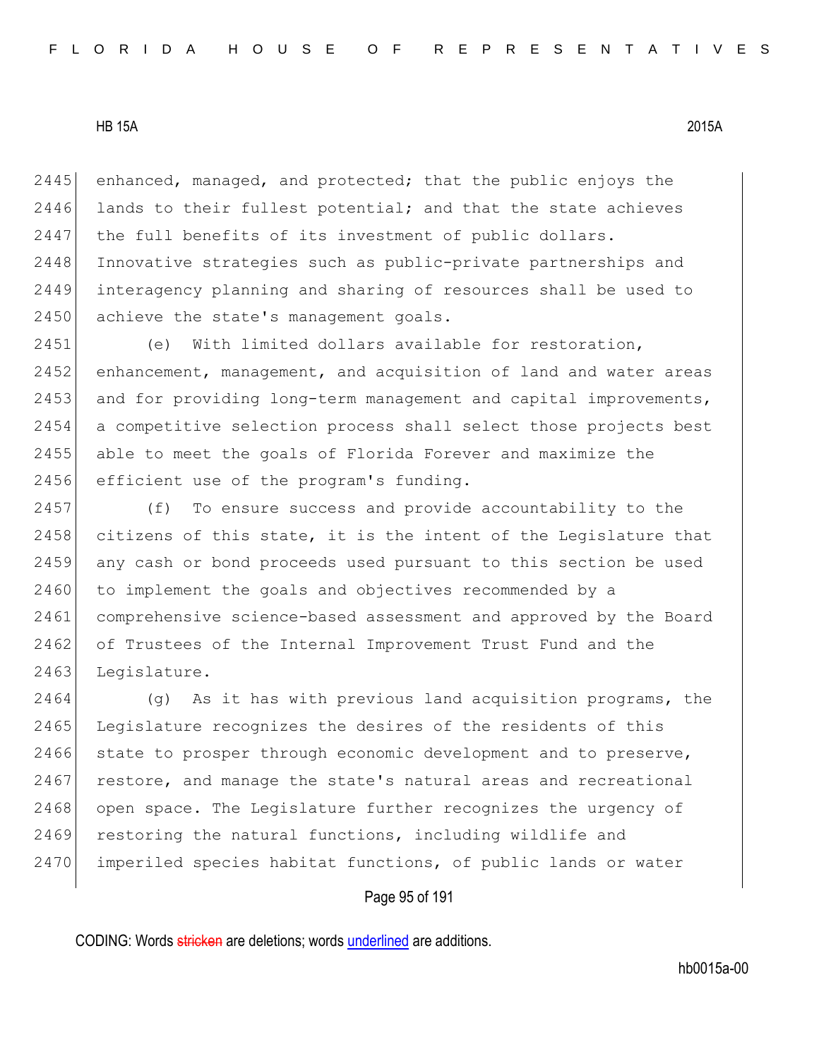enhanced, managed, and protected; that the public enjoys the lands to their fullest potential; and that the state achieves the full benefits of its investment of public dollars. Innovative strategies such as public-private partnerships and interagency planning and sharing of resources shall be used to achieve the state's management goals.

(e) With limited dollars available for restoration, enhancement, management, and acquisition of land and water areas and for providing long-term management and capital improvements, a competitive selection process shall select those projects best able to meet the goals of Florida Forever and maximize the efficient use of the program's funding.

(f) To ensure success and provide accountability to the citizens of this state, it is the intent of the Legislature that any cash or bond proceeds used pursuant to this section be used to implement the goals and objectives recommended by a comprehensive science-based assessment and approved by the Board of Trustees of the Internal Improvement Trust Fund and the Legislature.

(g) As it has with previous land acquisition programs, the Legislature recognizes the desires of the residents of this state to prosper through economic development and to preserve, restore, and manage the state's natural areas and recreational open space. The Legislature further recognizes the urgency of restoring the natural functions, including wildlife and imperiled species habitat functions, of public lands or water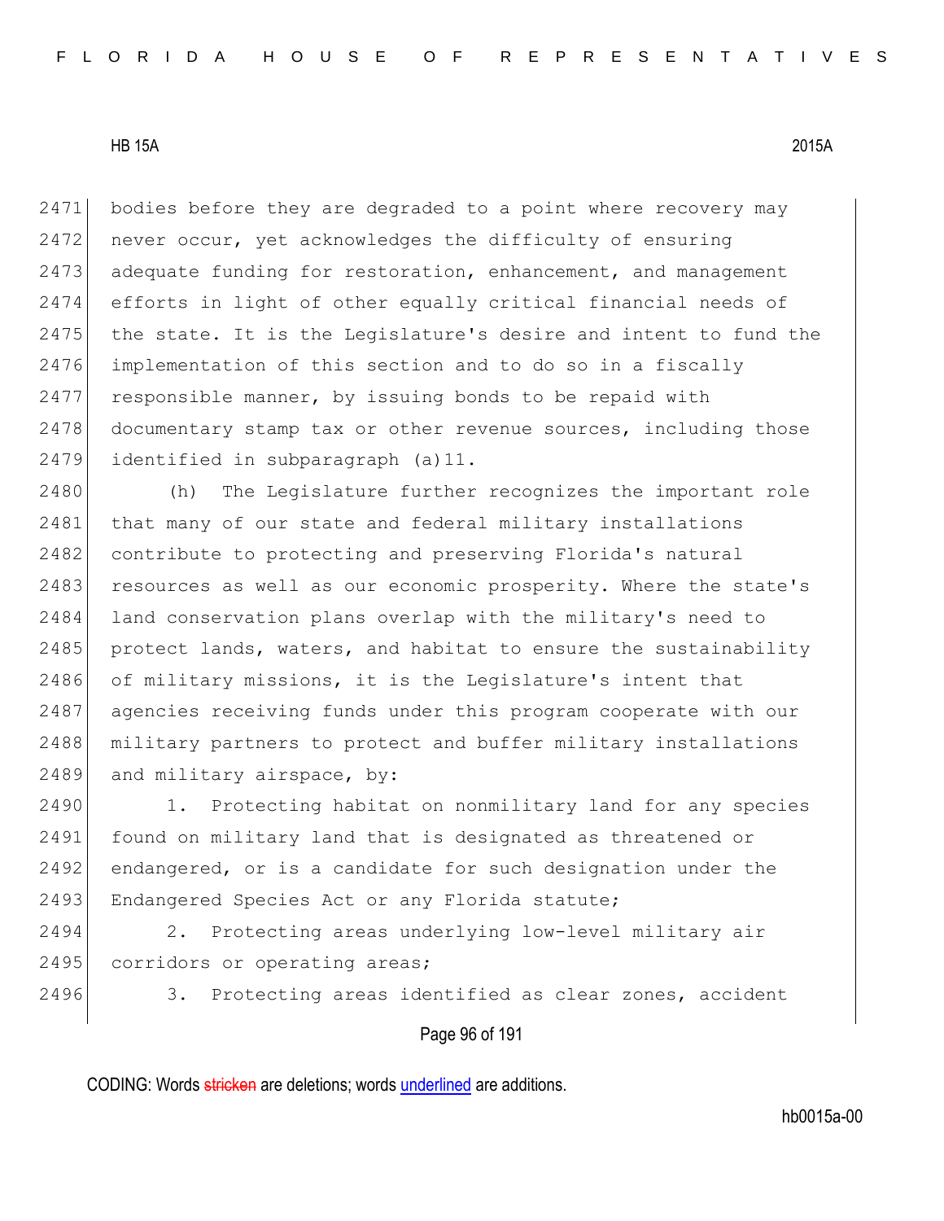bodies before they are degraded to a point where recovery may never occur, yet acknowledges the difficulty of ensuring adequate funding for restoration, enhancement, and management efforts in light of other equally critical financial needs of the state. It is the Legislature's desire and intent to fund the implementation of this section and to do so in a fiscally responsible manner, by issuing bonds to be repaid with documentary stamp tax or other revenue sources, including those identified in subparagraph (a)11.

(h) The Legislature further recognizes the important role that many of our state and federal military installations contribute to protecting and preserving Florida's natural resources as well as our economic prosperity. Where the state's land conservation plans overlap with the military's need to protect lands, waters, and habitat to ensure the sustainability of military missions, it is the Legislature's intent that agencies receiving funds under this program cooperate with our military partners to protect and buffer military installations and military airspace, by:

1. Protecting habitat on nonmilitary land for any species found on military land that is designated as threatened or endangered, or is a candidate for such designation under the Endangered Species Act or any Florida statute;

2. Protecting areas underlying low-level military air corridors or operating areas;

3. Protecting areas identified as clear zones, accident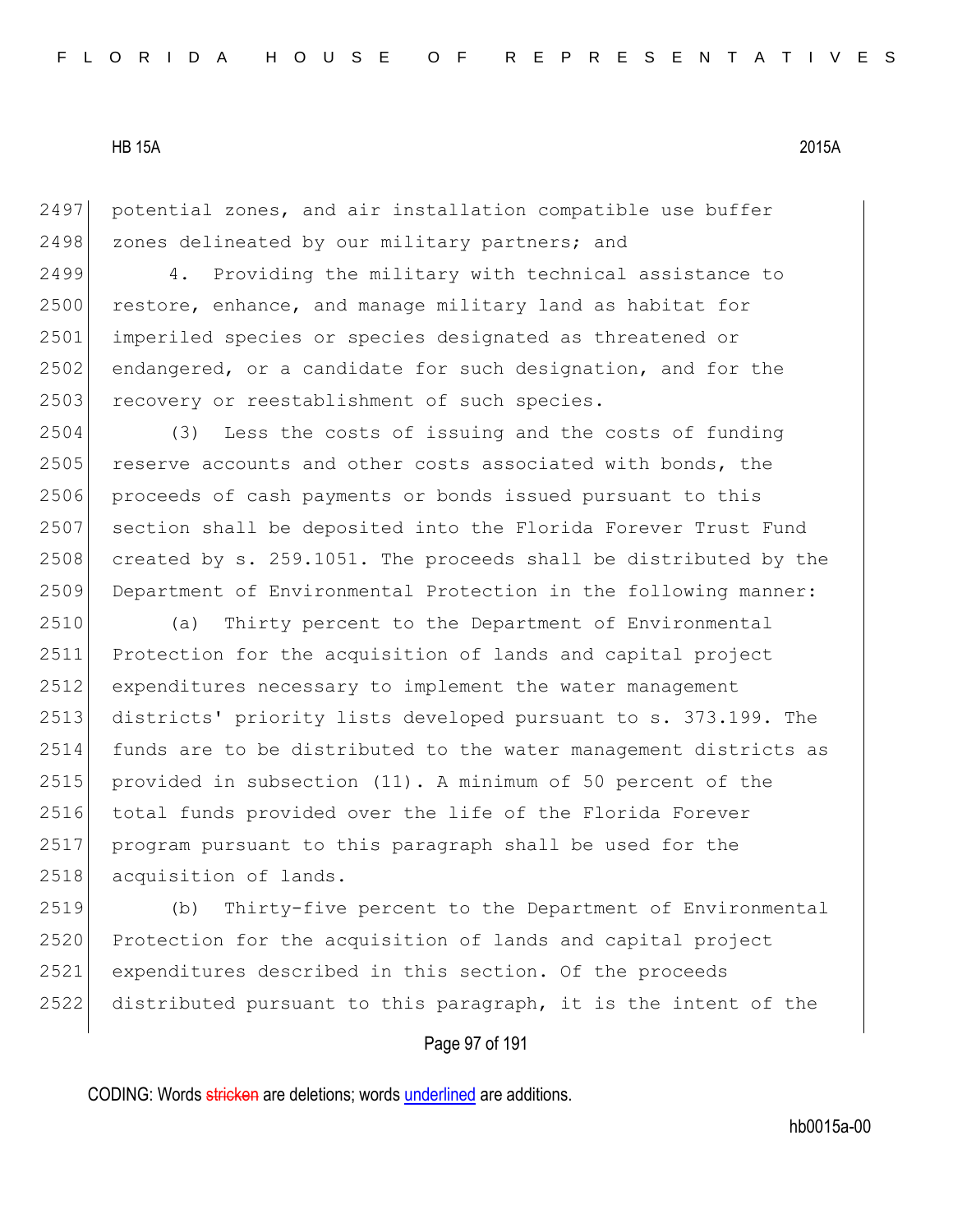potential zones, and air installation compatible use buffer zones delineated by our military partners; and

4. Providing the military with technical assistance to restore, enhance, and manage military land as habitat for imperiled species or species designated as threatened or endangered, or a candidate for such designation, and for the recovery or reestablishment of such species.

(3) Less the costs of issuing and the costs of funding reserve accounts and other costs associated with bonds, the proceeds of cash payments or bonds issued pursuant to this section shall be deposited into the Florida Forever Trust Fund created by s. 259.1051. The proceeds shall be distributed by the Department of Environmental Protection in the following manner:

(a) Thirty percent to the Department of Environmental Protection for the acquisition of lands and capital project expenditures necessary to implement the water management districts' priority lists developed pursuant to s. 373.199. The funds are to be distributed to the water management districts as provided in subsection (11). A minimum of 50 percent of the total funds provided over the life of the Florida Forever program pursuant to this paragraph shall be used for the acquisition of lands.

(b) Thirty-five percent to the Department of Environmental Protection for the acquisition of lands and capital project expenditures described in this section. Of the proceeds distributed pursuant to this paragraph, it is the intent of the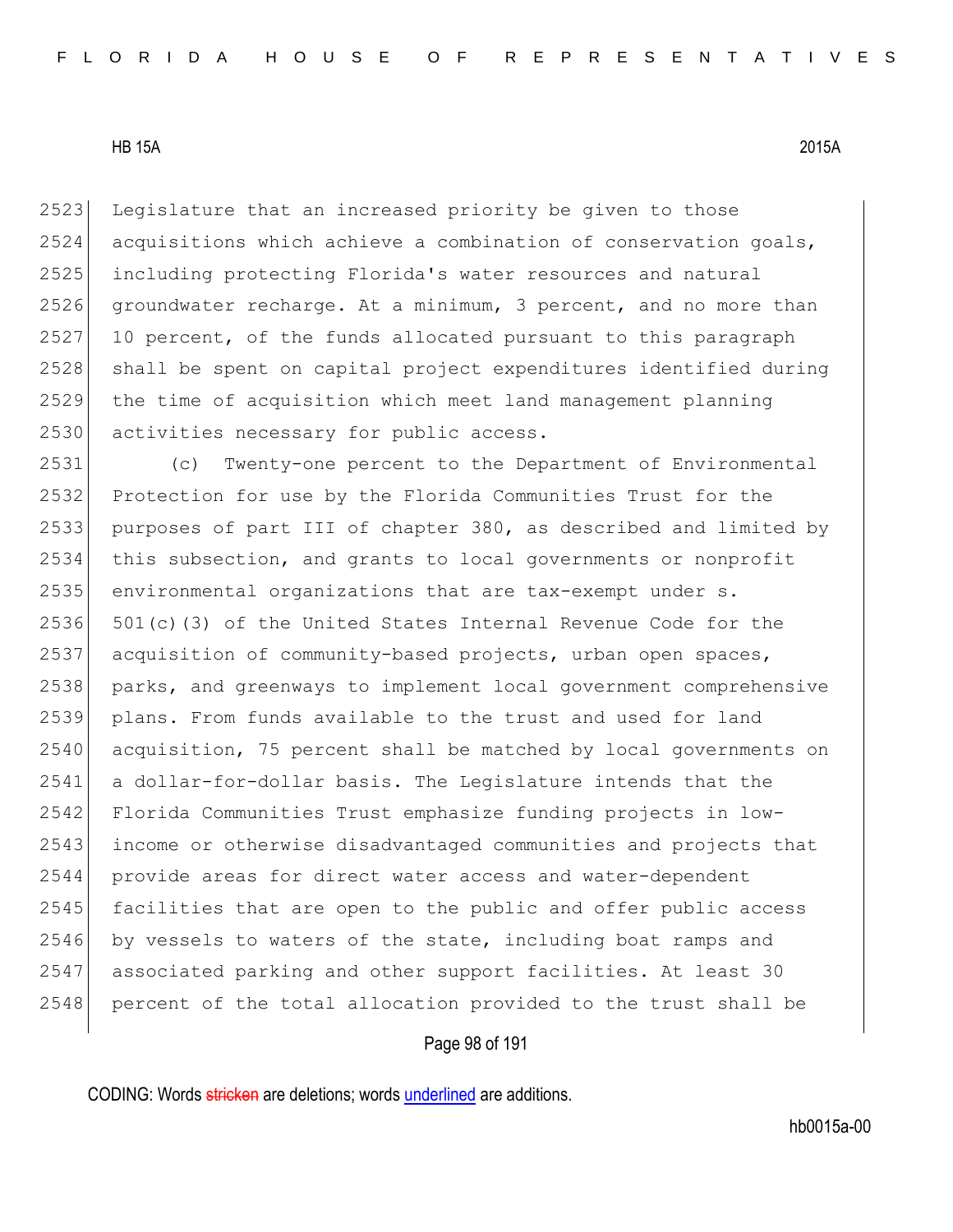Legislature that an increased priority be given to those acquisitions which achieve a combination of conservation goals, including protecting Florida's water resources and natural groundwater recharge. At a minimum, 3 percent, and no more than 10 percent, of the funds allocated pursuant to this paragraph shall be spent on capital project expenditures identified during the time of acquisition which meet land management planning activities necessary for public access.

(c) Twenty-one percent to the Department of Environmental Protection for use by the Florida Communities Trust for the purposes of part III of chapter 380, as described and limited by this subsection, and grants to local governments or nonprofit environmental organizations that are tax-exempt under s. 501(c)(3) of the United States Internal Revenue Code for the acquisition of community-based projects, urban open spaces, parks, and greenways to implement local government comprehensive plans. From funds available to the trust and used for land acquisition, 75 percent shall be matched by local governments on a dollar-for-dollar basis. The Legislature intends that the Florida Communities Trust emphasize funding projects in low-income or otherwise disadvantaged communities and projects that provide areas for direct water access and water-dependent facilities that are open to the public and offer public access by vessels to waters of the state, including boat ramps and associated parking and other support facilities. At least 30 percent of the total allocation provided to the trust shall be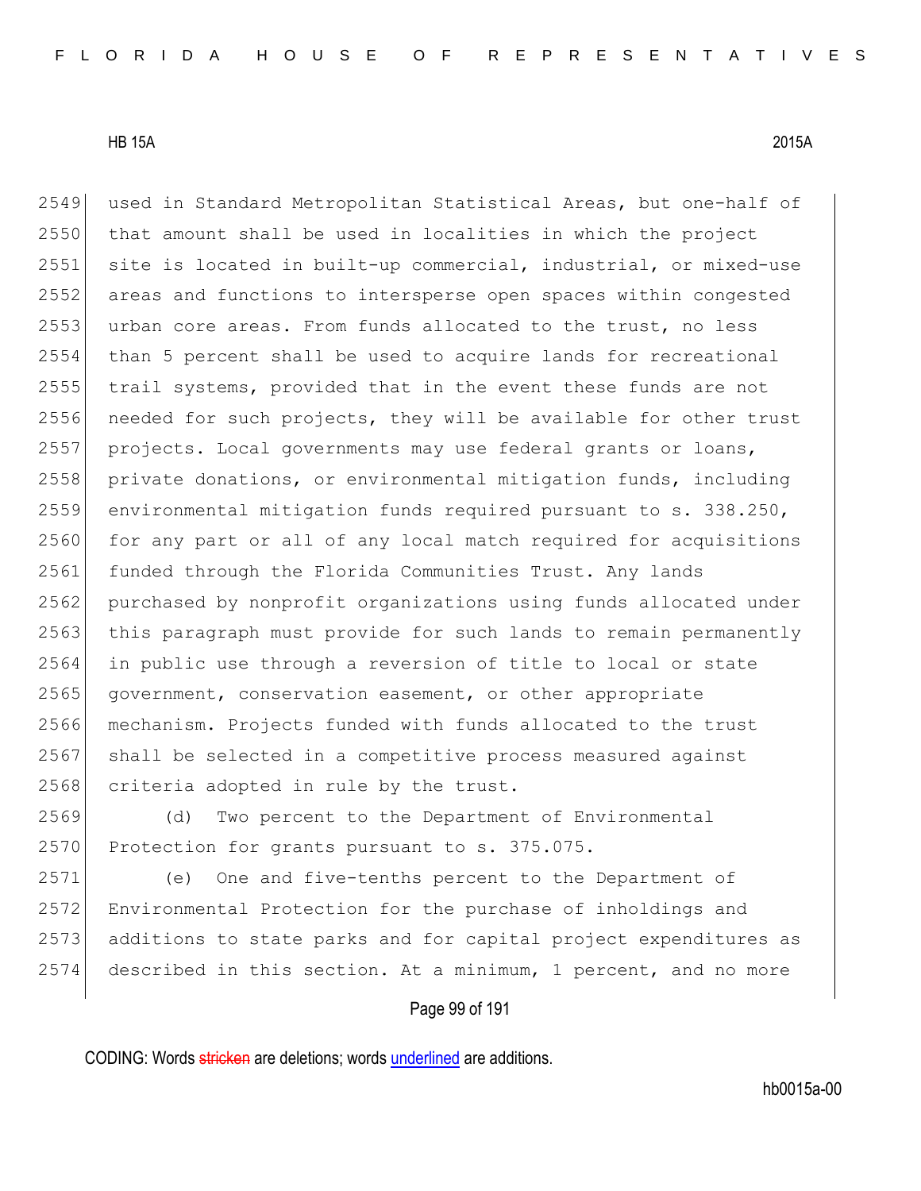used in Standard Metropolitan Statistical Areas, but one-half of that amount shall be used in localities in which the project site is located in built-up commercial, industrial, or mixed-use areas and functions to intersperse open spaces within congested urban core areas. From funds allocated to the trust, no less than 5 percent shall be used to acquire lands for recreational trail systems, provided that in the event these funds are not needed for such projects, they will be available for other trust projects. Local governments may use federal grants or loans, private donations, or environmental mitigation funds, including environmental mitigation funds required pursuant to s. 338.250, for any part or all of any local match required for acquisitions funded through the Florida Communities Trust. Any lands purchased by nonprofit organizations using funds allocated under this paragraph must provide for such lands to remain permanently in public use through a reversion of title to local or state government, conservation easement, or other appropriate mechanism. Projects funded with funds allocated to the trust shall be selected in a competitive process measured against criteria adopted in rule by the trust.

(d) Two percent to the Department of Environmental Protection for grants pursuant to s. 375.075.

(e) One and five-tenths percent to the Department of Environmental Protection for the purchase of inholdings and additions to state parks and for capital project expenditures as described in this section. At a minimum, 1 percent, and no more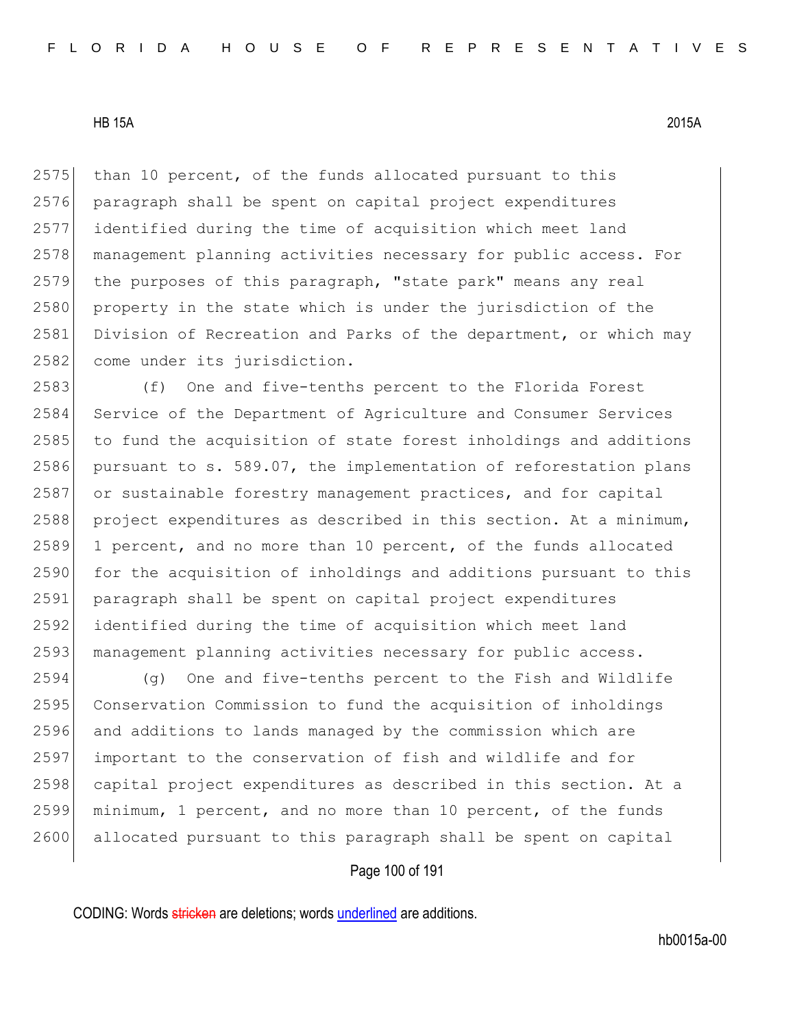than 10 percent, of the funds allocated pursuant to this paragraph shall be spent on capital project expenditures identified during the time of acquisition which meet land management planning activities necessary for public access. For the purposes of this paragraph, "state park" means any real property in the state which is under the jurisdiction of the Division of Recreation and Parks of the department, or which may come under its jurisdiction.

(f) One and five-tenths percent to the Florida Forest Service of the Department of Agriculture and Consumer Services to fund the acquisition of state forest inholdings and additions pursuant to s. 589.07, the implementation of reforestation plans or sustainable forestry management practices, and for capital project expenditures as described in this section. At a minimum, 1 percent, and no more than 10 percent, of the funds allocated for the acquisition of inholdings and additions pursuant to this paragraph shall be spent on capital project expenditures identified during the time of acquisition which meet land management planning activities necessary for public access.

(g) One and five-tenths percent to the Fish and Wildlife Conservation Commission to fund the acquisition of inholdings and additions to lands managed by the commission which are important to the conservation of fish and wildlife and for capital project expenditures as described in this section. At a minimum, 1 percent, and no more than 10 percent, of the funds allocated pursuant to this paragraph shall be spent on capital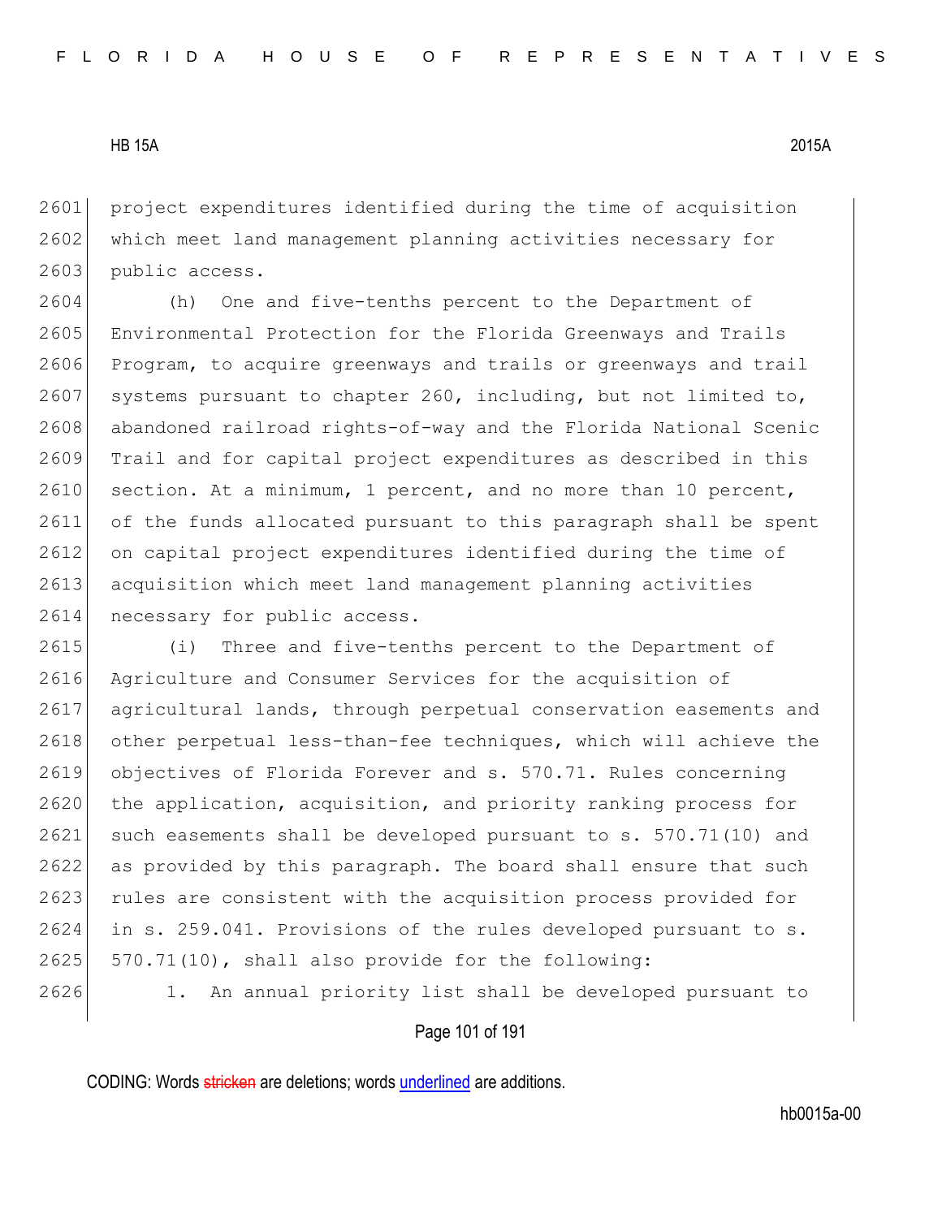project expenditures identified during the time of acquisition which meet land management planning activities necessary for public access.

(h) One and five-tenths percent to the Department of Environmental Protection for the Florida Greenways and Trails Program, to acquire greenways and trails or greenways and trail systems pursuant to chapter 260, including, but not limited to, abandoned railroad rights-of-way and the Florida National Scenic Trail and for capital project expenditures as described in this section. At a minimum, 1 percent, and no more than 10 percent, of the funds allocated pursuant to this paragraph shall be spent on capital project expenditures identified during the time of acquisition which meet land management planning activities necessary for public access.

(i) Three and five-tenths percent to the Department of Agriculture and Consumer Services for the acquisition of agricultural lands, through perpetual conservation easements and other perpetual less-than-fee techniques, which will achieve the objectives of Florida Forever and s. 570.71. Rules concerning the application, acquisition, and priority ranking process for such easements shall be developed pursuant to s. 570.71(10) and as provided by this paragraph. The board shall ensure that such rules are consistent with the acquisition process provided for in s. 259.041. Provisions of the rules developed pursuant to s. 570.71(10), shall also provide for the following:

1. An annual priority list shall be developed pursuant to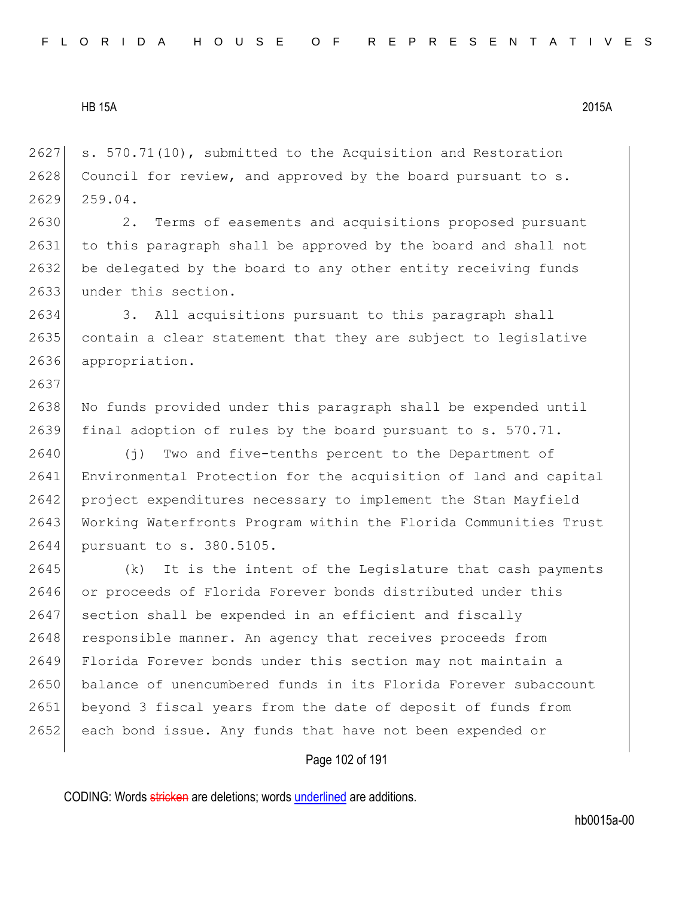s. 570.71(10), submitted to the Acquisition and Restoration Council for review, and approved by the board pursuant to s. 259.04.

2. Terms of easements and acquisitions proposed pursuant to this paragraph shall be approved by the board and shall not be delegated by the board to any other entity receiving funds under this section.

3. All acquisitions pursuant to this paragraph shall contain a clear statement that they are subject to legislative appropriation.

No funds provided under this paragraph shall be expended until final adoption of rules by the board pursuant to s. 570.71.

(j) Two and five-tenths percent to the Department of Environmental Protection for the acquisition of land and capital project expenditures necessary to implement the Stan Mayfield Working Waterfronts Program within the Florida Communities Trust pursuant to s. 380.5105.

(k) It is the intent of the Legislature that cash payments or proceeds of Florida Forever bonds distributed under this section shall be expended in an efficient and fiscally responsible manner. An agency that receives proceeds from Florida Forever bonds under this section may not maintain a balance of unencumbered funds in its Florida Forever subaccount beyond 3 fiscal years from the date of deposit of funds from each bond issue. Any funds that have not been expended or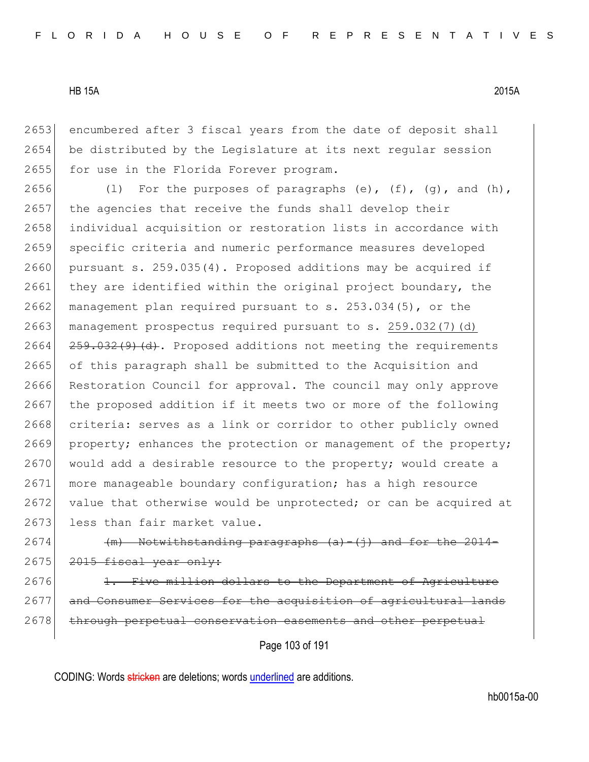encumbered after 3 fiscal years from the date of deposit shall be distributed by the Legislature at its next regular session for use in the Florida Forever program.

(l) For the purposes of paragraphs (e), (f), (g), and (h), the agencies that receive the funds shall develop their individual acquisition or restoration lists in accordance with specific criteria and numeric performance measures developed pursuant s. 259.035(4). Proposed additions may be acquired if they are identified within the original project boundary, the management plan required pursuant to s. 253.034(5), or the management prospectus required pursuant to s. <u>259.032(7)(d)</u> ~~259.032(9)(d)~~. Proposed additions not meeting the requirements of this paragraph shall be submitted to the Acquisition and Restoration Council for approval. The council may only approve the proposed addition if it meets two or more of the following criteria: serves as a link or corridor to other publicly owned property; enhances the protection or management of the property; would add a desirable resource to the property; would create a more manageable boundary configuration; has a high resource value that otherwise would be unprotected; or can be acquired at less than fair market value.

~~(m) Notwithstanding paragraphs (a)-(j) and for the 2014-2015 fiscal year only:~~

~~1. Five million dollars to the Department of Agriculture and Consumer Services for the acquisition of agricultural lands through perpetual conservation easements and other perpetual~~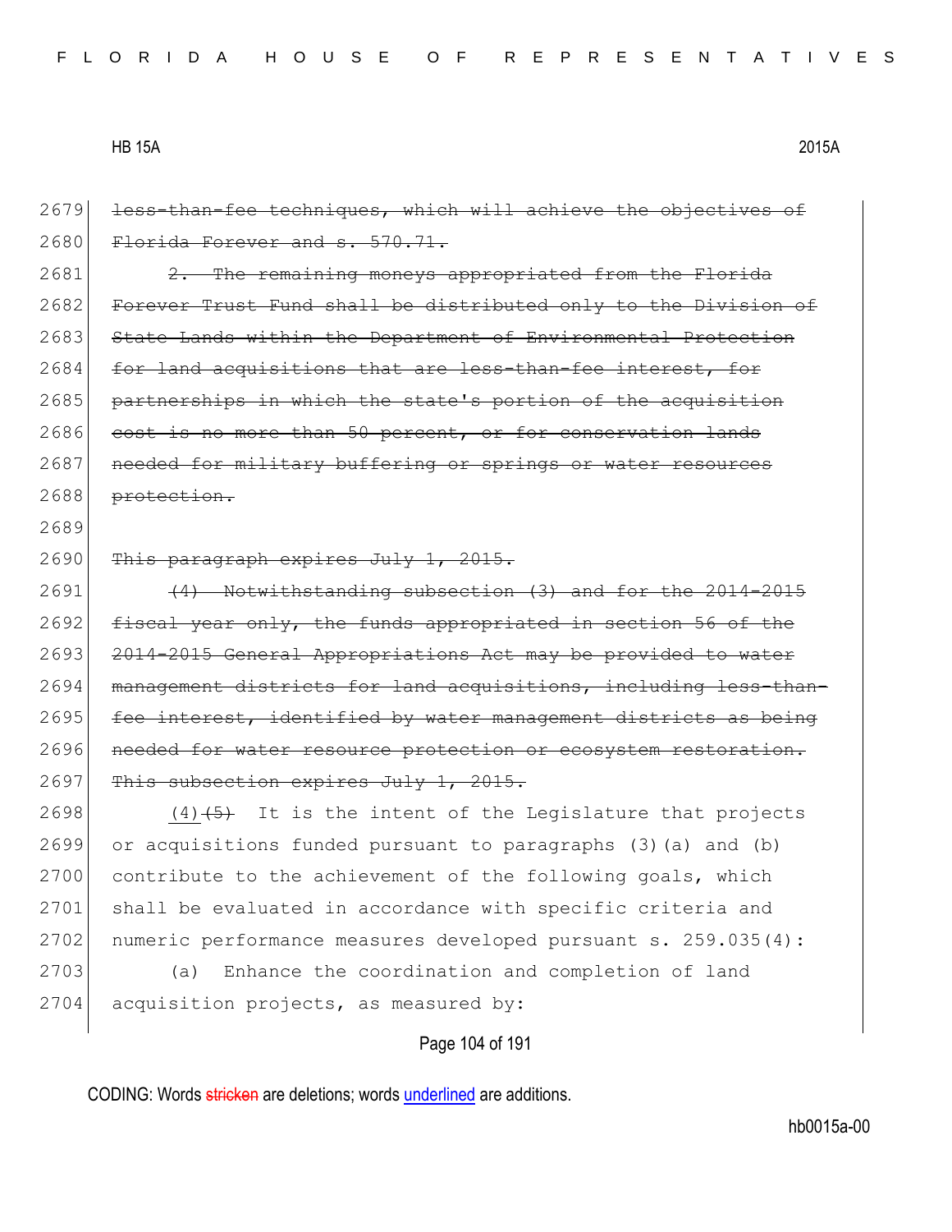2679 ~~less-than-fee techniques, which will achieve the objectives of~~
2680 ~~Florida Forever and s. 570.71.~~

2681 ~~2. The remaining moneys appropriated from the Florida~~
2682 ~~Forever Trust Fund shall be distributed only to the Division of~~
2683 ~~State Lands within the Department of Environmental Protection~~
2684 ~~for land acquisitions that are less-than-fee interest, for~~
2685 ~~partnerships in which the state's portion of the acquisition~~
2686 ~~cost is no more than 50 percent, or for conservation lands~~
2687 ~~needed for military buffering or springs or water resources~~
2688 ~~protection.~~

2689

2690 ~~This paragraph expires July 1, 2015.~~

2691 ~~(4) Notwithstanding subsection (3) and for the 2014-2015~~
2692 ~~fiscal year only, the funds appropriated in section 56 of the~~
2693 ~~2014-2015 General Appropriations Act may be provided to water~~
2694 ~~management districts for land acquisitions, including less-than-~~
2695 ~~fee interest, identified by water management districts as being~~
2696 ~~needed for water resource protection or ecosystem restoration.~~
2697 ~~This subsection expires July 1, 2015.~~

2698 <u>(4)</u>~~(5)~~ It is the intent of the Legislature that projects
2699 or acquisitions funded pursuant to paragraphs (3)(a) and (b)
2700 contribute to the achievement of the following goals, which
2701 shall be evaluated in accordance with specific criteria and
2702 numeric performance measures developed pursuant s. 259.035(4):

2703 (a) Enhance the coordination and completion of land
2704 acquisition projects, as measured by: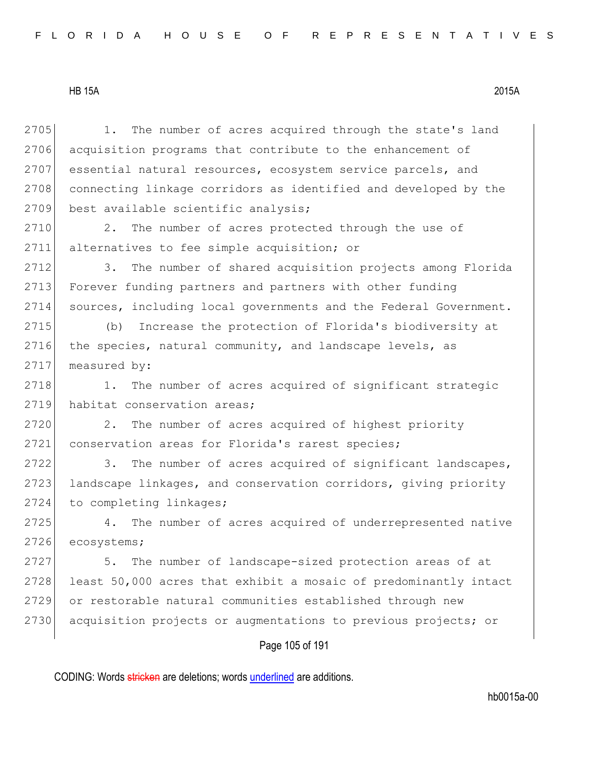1. The number of acres acquired through the state's land acquisition programs that contribute to the enhancement of essential natural resources, ecosystem service parcels, and connecting linkage corridors as identified and developed by the best available scientific analysis;

2. The number of acres protected through the use of alternatives to fee simple acquisition; or

3. The number of shared acquisition projects among Florida Forever funding partners and partners with other funding sources, including local governments and the Federal Government.

(b) Increase the protection of Florida's biodiversity at the species, natural community, and landscape levels, as measured by:

1. The number of acres acquired of significant strategic habitat conservation areas;

2. The number of acres acquired of highest priority conservation areas for Florida's rarest species;

3. The number of acres acquired of significant landscapes, landscape linkages, and conservation corridors, giving priority to completing linkages;

4. The number of acres acquired of underrepresented native ecosystems;

5. The number of landscape-sized protection areas of at least 50,000 acres that exhibit a mosaic of predominantly intact or restorable natural communities established through new acquisition projects or augmentations to previous projects; or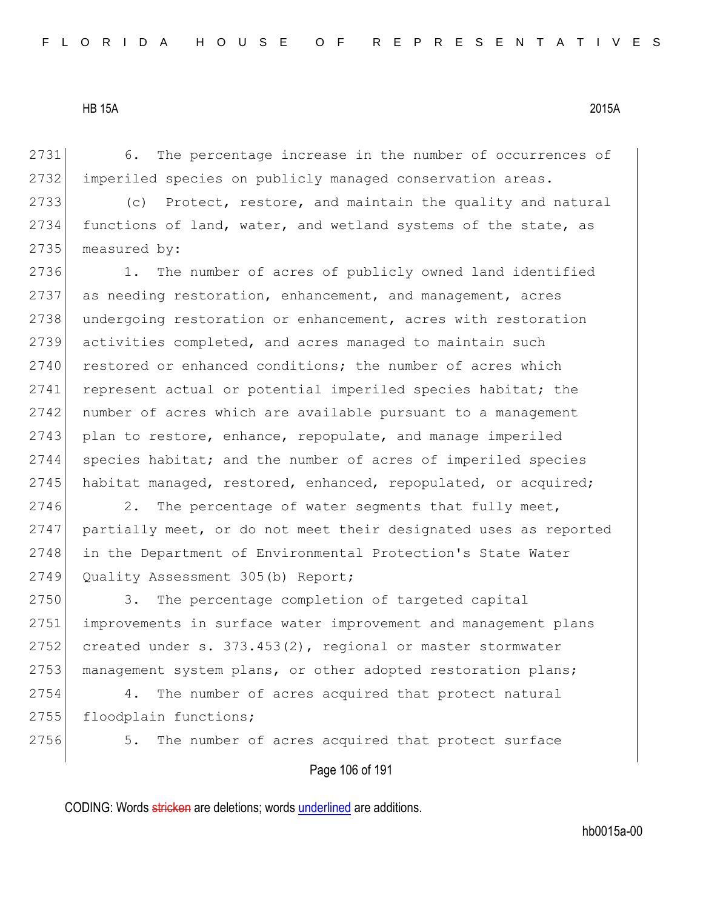6. The percentage increase in the number of occurrences of imperiled species on publicly managed conservation areas.

(c) Protect, restore, and maintain the quality and natural functions of land, water, and wetland systems of the state, as measured by:

1. The number of acres of publicly owned land identified as needing restoration, enhancement, and management, acres undergoing restoration or enhancement, acres with restoration activities completed, and acres managed to maintain such restored or enhanced conditions; the number of acres which represent actual or potential imperiled species habitat; the number of acres which are available pursuant to a management plan to restore, enhance, repopulate, and manage imperiled species habitat; and the number of acres of imperiled species habitat managed, restored, enhanced, repopulated, or acquired;

2. The percentage of water segments that fully meet, partially meet, or do not meet their designated uses as reported in the Department of Environmental Protection's State Water Quality Assessment 305(b) Report;

3. The percentage completion of targeted capital improvements in surface water improvement and management plans created under s. 373.453(2), regional or master stormwater management system plans, or other adopted restoration plans;

4. The number of acres acquired that protect natural floodplain functions;

5. The number of acres acquired that protect surface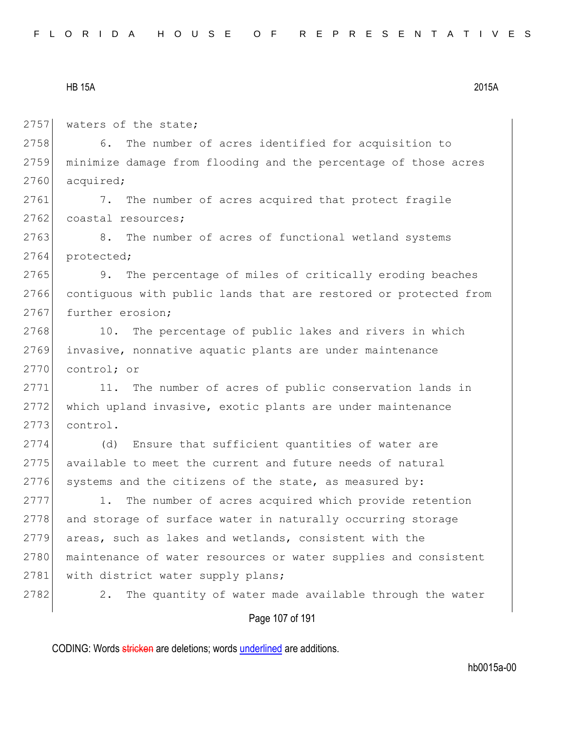waters of the state;

6. The number of acres identified for acquisition to minimize damage from flooding and the percentage of those acres acquired;

7. The number of acres acquired that protect fragile coastal resources;

8. The number of acres of functional wetland systems protected;

9. The percentage of miles of critically eroding beaches contiguous with public lands that are restored or protected from further erosion;

10. The percentage of public lakes and rivers in which invasive, nonnative aquatic plants are under maintenance control; or

11. The number of acres of public conservation lands in which upland invasive, exotic plants are under maintenance control.

(d) Ensure that sufficient quantities of water are available to meet the current and future needs of natural systems and the citizens of the state, as measured by:

1. The number of acres acquired which provide retention and storage of surface water in naturally occurring storage areas, such as lakes and wetlands, consistent with the maintenance of water resources or water supplies and consistent with district water supply plans;

2. The quantity of water made available through the water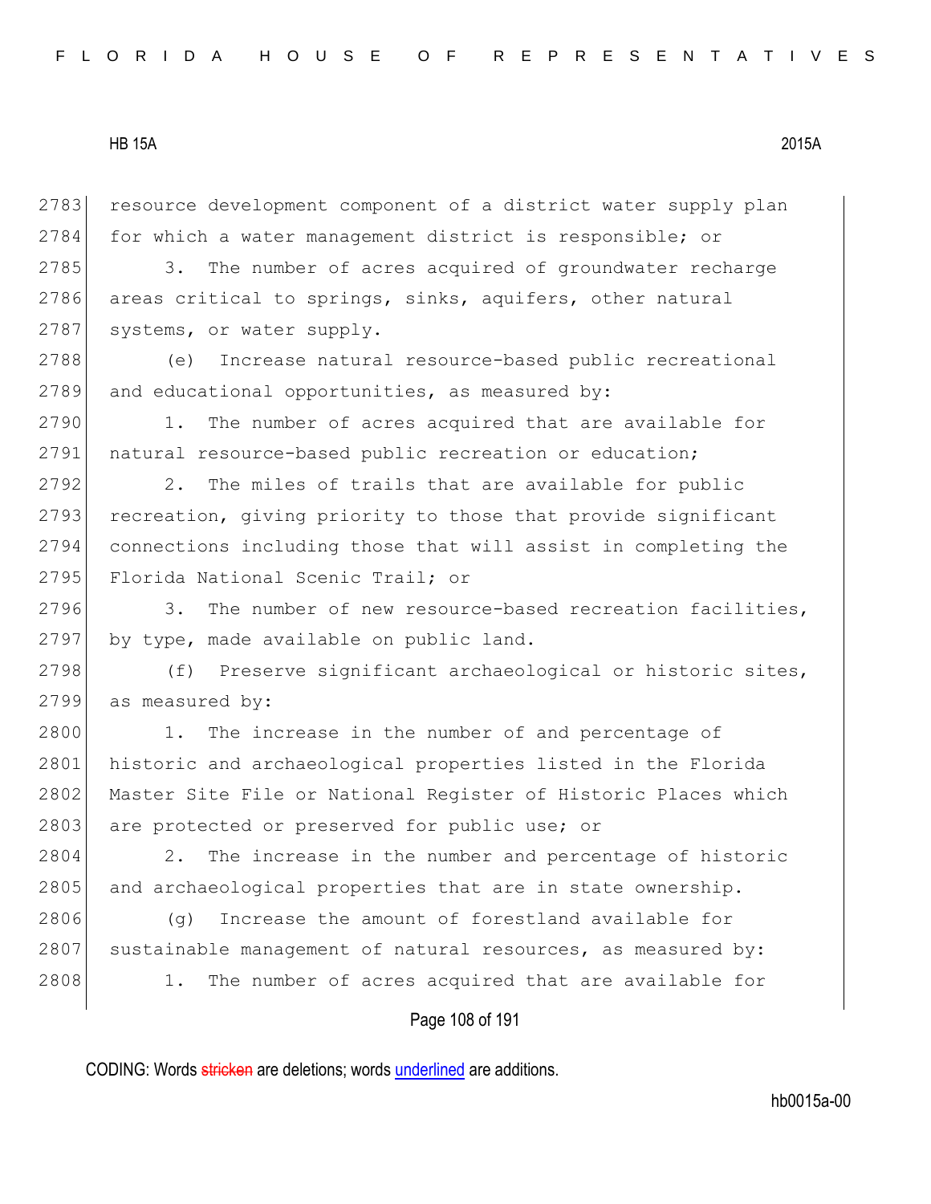resource development component of a district water supply plan for which a water management district is responsible; or

3. The number of acres acquired of groundwater recharge areas critical to springs, sinks, aquifers, other natural systems, or water supply.

(e) Increase natural resource-based public recreational and educational opportunities, as measured by:

1. The number of acres acquired that are available for natural resource-based public recreation or education;

2. The miles of trails that are available for public recreation, giving priority to those that provide significant connections including those that will assist in completing the Florida National Scenic Trail; or

3. The number of new resource-based recreation facilities, by type, made available on public land.

(f) Preserve significant archaeological or historic sites, as measured by:

1. The increase in the number of and percentage of historic and archaeological properties listed in the Florida Master Site File or National Register of Historic Places which are protected or preserved for public use; or

2. The increase in the number and percentage of historic and archaeological properties that are in state ownership.

(g) Increase the amount of forestland available for sustainable management of natural resources, as measured by:

1. The number of acres acquired that are available for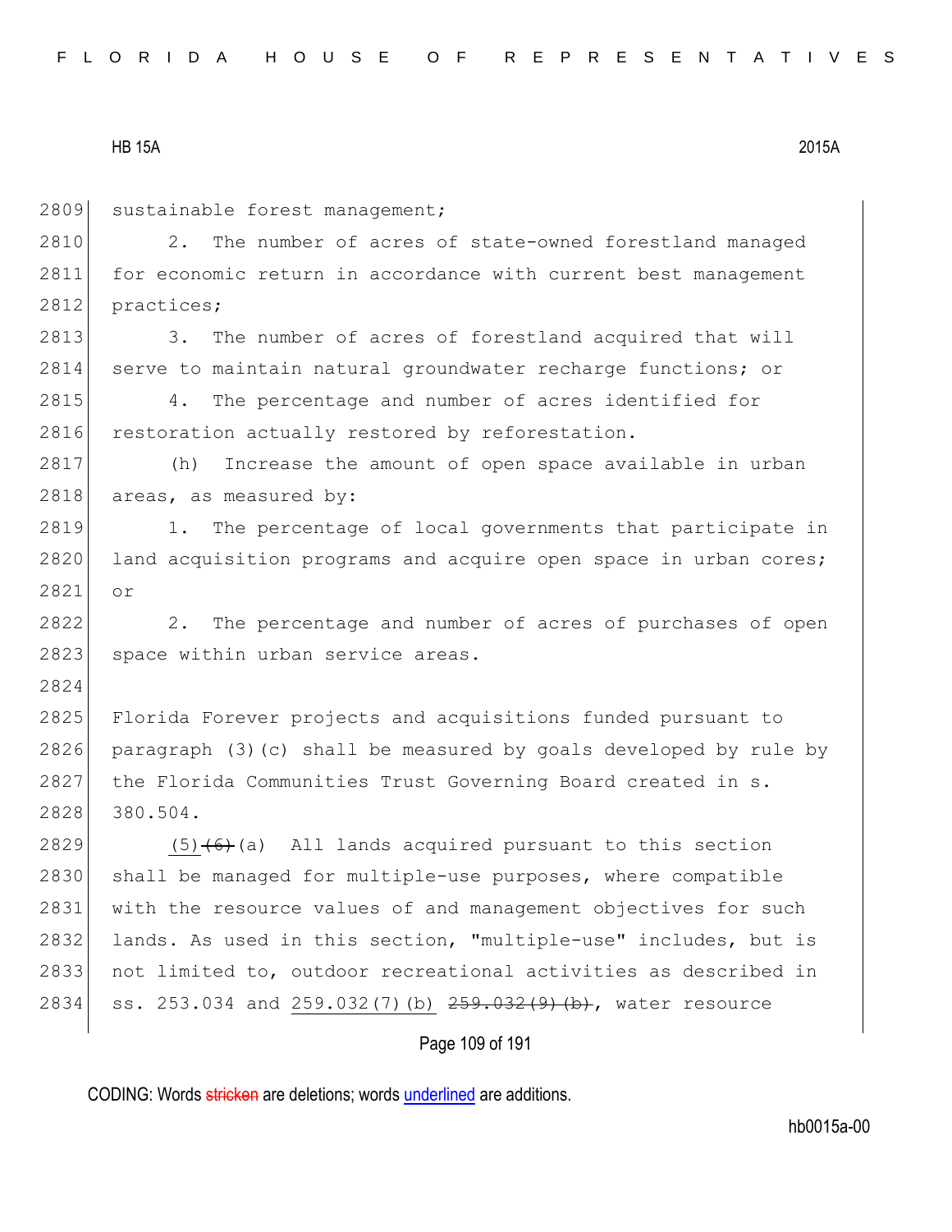sustainable forest management;

2. The number of acres of state-owned forestland managed for economic return in accordance with current best management practices;

3. The number of acres of forestland acquired that will serve to maintain natural groundwater recharge functions; or

4. The percentage and number of acres identified for restoration actually restored by reforestation.

(h) Increase the amount of open space available in urban areas, as measured by:

1. The percentage of local governments that participate in land acquisition programs and acquire open space in urban cores; or

2. The percentage and number of acres of purchases of open space within urban service areas.

Florida Forever projects and acquisitions funded pursuant to paragraph (3)(c) shall be measured by goals developed by rule by the Florida Communities Trust Governing Board created in s. 380.504.

<u>(5)</u> ~~(6)~~(a) All lands acquired pursuant to this section shall be managed for multiple-use purposes, where compatible with the resource values of and management objectives for such lands. As used in this section, "multiple-use" includes, but is not limited to, outdoor recreational activities as described in ss. 253.034 and <u>259.032(7)(b)</u> ~~259.032(9)(b)~~, water resource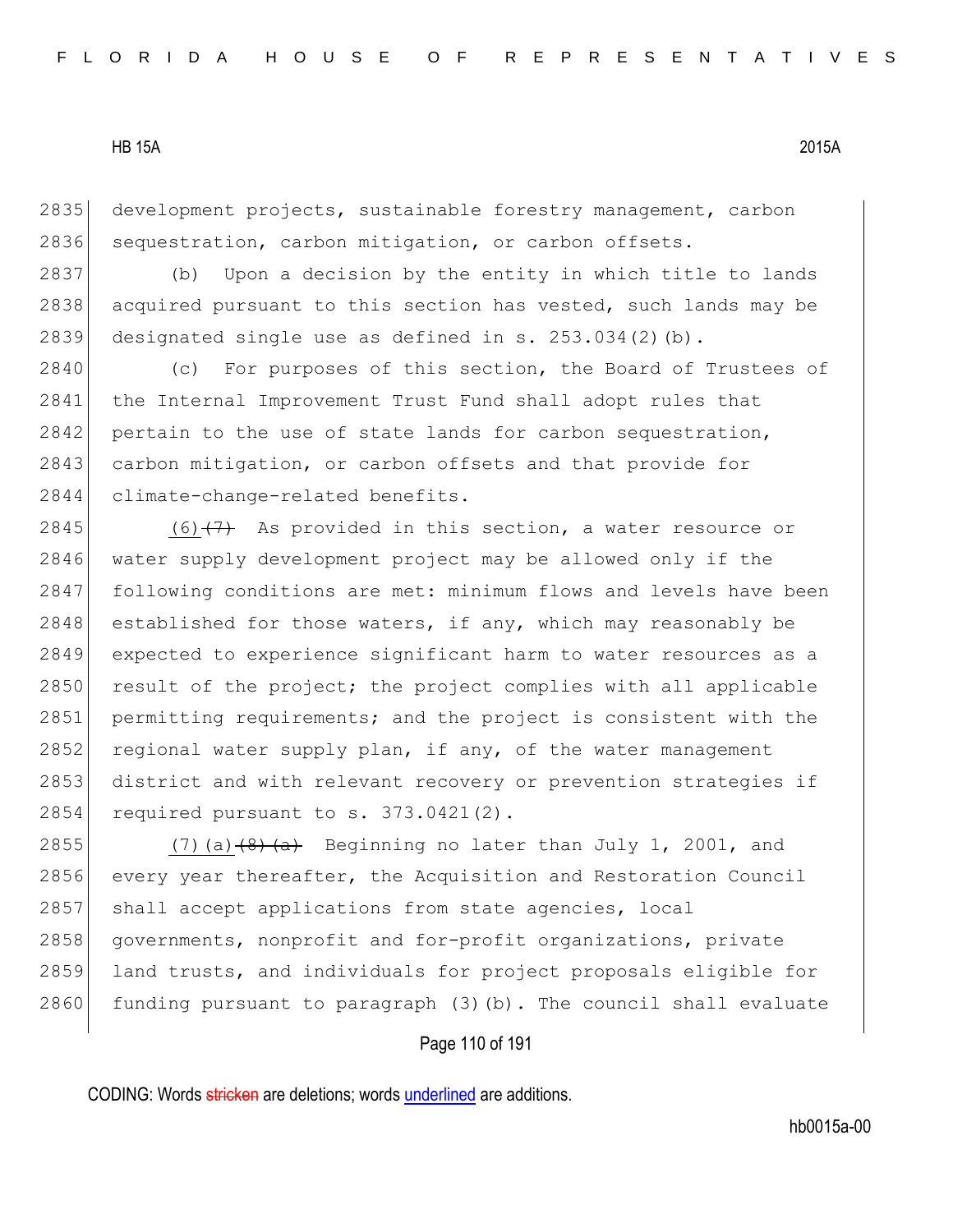development projects, sustainable forestry management, carbon sequestration, carbon mitigation, or carbon offsets.

(b) Upon a decision by the entity in which title to lands acquired pursuant to this section has vested, such lands may be designated single use as defined in s. 253.034(2)(b).

(c) For purposes of this section, the Board of Trustees of the Internal Improvement Trust Fund shall adopt rules that pertain to the use of state lands for carbon sequestration, carbon mitigation, or carbon offsets and that provide for climate-change-related benefits.

<u>(6)</u>~~(7)~~ As provided in this section, a water resource or water supply development project may be allowed only if the following conditions are met: minimum flows and levels have been established for those waters, if any, which may reasonably be expected to experience significant harm to water resources as a result of the project; the project complies with all applicable permitting requirements; and the project is consistent with the regional water supply plan, if any, of the water management district and with relevant recovery or prevention strategies if required pursuant to s. 373.0421(2).

<u>(7)(a)</u>~~(8)(a)~~ Beginning no later than July 1, 2001, and every year thereafter, the Acquisition and Restoration Council shall accept applications from state agencies, local governments, nonprofit and for-profit organizations, private land trusts, and individuals for project proposals eligible for funding pursuant to paragraph (3)(b). The council shall evaluate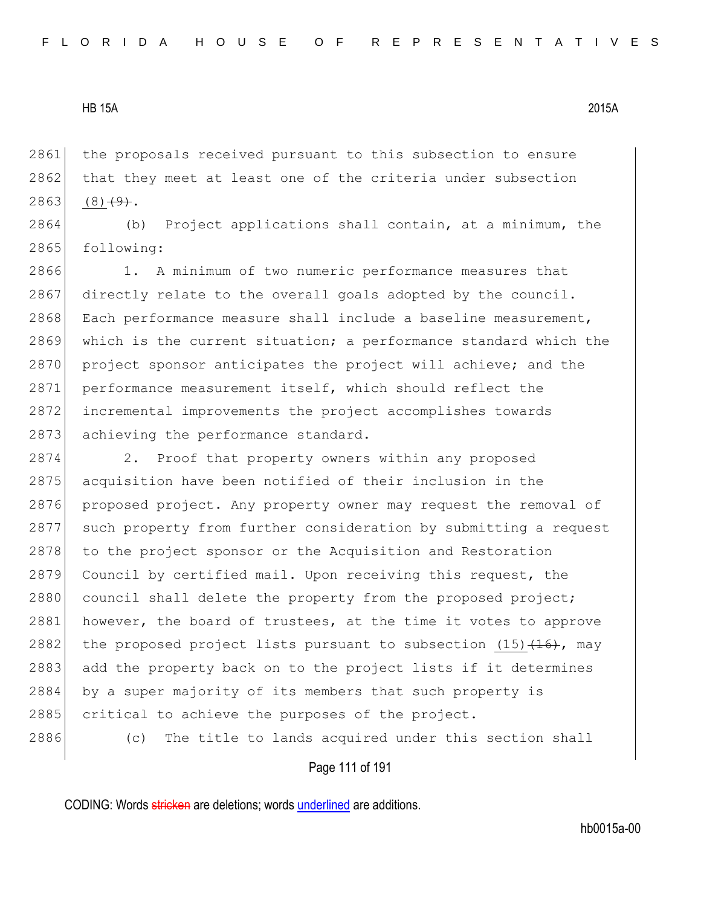the proposals received pursuant to this subsection to ensure that they meet at least one of the criteria under subsection <u>(8)</u> ~~(9)~~.

(b) Project applications shall contain, at a minimum, the following:

1. A minimum of two numeric performance measures that directly relate to the overall goals adopted by the council. Each performance measure shall include a baseline measurement, which is the current situation; a performance standard which the project sponsor anticipates the project will achieve; and the performance measurement itself, which should reflect the incremental improvements the project accomplishes towards achieving the performance standard.

2. Proof that property owners within any proposed acquisition have been notified of their inclusion in the proposed project. Any property owner may request the removal of such property from further consideration by submitting a request to the project sponsor or the Acquisition and Restoration Council by certified mail. Upon receiving this request, the council shall delete the property from the proposed project; however, the board of trustees, at the time it votes to approve the proposed project lists pursuant to subsection <u>(15)</u> ~~(16)~~, may add the property back on to the project lists if it determines by a super majority of its members that such property is critical to achieve the purposes of the project.

(c) The title to lands acquired under this section shall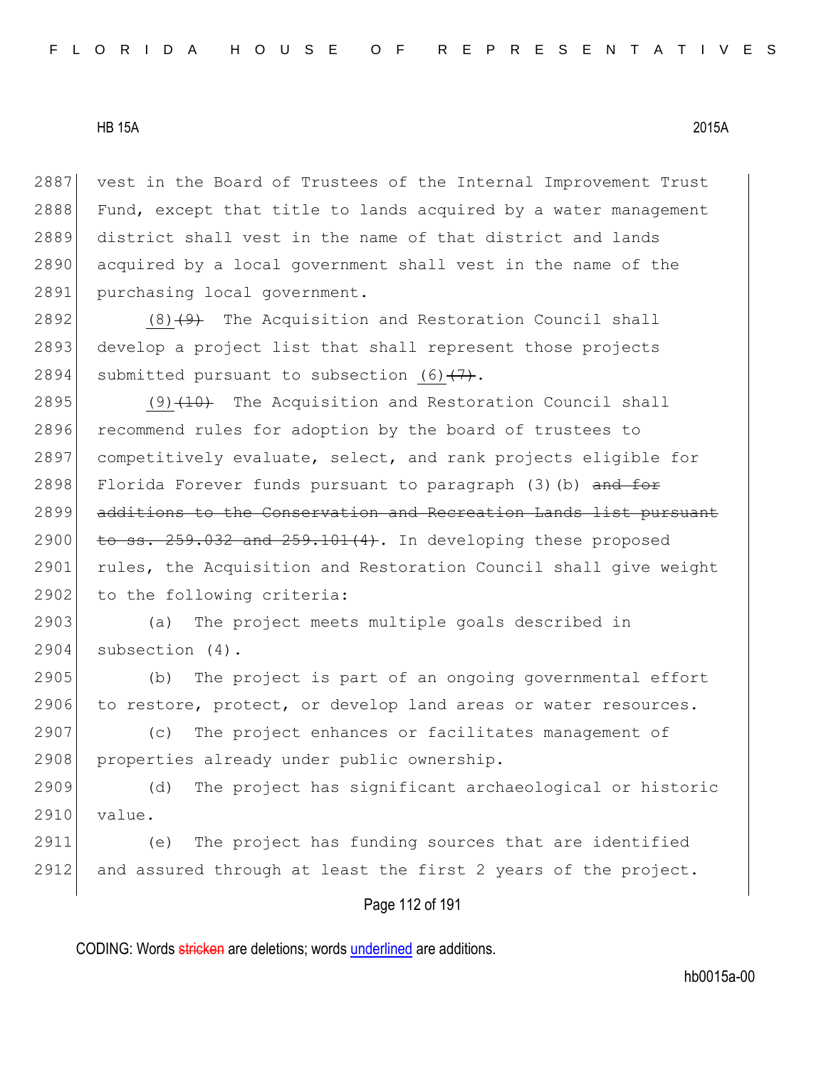vest in the Board of Trustees of the Internal Improvement Trust Fund, except that title to lands acquired by a water management district shall vest in the name of that district and lands acquired by a local government shall vest in the name of the purchasing local government.

(8)~~(9)~~ The Acquisition and Restoration Council shall develop a project list that shall represent those projects submitted pursuant to subsection (6)~~(7)~~.

(9)~~(10)~~ The Acquisition and Restoration Council shall recommend rules for adoption by the board of trustees to competitively evaluate, select, and rank projects eligible for Florida Forever funds pursuant to paragraph (3)(b) ~~and for additions to the Conservation and Recreation Lands list pursuant to ss. 259.032 and 259.101(4)~~. In developing these proposed rules, the Acquisition and Restoration Council shall give weight to the following criteria:

(a) The project meets multiple goals described in subsection (4).

(b) The project is part of an ongoing governmental effort to restore, protect, or develop land areas or water resources.

(c) The project enhances or facilitates management of properties already under public ownership.

(d) The project has significant archaeological or historic value.

(e) The project has funding sources that are identified and assured through at least the first 2 years of the project.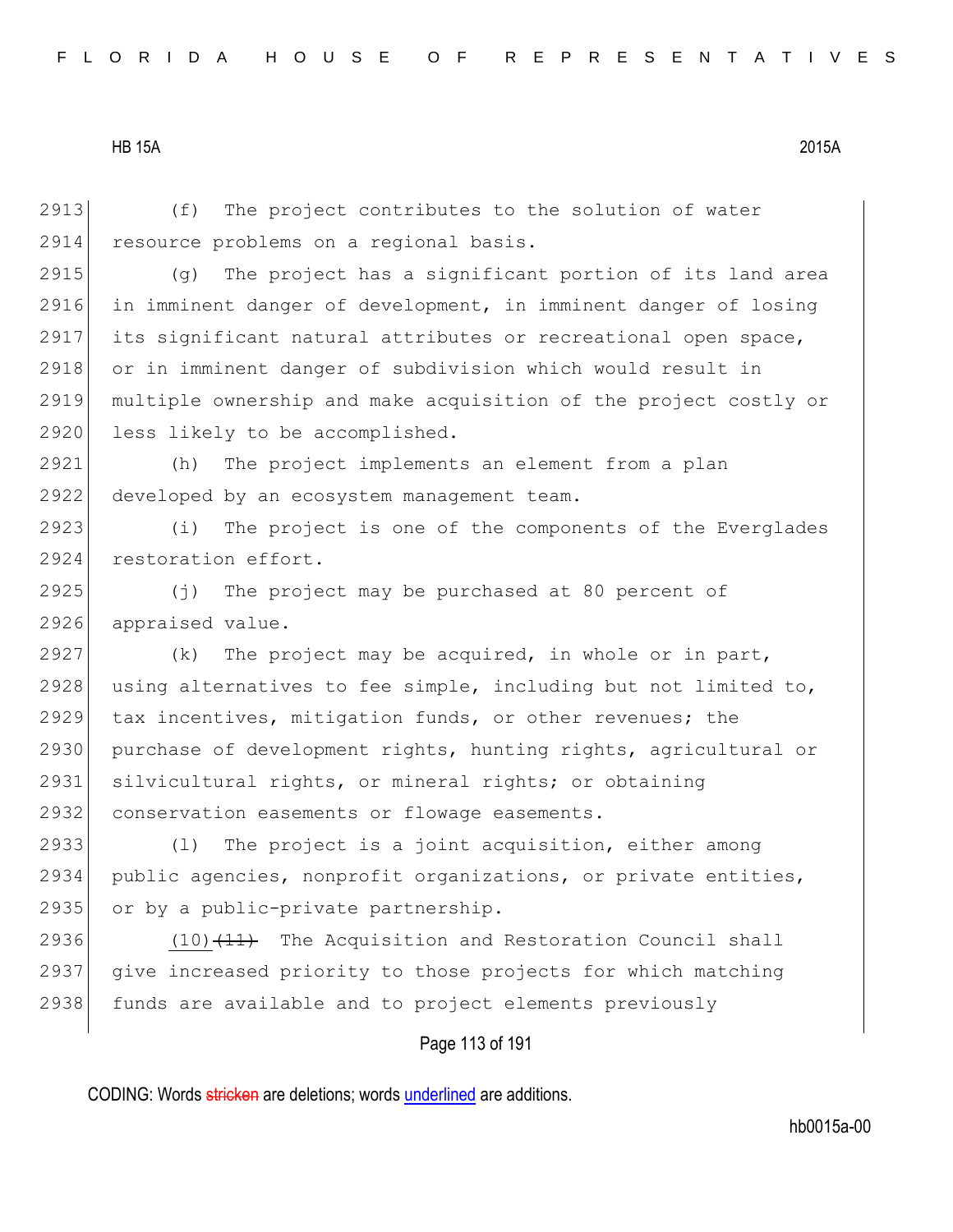(f) The project contributes to the solution of water resource problems on a regional basis.

(g) The project has a significant portion of its land area in imminent danger of development, in imminent danger of losing its significant natural attributes or recreational open space, or in imminent danger of subdivision which would result in multiple ownership and make acquisition of the project costly or less likely to be accomplished.

(h) The project implements an element from a plan developed by an ecosystem management team.

(i) The project is one of the components of the Everglades restoration effort.

(j) The project may be purchased at 80 percent of appraised value.

(k) The project may be acquired, in whole or in part, using alternatives to fee simple, including but not limited to, tax incentives, mitigation funds, or other revenues; the purchase of development rights, hunting rights, agricultural or silvicultural rights, or mineral rights; or obtaining conservation easements or flowage easements.

(l) The project is a joint acquisition, either among public agencies, nonprofit organizations, or private entities, or by a public-private partnership.

<u>(10)</u>~~(11)~~ The Acquisition and Restoration Council shall give increased priority to those projects for which matching funds are available and to project elements previously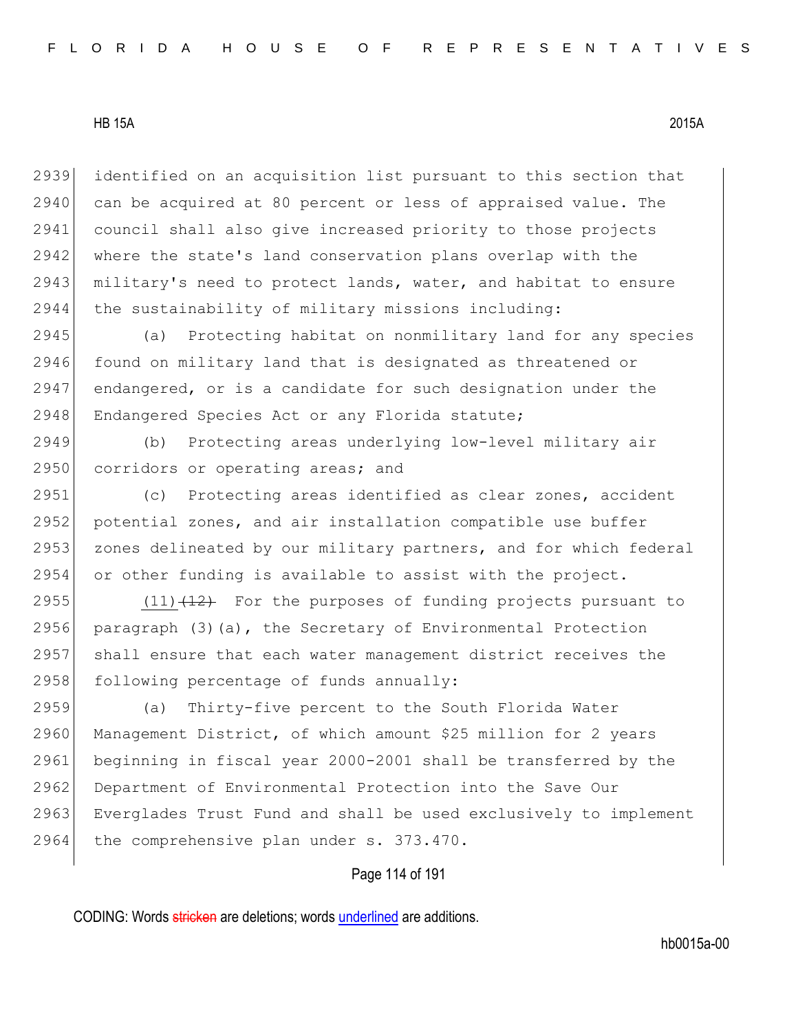identified on an acquisition list pursuant to this section that can be acquired at 80 percent or less of appraised value. The council shall also give increased priority to those projects where the state's land conservation plans overlap with the military's need to protect lands, water, and habitat to ensure the sustainability of military missions including:

(a) Protecting habitat on nonmilitary land for any species found on military land that is designated as threatened or endangered, or is a candidate for such designation under the Endangered Species Act or any Florida statute;

(b) Protecting areas underlying low-level military air corridors or operating areas; and

(c) Protecting areas identified as clear zones, accident potential zones, and air installation compatible use buffer zones delineated by our military partners, and for which federal or other funding is available to assist with the project.

(11) ~~(12)~~ For the purposes of funding projects pursuant to paragraph (3)(a), the Secretary of Environmental Protection shall ensure that each water management district receives the following percentage of funds annually:

(a) Thirty-five percent to the South Florida Water Management District, of which amount $25 million for 2 years beginning in fiscal year 2000-2001 shall be transferred by the Department of Environmental Protection into the Save Our Everglades Trust Fund and shall be used exclusively to implement the comprehensive plan under s. 373.470.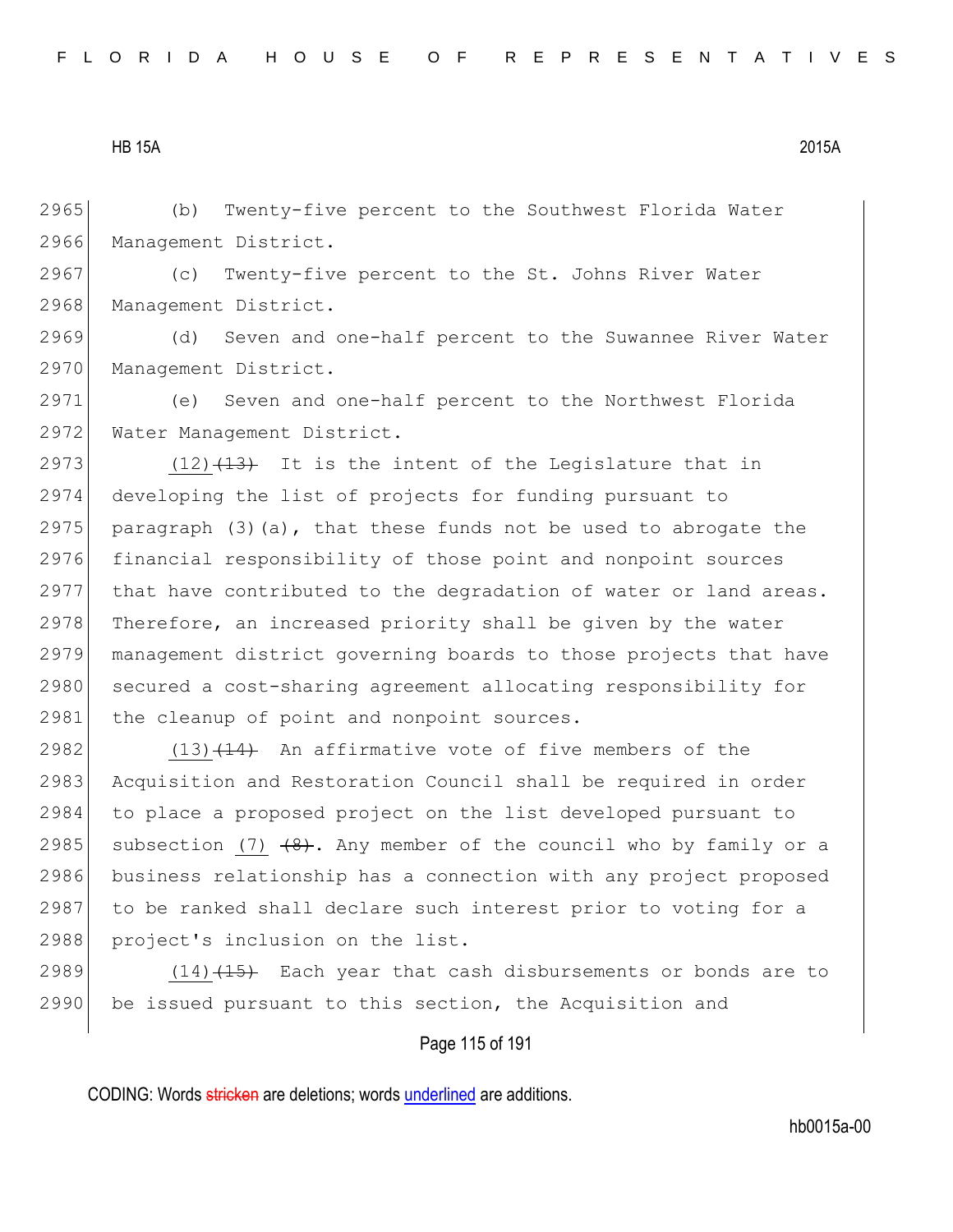2965 (b) Twenty-five percent to the Southwest Florida Water
2966 Management District.

2967 (c) Twenty-five percent to the St. Johns River Water
2968 Management District.

2969 (d) Seven and one-half percent to the Suwannee River Water
2970 Management District.

2971 (e) Seven and one-half percent to the Northwest Florida
2972 Water Management District.

2973 (12) ~~(13)~~ It is the intent of the Legislature that in
2974 developing the list of projects for funding pursuant to
2975 paragraph (3)(a), that these funds not be used to abrogate the
2976 financial responsibility of those point and nonpoint sources
2977 that have contributed to the degradation of water or land areas.
2978 Therefore, an increased priority shall be given by the water
2979 management district governing boards to those projects that have
2980 secured a cost-sharing agreement allocating responsibility for
2981 the cleanup of point and nonpoint sources.

2982 (13) ~~(14)~~ An affirmative vote of five members of the
2983 Acquisition and Restoration Council shall be required in order
2984 to place a proposed project on the list developed pursuant to
2985 subsection (7) ~~(8)~~. Any member of the council who by family or a
2986 business relationship has a connection with any project proposed
2987 to be ranked shall declare such interest prior to voting for a
2988 project's inclusion on the list.

2989 (14) ~~(15)~~ Each year that cash disbursements or bonds are to
2990 be issued pursuant to this section, the Acquisition and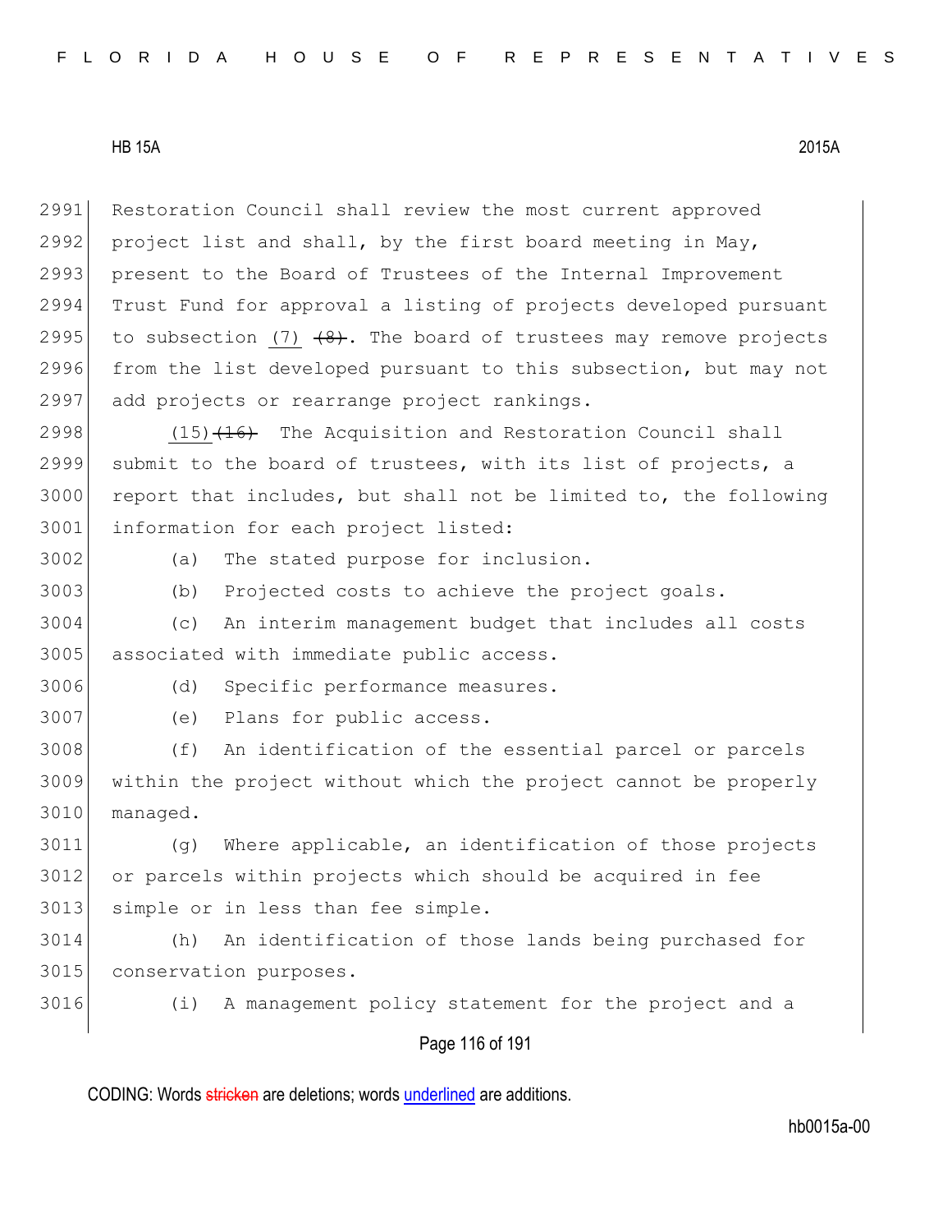Restoration Council shall review the most current approved project list and shall, by the first board meeting in May, present to the Board of Trustees of the Internal Improvement Trust Fund for approval a listing of projects developed pursuant to subsection <u>(7)</u> ~~(8)~~. The board of trustees may remove projects from the list developed pursuant to this subsection, but may not add projects or rearrange project rankings.

<u>(15)</u>~~(16)~~ The Acquisition and Restoration Council shall submit to the board of trustees, with its list of projects, a report that includes, but shall not be limited to, the following information for each project listed:

(a) The stated purpose for inclusion.

(b) Projected costs to achieve the project goals.

(c) An interim management budget that includes all costs associated with immediate public access.

(d) Specific performance measures.

(e) Plans for public access.

(f) An identification of the essential parcel or parcels within the project without which the project cannot be properly managed.

(g) Where applicable, an identification of those projects or parcels within projects which should be acquired in fee simple or in less than fee simple.

(h) An identification of those lands being purchased for conservation purposes.

(i) A management policy statement for the project and a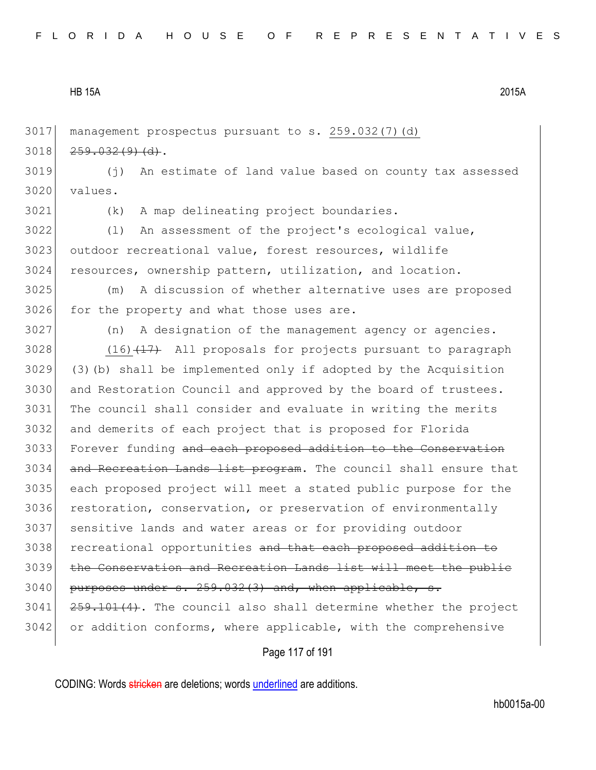management prospectus pursuant to s. <u>259.032(7)(d)</u> ~~259.032(9)(d)~~.

(j) An estimate of land value based on county tax assessed values.

(k) A map delineating project boundaries.

(l) An assessment of the project's ecological value, outdoor recreational value, forest resources, wildlife resources, ownership pattern, utilization, and location.

(m) A discussion of whether alternative uses are proposed for the property and what those uses are.

(n) A designation of the management agency or agencies.

<u>(16)</u>~~(17)~~ All proposals for projects pursuant to paragraph (3)(b) shall be implemented only if adopted by the Acquisition and Restoration Council and approved by the board of trustees. The council shall consider and evaluate in writing the merits and demerits of each project that is proposed for Florida Forever funding ~~and each proposed addition to the Conservation and Recreation Lands list program~~. The council shall ensure that each proposed project will meet a stated public purpose for the restoration, conservation, or preservation of environmentally sensitive lands and water areas or for providing outdoor recreational opportunities ~~and that each proposed addition to the Conservation and Recreation Lands list will meet the public purposes under s. 259.032(3) and, when applicable, s. 259.101(4)~~. The council also shall determine whether the project or addition conforms, where applicable, with the comprehensive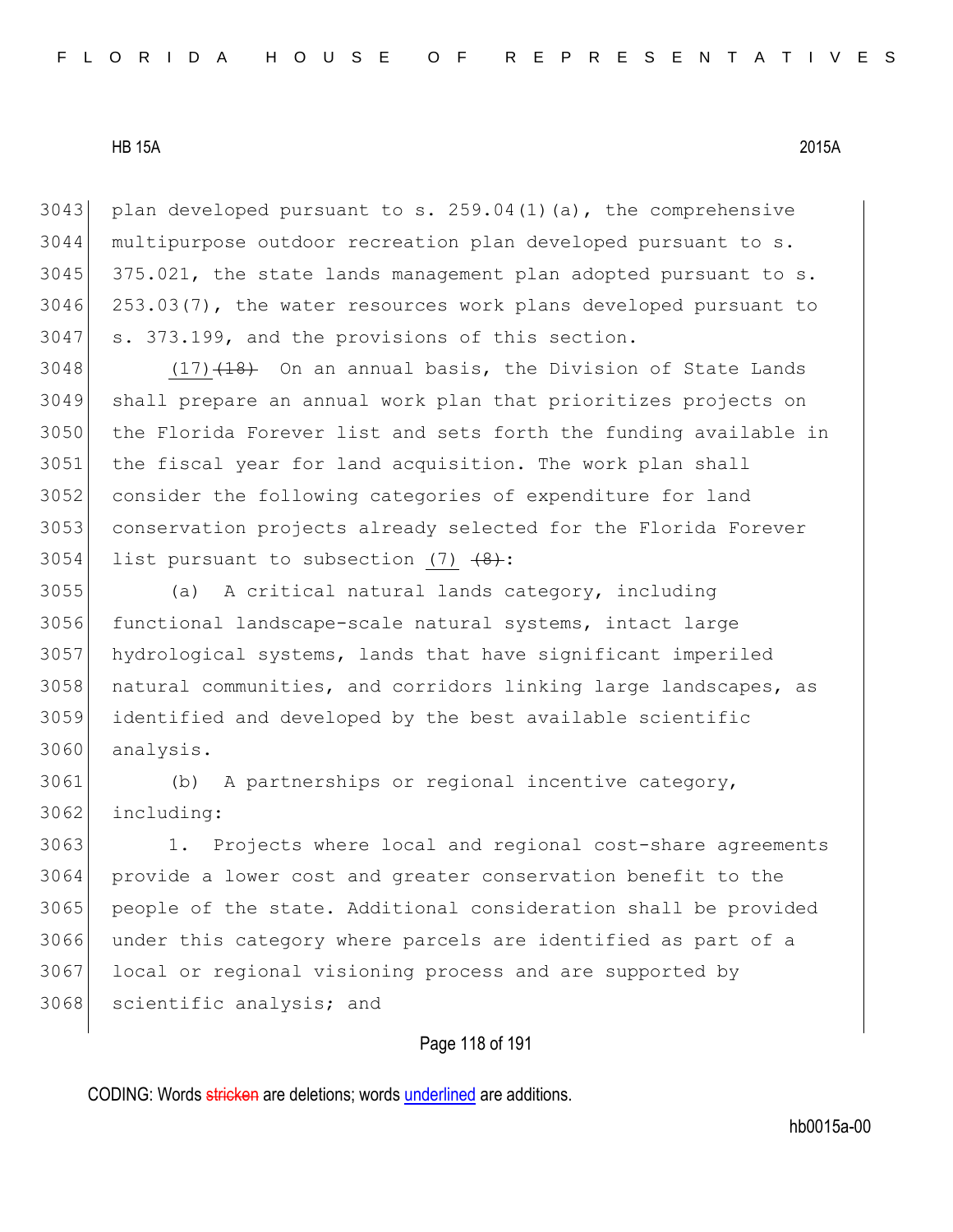plan developed pursuant to s. 259.04(1)(a), the comprehensive multipurpose outdoor recreation plan developed pursuant to s. 375.021, the state lands management plan adopted pursuant to s. 253.03(7), the water resources work plans developed pursuant to s. 373.199, and the provisions of this section.

(17) ~~(18)~~ On an annual basis, the Division of State Lands shall prepare an annual work plan that prioritizes projects on the Florida Forever list and sets forth the funding available in the fiscal year for land acquisition. The work plan shall consider the following categories of expenditure for land conservation projects already selected for the Florida Forever list pursuant to subsection (7) ~~(8)~~:

(a) A critical natural lands category, including functional landscape-scale natural systems, intact large hydrological systems, lands that have significant imperiled natural communities, and corridors linking large landscapes, as identified and developed by the best available scientific analysis.

(b) A partnerships or regional incentive category, including:

1. Projects where local and regional cost-share agreements provide a lower cost and greater conservation benefit to the people of the state. Additional consideration shall be provided under this category where parcels are identified as part of a local or regional visioning process and are supported by scientific analysis; and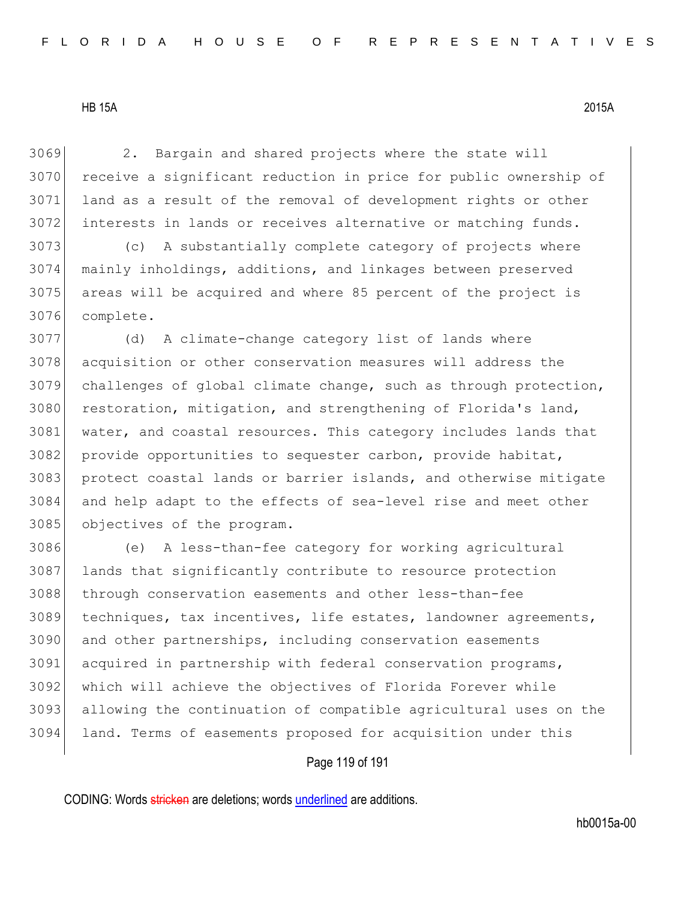2. Bargain and shared projects where the state will receive a significant reduction in price for public ownership of land as a result of the removal of development rights or other interests in lands or receives alternative or matching funds.

(c) A substantially complete category of projects where mainly inholdings, additions, and linkages between preserved areas will be acquired and where 85 percent of the project is complete.

(d) A climate-change category list of lands where acquisition or other conservation measures will address the challenges of global climate change, such as through protection, restoration, mitigation, and strengthening of Florida's land, water, and coastal resources. This category includes lands that provide opportunities to sequester carbon, provide habitat, protect coastal lands or barrier islands, and otherwise mitigate and help adapt to the effects of sea-level rise and meet other objectives of the program.

(e) A less-than-fee category for working agricultural lands that significantly contribute to resource protection through conservation easements and other less-than-fee techniques, tax incentives, life estates, landowner agreements, and other partnerships, including conservation easements acquired in partnership with federal conservation programs, which will achieve the objectives of Florida Forever while allowing the continuation of compatible agricultural uses on the land. Terms of easements proposed for acquisition under this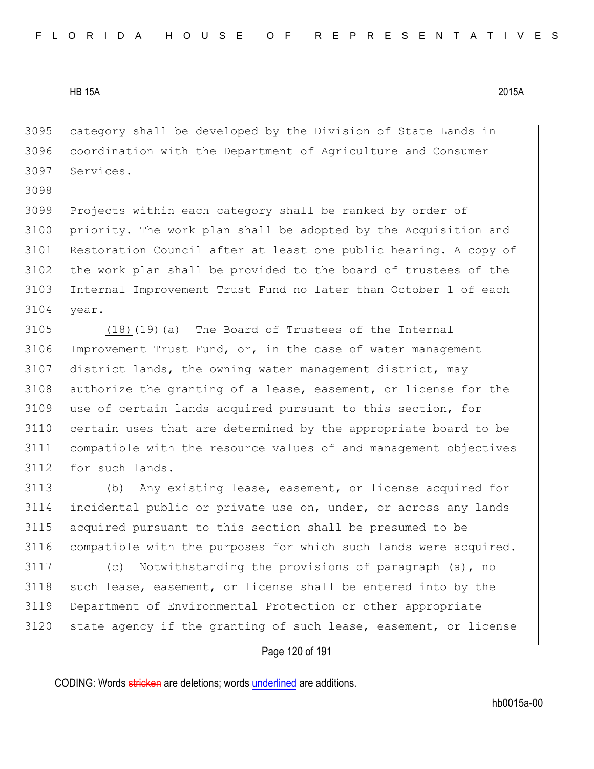category shall be developed by the Division of State Lands in coordination with the Department of Agriculture and Consumer Services.

Projects within each category shall be ranked by order of priority. The work plan shall be adopted by the Acquisition and Restoration Council after at least one public hearing. A copy of the work plan shall be provided to the board of trustees of the Internal Improvement Trust Fund no later than October 1 of each year.

(18) ~~(19)~~ (a) The Board of Trustees of the Internal Improvement Trust Fund, or, in the case of water management district lands, the owning water management district, may authorize the granting of a lease, easement, or license for the use of certain lands acquired pursuant to this section, for certain uses that are determined by the appropriate board to be compatible with the resource values of and management objectives for such lands.

(b) Any existing lease, easement, or license acquired for incidental public or private use on, under, or across any lands acquired pursuant to this section shall be presumed to be compatible with the purposes for which such lands were acquired.

(c) Notwithstanding the provisions of paragraph (a), no such lease, easement, or license shall be entered into by the Department of Environmental Protection or other appropriate state agency if the granting of such lease, easement, or license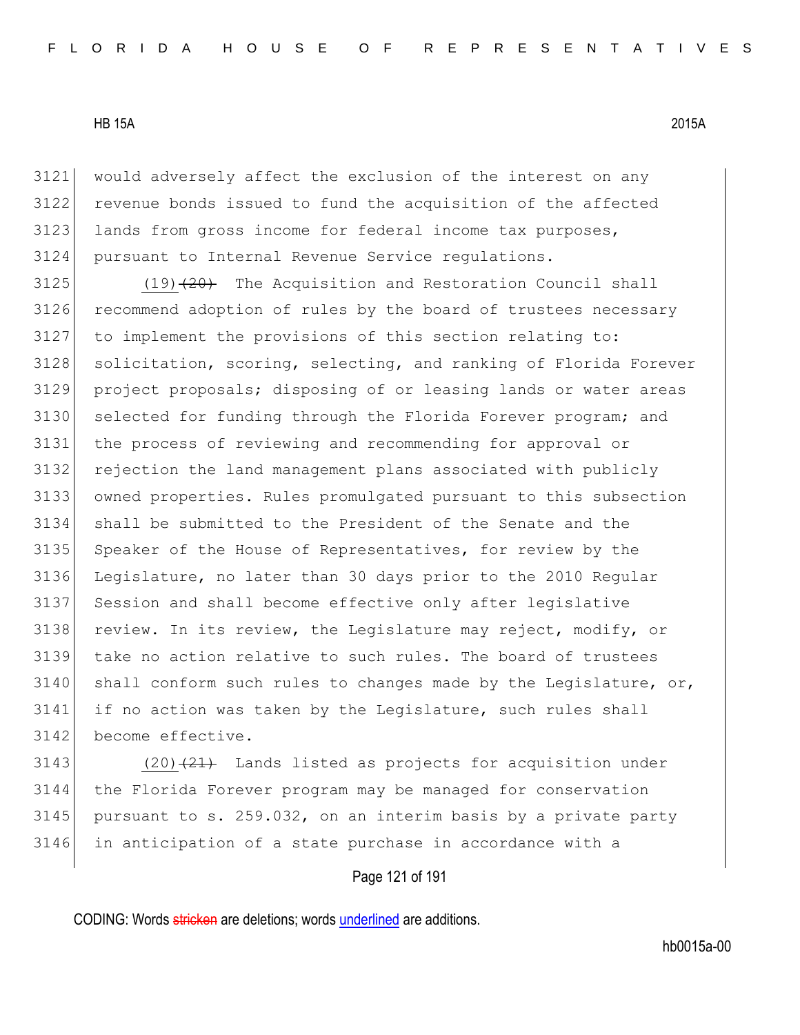would adversely affect the exclusion of the interest on any revenue bonds issued to fund the acquisition of the affected lands from gross income for federal income tax purposes, pursuant to Internal Revenue Service regulations.

(19) ~~(20)~~ The Acquisition and Restoration Council shall recommend adoption of rules by the board of trustees necessary to implement the provisions of this section relating to: solicitation, scoring, selecting, and ranking of Florida Forever project proposals; disposing of or leasing lands or water areas selected for funding through the Florida Forever program; and the process of reviewing and recommending for approval or rejection the land management plans associated with publicly owned properties. Rules promulgated pursuant to this subsection shall be submitted to the President of the Senate and the Speaker of the House of Representatives, for review by the Legislature, no later than 30 days prior to the 2010 Regular Session and shall become effective only after legislative review. In its review, the Legislature may reject, modify, or take no action relative to such rules. The board of trustees shall conform such rules to changes made by the Legislature, or, if no action was taken by the Legislature, such rules shall become effective.

(20) ~~(21)~~ Lands listed as projects for acquisition under the Florida Forever program may be managed for conservation pursuant to s. 259.032, on an interim basis by a private party in anticipation of a state purchase in accordance with a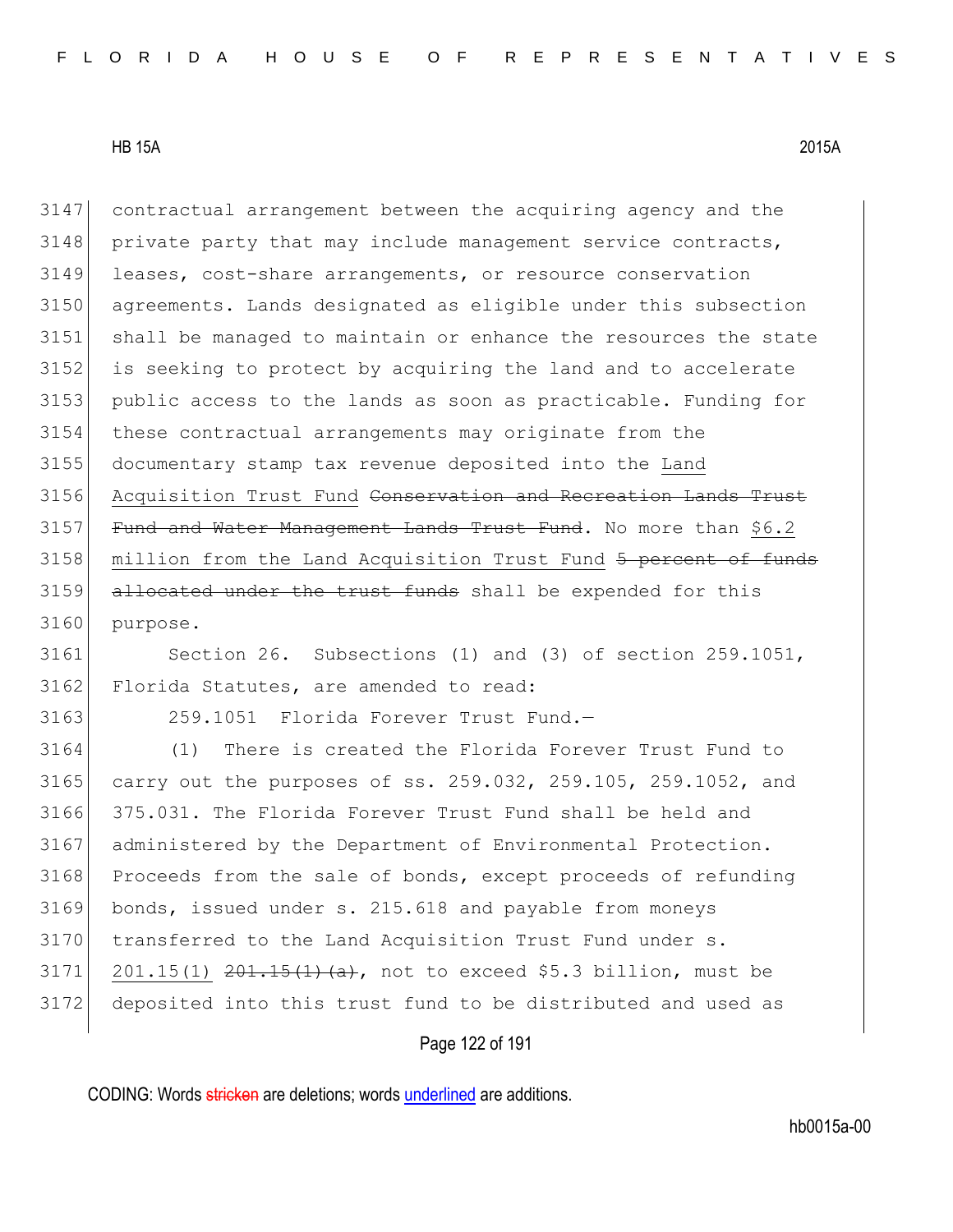contractual arrangement between the acquiring agency and the private party that may include management service contracts, leases, cost-share arrangements, or resource conservation agreements. Lands designated as eligible under this subsection shall be managed to maintain or enhance the resources the state is seeking to protect by acquiring the land and to accelerate public access to the lands as soon as practicable. Funding for these contractual arrangements may originate from the documentary stamp tax revenue deposited into the Land Acquisition Trust Fund ~~Conservation and Recreation Lands Trust Fund and Water Management Lands Trust Fund~~. No more than $6.2 million from the Land Acquisition Trust Fund ~~5 percent of funds allocated under the trust funds~~ shall be expended for this purpose.

Section 26. Subsections (1) and (3) of section 259.1051, Florida Statutes, are amended to read:

259.1051 Florida Forever Trust Fund.—

(1) There is created the Florida Forever Trust Fund to carry out the purposes of ss. 259.032, 259.105, 259.1052, and 375.031. The Florida Forever Trust Fund shall be held and administered by the Department of Environmental Protection. Proceeds from the sale of bonds, except proceeds of refunding bonds, issued under s. 215.618 and payable from moneys transferred to the Land Acquisition Trust Fund under s. 201.15(1) ~~201.15(1)(a)~~, not to exceed $5.3 billion, must be deposited into this trust fund to be distributed and used as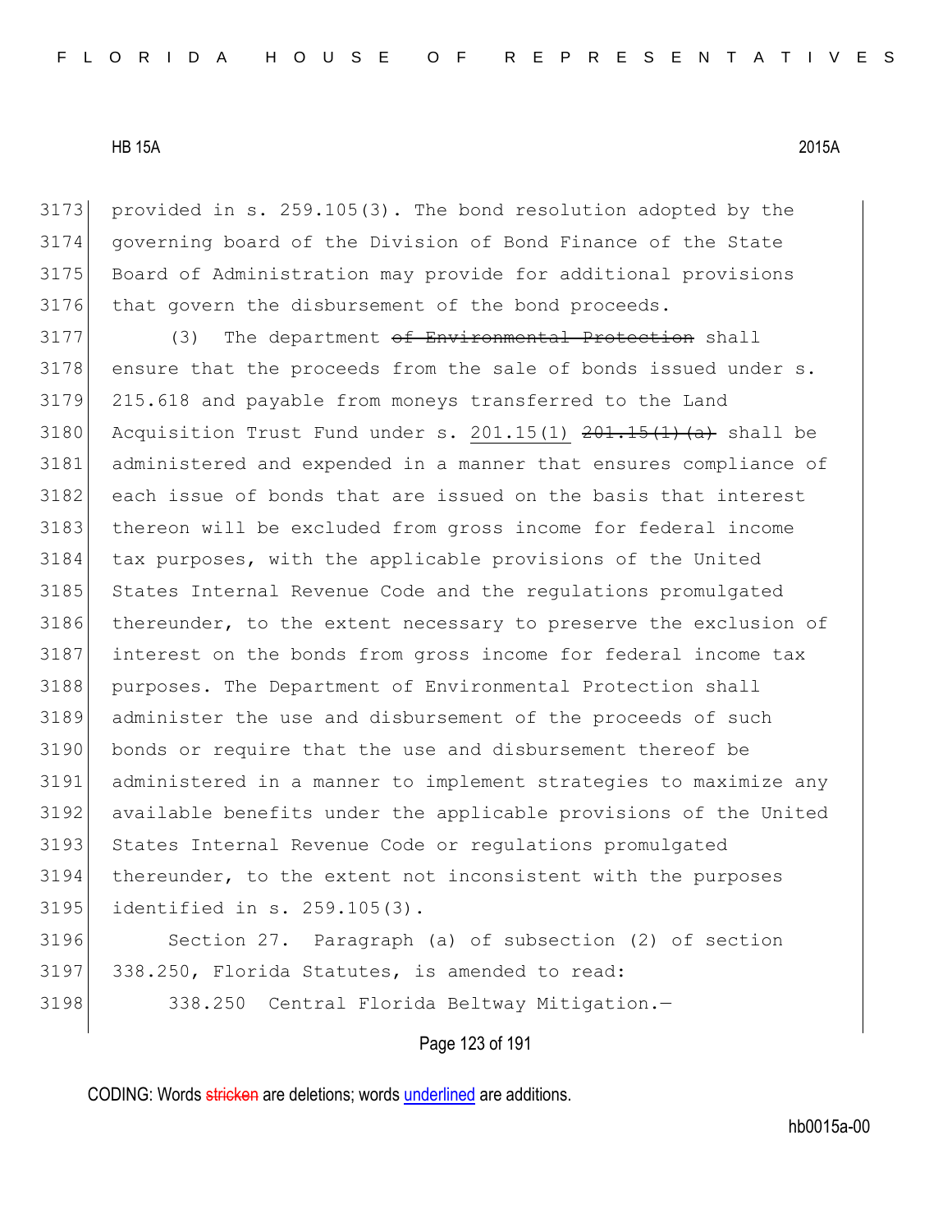provided in s. 259.105(3). The bond resolution adopted by the governing board of the Division of Bond Finance of the State Board of Administration may provide for additional provisions that govern the disbursement of the bond proceeds.

(3) The department ~~of Environmental Protection~~ shall ensure that the proceeds from the sale of bonds issued under s. 215.618 and payable from moneys transferred to the Land Acquisition Trust Fund under s. <u>201.15(1)</u> ~~201.15(1)(a)~~ shall be administered and expended in a manner that ensures compliance of each issue of bonds that are issued on the basis that interest thereon will be excluded from gross income for federal income tax purposes, with the applicable provisions of the United States Internal Revenue Code and the regulations promulgated thereunder, to the extent necessary to preserve the exclusion of interest on the bonds from gross income for federal income tax purposes. The Department of Environmental Protection shall administer the use and disbursement of the proceeds of such bonds or require that the use and disbursement thereof be administered in a manner to implement strategies to maximize any available benefits under the applicable provisions of the United States Internal Revenue Code or regulations promulgated thereunder, to the extent not inconsistent with the purposes identified in s. 259.105(3).

Section 27. Paragraph (a) of subsection (2) of section 338.250, Florida Statutes, is amended to read:

338.250 Central Florida Beltway Mitigation.—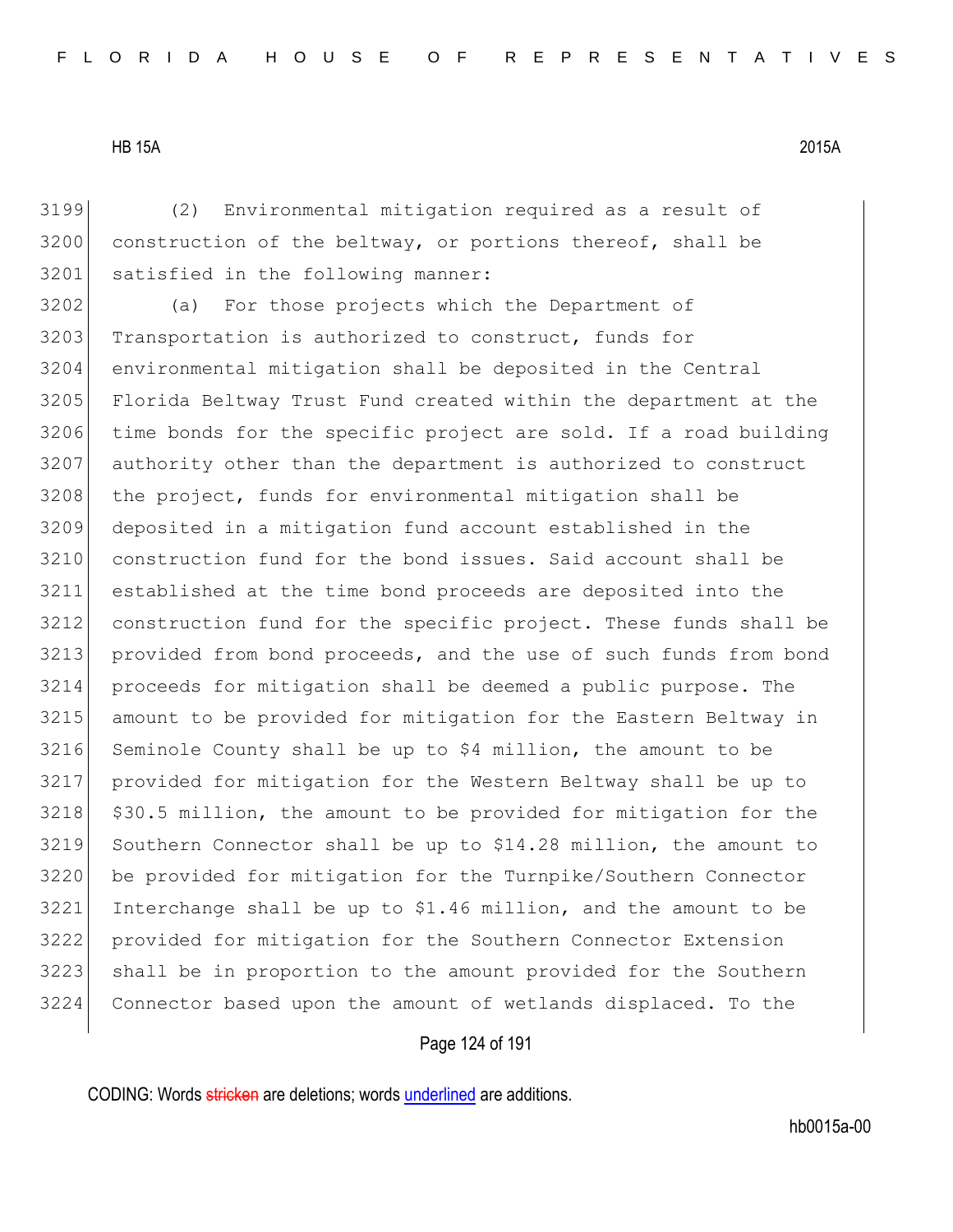(2) Environmental mitigation required as a result of construction of the beltway, or portions thereof, shall be satisfied in the following manner:

(a) For those projects which the Department of Transportation is authorized to construct, funds for environmental mitigation shall be deposited in the Central Florida Beltway Trust Fund created within the department at the time bonds for the specific project are sold. If a road building authority other than the department is authorized to construct the project, funds for environmental mitigation shall be deposited in a mitigation fund account established in the construction fund for the bond issues. Said account shall be established at the time bond proceeds are deposited into the construction fund for the specific project. These funds shall be provided from bond proceeds, and the use of such funds from bond proceeds for mitigation shall be deemed a public purpose. The amount to be provided for mitigation for the Eastern Beltway in Seminole County shall be up to $4 million, the amount to be provided for mitigation for the Western Beltway shall be up to $30.5 million, the amount to be provided for mitigation for the Southern Connector shall be up to $14.28 million, the amount to be provided for mitigation for the Turnpike/Southern Connector Interchange shall be up to $1.46 million, and the amount to be provided for mitigation for the Southern Connector Extension shall be in proportion to the amount provided for the Southern Connector based upon the amount of wetlands displaced. To the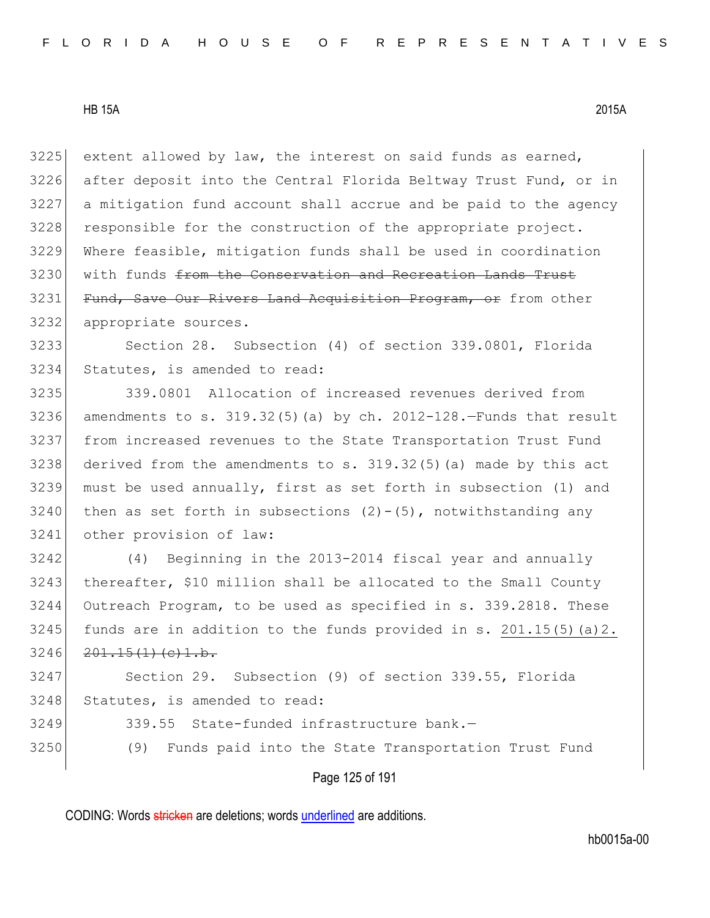3225 extent allowed by law, the interest on said funds as earned,
3226 after deposit into the Central Florida Beltway Trust Fund, or in
3227 a mitigation fund account shall accrue and be paid to the agency
3228 responsible for the construction of the appropriate project.
3229 Where feasible, mitigation funds shall be used in coordination
3230 with funds ~~from the Conservation and Recreation Lands Trust~~
3231 ~~Fund, Save Our Rivers Land Acquisition Program, or~~ from other
3232 appropriate sources.

3233 Section 28. Subsection (4) of section 339.0801, Florida
3234 Statutes, is amended to read:

3235 339.0801 Allocation of increased revenues derived from
3236 amendments to s. 319.32(5)(a) by ch. 2012-128.—Funds that result
3237 from increased revenues to the State Transportation Trust Fund
3238 derived from the amendments to s. 319.32(5)(a) made by this act
3239 must be used annually, first as set forth in subsection (1) and
3240 then as set forth in subsections (2)-(5), notwithstanding any
3241 other provision of law:

3242 (4) Beginning in the 2013-2014 fiscal year and annually
3243 thereafter, $10 million shall be allocated to the Small County
3244 Outreach Program, to be used as specified in s. 339.2818. These
3245 funds are in addition to the funds provided in s. <u>201.15(5)(a)2.</u>
3246 ~~201.15(1)(c)1.b.~~

3247 Section 29. Subsection (9) of section 339.55, Florida
3248 Statutes, is amended to read:

3249 339.55 State-funded infrastructure bank.—

3250 (9) Funds paid into the State Transportation Trust Fund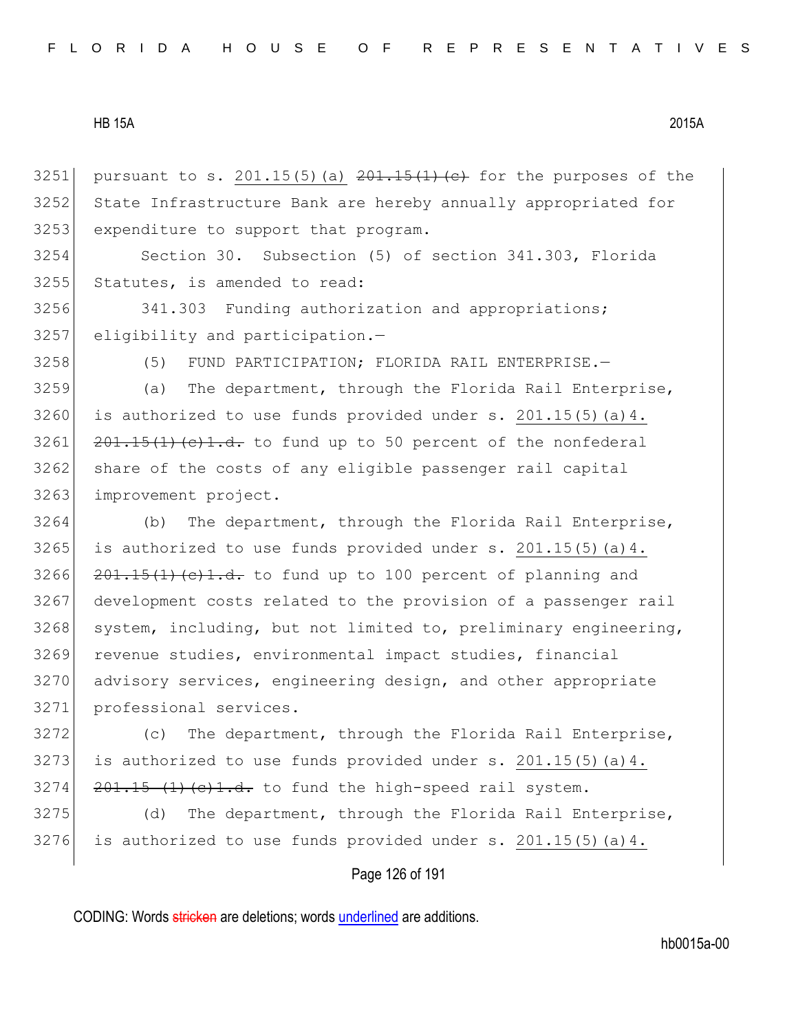3251 pursuant to s. 201.15(5)(a) ~~201.15(1)(c)~~ for the purposes of the
3252 State Infrastructure Bank are hereby annually appropriated for
3253 expenditure to support that program.

3254 Section 30. Subsection (5) of section 341.303, Florida
3255 Statutes, is amended to read:

3256 341.303 Funding authorization and appropriations;
3257 eligibility and participation.—

3258 (5) FUND PARTICIPATION; FLORIDA RAIL ENTERPRISE.—

3259 (a) The department, through the Florida Rail Enterprise,
3260 is authorized to use funds provided under s. 201.15(5)(a)4.
3261 ~~201.15(1)(c)1.d.~~ to fund up to 50 percent of the nonfederal
3262 share of the costs of any eligible passenger rail capital
3263 improvement project.

3264 (b) The department, through the Florida Rail Enterprise,
3265 is authorized to use funds provided under s. 201.15(5)(a)4.
3266 ~~201.15(1)(c)1.d.~~ to fund up to 100 percent of planning and
3267 development costs related to the provision of a passenger rail
3268 system, including, but not limited to, preliminary engineering,
3269 revenue studies, environmental impact studies, financial
3270 advisory services, engineering design, and other appropriate
3271 professional services.

3272 (c) The department, through the Florida Rail Enterprise,
3273 is authorized to use funds provided under s. 201.15(5)(a)4.
3274 ~~201.15 (1)(c)1.d.~~ to fund the high-speed rail system.

3275 (d) The department, through the Florida Rail Enterprise,
3276 is authorized to use funds provided under s. 201.15(5)(a)4.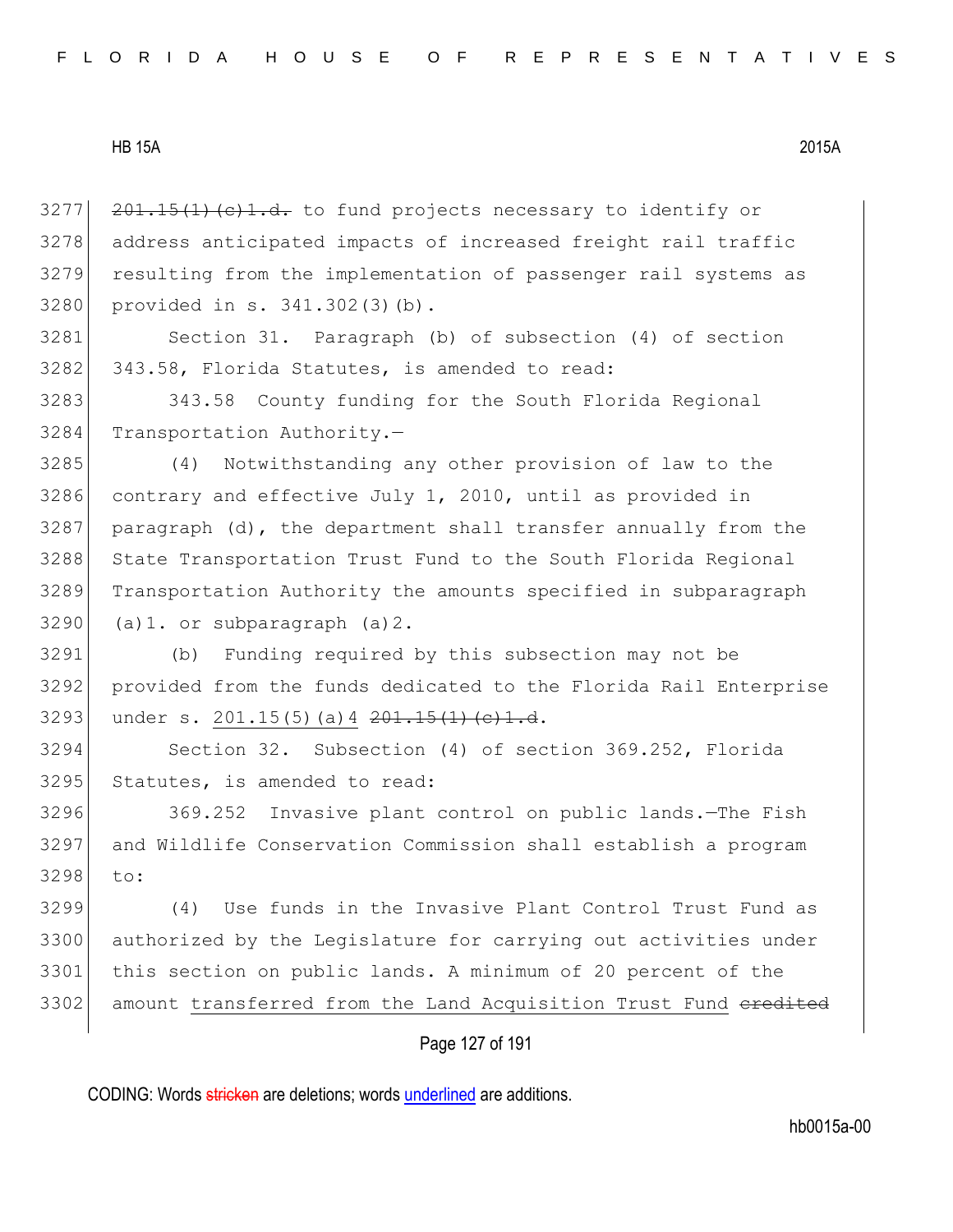3277 ~~201.15(1)(c)1.d.~~ to fund projects necessary to identify or
3278 address anticipated impacts of increased freight rail traffic
3279 resulting from the implementation of passenger rail systems as
3280 provided in s. 341.302(3)(b).

3281 Section 31. Paragraph (b) of subsection (4) of section
3282 343.58, Florida Statutes, is amended to read:

3283 343.58 County funding for the South Florida Regional
3284 Transportation Authority.—

3285 (4) Notwithstanding any other provision of law to the
3286 contrary and effective July 1, 2010, until as provided in
3287 paragraph (d), the department shall transfer annually from the
3288 State Transportation Trust Fund to the South Florida Regional
3289 Transportation Authority the amounts specified in subparagraph
3290 (a)1. or subparagraph (a)2.

3291 (b) Funding required by this subsection may not be
3292 provided from the funds dedicated to the Florida Rail Enterprise
3293 under s. <u>201.15(5)(a)4</u> ~~201.15(1)(c)1.d~~.

3294 Section 32. Subsection (4) of section 369.252, Florida
3295 Statutes, is amended to read:

3296 369.252 Invasive plant control on public lands.—The Fish
3297 and Wildlife Conservation Commission shall establish a program
3298 to:

3299 (4) Use funds in the Invasive Plant Control Trust Fund as
3300 authorized by the Legislature for carrying out activities under
3301 this section on public lands. A minimum of 20 percent of the
3302 amount <u>transferred from the Land Acquisition Trust Fund</u> ~~credited~~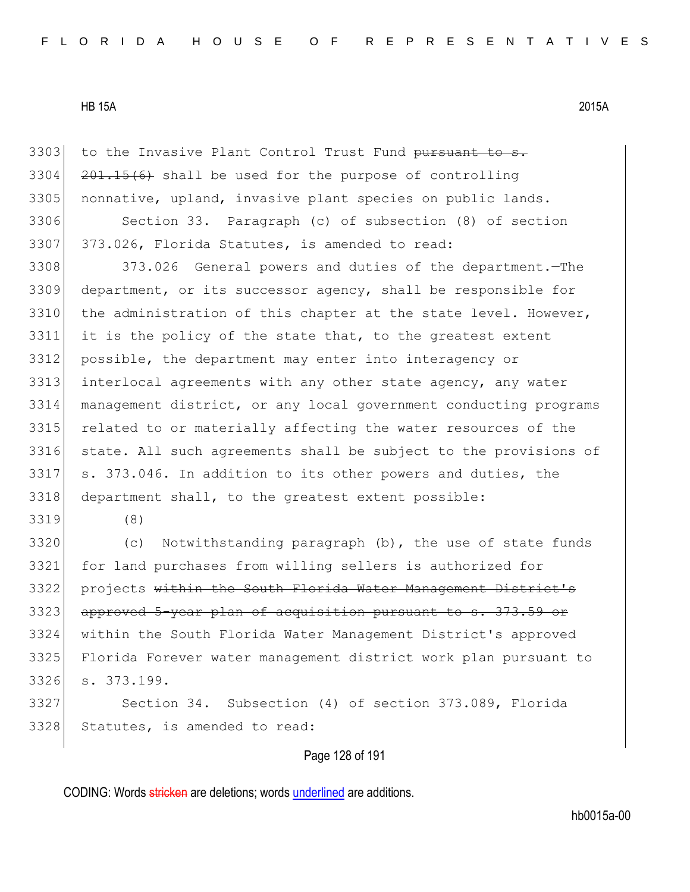3303 to the Invasive Plant Control Trust Fund ~~pursuant to s.~~
3304 ~~201.15(6)~~ shall be used for the purpose of controlling
3305 nonnative, upland, invasive plant species on public lands.

3306 Section 33. Paragraph (c) of subsection (8) of section
3307 373.026, Florida Statutes, is amended to read:

3308 373.026 General powers and duties of the department.—The
3309 department, or its successor agency, shall be responsible for
3310 the administration of this chapter at the state level. However,
3311 it is the policy of the state that, to the greatest extent
3312 possible, the department may enter into interagency or
3313 interlocal agreements with any other state agency, any water
3314 management district, or any local government conducting programs
3315 related to or materially affecting the water resources of the
3316 state. All such agreements shall be subject to the provisions of
3317 s. 373.046. In addition to its other powers and duties, the
3318 department shall, to the greatest extent possible:

3319 (8)

3320 (c) Notwithstanding paragraph (b), the use of state funds
3321 for land purchases from willing sellers is authorized for
3322 projects ~~within the South Florida Water Management District's~~
3323 ~~approved 5-year plan of acquisition pursuant to s. 373.59 or~~
3324 within the South Florida Water Management District's approved
3325 Florida Forever water management district work plan pursuant to
3326 s. 373.199.

3327 Section 34. Subsection (4) of section 373.089, Florida
3328 Statutes, is amended to read:

CODING: Words ~~stricken~~ are deletions; words underlined are additions.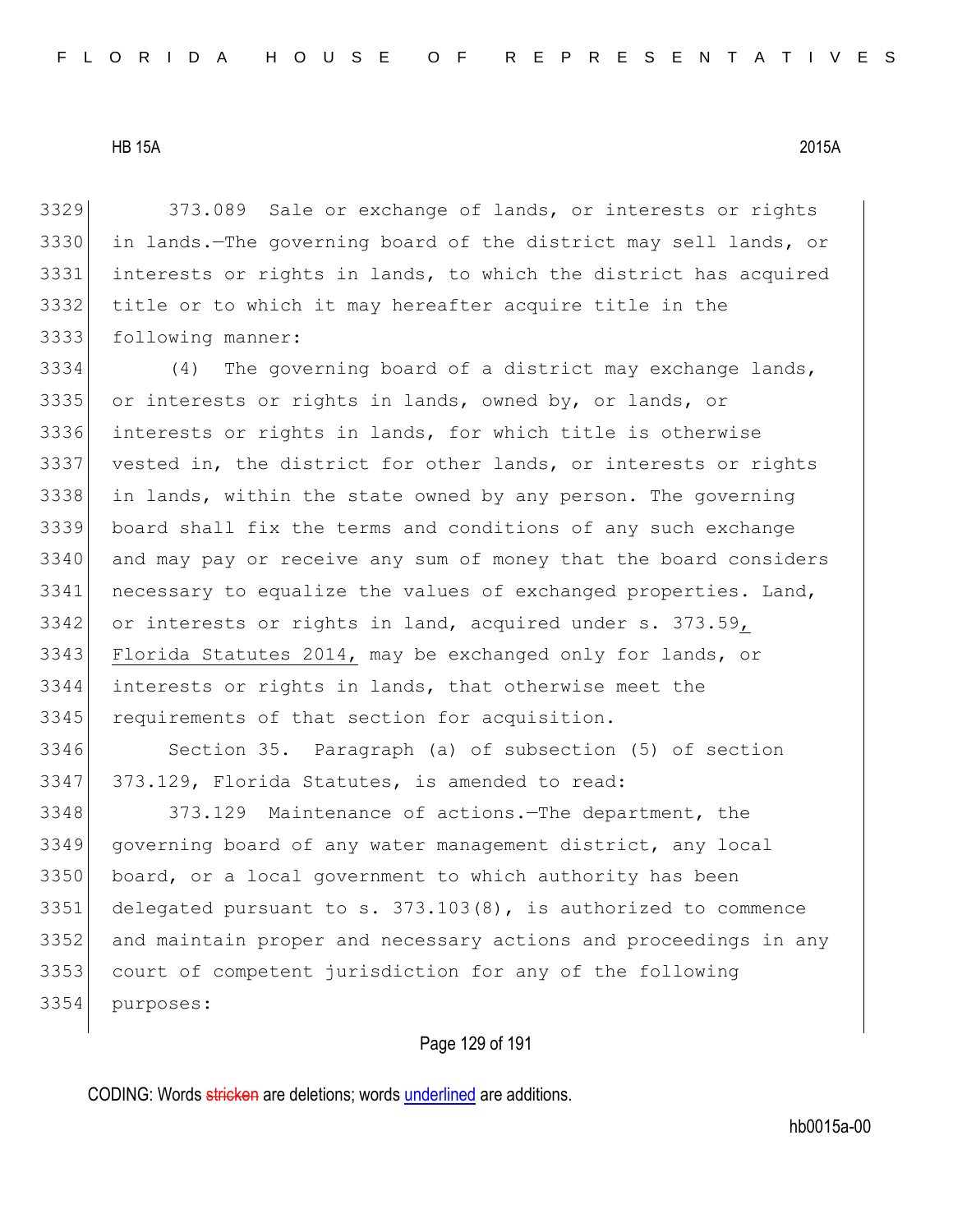373.089 Sale or exchange of lands, or interests or rights in lands.—The governing board of the district may sell lands, or interests or rights in lands, to which the district has acquired title or to which it may hereafter acquire title in the following manner:

(4) The governing board of a district may exchange lands, or interests or rights in lands, owned by, or lands, or interests or rights in lands, for which title is otherwise vested in, the district for other lands, or interests or rights in lands, within the state owned by any person. The governing board shall fix the terms and conditions of any such exchange and may pay or receive any sum of money that the board considers necessary to equalize the values of exchanged properties. Land, or interests or rights in land, acquired under s. 373.59, Florida Statutes 2014, may be exchanged only for lands, or interests or rights in lands, that otherwise meet the requirements of that section for acquisition.

Section 35. Paragraph (a) of subsection (5) of section 373.129, Florida Statutes, is amended to read:

373.129 Maintenance of actions.—The department, the governing board of any water management district, any local board, or a local government to which authority has been delegated pursuant to s. 373.103(8), is authorized to commence and maintain proper and necessary actions and proceedings in any court of competent jurisdiction for any of the following purposes: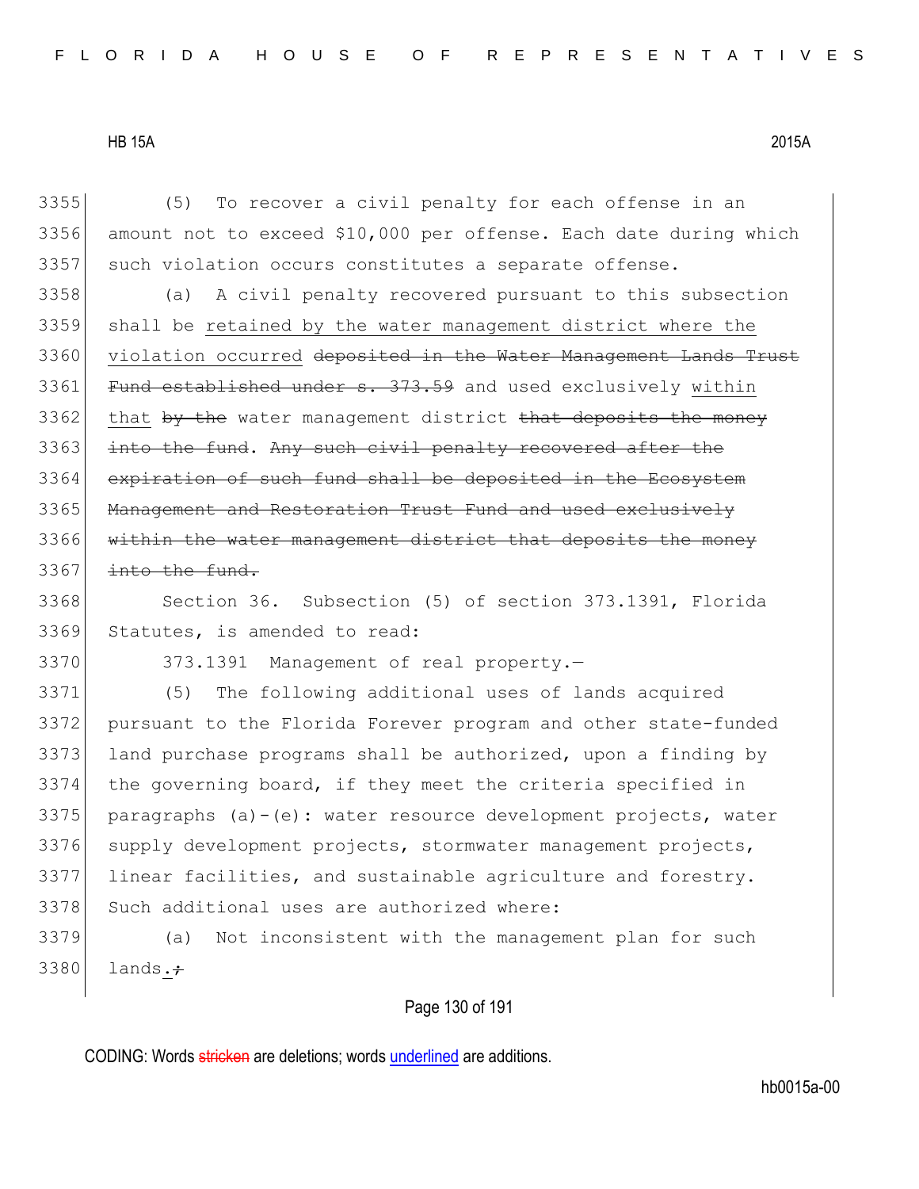3355 (5) To recover a civil penalty for each offense in an
3356 amount not to exceed $10,000 per offense. Each date during which
3357 such violation occurs constitutes a separate offense.

3358 (a) A civil penalty recovered pursuant to this subsection
3359 shall be <u>retained by the water management district where the</u>
3360 <u>violation occurred</u> ~~deposited in the Water Management Lands Trust~~
3361 ~~Fund established under s. 373.59~~ and used exclusively <u>within</u>
3362 <u>that</u> ~~by the~~ water management district ~~that deposits the money~~
3363 ~~into the fund~~. ~~Any such civil penalty recovered after the~~
3364 ~~expiration of such fund shall be deposited in the Ecosystem~~
3365 ~~Management and Restoration Trust Fund and used exclusively~~
3366 ~~within the water management district that deposits the money~~
3367 ~~into the fund.~~

3368 Section 36. Subsection (5) of section 373.1391, Florida
3369 Statutes, is amended to read:

3370 373.1391 Management of real property.—

3371 (5) The following additional uses of lands acquired
3372 pursuant to the Florida Forever program and other state-funded
3373 land purchase programs shall be authorized, upon a finding by
3374 the governing board, if they meet the criteria specified in
3375 paragraphs (a)-(e): water resource development projects, water
3376 supply development projects, stormwater management projects,
3377 linear facilities, and sustainable agriculture and forestry.
3378 Such additional uses are authorized where:

3379 (a) Not inconsistent with the management plan for such
3380 lands<u>.</u>~~;~~

CODING: Words ~~stricken~~ are deletions; words <u>underlined</u> are additions.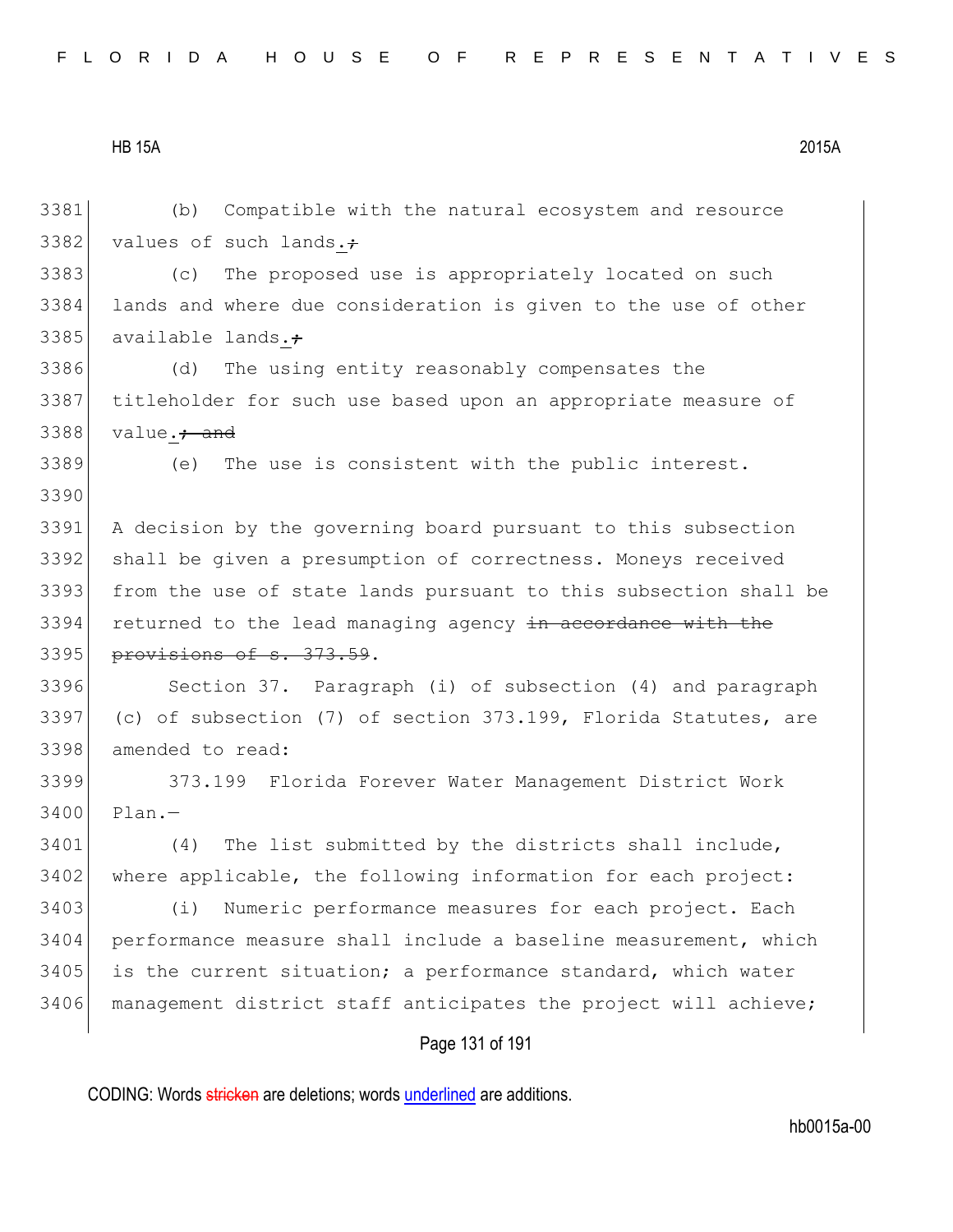(b) Compatible with the natural ecosystem and resource values of such lands.~~;~~

(c) The proposed use is appropriately located on such lands and where due consideration is given to the use of other available lands.~~;~~

(d) The using entity reasonably compensates the titleholder for such use based upon an appropriate measure of value.~~; and~~

(e) The use is consistent with the public interest.

A decision by the governing board pursuant to this subsection shall be given a presumption of correctness. Moneys received from the use of state lands pursuant to this subsection shall be returned to the lead managing agency ~~in accordance with the provisions of s. 373.59~~.

Section 37. Paragraph (i) of subsection (4) and paragraph (c) of subsection (7) of section 373.199, Florida Statutes, are amended to read:

373.199 Florida Forever Water Management District Work Plan.—

(4) The list submitted by the districts shall include, where applicable, the following information for each project:

(i) Numeric performance measures for each project. Each performance measure shall include a baseline measurement, which is the current situation; a performance standard, which water management district staff anticipates the project will achieve;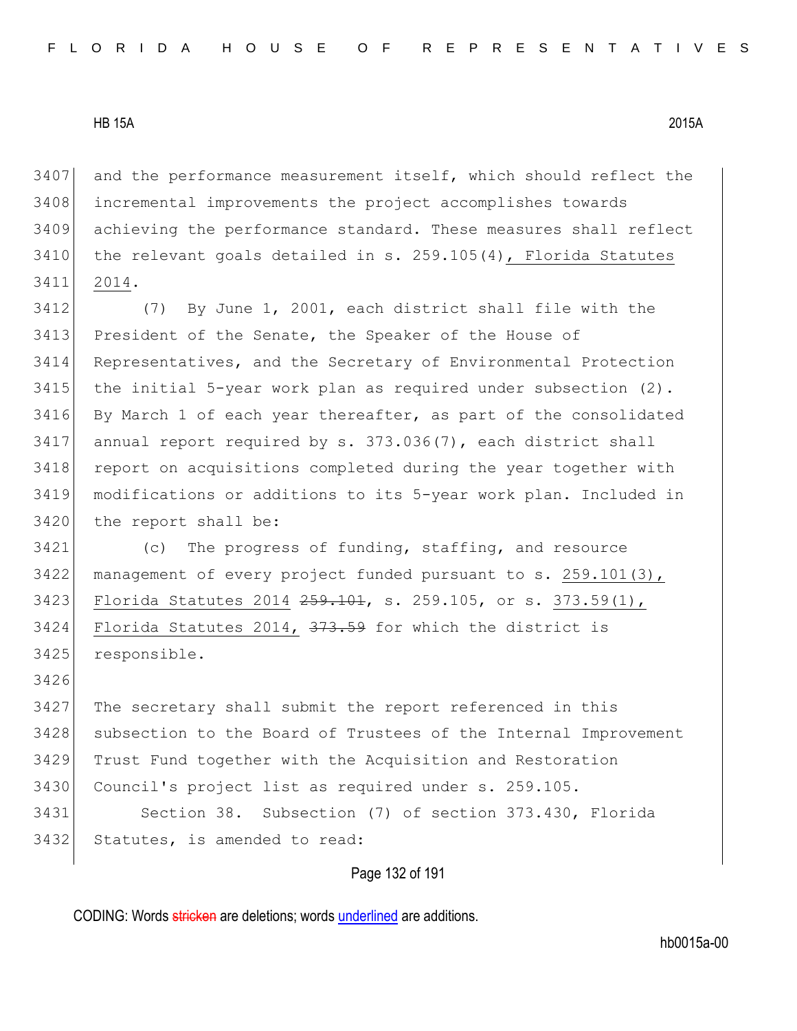and the performance measurement itself, which should reflect the incremental improvements the project accomplishes towards achieving the performance standard. These measures shall reflect the relevant goals detailed in s. 259.105(4), Florida Statutes 2014.

(7) By June 1, 2001, each district shall file with the President of the Senate, the Speaker of the House of Representatives, and the Secretary of Environmental Protection the initial 5-year work plan as required under subsection (2). By March 1 of each year thereafter, as part of the consolidated annual report required by s. 373.036(7), each district shall report on acquisitions completed during the year together with modifications or additions to its 5-year work plan. Included in the report shall be:

(c) The progress of funding, staffing, and resource management of every project funded pursuant to s. 259.101(3), Florida Statutes 2014 ~~259.101~~, s. 259.105, or s. 373.59(1), Florida Statutes 2014, ~~373.59~~ for which the district is responsible.

The secretary shall submit the report referenced in this subsection to the Board of Trustees of the Internal Improvement Trust Fund together with the Acquisition and Restoration Council's project list as required under s. 259.105.

Section 38. Subsection (7) of section 373.430, Florida Statutes, is amended to read: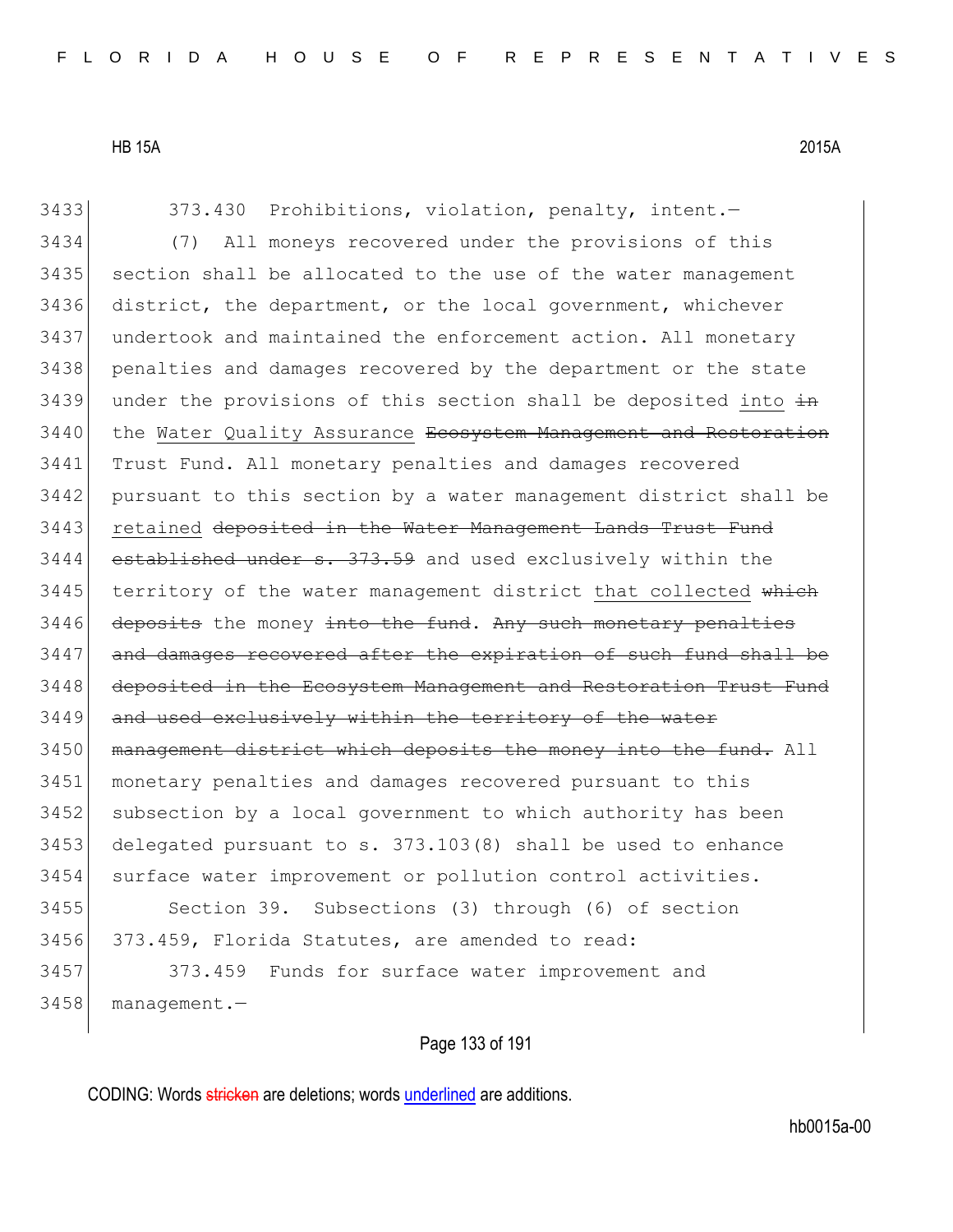373.430 Prohibitions, violation, penalty, intent.—

(7) All moneys recovered under the provisions of this section shall be allocated to the use of the water management district, the department, or the local government, whichever undertook and maintained the enforcement action. All monetary penalties and damages recovered by the department or the state under the provisions of this section shall be deposited <u>into</u> ~~in~~ the <u>Water Quality Assurance</u> ~~Ecosystem Management and Restoration~~ Trust Fund. All monetary penalties and damages recovered pursuant to this section by a water management district shall be <u>retained</u> ~~deposited in the Water Management Lands Trust Fund established under s. 373.59~~ and used exclusively within the territory of the water management district <u>that collected</u> ~~which deposits~~ the money ~~into the fund~~. ~~Any such monetary penalties and damages recovered after the expiration of such fund shall be deposited in the Ecosystem Management and Restoration Trust Fund and used exclusively within the territory of the water management district which deposits the money into the fund.~~ All monetary penalties and damages recovered pursuant to this subsection by a local government to which authority has been delegated pursuant to s. 373.103(8) shall be used to enhance surface water improvement or pollution control activities.

Section 39. Subsections (3) through (6) of section 373.459, Florida Statutes, are amended to read:

373.459 Funds for surface water improvement and management.—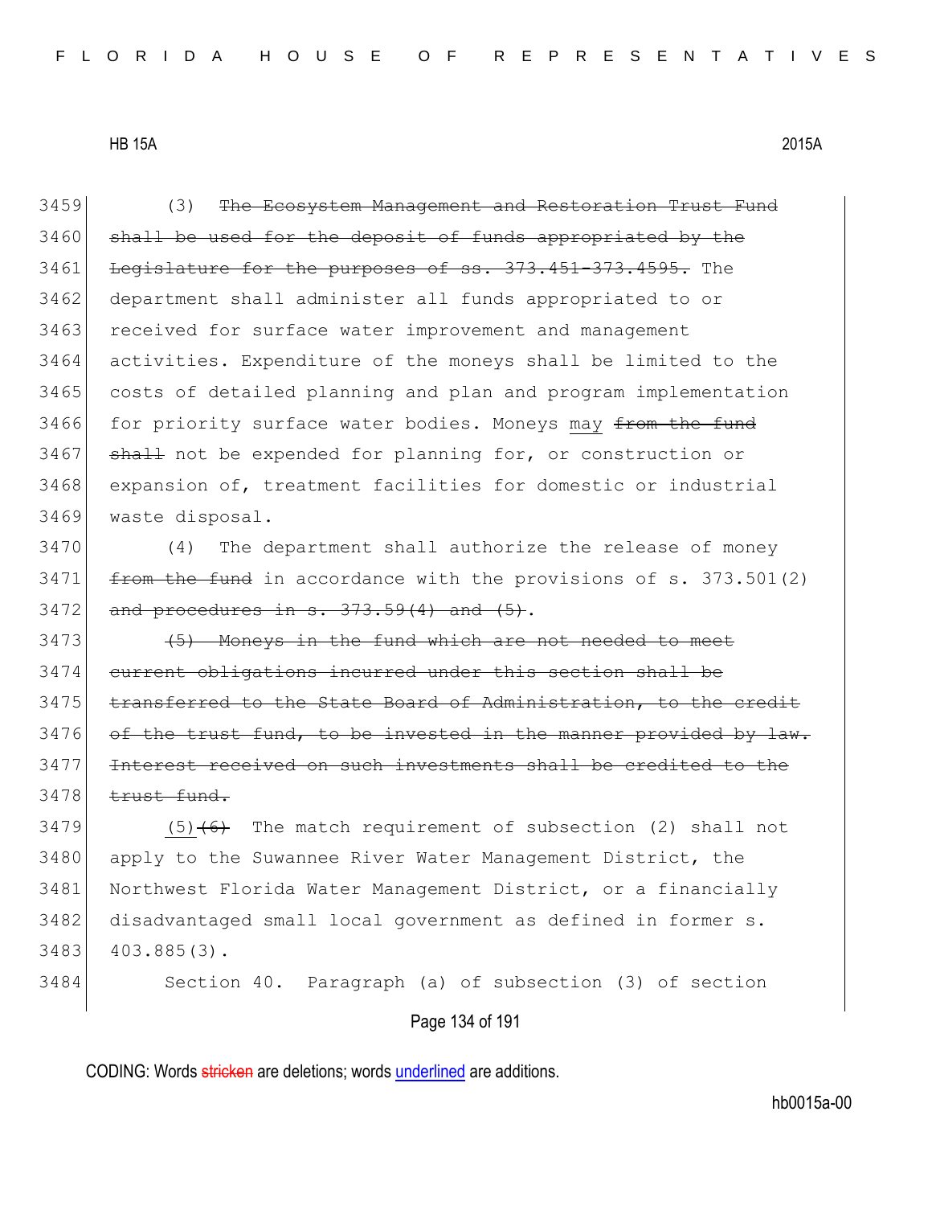3459 (3) ~~The Ecosystem Management and Restoration Trust Fund~~
3460 ~~shall be used for the deposit of funds appropriated by the~~
3461 ~~Legislature for the purposes of ss. 373.451-373.4595.~~ The
3462 department shall administer all funds appropriated to or
3463 received for surface water improvement and management
3464 activities. Expenditure of the moneys shall be limited to the
3465 costs of detailed planning and plan and program implementation
3466 for priority surface water bodies. Moneys <u>may</u> ~~from the fund~~
3467 ~~shall~~ not be expended for planning for, or construction or
3468 expansion of, treatment facilities for domestic or industrial
3469 waste disposal.

3470 (4) The department shall authorize the release of money
3471 ~~from the fund~~ in accordance with the provisions of s. 373.501(2)
3472 ~~and procedures in s. 373.59(4) and (5)~~.

3473 ~~(5) Moneys in the fund which are not needed to meet~~
3474 ~~current obligations incurred under this section shall be~~
3475 ~~transferred to the State Board of Administration, to the credit~~
3476 ~~of the trust fund, to be invested in the manner provided by law.~~
3477 ~~Interest received on such investments shall be credited to the~~
3478 ~~trust fund.~~

3479 <u>(5)</u>~~(6)~~ The match requirement of subsection (2) shall not
3480 apply to the Suwannee River Water Management District, the
3481 Northwest Florida Water Management District, or a financially
3482 disadvantaged small local government as defined in former s.
3483 403.885(3).

3484 Section 40. Paragraph (a) of subsection (3) of section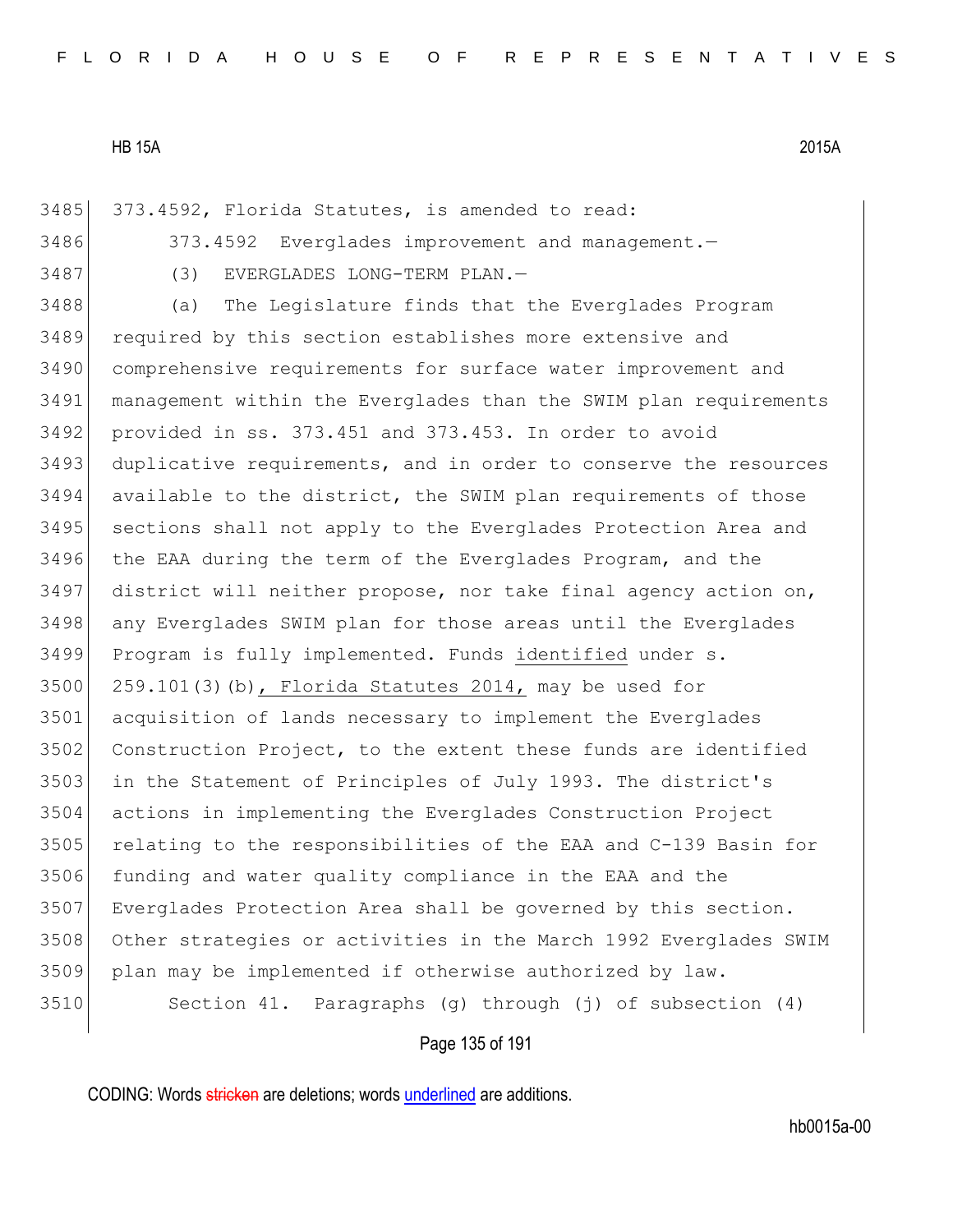373.4592, Florida Statutes, is amended to read:

373.4592 Everglades improvement and management.—

(3) EVERGLADES LONG-TERM PLAN.—

(a) The Legislature finds that the Everglades Program required by this section establishes more extensive and comprehensive requirements for surface water improvement and management within the Everglades than the SWIM plan requirements provided in ss. 373.451 and 373.453. In order to avoid duplicative requirements, and in order to conserve the resources available to the district, the SWIM plan requirements of those sections shall not apply to the Everglades Protection Area and the EAA during the term of the Everglades Program, and the district will neither propose, nor take final agency action on, any Everglades SWIM plan for those areas until the Everglades Program is fully implemented. Funds identified under s. 259.101(3)(b), Florida Statutes 2014, may be used for acquisition of lands necessary to implement the Everglades Construction Project, to the extent these funds are identified in the Statement of Principles of July 1993. The district's actions in implementing the Everglades Construction Project relating to the responsibilities of the EAA and C-139 Basin for funding and water quality compliance in the EAA and the Everglades Protection Area shall be governed by this section. Other strategies or activities in the March 1992 Everglades SWIM plan may be implemented if otherwise authorized by law.

Section 41. Paragraphs (g) through (j) of subsection (4)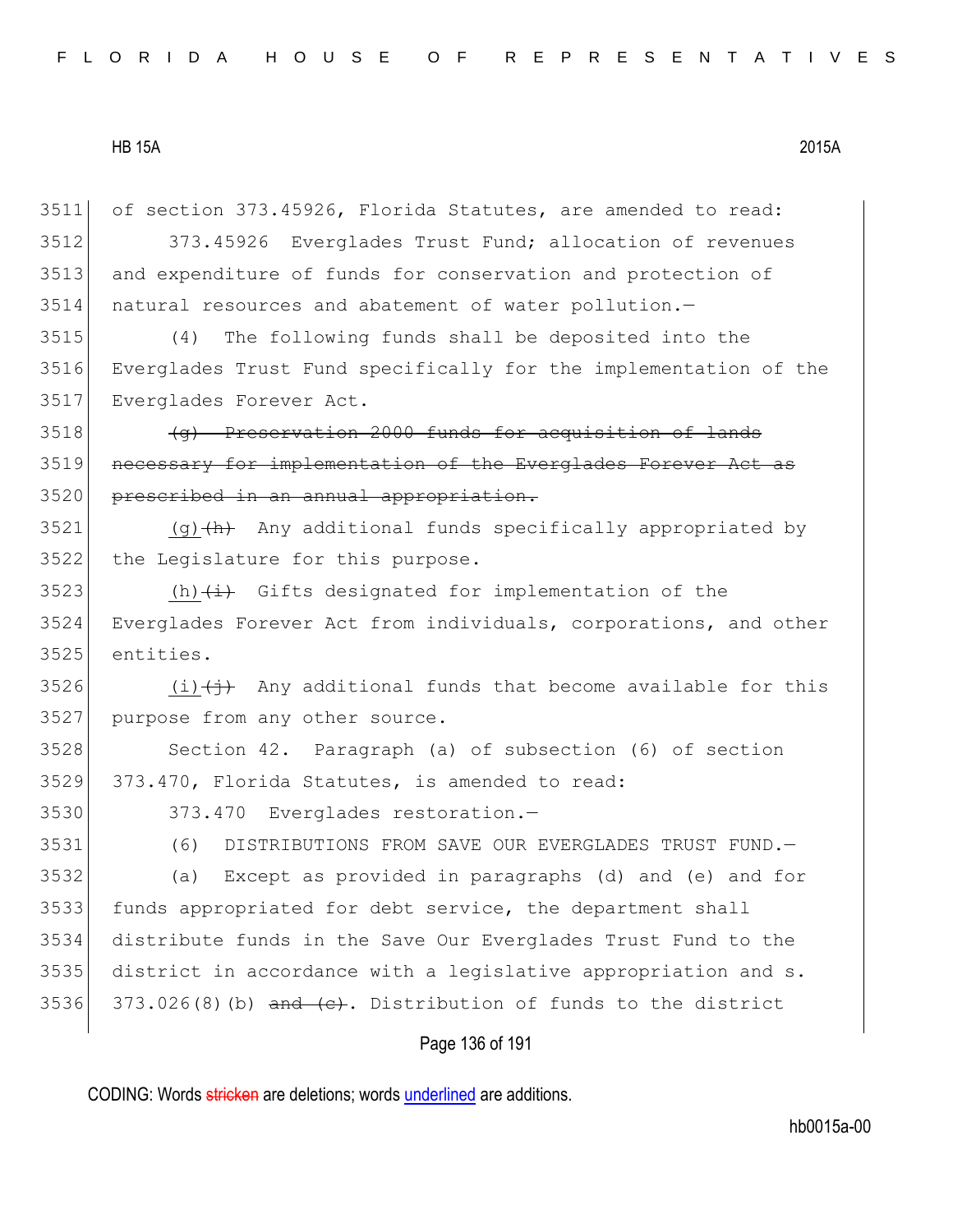of section 373.45926, Florida Statutes, are amended to read:

373.45926 Everglades Trust Fund; allocation of revenues and expenditure of funds for conservation and protection of natural resources and abatement of water pollution.—

(4) The following funds shall be deposited into the Everglades Trust Fund specifically for the implementation of the Everglades Forever Act.

~~(g) Preservation 2000 funds for acquisition of lands necessary for implementation of the Everglades Forever Act as prescribed in an annual appropriation.~~

(g)~~(h)~~ Any additional funds specifically appropriated by the Legislature for this purpose.

(h)~~(i)~~ Gifts designated for implementation of the Everglades Forever Act from individuals, corporations, and other entities.

(i)~~(j)~~ Any additional funds that become available for this purpose from any other source.

Section 42. Paragraph (a) of subsection (6) of section 373.470, Florida Statutes, is amended to read:

373.470 Everglades restoration.—

(6) DISTRIBUTIONS FROM SAVE OUR EVERGLADES TRUST FUND.—

(a) Except as provided in paragraphs (d) and (e) and for funds appropriated for debt service, the department shall distribute funds in the Save Our Everglades Trust Fund to the district in accordance with a legislative appropriation and s. 373.026(8)(b) ~~and (c)~~. Distribution of funds to the district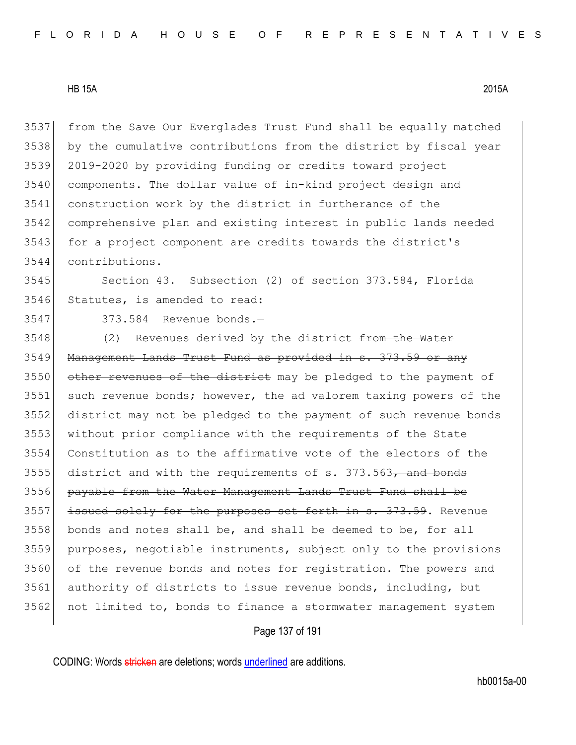3537 from the Save Our Everglades Trust Fund shall be equally matched
3538 by the cumulative contributions from the district by fiscal year
3539 2019-2020 by providing funding or credits toward project
3540 components. The dollar value of in-kind project design and
3541 construction work by the district in furtherance of the
3542 comprehensive plan and existing interest in public lands needed
3543 for a project component are credits towards the district's
3544 contributions.

3545 Section 43. Subsection (2) of section 373.584, Florida
3546 Statutes, is amended to read:

3547 373.584 Revenue bonds.—

3548 (2) Revenues derived by the district ~~from the Water~~
3549 ~~Management Lands Trust Fund as provided in s. 373.59 or any~~
3550 ~~other revenues of the district~~ may be pledged to the payment of
3551 such revenue bonds; however, the ad valorem taxing powers of the
3552 district may not be pledged to the payment of such revenue bonds
3553 without prior compliance with the requirements of the State
3554 Constitution as to the affirmative vote of the electors of the
3555 district and with the requirements of s. 373.563~~, and bonds~~
3556 ~~payable from the Water Management Lands Trust Fund shall be~~
3557 ~~issued solely for the purposes set forth in s. 373.59~~. Revenue
3558 bonds and notes shall be, and shall be deemed to be, for all
3559 purposes, negotiable instruments, subject only to the provisions
3560 of the revenue bonds and notes for registration. The powers and
3561 authority of districts to issue revenue bonds, including, but
3562 not limited to, bonds to finance a stormwater management system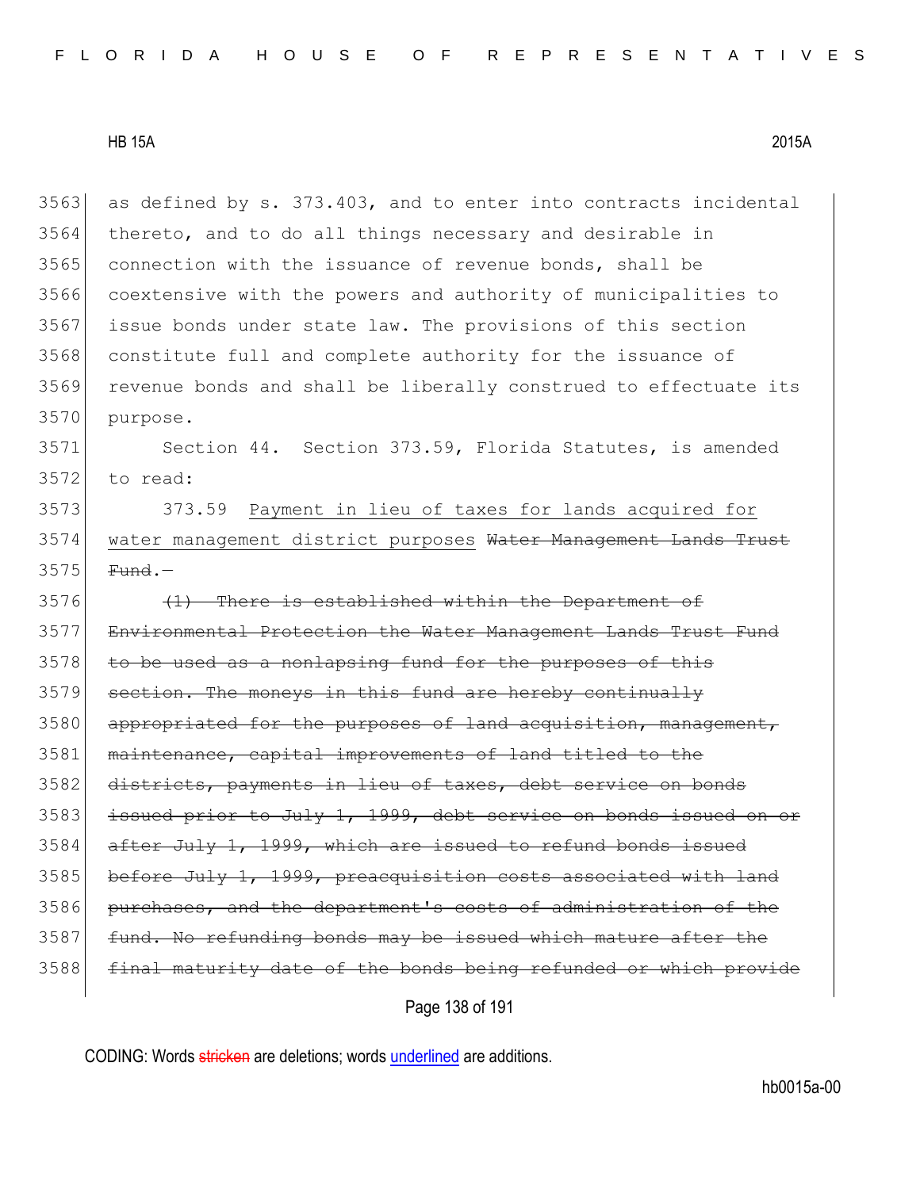as defined by s. 373.403, and to enter into contracts incidental thereto, and to do all things necessary and desirable in connection with the issuance of revenue bonds, shall be coextensive with the powers and authority of municipalities to issue bonds under state law. The provisions of this section constitute full and complete authority for the issuance of revenue bonds and shall be liberally construed to effectuate its purpose.

Section 44. Section 373.59, Florida Statutes, is amended to read:

373.59 <u>Payment in lieu of taxes for lands acquired for water management district purposes</u> ~~Water Management Lands Trust Fund~~.—

~~(1) There is established within the Department of Environmental Protection the Water Management Lands Trust Fund to be used as a nonlapsing fund for the purposes of this section. The moneys in this fund are hereby continually appropriated for the purposes of land acquisition, management, maintenance, capital improvements of land titled to the districts, payments in lieu of taxes, debt service on bonds issued prior to July 1, 1999, debt service on bonds issued on or after July 1, 1999, which are issued to refund bonds issued before July 1, 1999, preacquisition costs associated with land purchases, and the department's costs of administration of the fund. No refunding bonds may be issued which mature after the final maturity date of the bonds being refunded or which provide~~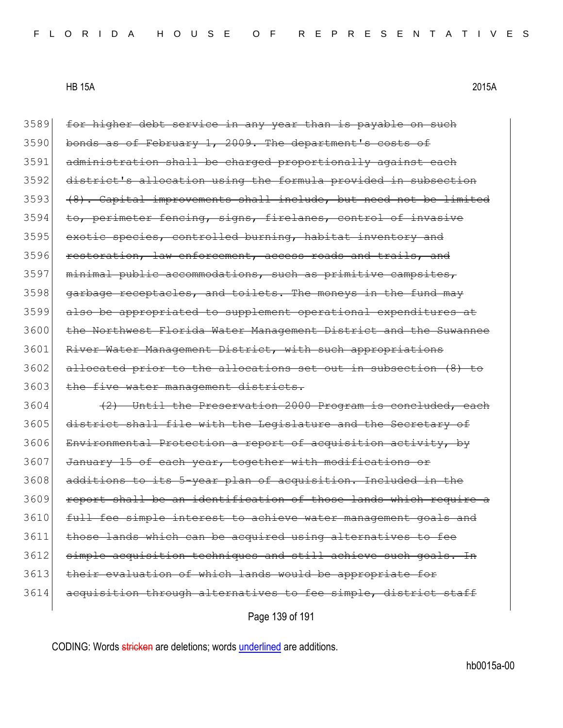3589 ~~for higher debt service in any year than is payable on such~~
3590 ~~bonds as of February 1, 2009. The department's costs of~~
3591 ~~administration shall be charged proportionally against each~~
3592 ~~district's allocation using the formula provided in subsection~~
3593 ~~(8). Capital improvements shall include, but need not be limited~~
3594 ~~to, perimeter fencing, signs, firelanes, control of invasive~~
3595 ~~exotic species, controlled burning, habitat inventory and~~
3596 ~~restoration, law enforcement, access roads and trails, and~~
3597 ~~minimal public accommodations, such as primitive campsites,~~
3598 ~~garbage receptacles, and toilets. The moneys in the fund may~~
3599 ~~also be appropriated to supplement operational expenditures at~~
3600 ~~the Northwest Florida Water Management District and the Suwannee~~
3601 ~~River Water Management District, with such appropriations~~
3602 ~~allocated prior to the allocations set out in subsection (8) to~~
3603 ~~the five water management districts.~~
3604 ~~(2) Until the Preservation 2000 Program is concluded, each~~
3605 ~~district shall file with the Legislature and the Secretary of~~
3606 ~~Environmental Protection a report of acquisition activity, by~~
3607 ~~January 15 of each year, together with modifications or~~
3608 ~~additions to its 5-year plan of acquisition. Included in the~~
3609 ~~report shall be an identification of those lands which require a~~
3610 ~~full fee simple interest to achieve water management goals and~~
3611 ~~those lands which can be acquired using alternatives to fee~~
3612 ~~simple acquisition techniques and still achieve such goals. In~~
3613 ~~their evaluation of which lands would be appropriate for~~
3614 ~~acquisition through alternatives to fee simple, district staff~~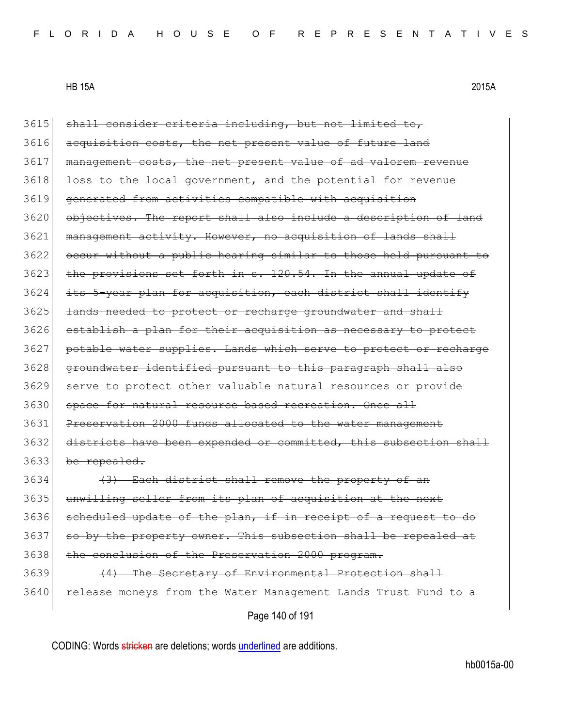3615 ~~shall consider criteria including, but not limited to,~~
3616 ~~acquisition costs, the net present value of future land~~
3617 ~~management costs, the net present value of ad valorem revenue~~
3618 ~~loss to the local government, and the potential for revenue~~
3619 ~~generated from activities compatible with acquisition~~
3620 ~~objectives. The report shall also include a description of land~~
3621 ~~management activity. However, no acquisition of lands shall~~
3622 ~~occur without a public hearing similar to those held pursuant to~~
3623 ~~the provisions set forth in s. 120.54. In the annual update of~~
3624 ~~its 5-year plan for acquisition, each district shall identify~~
3625 ~~lands needed to protect or recharge groundwater and shall~~
3626 ~~establish a plan for their acquisition as necessary to protect~~
3627 ~~potable water supplies. Lands which serve to protect or recharge~~
3628 ~~groundwater identified pursuant to this paragraph shall also~~
3629 ~~serve to protect other valuable natural resources or provide~~
3630 ~~space for natural resource based recreation. Once all~~
3631 ~~Preservation 2000 funds allocated to the water management~~
3632 ~~districts have been expended or committed, this subsection shall~~
3633 ~~be repealed.~~
3634 ~~(3) Each district shall remove the property of an~~
3635 ~~unwilling seller from its plan of acquisition at the next~~
3636 ~~scheduled update of the plan, if in receipt of a request to do~~
3637 ~~so by the property owner. This subsection shall be repealed at~~
3638 ~~the conclusion of the Preservation 2000 program.~~
3639 ~~(4) The Secretary of Environmental Protection shall~~
3640 ~~release moneys from the Water Management Lands Trust Fund to a~~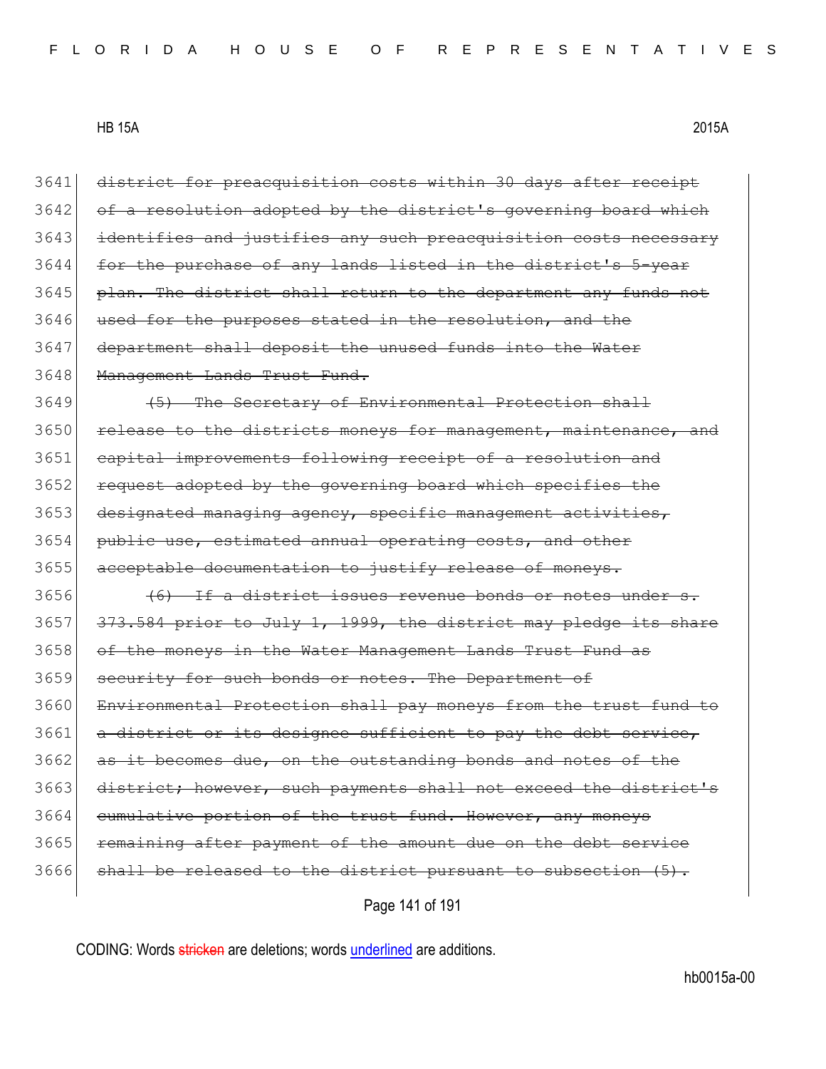3641 ~~district for preacquisition costs within 30 days after receipt~~
3642 ~~of a resolution adopted by the district's governing board which~~
3643 ~~identifies and justifies any such preacquisition costs necessary~~
3644 ~~for the purchase of any lands listed in the district's 5-year~~
3645 ~~plan. The district shall return to the department any funds not~~
3646 ~~used for the purposes stated in the resolution, and the~~
3647 ~~department shall deposit the unused funds into the Water~~
3648 ~~Management Lands Trust Fund.~~

3649 ~~(5) The Secretary of Environmental Protection shall~~
3650 ~~release to the districts moneys for management, maintenance, and~~
3651 ~~capital improvements following receipt of a resolution and~~
3652 ~~request adopted by the governing board which specifies the~~
3653 ~~designated managing agency, specific management activities,~~
3654 ~~public use, estimated annual operating costs, and other~~
3655 ~~acceptable documentation to justify release of moneys.~~

3656 ~~(6) If a district issues revenue bonds or notes under s.~~
3657 ~~373.584 prior to July 1, 1999, the district may pledge its share~~
3658 ~~of the moneys in the Water Management Lands Trust Fund as~~
3659 ~~security for such bonds or notes. The Department of~~
3660 ~~Environmental Protection shall pay moneys from the trust fund to~~
3661 ~~a district or its designee sufficient to pay the debt service,~~
3662 ~~as it becomes due, on the outstanding bonds and notes of the~~
3663 ~~district; however, such payments shall not exceed the district's~~
3664 ~~cumulative portion of the trust fund. However, any moneys~~
3665 ~~remaining after payment of the amount due on the debt service~~
3666 ~~shall be released to the district pursuant to subsection (5).~~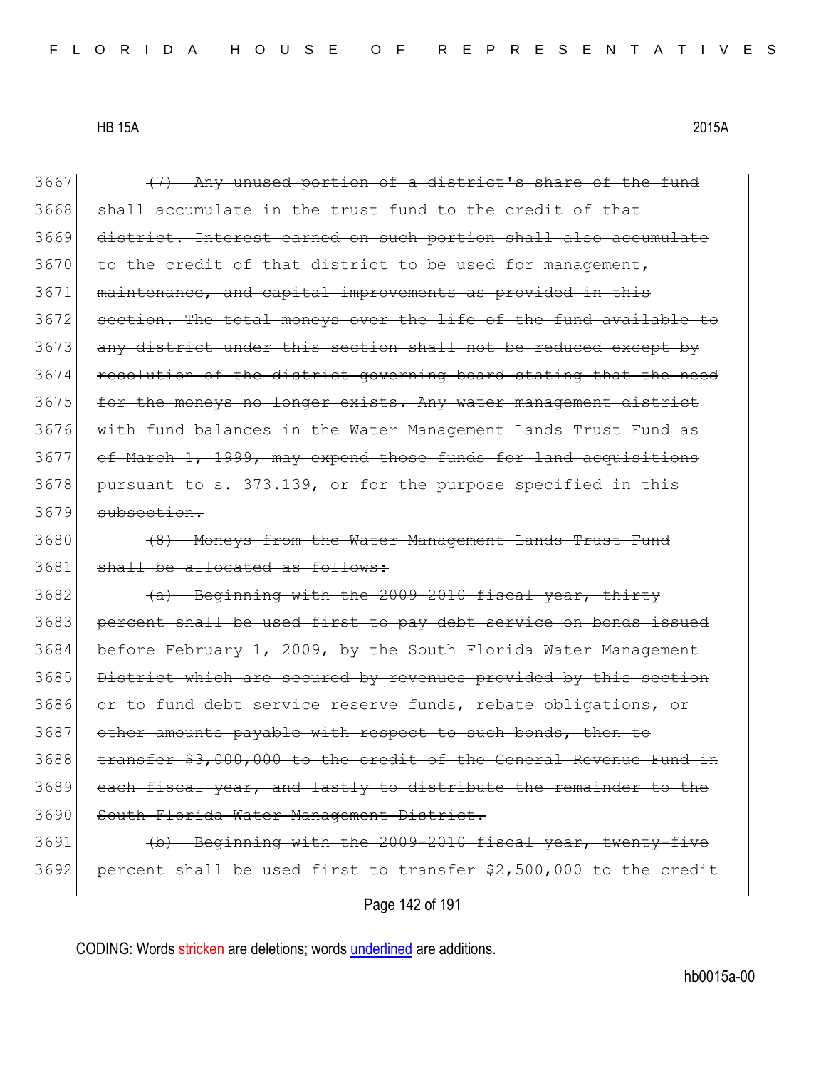3667 ~~(7) Any unused portion of a district's share of the fund~~
3668 ~~shall accumulate in the trust fund to the credit of that~~
3669 ~~district. Interest earned on such portion shall also accumulate~~
3670 ~~to the credit of that district to be used for management,~~
3671 ~~maintenance, and capital improvements as provided in this~~
3672 ~~section. The total moneys over the life of the fund available to~~
3673 ~~any district under this section shall not be reduced except by~~
3674 ~~resolution of the district governing board stating that the need~~
3675 ~~for the moneys no longer exists. Any water management district~~
3676 ~~with fund balances in the Water Management Lands Trust Fund as~~
3677 ~~of March 1, 1999, may expend those funds for land acquisitions~~
3678 ~~pursuant to s. 373.139, or for the purpose specified in this~~
3679 ~~subsection.~~

3680 ~~(8) Moneys from the Water Management Lands Trust Fund~~
3681 ~~shall be allocated as follows:~~

3682 ~~(a) Beginning with the 2009-2010 fiscal year, thirty~~
3683 ~~percent shall be used first to pay debt service on bonds issued~~
3684 ~~before February 1, 2009, by the South Florida Water Management~~
3685 ~~District which are secured by revenues provided by this section~~
3686 ~~or to fund debt service reserve funds, rebate obligations, or~~
3687 ~~other amounts payable with respect to such bonds, then to~~
3688 ~~transfer $3,000,000 to the credit of the General Revenue Fund in~~
3689 ~~each fiscal year, and lastly to distribute the remainder to the~~
3690 ~~South Florida Water Management District.~~

3691 ~~(b) Beginning with the 2009-2010 fiscal year, twenty-five~~
3692 ~~percent shall be used first to transfer $2,500,000 to the credit~~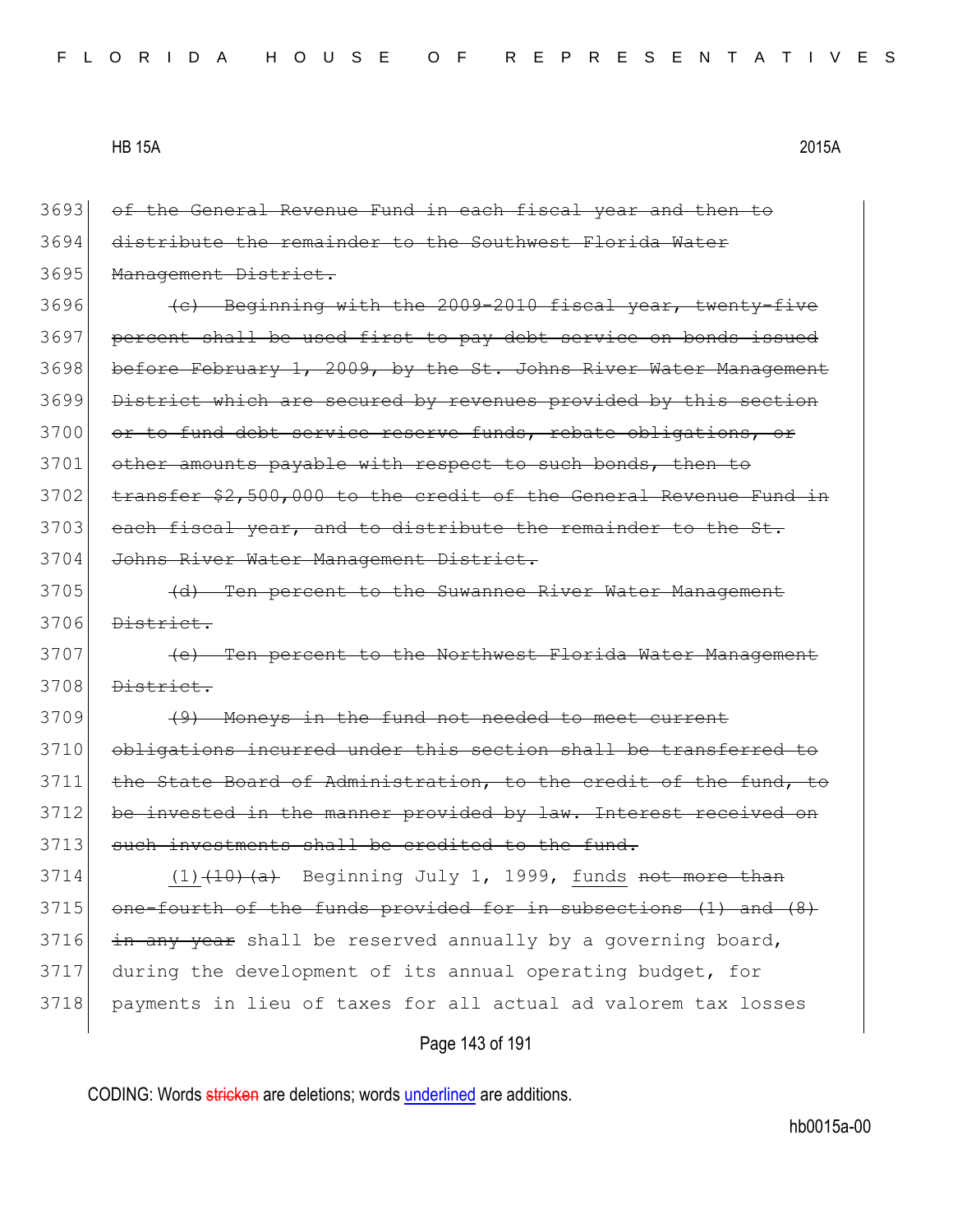3693 ~~of the General Revenue Fund in each fiscal year and then to~~
3694 ~~distribute the remainder to the Southwest Florida Water~~
3695 ~~Management District.~~

3696 ~~(c) Beginning with the 2009-2010 fiscal year, twenty-five~~
3697 ~~percent shall be used first to pay debt service on bonds issued~~
3698 ~~before February 1, 2009, by the St. Johns River Water Management~~
3699 ~~District which are secured by revenues provided by this section~~
3700 ~~or to fund debt service reserve funds, rebate obligations, or~~
3701 ~~other amounts payable with respect to such bonds, then to~~
3702 ~~transfer $2,500,000 to the credit of the General Revenue Fund in~~
3703 ~~each fiscal year, and to distribute the remainder to the St.~~
3704 ~~Johns River Water Management District.~~

3705 ~~(d) Ten percent to the Suwannee River Water Management~~
3706 ~~District.~~

3707 ~~(e) Ten percent to the Northwest Florida Water Management~~
3708 ~~District.~~

3709 ~~(9) Moneys in the fund not needed to meet current~~
3710 ~~obligations incurred under this section shall be transferred to~~
3711 ~~the State Board of Administration, to the credit of the fund, to~~
3712 ~~be invested in the manner provided by law. Interest received on~~
3713 ~~such investments shall be credited to the fund.~~

3714 <u>(1)</u>~~(10)(a)~~ Beginning July 1, 1999, <u>funds</u> ~~not more than~~
3715 ~~one-fourth of the funds provided for in subsections (1) and (8)~~
3716 ~~in any year~~ shall be reserved annually by a governing board,
3717 during the development of its annual operating budget, for
3718 payments in lieu of taxes for all actual ad valorem tax losses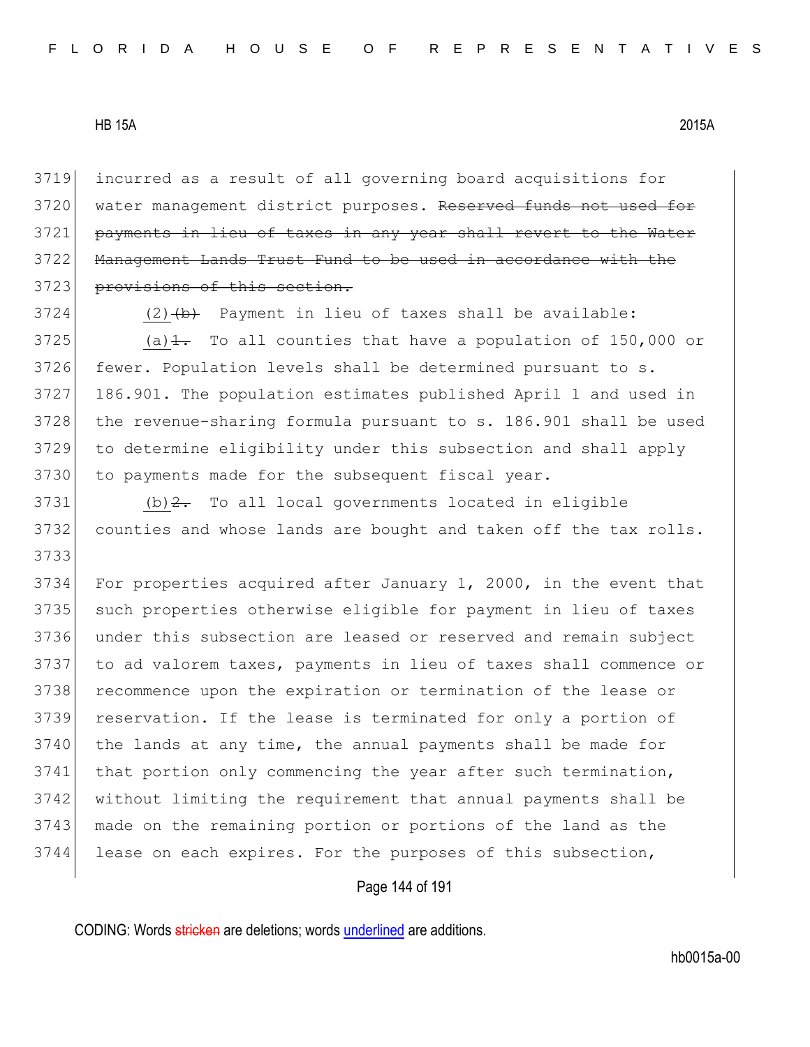3719 incurred as a result of all governing board acquisitions for
3720 water management district purposes. ~~Reserved funds not used for~~
3721 ~~payments in lieu of taxes in any year shall revert to the Water~~
3722 ~~Management Lands Trust Fund to be used in accordance with the~~
3723 ~~provisions of this section.~~

3724 (2)~~(b)~~ Payment in lieu of taxes shall be available:

3725 (a)~~1.~~ To all counties that have a population of 150,000 or
3726 fewer. Population levels shall be determined pursuant to s.
3727 186.901. The population estimates published April 1 and used in
3728 the revenue-sharing formula pursuant to s. 186.901 shall be used
3729 to determine eligibility under this subsection and shall apply
3730 to payments made for the subsequent fiscal year.

3731 (b)~~2.~~ To all local governments located in eligible
3732 counties and whose lands are bought and taken off the tax rolls.
3733
3734 For properties acquired after January 1, 2000, in the event that
3735 such properties otherwise eligible for payment in lieu of taxes
3736 under this subsection are leased or reserved and remain subject
3737 to ad valorem taxes, payments in lieu of taxes shall commence or
3738 recommence upon the expiration or termination of the lease or
3739 reservation. If the lease is terminated for only a portion of
3740 the lands at any time, the annual payments shall be made for
3741 that portion only commencing the year after such termination,
3742 without limiting the requirement that annual payments shall be
3743 made on the remaining portion or portions of the land as the
3744 lease on each expires. For the purposes of this subsection,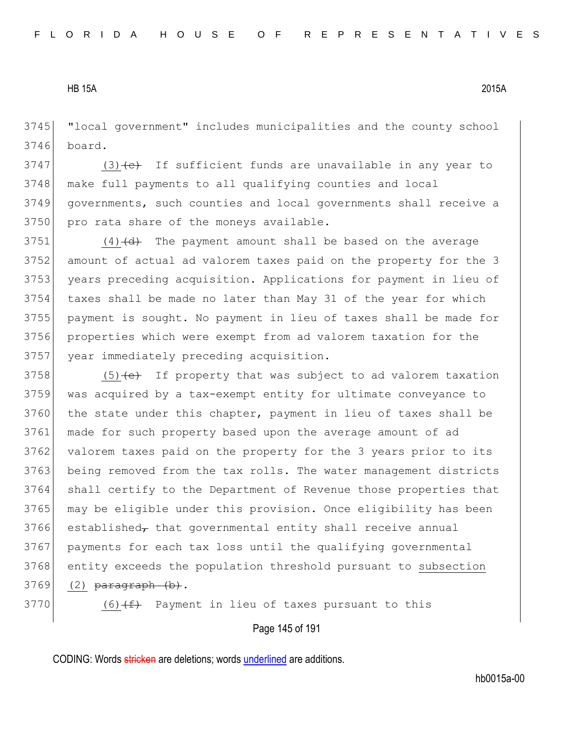"local government" includes municipalities and the county school board.

(3)~~(c)~~ If sufficient funds are unavailable in any year to make full payments to all qualifying counties and local governments, such counties and local governments shall receive a pro rata share of the moneys available.

(4)~~(d)~~ The payment amount shall be based on the average amount of actual ad valorem taxes paid on the property for the 3 years preceding acquisition. Applications for payment in lieu of taxes shall be made no later than May 31 of the year for which payment is sought. No payment in lieu of taxes shall be made for properties which were exempt from ad valorem taxation for the year immediately preceding acquisition.

(5)~~(e)~~ If property that was subject to ad valorem taxation was acquired by a tax-exempt entity for ultimate conveyance to the state under this chapter, payment in lieu of taxes shall be made for such property based upon the average amount of ad valorem taxes paid on the property for the 3 years prior to its being removed from the tax rolls. The water management districts shall certify to the Department of Revenue those properties that may be eligible under this provision. Once eligibility has been established~~,~~ that governmental entity shall receive annual payments for each tax loss until the qualifying governmental entity exceeds the population threshold pursuant to subsection (2) ~~paragraph (b)~~.

(6)~~(f)~~ Payment in lieu of taxes pursuant to this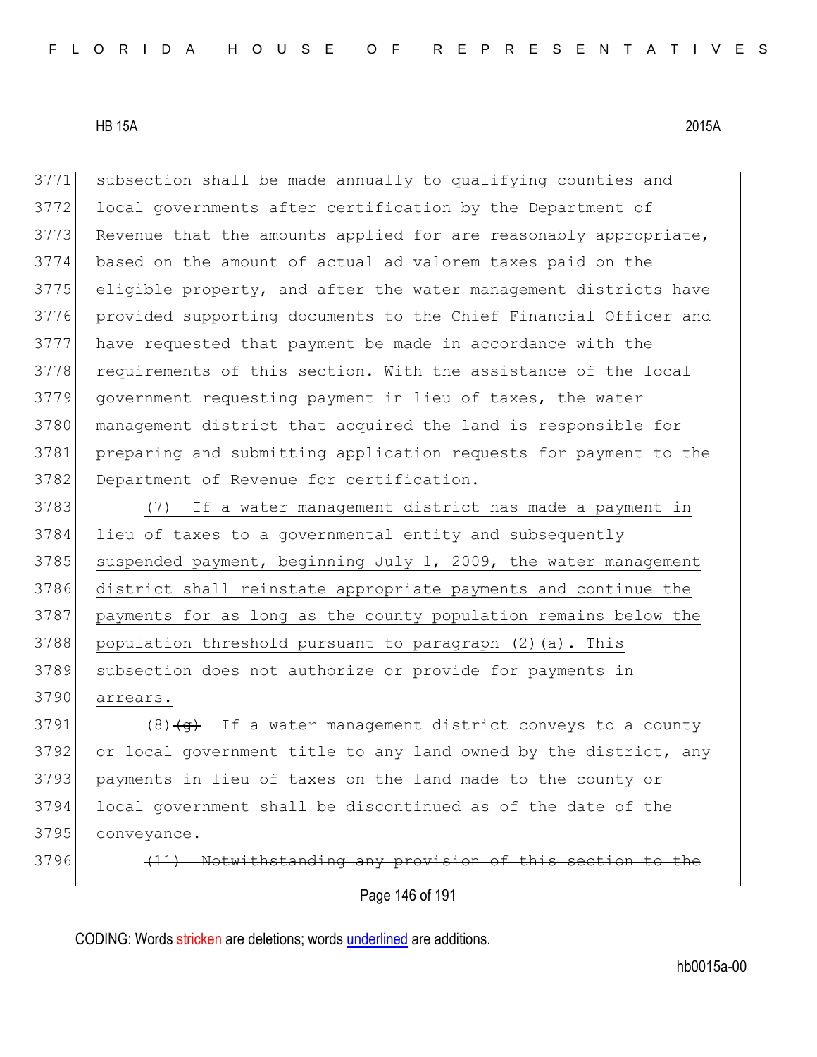subsection shall be made annually to qualifying counties and local governments after certification by the Department of Revenue that the amounts applied for are reasonably appropriate, based on the amount of actual ad valorem taxes paid on the eligible property, and after the water management districts have provided supporting documents to the Chief Financial Officer and have requested that payment be made in accordance with the requirements of this section. With the assistance of the local government requesting payment in lieu of taxes, the water management district that acquired the land is responsible for preparing and submitting application requests for payment to the Department of Revenue for certification.

<u>(7) If a water management district has made a payment in lieu of taxes to a governmental entity and subsequently suspended payment, beginning July 1, 2009, the water management district shall reinstate appropriate payments and continue the payments for as long as the county population remains below the population threshold pursuant to paragraph (2)(a). This subsection does not authorize or provide for payments in arrears.</u>

<u>(8)</u>~~(g)~~ If a water management district conveys to a county or local government title to any land owned by the district, any payments in lieu of taxes on the land made to the county or local government shall be discontinued as of the date of the conveyance.

~~(11) Notwithstanding any provision of this section to the~~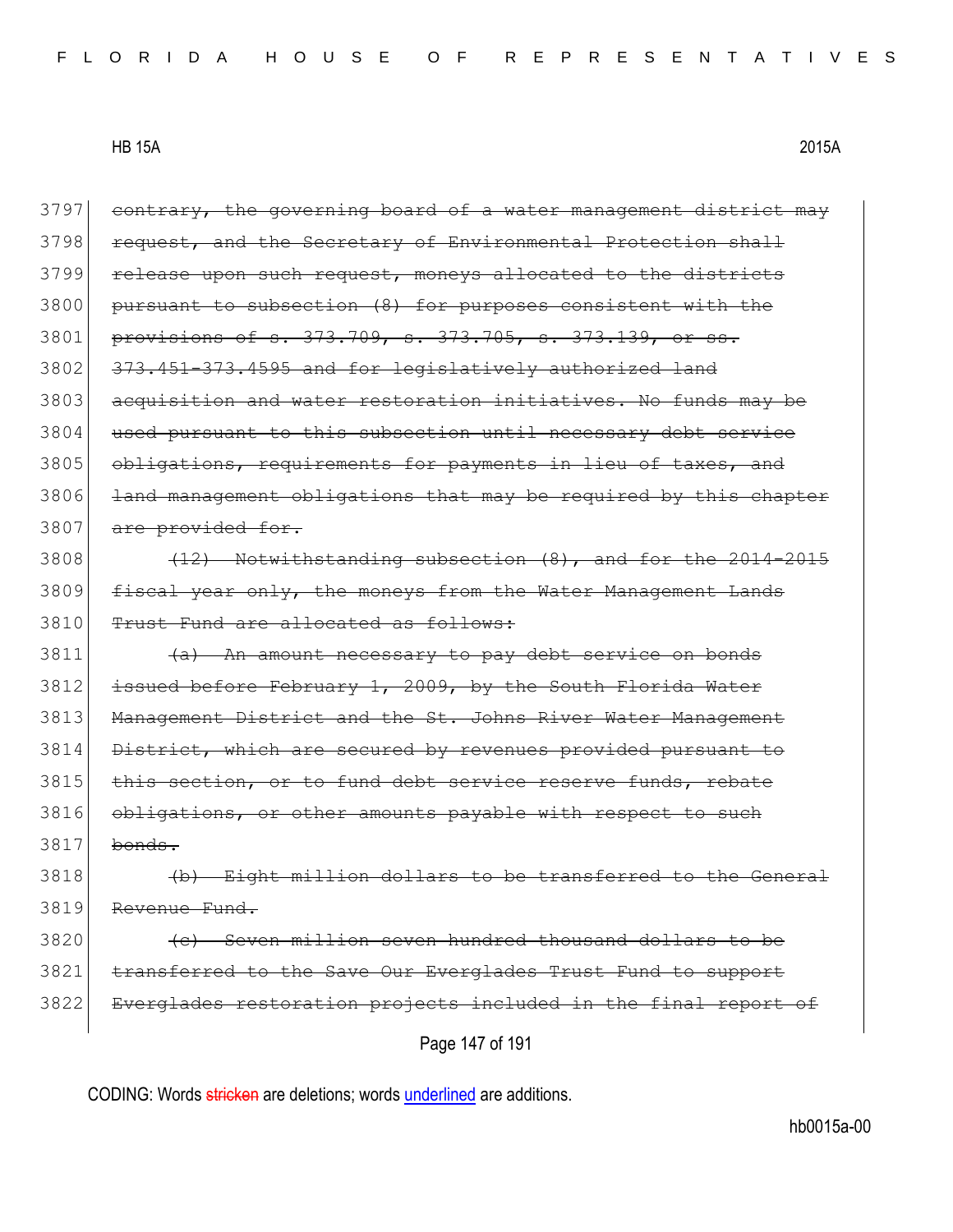3797 ~~contrary, the governing board of a water management district may~~
3798 ~~request, and the Secretary of Environmental Protection shall~~
3799 ~~release upon such request, moneys allocated to the districts~~
3800 ~~pursuant to subsection (8) for purposes consistent with the~~
3801 ~~provisions of s. 373.709, s. 373.705, s. 373.139, or ss.~~
3802 ~~373.451-373.4595 and for legislatively authorized land~~
3803 ~~acquisition and water restoration initiatives. No funds may be~~
3804 ~~used pursuant to this subsection until necessary debt service~~
3805 ~~obligations, requirements for payments in lieu of taxes, and~~
3806 ~~land management obligations that may be required by this chapter~~
3807 ~~are provided for.~~

3808 ~~(12) Notwithstanding subsection (8), and for the 2014-2015~~
3809 ~~fiscal year only, the moneys from the Water Management Lands~~
3810 ~~Trust Fund are allocated as follows:~~

3811 ~~(a) An amount necessary to pay debt service on bonds~~
3812 ~~issued before February 1, 2009, by the South Florida Water~~
3813 ~~Management District and the St. Johns River Water Management~~
3814 ~~District, which are secured by revenues provided pursuant to~~
3815 ~~this section, or to fund debt service reserve funds, rebate~~
3816 ~~obligations, or other amounts payable with respect to such~~
3817 ~~bonds.~~

3818 ~~(b) Eight million dollars to be transferred to the General~~
3819 ~~Revenue Fund.~~

3820 ~~(c) Seven million seven hundred thousand dollars to be~~
3821 ~~transferred to the Save Our Everglades Trust Fund to support~~
3822 ~~Everglades restoration projects included in the final report of~~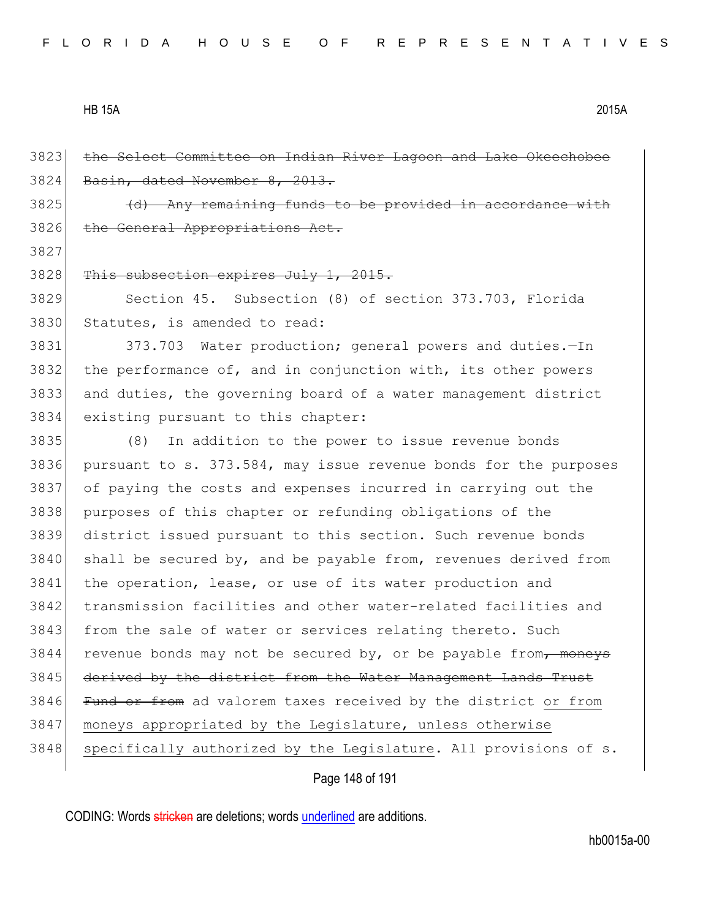~~the Select Committee on Indian River Lagoon and Lake Okeechobee Basin, dated November 8, 2013.~~

~~(d) Any remaining funds to be provided in accordance with the General Appropriations Act.~~

~~This subsection expires July 1, 2015.~~

Section 45. Subsection (8) of section 373.703, Florida Statutes, is amended to read:

373.703 Water production; general powers and duties.—In the performance of, and in conjunction with, its other powers and duties, the governing board of a water management district existing pursuant to this chapter:

(8) In addition to the power to issue revenue bonds pursuant to s. 373.584, may issue revenue bonds for the purposes of paying the costs and expenses incurred in carrying out the purposes of this chapter or refunding obligations of the district issued pursuant to this section. Such revenue bonds shall be secured by, and be payable from, revenues derived from the operation, lease, or use of its water production and transmission facilities and other water-related facilities and from the sale of water or services relating thereto. Such revenue bonds may not be secured by, or be payable from~~, moneys derived by the district from the Water Management Lands Trust Fund or from~~ ad valorem taxes received by the district <u>or from moneys appropriated by the Legislature, unless otherwise specifically authorized by the Legislature</u>. All provisions of s.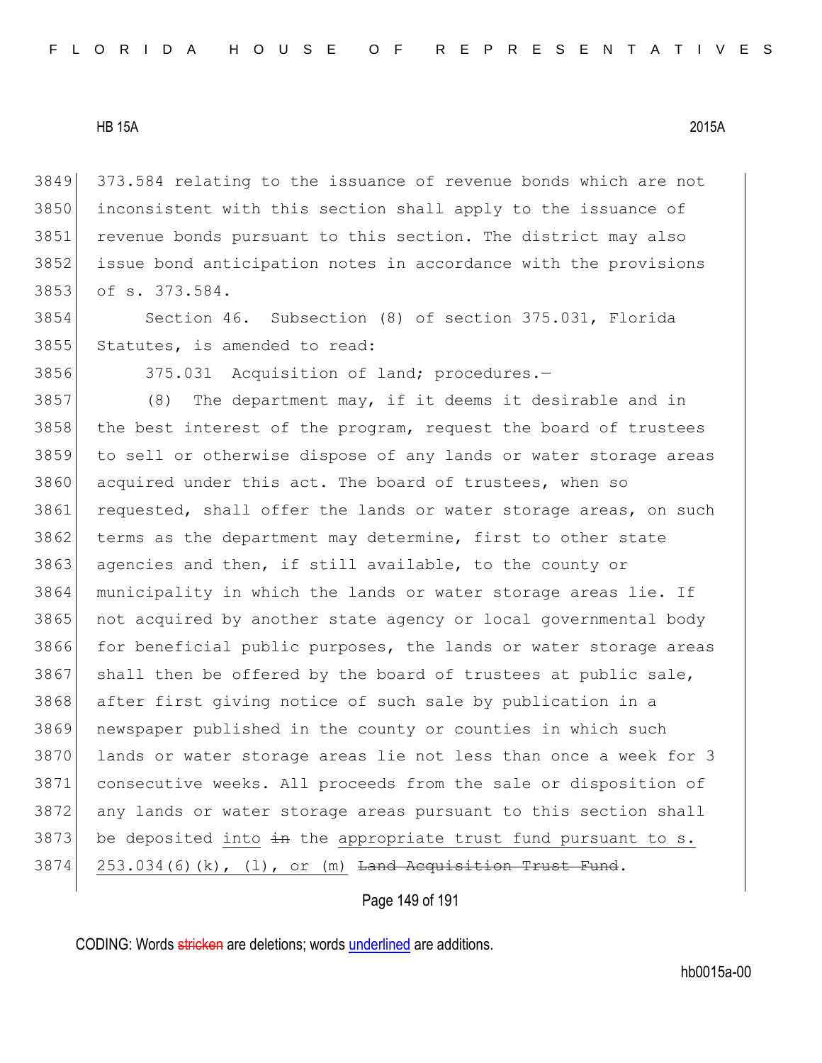373.584 relating to the issuance of revenue bonds which are not inconsistent with this section shall apply to the issuance of revenue bonds pursuant to this section. The district may also issue bond anticipation notes in accordance with the provisions of s. 373.584.

Section 46. Subsection (8) of section 375.031, Florida Statutes, is amended to read:

375.031 Acquisition of land; procedures.—

(8) The department may, if it deems it desirable and in the best interest of the program, request the board of trustees to sell or otherwise dispose of any lands or water storage areas acquired under this act. The board of trustees, when so requested, shall offer the lands or water storage areas, on such terms as the department may determine, first to other state agencies and then, if still available, to the county or municipality in which the lands or water storage areas lie. If not acquired by another state agency or local governmental body for beneficial public purposes, the lands or water storage areas shall then be offered by the board of trustees at public sale, after first giving notice of such sale by publication in a newspaper published in the county or counties in which such lands or water storage areas lie not less than once a week for 3 consecutive weeks. All proceeds from the sale or disposition of any lands or water storage areas pursuant to this section shall be deposited <u>into</u> ~~in~~ the <u>appropriate trust fund pursuant to s. 253.034(6)(k), (l), or (m)</u> ~~Land Acquisition Trust Fund~~.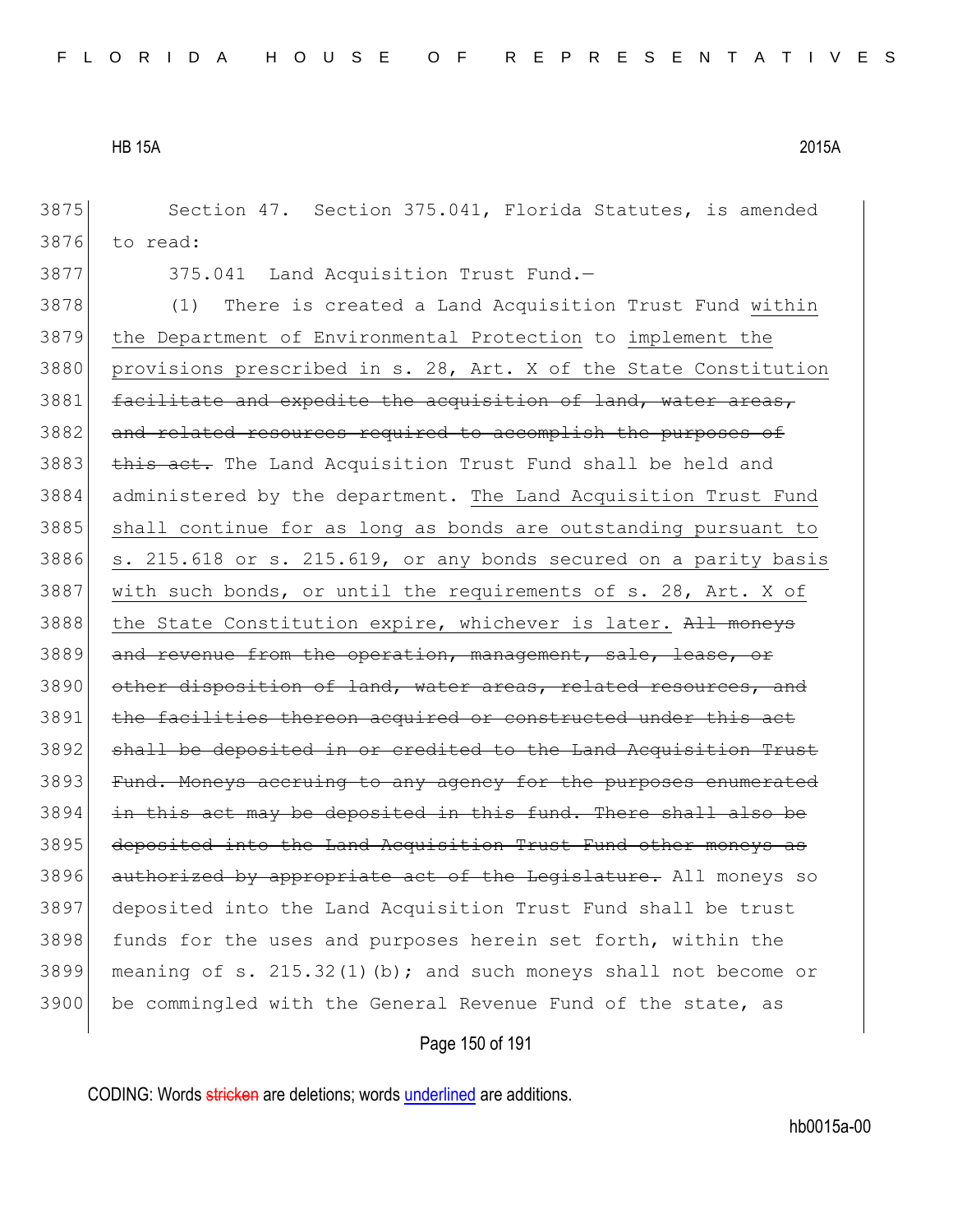Section 47. Section 375.041, Florida Statutes, is amended to read:

375.041 Land Acquisition Trust Fund.—

(1) There is created a Land Acquisition Trust Fund <u>within the Department of Environmental Protection</u> to <u>implement the provisions prescribed in s. 28, Art. X of the State Constitution</u> ~~facilitate and expedite the acquisition of land, water areas, and related resources required to accomplish the purposes of this act.~~ The Land Acquisition Trust Fund shall be held and administered by the department. <u>The Land Acquisition Trust Fund shall continue for as long as bonds are outstanding pursuant to s. 215.618 or s. 215.619, or any bonds secured on a parity basis with such bonds, or until the requirements of s. 28, Art. X of the State Constitution expire, whichever is later.</u> ~~All moneys and revenue from the operation, management, sale, lease, or other disposition of land, water areas, related resources, and the facilities thereon acquired or constructed under this act shall be deposited in or credited to the Land Acquisition Trust Fund. Moneys accruing to any agency for the purposes enumerated in this act may be deposited in this fund. There shall also be deposited into the Land Acquisition Trust Fund other moneys as authorized by appropriate act of the Legislature.~~ All moneys so deposited into the Land Acquisition Trust Fund shall be trust funds for the uses and purposes herein set forth, within the meaning of s. 215.32(1)(b); and such moneys shall not become or be commingled with the General Revenue Fund of the state, as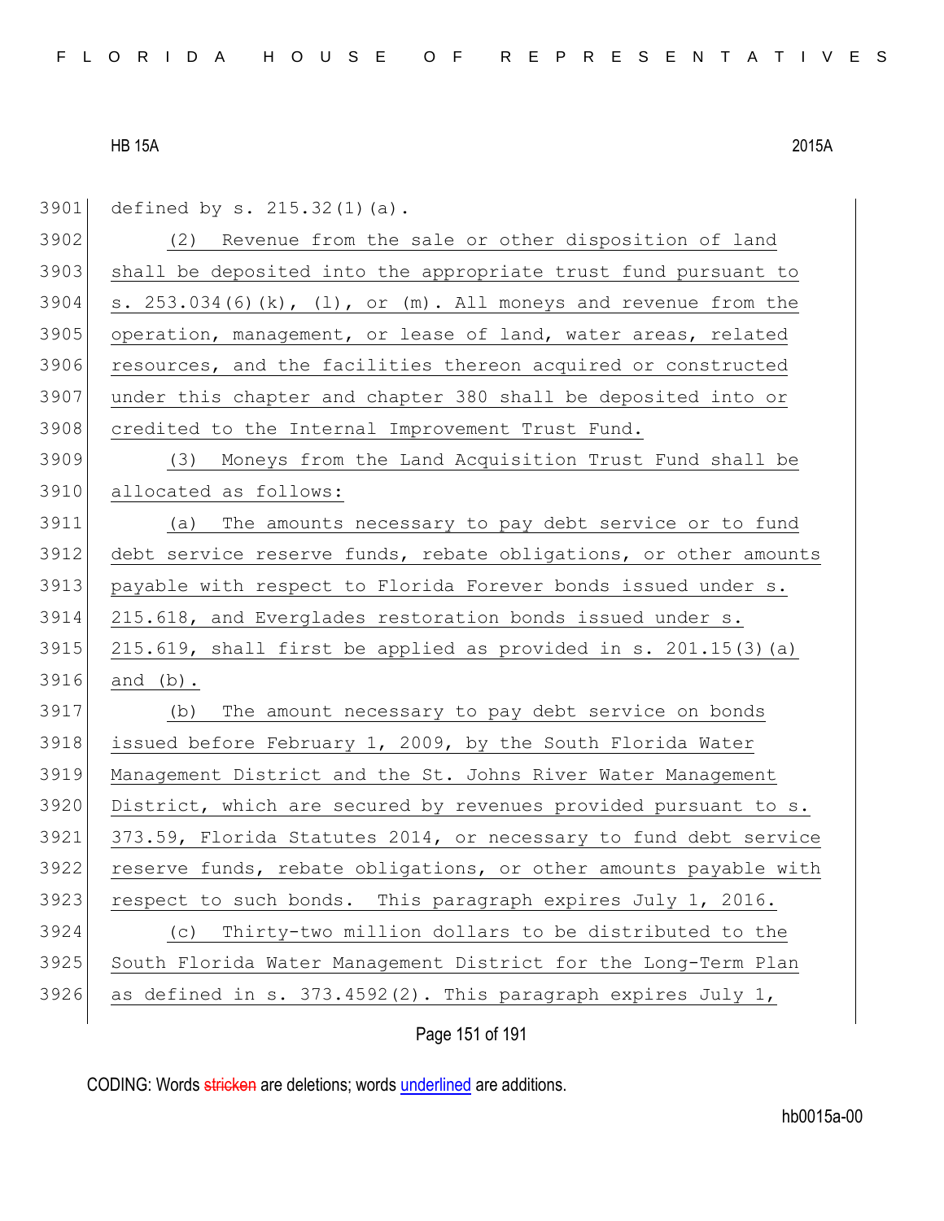defined by s. 215.32(1)(a).

(2) Revenue from the sale or other disposition of land shall be deposited into the appropriate trust fund pursuant to s. 253.034(6)(k), (l), or (m). All moneys and revenue from the operation, management, or lease of land, water areas, related resources, and the facilities thereon acquired or constructed under this chapter and chapter 380 shall be deposited into or credited to the Internal Improvement Trust Fund.

(3) Moneys from the Land Acquisition Trust Fund shall be allocated as follows:

(a) The amounts necessary to pay debt service or to fund debt service reserve funds, rebate obligations, or other amounts payable with respect to Florida Forever bonds issued under s. 215.618, and Everglades restoration bonds issued under s. 215.619, shall first be applied as provided in s. 201.15(3)(a) and (b).

(b) The amount necessary to pay debt service on bonds issued before February 1, 2009, by the South Florida Water Management District and the St. Johns River Water Management District, which are secured by revenues provided pursuant to s. 373.59, Florida Statutes 2014, or necessary to fund debt service reserve funds, rebate obligations, or other amounts payable with respect to such bonds. This paragraph expires July 1, 2016.

(c) Thirty-two million dollars to be distributed to the South Florida Water Management District for the Long-Term Plan as defined in s. 373.4592(2). This paragraph expires July 1,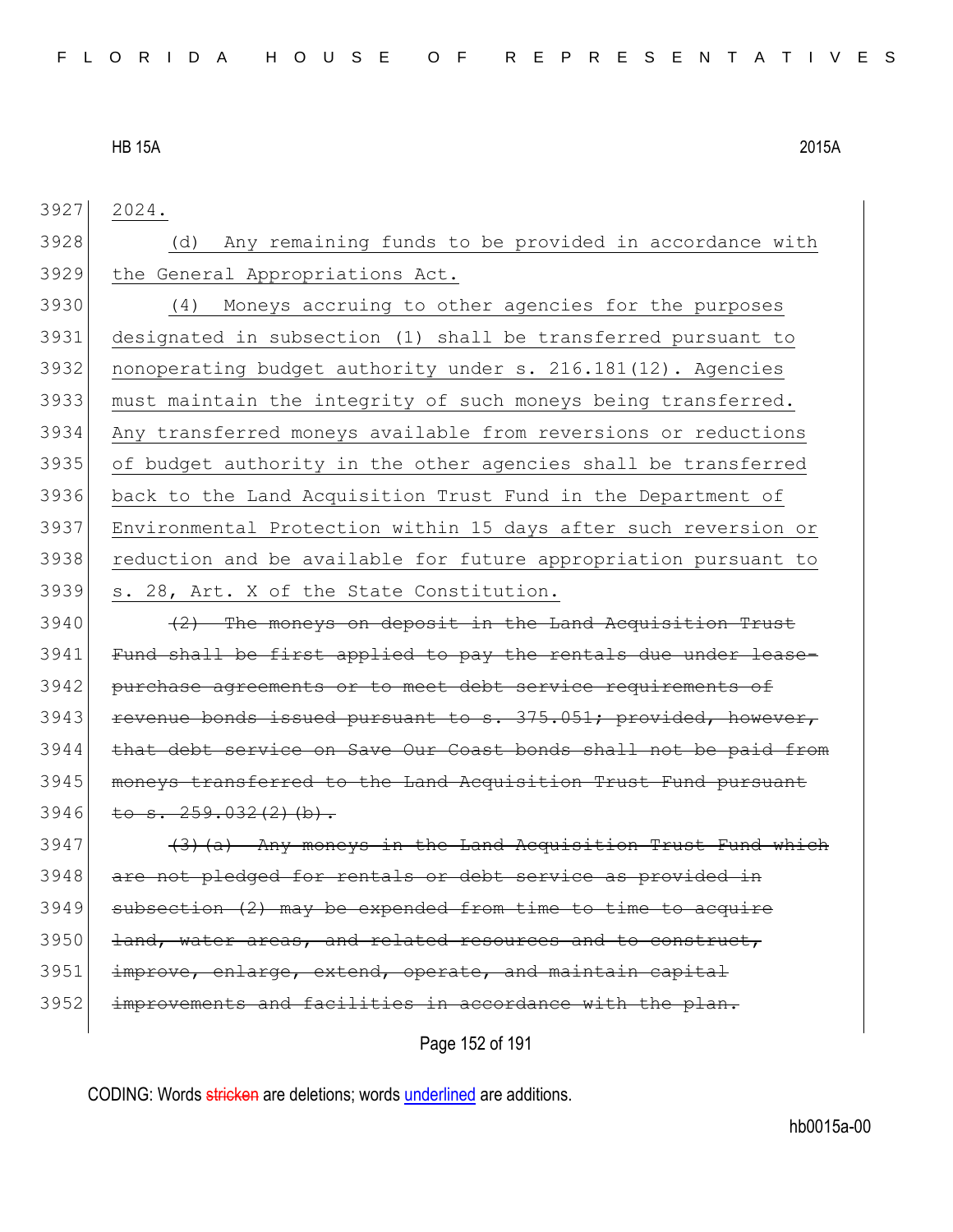2024.

(d) Any remaining funds to be provided in accordance with the General Appropriations Act.

(4) Moneys accruing to other agencies for the purposes designated in subsection (1) shall be transferred pursuant to nonoperating budget authority under s. 216.181(12). Agencies must maintain the integrity of such moneys being transferred. Any transferred moneys available from reversions or reductions of budget authority in the other agencies shall be transferred back to the Land Acquisition Trust Fund in the Department of Environmental Protection within 15 days after such reversion or reduction and be available for future appropriation pursuant to s. 28, Art. X of the State Constitution.

~~(2) The moneys on deposit in the Land Acquisition Trust Fund shall be first applied to pay the rentals due under lease-purchase agreements or to meet debt service requirements of revenue bonds issued pursuant to s. 375.051; provided, however, that debt service on Save Our Coast bonds shall not be paid from moneys transferred to the Land Acquisition Trust Fund pursuant to s. 259.032(2)(b).~~

~~(3)(a) Any moneys in the Land Acquisition Trust Fund which are not pledged for rentals or debt service as provided in subsection (2) may be expended from time to time to acquire land, water areas, and related resources and to construct, improve, enlarge, extend, operate, and maintain capital improvements and facilities in accordance with the plan.~~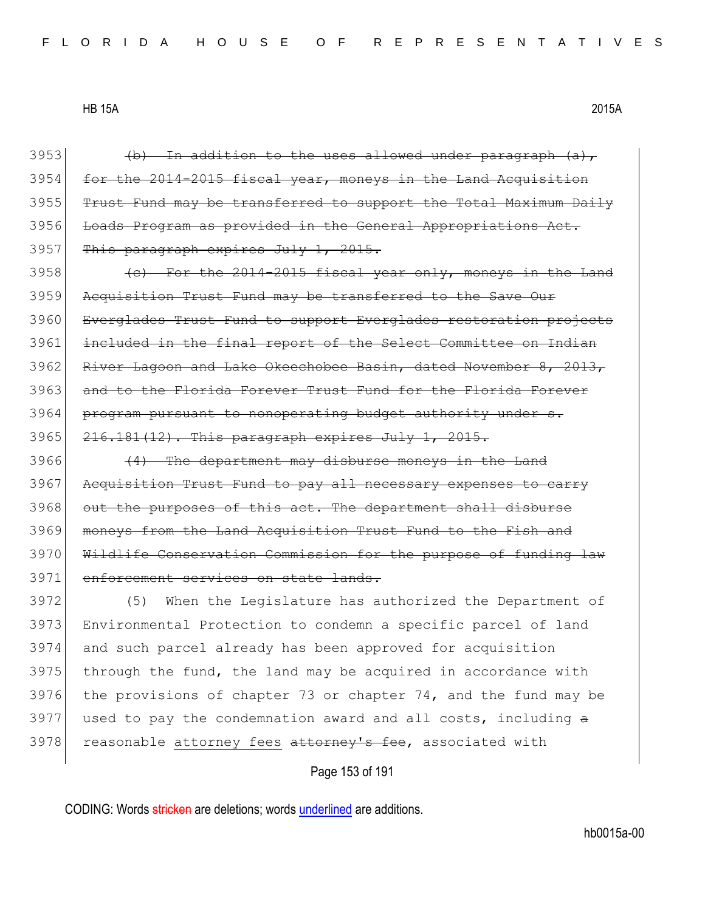3953 ~~(b) In addition to the uses allowed under paragraph (a),~~
3954 ~~for the 2014-2015 fiscal year, moneys in the Land Acquisition~~
3955 ~~Trust Fund may be transferred to support the Total Maximum Daily~~
3956 ~~Loads Program as provided in the General Appropriations Act.~~
3957 ~~This paragraph expires July 1, 2015.~~
3958 ~~(c) For the 2014-2015 fiscal year only, moneys in the Land~~
3959 ~~Acquisition Trust Fund may be transferred to the Save Our~~
3960 ~~Everglades Trust Fund to support Everglades restoration projects~~
3961 ~~included in the final report of the Select Committee on Indian~~
3962 ~~River Lagoon and Lake Okeechobee Basin, dated November 8, 2013,~~
3963 ~~and to the Florida Forever Trust Fund for the Florida Forever~~
3964 ~~program pursuant to nonoperating budget authority under s.~~
3965 ~~216.181(12). This paragraph expires July 1, 2015.~~
3966 ~~(4) The department may disburse moneys in the Land~~
3967 ~~Acquisition Trust Fund to pay all necessary expenses to carry~~
3968 ~~out the purposes of this act. The department shall disburse~~
3969 ~~moneys from the Land Acquisition Trust Fund to the Fish and~~
3970 ~~Wildlife Conservation Commission for the purpose of funding law~~
3971 ~~enforcement services on state lands.~~
3972 (5) When the Legislature has authorized the Department of
3973 Environmental Protection to condemn a specific parcel of land
3974 and such parcel already has been approved for acquisition
3975 through the fund, the land may be acquired in accordance with
3976 the provisions of chapter 73 or chapter 74, and the fund may be
3977 used to pay the condemnation award and all costs, including ~~a~~
3978 reasonable <u>attorney fees</u> ~~attorney's fee~~, associated with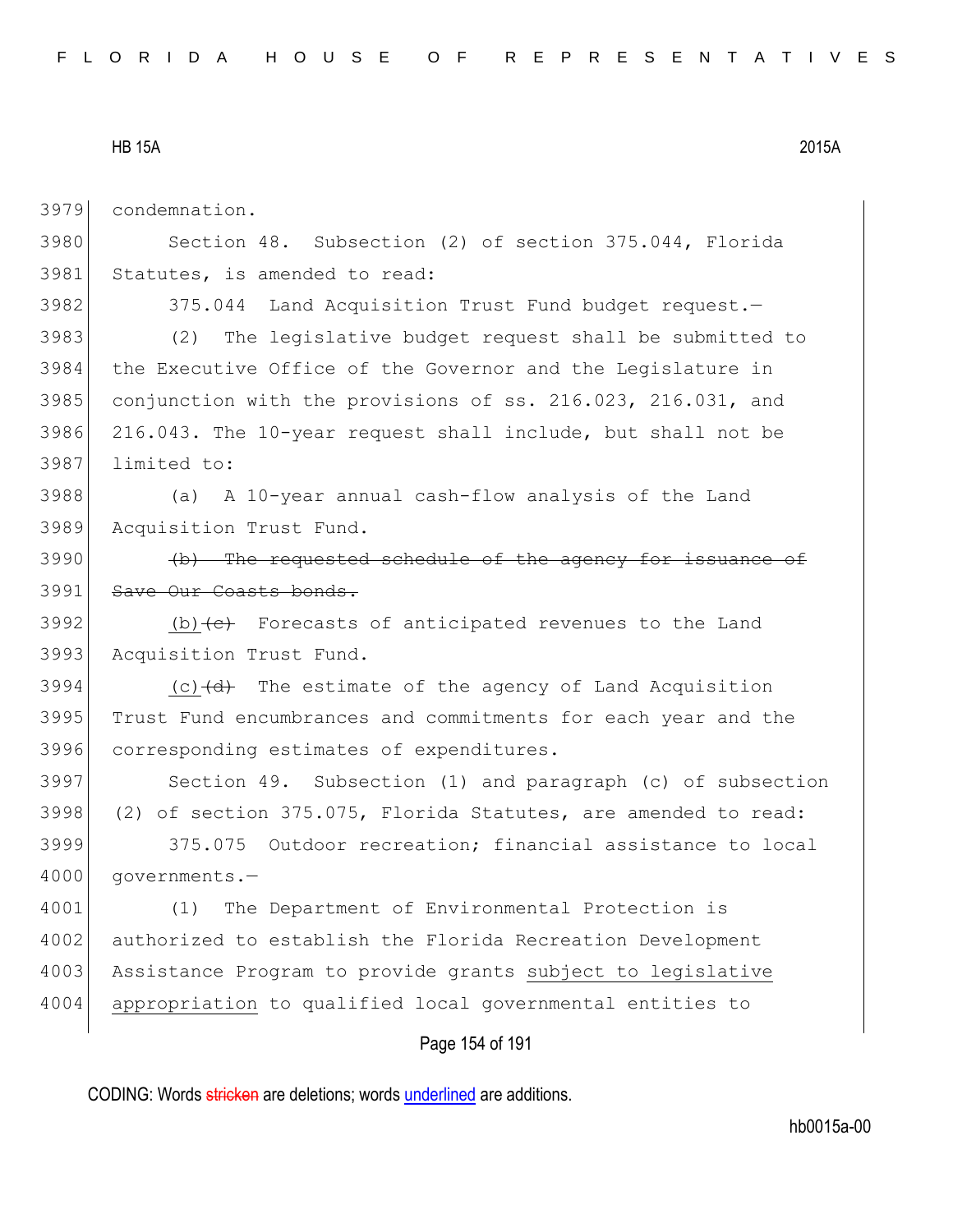3979 condemnation.

3980 Section 48. Subsection (2) of section 375.044, Florida
3981 Statutes, is amended to read:

3982 375.044 Land Acquisition Trust Fund budget request.—

3983 (2) The legislative budget request shall be submitted to
3984 the Executive Office of the Governor and the Legislature in
3985 conjunction with the provisions of ss. 216.023, 216.031, and
3986 216.043. The 10-year request shall include, but shall not be
3987 limited to:

3988 (a) A 10-year annual cash-flow analysis of the Land
3989 Acquisition Trust Fund.

3990 ~~(b) The requested schedule of the agency for issuance of~~
3991 ~~Save Our Coasts bonds.~~

3992 <u>(b)</u>~~(c)~~ Forecasts of anticipated revenues to the Land
3993 Acquisition Trust Fund.

3994 <u>(c)</u>~~(d)~~ The estimate of the agency of Land Acquisition
3995 Trust Fund encumbrances and commitments for each year and the
3996 corresponding estimates of expenditures.

3997 Section 49. Subsection (1) and paragraph (c) of subsection
3998 (2) of section 375.075, Florida Statutes, are amended to read:

3999 375.075 Outdoor recreation; financial assistance to local
4000 governments.—

4001 (1) The Department of Environmental Protection is
4002 authorized to establish the Florida Recreation Development
4003 Assistance Program to provide grants <u>subject to legislative</u>
4004 <u>appropriation</u> to qualified local governmental entities to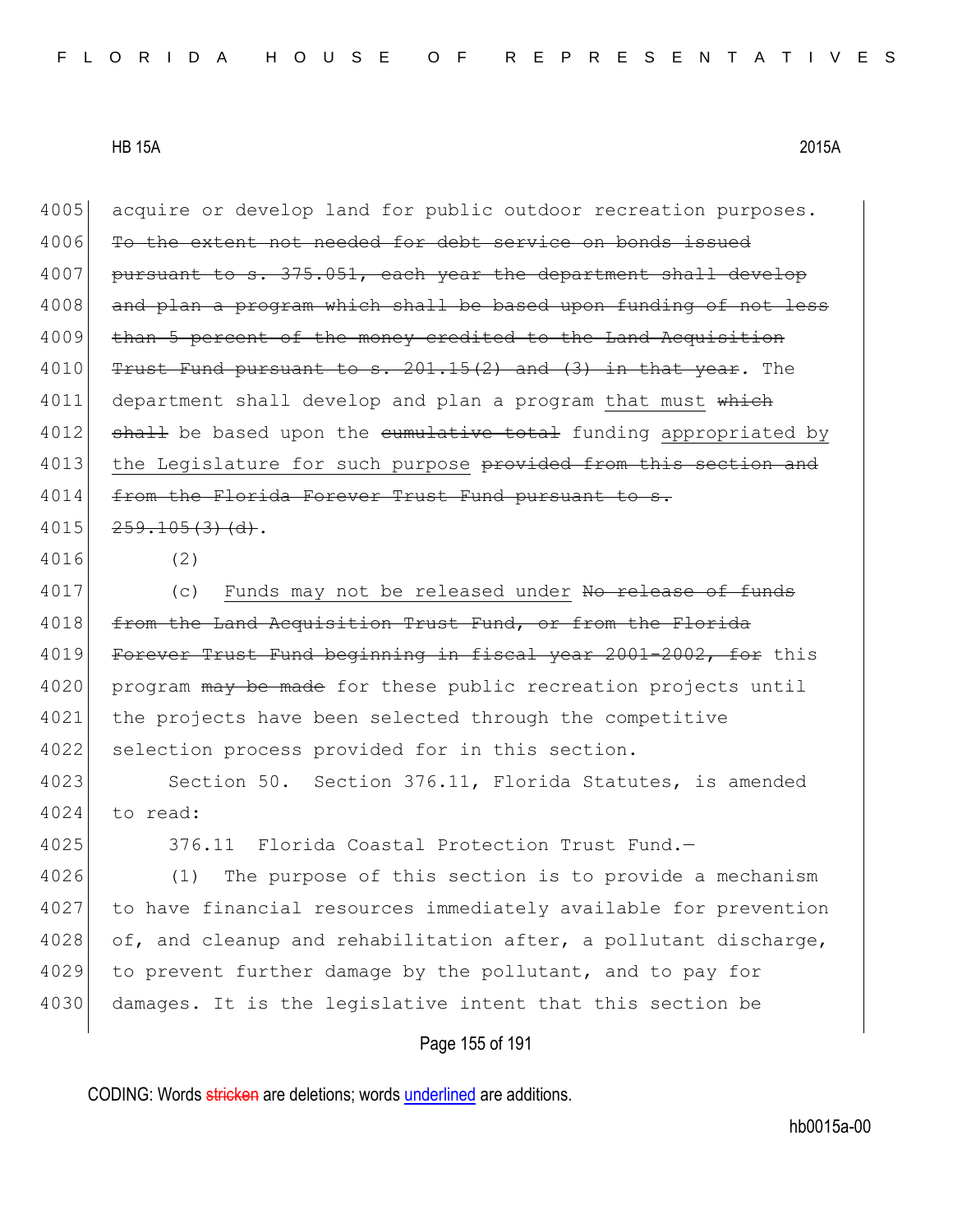4005 acquire or develop land for public outdoor recreation purposes.
4006 ~~To the extent not needed for debt service on bonds issued~~
4007 ~~pursuant to s. 375.051, each year the department shall develop~~
4008 ~~and plan a program which shall be based upon funding of not less~~
4009 ~~than 5 percent of the money credited to the Land Acquisition~~
4010 ~~Trust Fund pursuant to s. 201.15(2) and (3) in that year.~~ The
4011 department shall develop and plan a program <u>that must</u> ~~which~~
4012 ~~shall~~ be based upon the ~~cumulative total~~ funding <u>appropriated by</u>
4013 <u>the Legislature for such purpose</u> ~~provided from this section and~~
4014 ~~from the Florida Forever Trust Fund pursuant to s.~~
4015 ~~259.105(3)(d)~~.
4016 (2)
4017 (c) <u>Funds may not be released under</u> ~~No release of funds~~
4018 ~~from the Land Acquisition Trust Fund, or from the Florida~~
4019 ~~Forever Trust Fund beginning in fiscal year 2001-2002, for~~ this
4020 program ~~may be made~~ for these public recreation projects until
4021 the projects have been selected through the competitive
4022 selection process provided for in this section.
4023 Section 50. Section 376.11, Florida Statutes, is amended
4024 to read:
4025 376.11 Florida Coastal Protection Trust Fund.—
4026 (1) The purpose of this section is to provide a mechanism
4027 to have financial resources immediately available for prevention
4028 of, and cleanup and rehabilitation after, a pollutant discharge,
4029 to prevent further damage by the pollutant, and to pay for
4030 damages. It is the legislative intent that this section be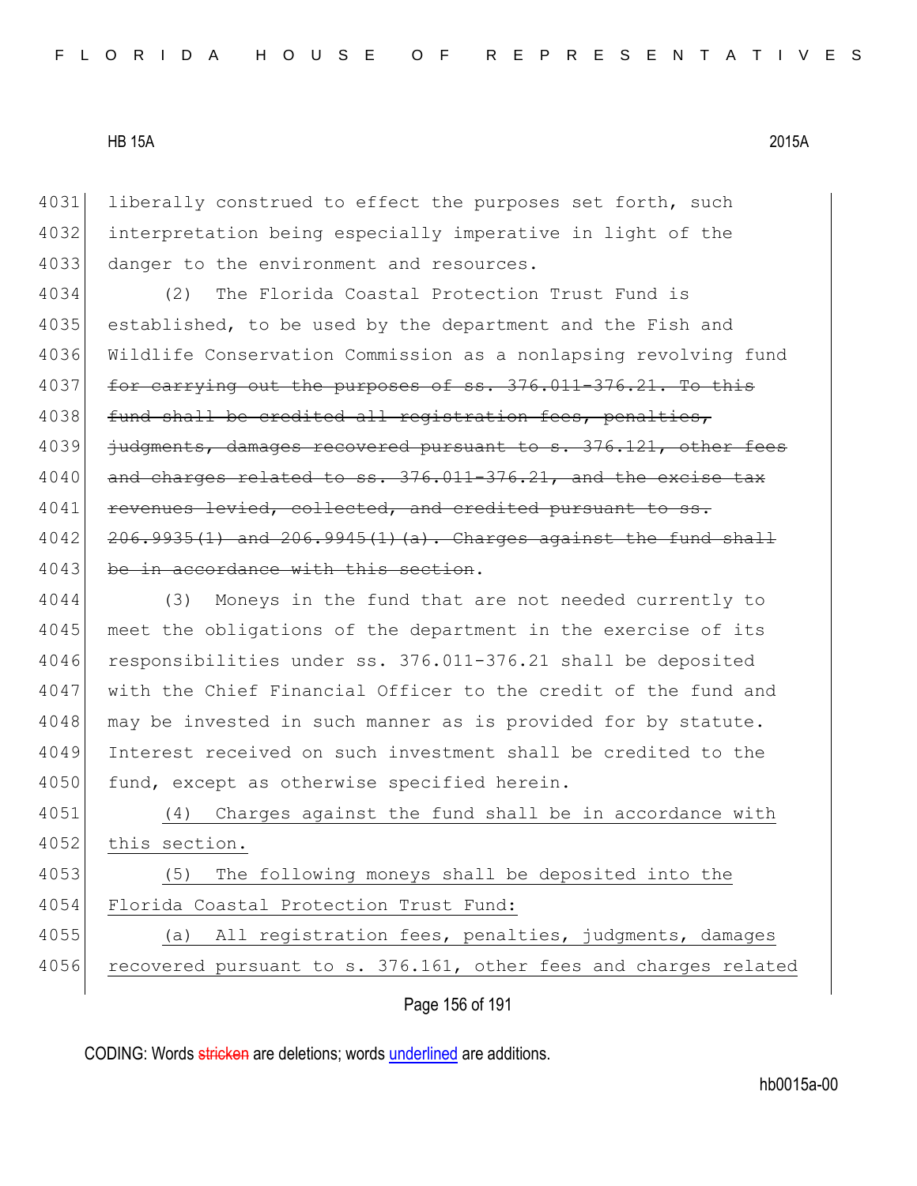liberally construed to effect the purposes set forth, such interpretation being especially imperative in light of the danger to the environment and resources.

(2) The Florida Coastal Protection Trust Fund is established, to be used by the department and the Fish and Wildlife Conservation Commission as a nonlapsing revolving fund ~~for carrying out the purposes of ss. 376.011-376.21. To this fund shall be credited all registration fees, penalties, judgments, damages recovered pursuant to s. 376.121, other fees and charges related to ss. 376.011-376.21, and the excise tax revenues levied, collected, and credited pursuant to ss. 206.9935(1) and 206.9945(1)(a). Charges against the fund shall be in accordance with this section~~.

(3) Moneys in the fund that are not needed currently to meet the obligations of the department in the exercise of its responsibilities under ss. 376.011-376.21 shall be deposited with the Chief Financial Officer to the credit of the fund and may be invested in such manner as is provided for by statute. Interest received on such investment shall be credited to the fund, except as otherwise specified herein.

<u>(4) Charges against the fund shall be in accordance with this section.</u>

<u>(5) The following moneys shall be deposited into the Florida Coastal Protection Trust Fund:</u>

<u>(a) All registration fees, penalties, judgments, damages recovered pursuant to s. 376.161, other fees and charges related</u>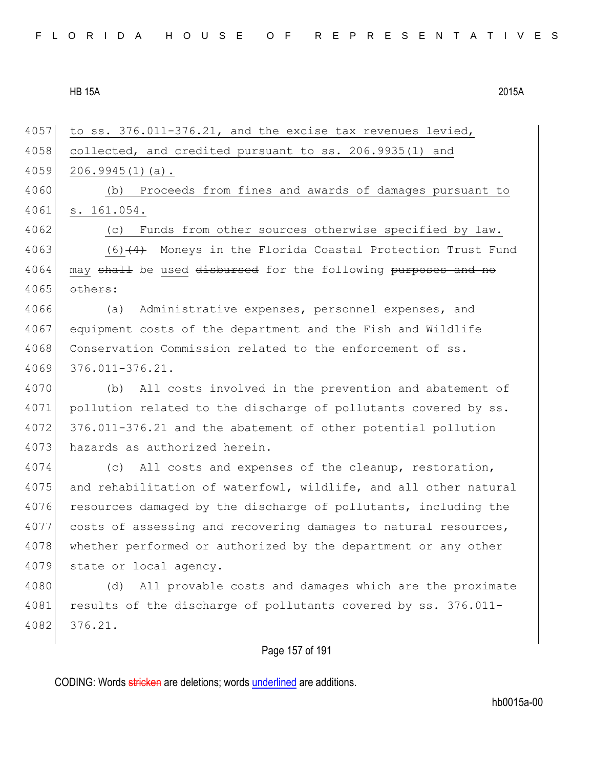4057 to ss. 376.011-376.21, and the excise tax revenues levied,
4058 collected, and credited pursuant to ss. 206.9935(1) and
4059 206.9945(1)(a).

4060 (b) Proceeds from fines and awards of damages pursuant to
4061 s. 161.054.

4062 (c) Funds from other sources otherwise specified by law.

4063 (6)~~(4)~~ Moneys in the Florida Coastal Protection Trust Fund
4064 may ~~shall~~ be used ~~disbursed~~ for the following ~~purposes and no~~
4065 ~~others~~:

4066 (a) Administrative expenses, personnel expenses, and
4067 equipment costs of the department and the Fish and Wildlife
4068 Conservation Commission related to the enforcement of ss.
4069 376.011-376.21.

4070 (b) All costs involved in the prevention and abatement of
4071 pollution related to the discharge of pollutants covered by ss.
4072 376.011-376.21 and the abatement of other potential pollution
4073 hazards as authorized herein.

4074 (c) All costs and expenses of the cleanup, restoration,
4075 and rehabilitation of waterfowl, wildlife, and all other natural
4076 resources damaged by the discharge of pollutants, including the
4077 costs of assessing and recovering damages to natural resources,
4078 whether performed or authorized by the department or any other
4079 state or local agency.

4080 (d) All provable costs and damages which are the proximate
4081 results of the discharge of pollutants covered by ss. 376.011-
4082 376.21.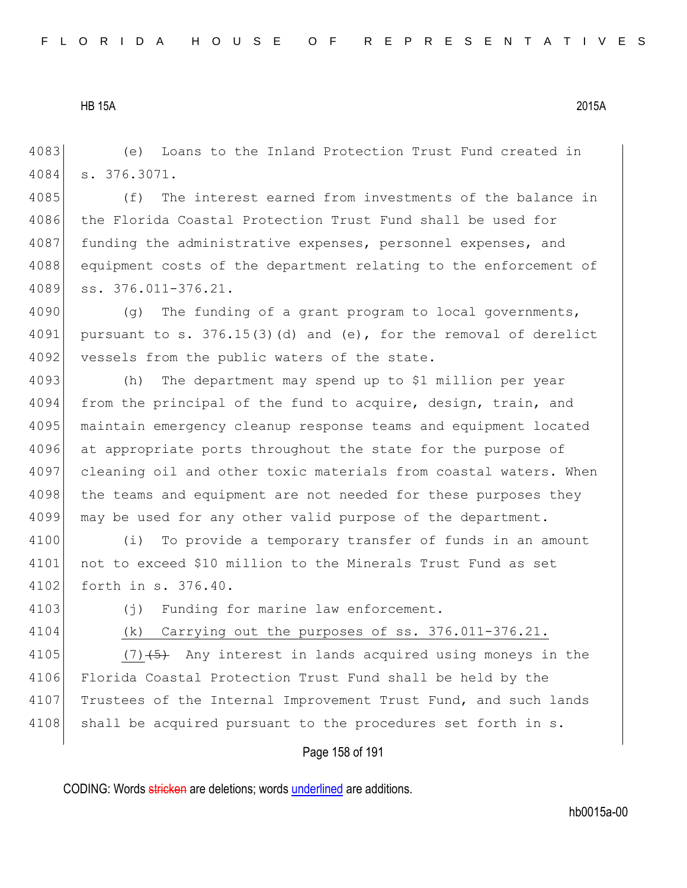4083 (e) Loans to the Inland Protection Trust Fund created in
4084 s. 376.3071.

4085 (f) The interest earned from investments of the balance in
4086 the Florida Coastal Protection Trust Fund shall be used for
4087 funding the administrative expenses, personnel expenses, and
4088 equipment costs of the department relating to the enforcement of
4089 ss. 376.011-376.21.

4090 (g) The funding of a grant program to local governments,
4091 pursuant to s. 376.15(3)(d) and (e), for the removal of derelict
4092 vessels from the public waters of the state.

4093 (h) The department may spend up to $1 million per year
4094 from the principal of the fund to acquire, design, train, and
4095 maintain emergency cleanup response teams and equipment located
4096 at appropriate ports throughout the state for the purpose of
4097 cleaning oil and other toxic materials from coastal waters. When
4098 the teams and equipment are not needed for these purposes they
4099 may be used for any other valid purpose of the department.

4100 (i) To provide a temporary transfer of funds in an amount
4101 not to exceed $10 million to the Minerals Trust Fund as set
4102 forth in s. 376.40.

4103 (j) Funding for marine law enforcement.

4104 <u>(k) Carrying out the purposes of ss. 376.011-376.21.</u>

4105 <u>(7)</u>~~(5)~~ Any interest in lands acquired using moneys in the
4106 Florida Coastal Protection Trust Fund shall be held by the
4107 Trustees of the Internal Improvement Trust Fund, and such lands
4108 shall be acquired pursuant to the procedures set forth in s.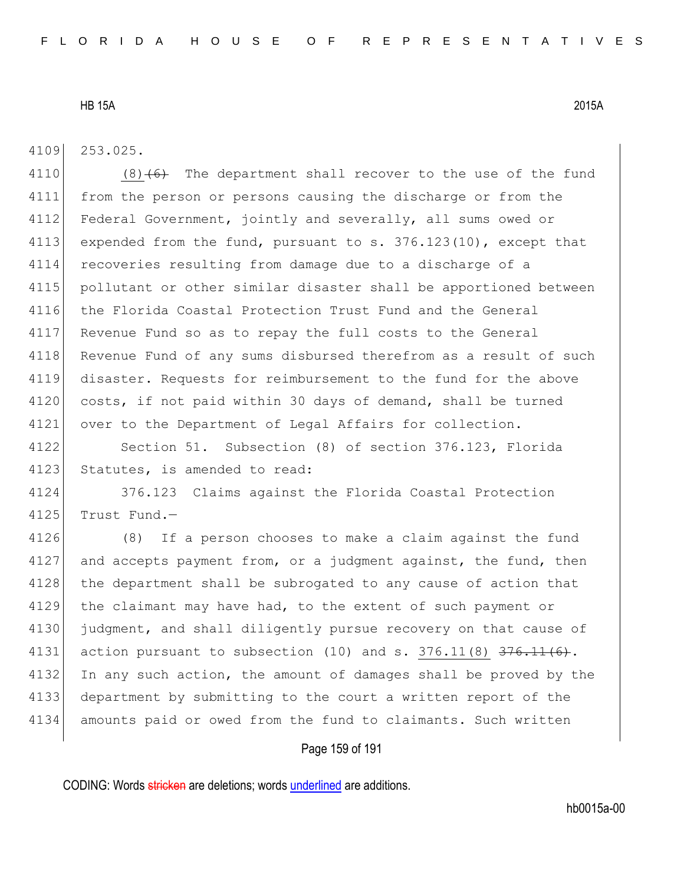253.025.

(8) ~~(6)~~ The department shall recover to the use of the fund from the person or persons causing the discharge or from the Federal Government, jointly and severally, all sums owed or expended from the fund, pursuant to s. 376.123(10), except that recoveries resulting from damage due to a discharge of a pollutant or other similar disaster shall be apportioned between the Florida Coastal Protection Trust Fund and the General Revenue Fund so as to repay the full costs to the General Revenue Fund of any sums disbursed therefrom as a result of such disaster. Requests for reimbursement to the fund for the above costs, if not paid within 30 days of demand, shall be turned over to the Department of Legal Affairs for collection.

Section 51. Subsection (8) of section 376.123, Florida Statutes, is amended to read:

376.123 Claims against the Florida Coastal Protection Trust Fund.—

(8) If a person chooses to make a claim against the fund and accepts payment from, or a judgment against, the fund, then the department shall be subrogated to any cause of action that the claimant may have had, to the extent of such payment or judgment, and shall diligently pursue recovery on that cause of action pursuant to subsection (10) and s. 376.11(8) ~~376.11(6)~~. In any such action, the amount of damages shall be proved by the department by submitting to the court a written report of the amounts paid or owed from the fund to claimants. Such written

CODING: Words ~~stricken~~ are deletions; words underlined are additions.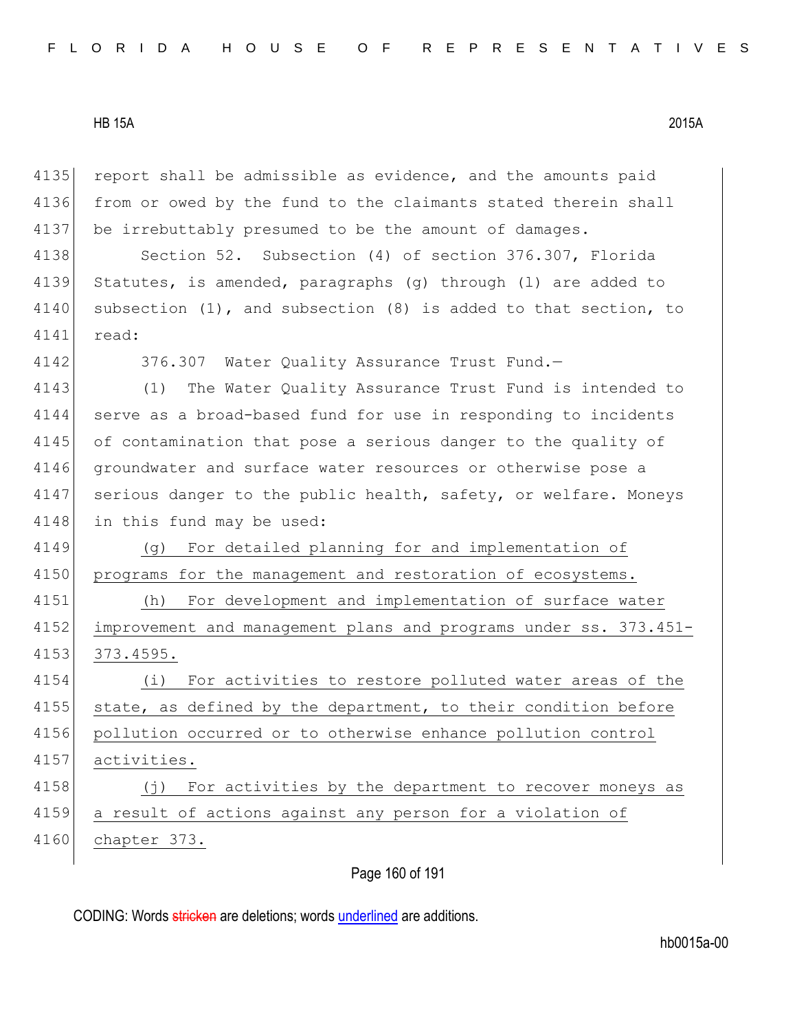report shall be admissible as evidence, and the amounts paid from or owed by the fund to the claimants stated therein shall be irrebuttably presumed to be the amount of damages.

Section 52. Subsection (4) of section 376.307, Florida Statutes, is amended, paragraphs (g) through (l) are added to subsection (1), and subsection (8) is added to that section, to read:

376.307 Water Quality Assurance Trust Fund.—

(1) The Water Quality Assurance Trust Fund is intended to serve as a broad-based fund for use in responding to incidents of contamination that pose a serious danger to the quality of groundwater and surface water resources or otherwise pose a serious danger to the public health, safety, or welfare. Moneys in this fund may be used:

<u>(g) For detailed planning for and implementation of programs for the management and restoration of ecosystems.</u>

<u>(h) For development and implementation of surface water improvement and management plans and programs under ss. 373.451-373.4595.</u>

<u>(i) For activities to restore polluted water areas of the state, as defined by the department, to their condition before pollution occurred or to otherwise enhance pollution control activities.</u>

<u>(j) For activities by the department to recover moneys as a result of actions against any person for a violation of chapter 373.</u>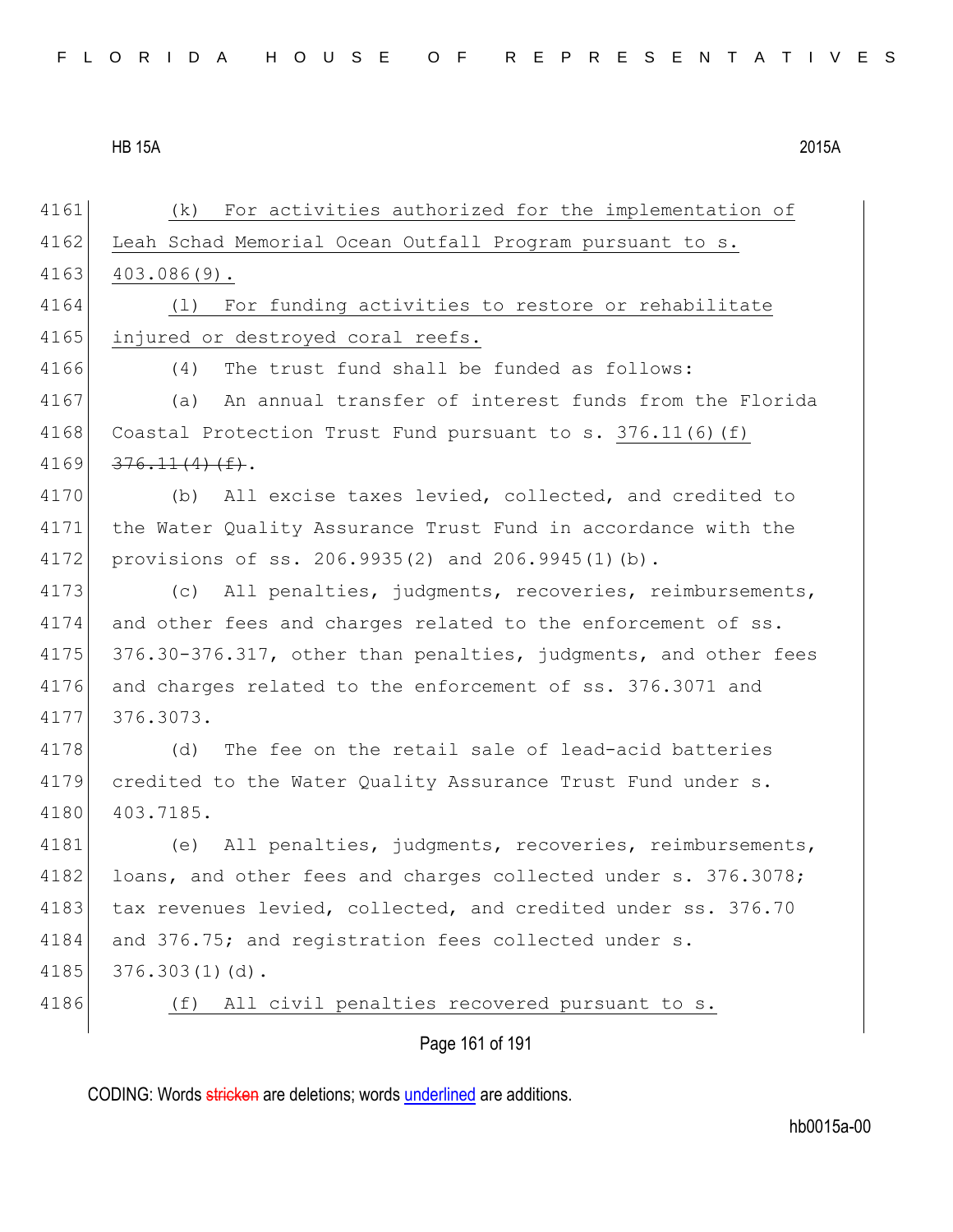4161 (k) For activities authorized for the implementation of
4162 Leah Schad Memorial Ocean Outfall Program pursuant to s.
4163 403.086(9).

4164 (l) For funding activities to restore or rehabilitate
4165 injured or destroyed coral reefs.

4166 (4) The trust fund shall be funded as follows:

4167 (a) An annual transfer of interest funds from the Florida
4168 Coastal Protection Trust Fund pursuant to s. 376.11(6)(f)
4169 ~~376.11(4)(f)~~.

4170 (b) All excise taxes levied, collected, and credited to
4171 the Water Quality Assurance Trust Fund in accordance with the
4172 provisions of ss. 206.9935(2) and 206.9945(1)(b).

4173 (c) All penalties, judgments, recoveries, reimbursements,
4174 and other fees and charges related to the enforcement of ss.
4175 376.30-376.317, other than penalties, judgments, and other fees
4176 and charges related to the enforcement of ss. 376.3071 and
4177 376.3073.

4178 (d) The fee on the retail sale of lead-acid batteries
4179 credited to the Water Quality Assurance Trust Fund under s.
4180 403.7185.

4181 (e) All penalties, judgments, recoveries, reimbursements,
4182 loans, and other fees and charges collected under s. 376.3078;
4183 tax revenues levied, collected, and credited under ss. 376.70
4184 and 376.75; and registration fees collected under s.
4185 376.303(1)(d).

4186 (f) All civil penalties recovered pursuant to s.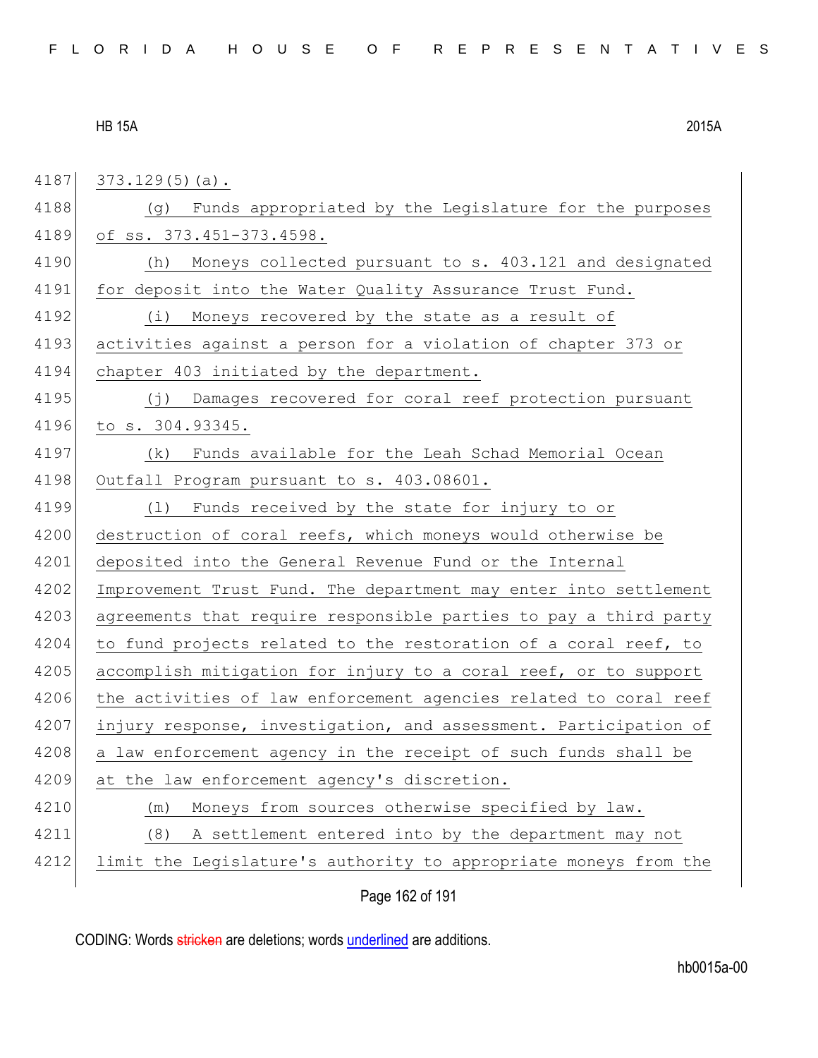373.129(5)(a).

(g) Funds appropriated by the Legislature for the purposes of ss. 373.451-373.4598.

(h) Moneys collected pursuant to s. 403.121 and designated for deposit into the Water Quality Assurance Trust Fund.

(i) Moneys recovered by the state as a result of activities against a person for a violation of chapter 373 or chapter 403 initiated by the department.

(j) Damages recovered for coral reef protection pursuant to s. 304.93345.

(k) Funds available for the Leah Schad Memorial Ocean Outfall Program pursuant to s. 403.08601.

(l) Funds received by the state for injury to or destruction of coral reefs, which moneys would otherwise be deposited into the General Revenue Fund or the Internal Improvement Trust Fund. The department may enter into settlement agreements that require responsible parties to pay a third party to fund projects related to the restoration of a coral reef, to accomplish mitigation for injury to a coral reef, or to support the activities of law enforcement agencies related to coral reef injury response, investigation, and assessment. Participation of a law enforcement agency in the receipt of such funds shall be at the law enforcement agency's discretion.

(m) Moneys from sources otherwise specified by law.

(8) A settlement entered into by the department may not limit the Legislature's authority to appropriate moneys from the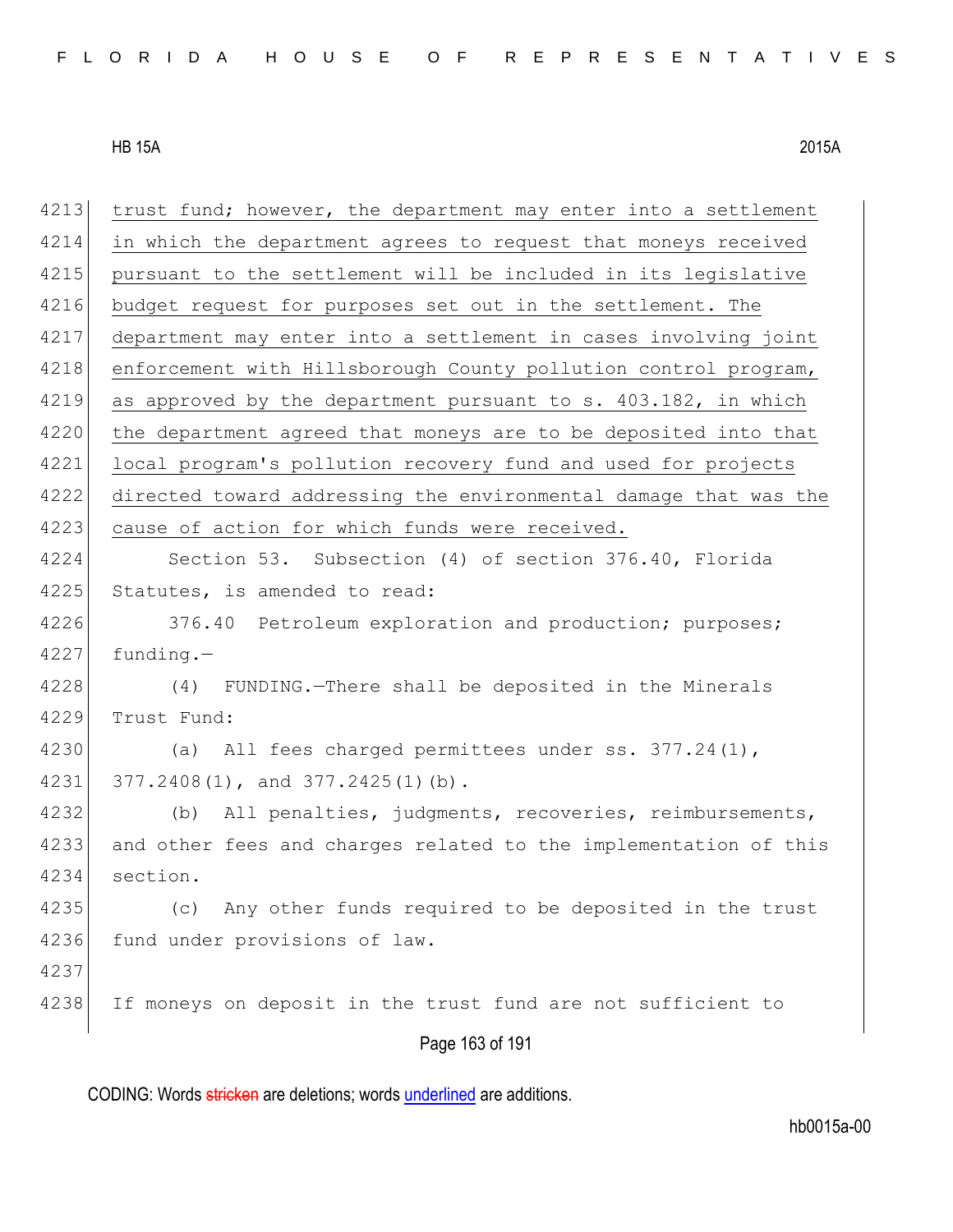trust fund; however, the department may enter into a settlement in which the department agrees to request that moneys received pursuant to the settlement will be included in its legislative budget request for purposes set out in the settlement. The department may enter into a settlement in cases involving joint enforcement with Hillsborough County pollution control program, as approved by the department pursuant to s. 403.182, in which the department agreed that moneys are to be deposited into that local program's pollution recovery fund and used for projects directed toward addressing the environmental damage that was the cause of action for which funds were received.

Section 53. Subsection (4) of section 376.40, Florida Statutes, is amended to read:

376.40 Petroleum exploration and production; purposes; funding.—

(4) FUNDING.—There shall be deposited in the Minerals Trust Fund:

(a) All fees charged permittees under ss. 377.24(1), 377.2408(1), and 377.2425(1)(b).

(b) All penalties, judgments, recoveries, reimbursements, and other fees and charges related to the implementation of this section.

(c) Any other funds required to be deposited in the trust fund under provisions of law.

If moneys on deposit in the trust fund are not sufficient to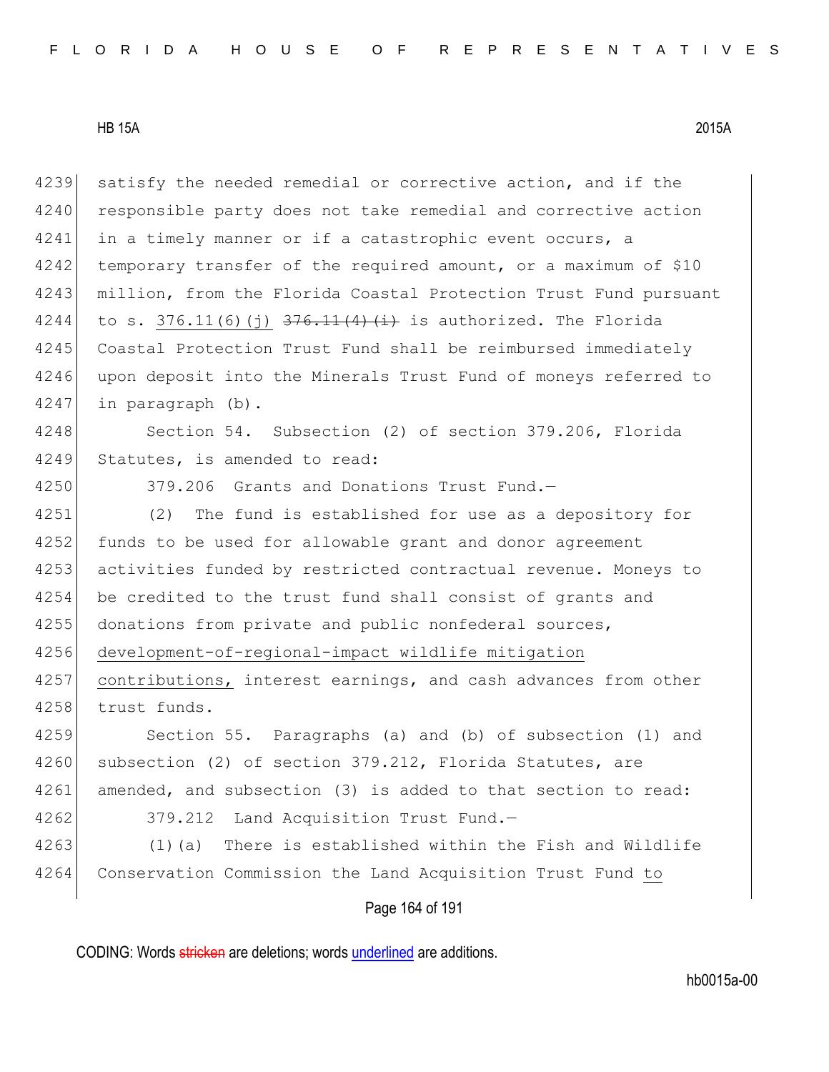4239 satisfy the needed remedial or corrective action, and if the
4240 responsible party does not take remedial and corrective action
4241 in a timely manner or if a catastrophic event occurs, a
4242 temporary transfer of the required amount, or a maximum of $10
4243 million, from the Florida Coastal Protection Trust Fund pursuant
4244 to s. <u>376.11(6)(j)</u> ~~376.11(4)(i)~~ is authorized. The Florida
4245 Coastal Protection Trust Fund shall be reimbursed immediately
4246 upon deposit into the Minerals Trust Fund of moneys referred to
4247 in paragraph (b).

4248 Section 54. Subsection (2) of section 379.206, Florida
4249 Statutes, is amended to read:

4250 379.206 Grants and Donations Trust Fund.—

4251 (2) The fund is established for use as a depository for
4252 funds to be used for allowable grant and donor agreement
4253 activities funded by restricted contractual revenue. Moneys to
4254 be credited to the trust fund shall consist of grants and
4255 donations from private and public nonfederal sources,
4256 <u>development-of-regional-impact wildlife mitigation</u>
4257 <u>contributions,</u> interest earnings, and cash advances from other
4258 trust funds.

4259 Section 55. Paragraphs (a) and (b) of subsection (1) and
4260 subsection (2) of section 379.212, Florida Statutes, are
4261 amended, and subsection (3) is added to that section to read:

4262 379.212 Land Acquisition Trust Fund.—

4263 (1)(a) There is established within the Fish and Wildlife
4264 Conservation Commission the Land Acquisition Trust Fund <u>to</u>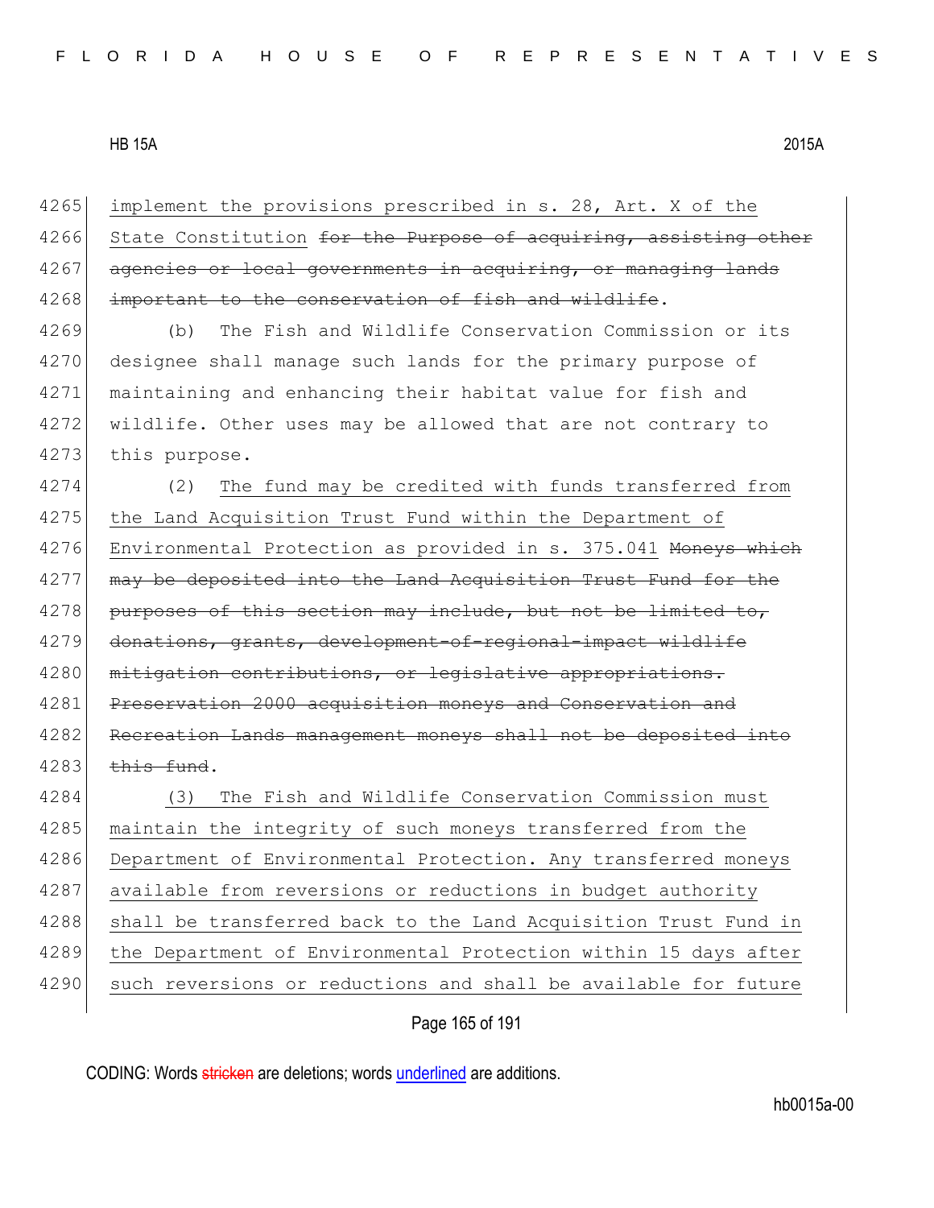4265 implement the provisions prescribed in s. 28, Art. X of the
4266 State Constitution ~~for the Purpose of acquiring, assisting other~~
4267 ~~agencies or local governments in acquiring, or managing lands~~
4268 ~~important to the conservation of fish and wildlife~~.

4269 (b) The Fish and Wildlife Conservation Commission or its
4270 designee shall manage such lands for the primary purpose of
4271 maintaining and enhancing their habitat value for fish and
4272 wildlife. Other uses may be allowed that are not contrary to
4273 this purpose.

4274 (2) The fund may be credited with funds transferred from
4275 the Land Acquisition Trust Fund within the Department of
4276 Environmental Protection as provided in s. 375.041 ~~Moneys which~~
4277 ~~may be deposited into the Land Acquisition Trust Fund for the~~
4278 ~~purposes of this section may include, but not be limited to,~~
4279 ~~donations, grants, development-of-regional-impact wildlife~~
4280 ~~mitigation contributions, or legislative appropriations.~~
4281 ~~Preservation 2000 acquisition moneys and Conservation and~~
4282 ~~Recreation Lands management moneys shall not be deposited into~~
4283 ~~this fund~~.

4284 (3) The Fish and Wildlife Conservation Commission must
4285 maintain the integrity of such moneys transferred from the
4286 Department of Environmental Protection. Any transferred moneys
4287 available from reversions or reductions in budget authority
4288 shall be transferred back to the Land Acquisition Trust Fund in
4289 the Department of Environmental Protection within 15 days after
4290 such reversions or reductions and shall be available for future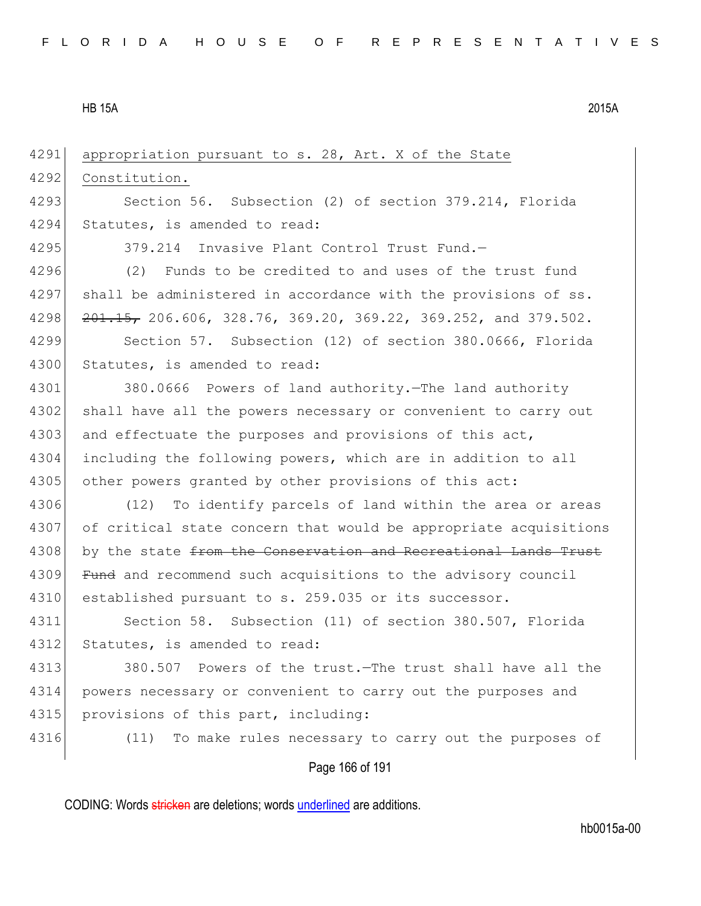appropriation pursuant to s. 28, Art. X of the State Constitution.

Section 56. Subsection (2) of section 379.214, Florida Statutes, is amended to read:

379.214 Invasive Plant Control Trust Fund.—

(2) Funds to be credited to and uses of the trust fund shall be administered in accordance with the provisions of ss. ~~201.15,~~ 206.606, 328.76, 369.20, 369.22, 369.252, and 379.502.

Section 57. Subsection (12) of section 380.0666, Florida Statutes, is amended to read:

380.0666 Powers of land authority.—The land authority shall have all the powers necessary or convenient to carry out and effectuate the purposes and provisions of this act, including the following powers, which are in addition to all other powers granted by other provisions of this act:

(12) To identify parcels of land within the area or areas of critical state concern that would be appropriate acquisitions by the state ~~from the Conservation and Recreational Lands Trust Fund~~ and recommend such acquisitions to the advisory council established pursuant to s. 259.035 or its successor.

Section 58. Subsection (11) of section 380.507, Florida Statutes, is amended to read:

380.507 Powers of the trust.—The trust shall have all the powers necessary or convenient to carry out the purposes and provisions of this part, including:

(11) To make rules necessary to carry out the purposes of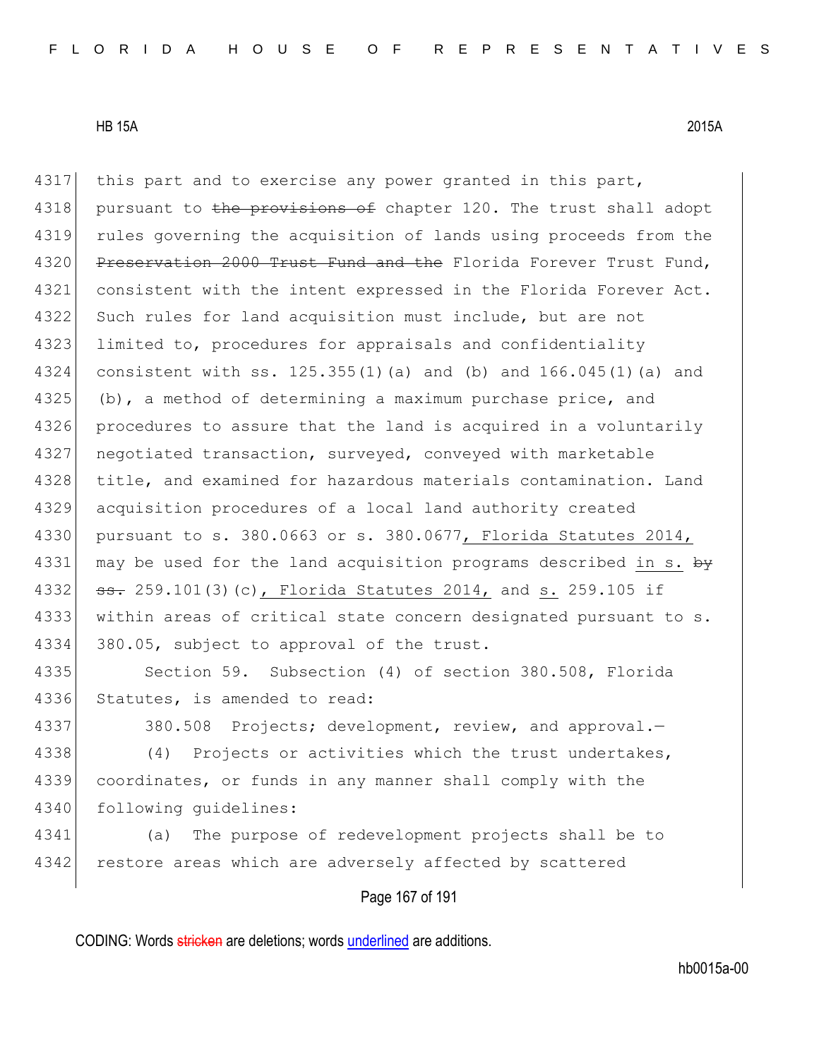this part and to exercise any power granted in this part, pursuant to ~~the provisions of~~ chapter 120. The trust shall adopt rules governing the acquisition of lands using proceeds from the ~~Preservation 2000 Trust Fund and the~~ Florida Forever Trust Fund, consistent with the intent expressed in the Florida Forever Act. Such rules for land acquisition must include, but are not limited to, procedures for appraisals and confidentiality consistent with ss. 125.355(1)(a) and (b) and 166.045(1)(a) and (b), a method of determining a maximum purchase price, and procedures to assure that the land is acquired in a voluntarily negotiated transaction, surveyed, conveyed with marketable title, and examined for hazardous materials contamination. Land acquisition procedures of a local land authority created pursuant to s. 380.0663 or s. 380.0677<u>, Florida Statutes 2014,</u> may be used for the land acquisition programs described <u>in s.</u> ~~by ss.~~ 259.101(3)(c)<u>, Florida Statutes 2014,</u> and <u>s.</u> 259.105 if within areas of critical state concern designated pursuant to s. 380.05, subject to approval of the trust.

Section 59. Subsection (4) of section 380.508, Florida Statutes, is amended to read:

380.508 Projects; development, review, and approval.—

(4) Projects or activities which the trust undertakes, coordinates, or funds in any manner shall comply with the following guidelines:

(a) The purpose of redevelopment projects shall be to restore areas which are adversely affected by scattered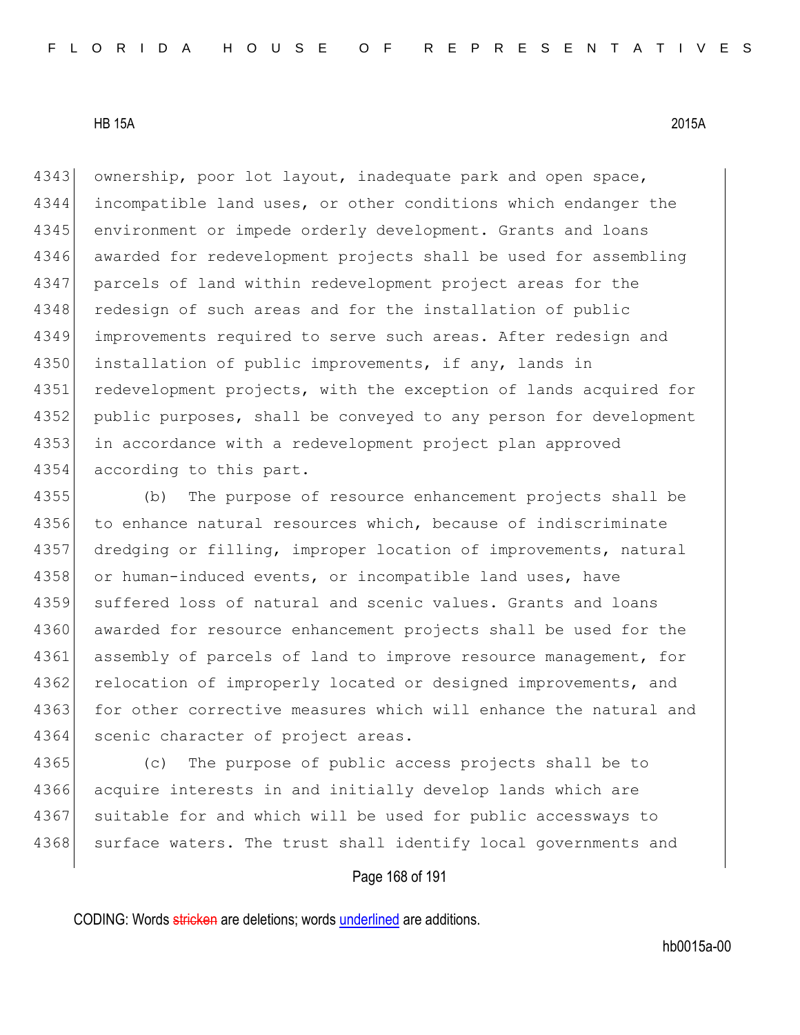ownership, poor lot layout, inadequate park and open space, incompatible land uses, or other conditions which endanger the environment or impede orderly development. Grants and loans awarded for redevelopment projects shall be used for assembling parcels of land within redevelopment project areas for the redesign of such areas and for the installation of public improvements required to serve such areas. After redesign and installation of public improvements, if any, lands in redevelopment projects, with the exception of lands acquired for public purposes, shall be conveyed to any person for development in accordance with a redevelopment project plan approved according to this part.

(b) The purpose of resource enhancement projects shall be to enhance natural resources which, because of indiscriminate dredging or filling, improper location of improvements, natural or human-induced events, or incompatible land uses, have suffered loss of natural and scenic values. Grants and loans awarded for resource enhancement projects shall be used for the assembly of parcels of land to improve resource management, for relocation of improperly located or designed improvements, and for other corrective measures which will enhance the natural and scenic character of project areas.

(c) The purpose of public access projects shall be to acquire interests in and initially develop lands which are suitable for and which will be used for public accessways to surface waters. The trust shall identify local governments and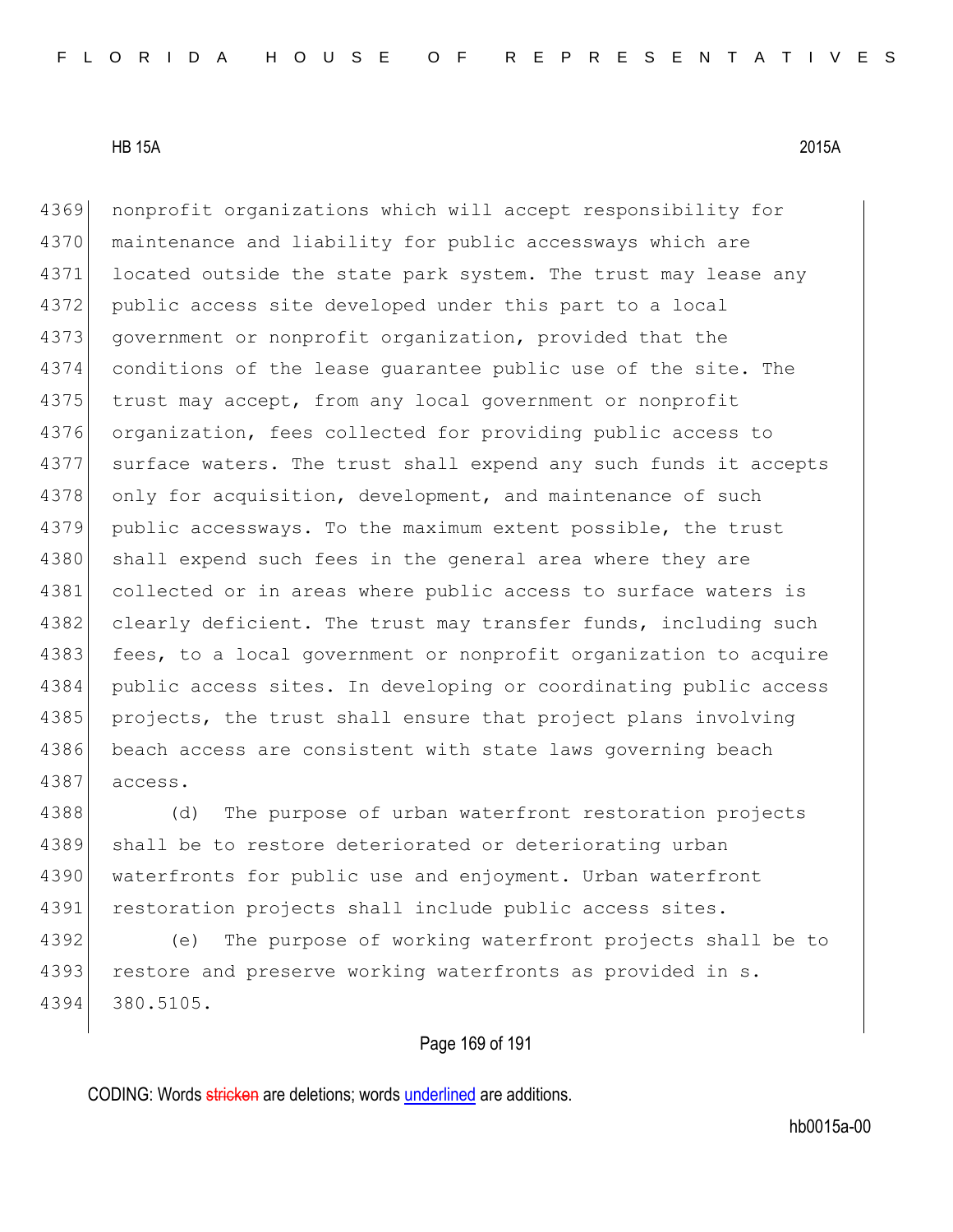nonprofit organizations which will accept responsibility for maintenance and liability for public accessways which are located outside the state park system. The trust may lease any public access site developed under this part to a local government or nonprofit organization, provided that the conditions of the lease guarantee public use of the site. The trust may accept, from any local government or nonprofit organization, fees collected for providing public access to surface waters. The trust shall expend any such funds it accepts only for acquisition, development, and maintenance of such public accessways. To the maximum extent possible, the trust shall expend such fees in the general area where they are collected or in areas where public access to surface waters is clearly deficient. The trust may transfer funds, including such fees, to a local government or nonprofit organization to acquire public access sites. In developing or coordinating public access projects, the trust shall ensure that project plans involving beach access are consistent with state laws governing beach access.

(d) The purpose of urban waterfront restoration projects shall be to restore deteriorated or deteriorating urban waterfronts for public use and enjoyment. Urban waterfront restoration projects shall include public access sites.

(e) The purpose of working waterfront projects shall be to restore and preserve working waterfronts as provided in s. 380.5105.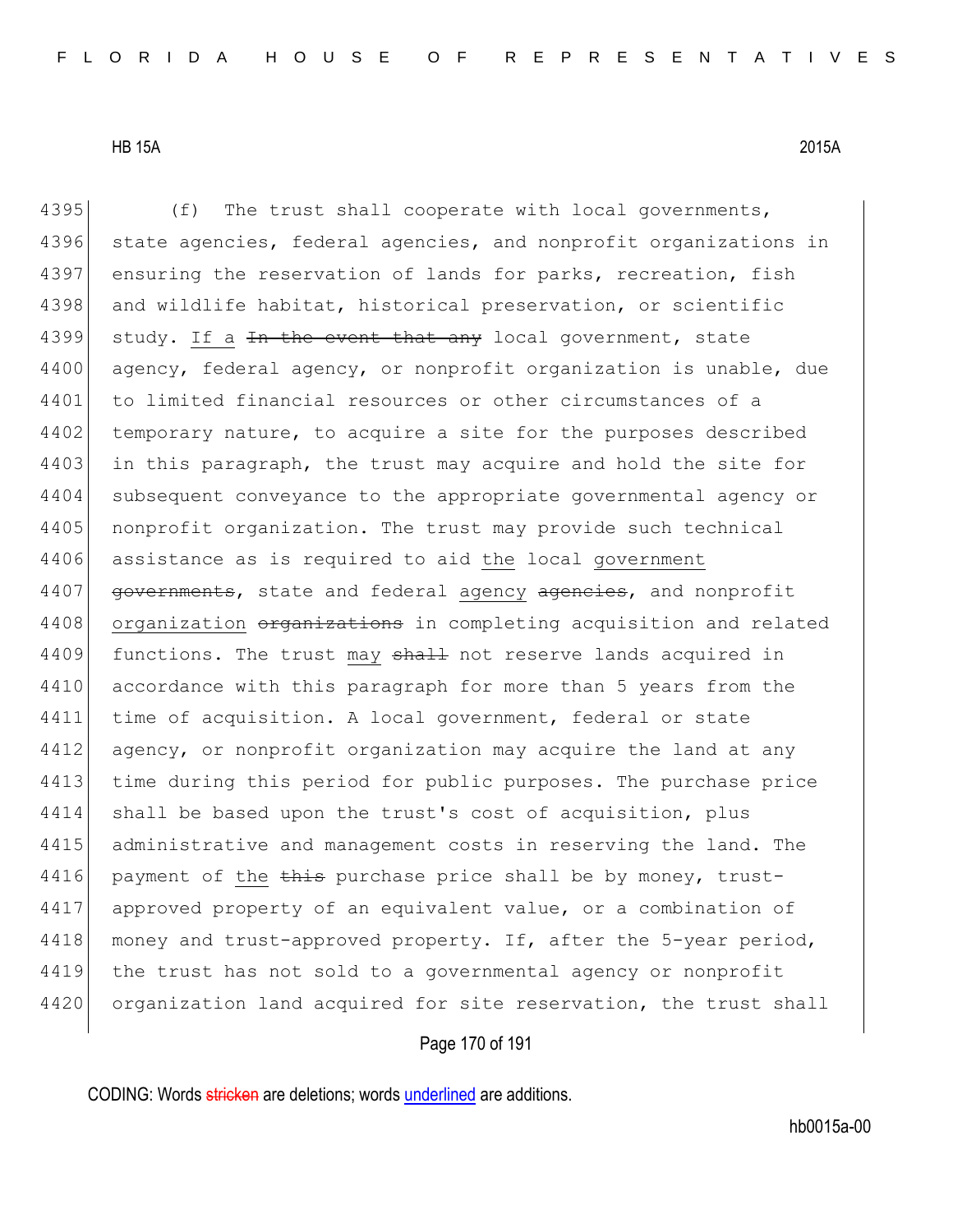(f) The trust shall cooperate with local governments, state agencies, federal agencies, and nonprofit organizations in ensuring the reservation of lands for parks, recreation, fish and wildlife habitat, historical preservation, or scientific study. <u>If a</u> ~~In the event that any~~ local government, state agency, federal agency, or nonprofit organization is unable, due to limited financial resources or other circumstances of a temporary nature, to acquire a site for the purposes described in this paragraph, the trust may acquire and hold the site for subsequent conveyance to the appropriate governmental agency or nonprofit organization. The trust may provide such technical assistance as is required to aid <u>the</u> local <u>government</u> ~~governments~~, state and federal <u>agency</u> ~~agencies~~, and nonprofit <u>organization</u> ~~organizations~~ in completing acquisition and related functions. The trust <u>may</u> ~~shall~~ not reserve lands acquired in accordance with this paragraph for more than 5 years from the time of acquisition. A local government, federal or state agency, or nonprofit organization may acquire the land at any time during this period for public purposes. The purchase price shall be based upon the trust's cost of acquisition, plus administrative and management costs in reserving the land. The payment of <u>the</u> ~~this~~ purchase price shall be by money, trust-approved property of an equivalent value, or a combination of money and trust-approved property. If, after the 5-year period, the trust has not sold to a governmental agency or nonprofit organization land acquired for site reservation, the trust shall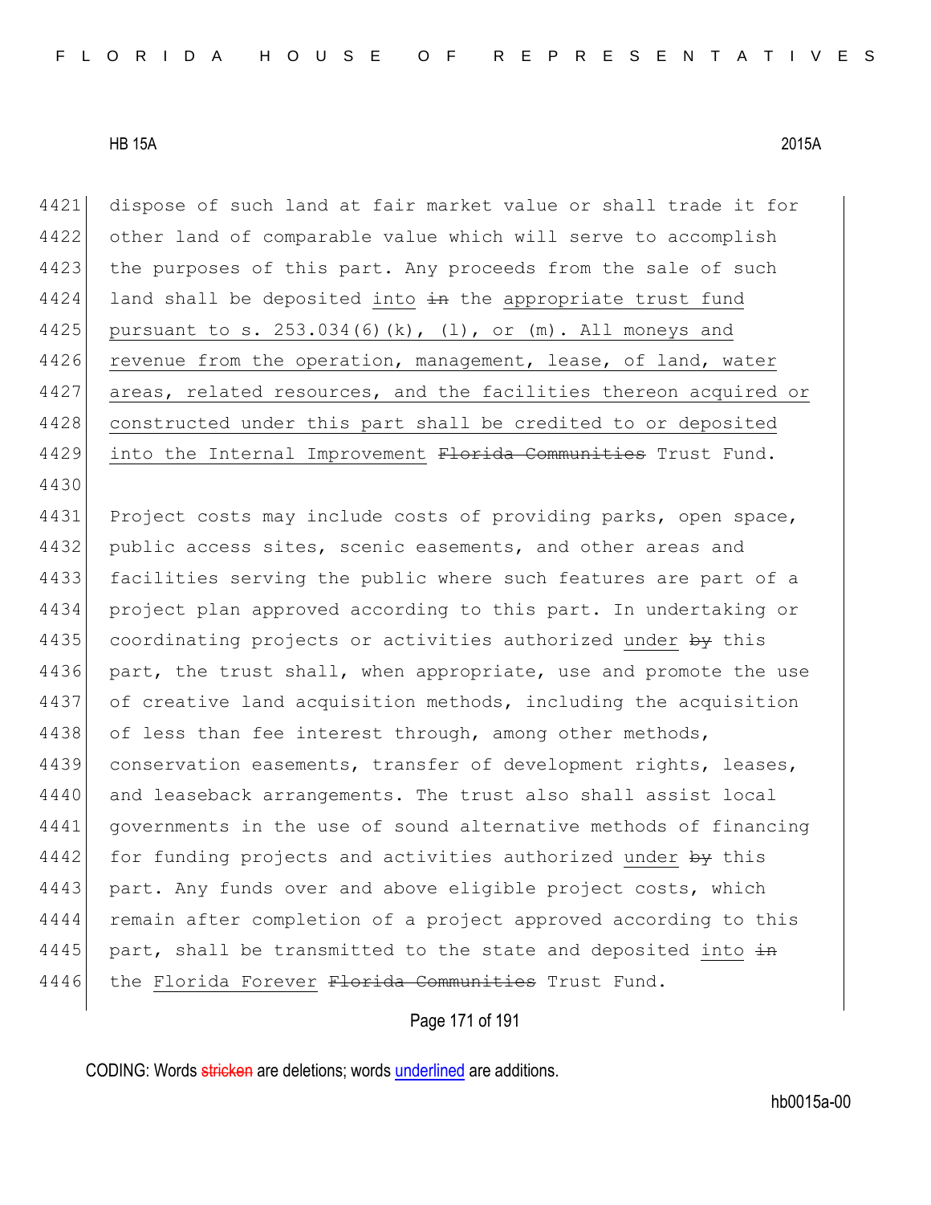dispose of such land at fair market value or shall trade it for other land of comparable value which will serve to accomplish the purposes of this part. Any proceeds from the sale of such land shall be deposited <u>into</u> ~~in~~ the <u>appropriate trust fund pursuant to s. 253.034(6)(k), (l), or (m). All moneys and revenue from the operation, management, lease, of land, water areas, related resources, and the facilities thereon acquired or constructed under this part shall be credited to or deposited into the Internal Improvement</u> ~~Florida Communities~~ Trust Fund.

Project costs may include costs of providing parks, open space, public access sites, scenic easements, and other areas and facilities serving the public where such features are part of a project plan approved according to this part. In undertaking or coordinating projects or activities authorized <u>under</u> ~~by~~ this part, the trust shall, when appropriate, use and promote the use of creative land acquisition methods, including the acquisition of less than fee interest through, among other methods, conservation easements, transfer of development rights, leases, and leaseback arrangements. The trust also shall assist local governments in the use of sound alternative methods of financing for funding projects and activities authorized <u>under</u> ~~by~~ this part. Any funds over and above eligible project costs, which remain after completion of a project approved according to this part, shall be transmitted to the state and deposited <u>into</u> ~~in~~ the <u>Florida Forever</u> ~~Florida Communities~~ Trust Fund.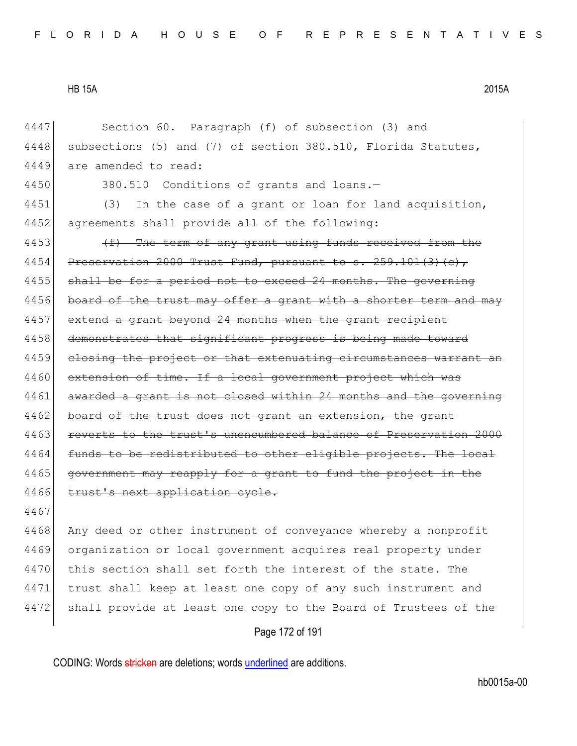Section 60. Paragraph (f) of subsection (3) and subsections (5) and (7) of section 380.510, Florida Statutes, are amended to read:

380.510 Conditions of grants and loans.—

(3) In the case of a grant or loan for land acquisition, agreements shall provide all of the following:

~~(f) The term of any grant using funds received from the Preservation 2000 Trust Fund, pursuant to s. 259.101(3)(c), shall be for a period not to exceed 24 months. The governing board of the trust may offer a grant with a shorter term and may extend a grant beyond 24 months when the grant recipient demonstrates that significant progress is being made toward closing the project or that extenuating circumstances warrant an extension of time. If a local government project which was awarded a grant is not closed within 24 months and the governing board of the trust does not grant an extension, the grant reverts to the trust's unencumbered balance of Preservation 2000 funds to be redistributed to other eligible projects. The local government may reapply for a grant to fund the project in the trust's next application cycle.~~

Any deed or other instrument of conveyance whereby a nonprofit organization or local government acquires real property under this section shall set forth the interest of the state. The trust shall keep at least one copy of any such instrument and shall provide at least one copy to the Board of Trustees of the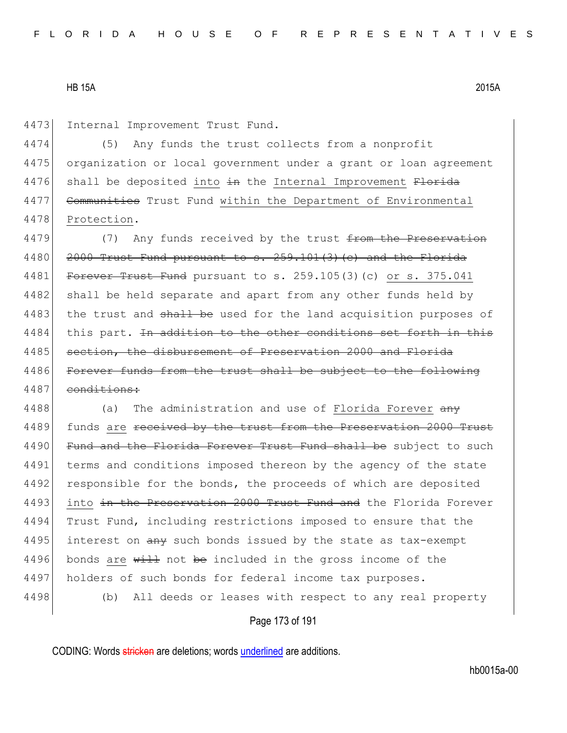Internal Improvement Trust Fund.

(5) Any funds the trust collects from a nonprofit organization or local government under a grant or loan agreement shall be deposited <u>into</u> ~~in~~ the <u>Internal Improvement</u> ~~Florida Communities~~ Trust Fund <u>within the Department of Environmental Protection</u>.

(7) Any funds received by the trust ~~from the Preservation 2000 Trust Fund pursuant to s. 259.101(3)(c) and the Florida Forever Trust Fund~~ pursuant to s. 259.105(3)(c) <u>or s. 375.041</u> shall be held separate and apart from any other funds held by the trust and ~~shall be~~ used for the land acquisition purposes of this part. ~~In addition to the other conditions set forth in this section, the disbursement of Preservation 2000 and Florida Forever funds from the trust shall be subject to the following conditions:~~

(a) The administration and use of <u>Florida Forever</u> ~~any~~ funds <u>are</u> ~~received by the trust from the Preservation 2000 Trust Fund and the Florida Forever Trust Fund shall be~~ subject to such terms and conditions imposed thereon by the agency of the state responsible for the bonds, the proceeds of which are deposited <u>into</u> ~~in the Preservation 2000 Trust Fund and~~ the Florida Forever Trust Fund, including restrictions imposed to ensure that the interest on ~~any~~ such bonds issued by the state as tax-exempt bonds <u>are</u> ~~will~~ not ~~be~~ included in the gross income of the holders of such bonds for federal income tax purposes.

(b) All deeds or leases with respect to any real property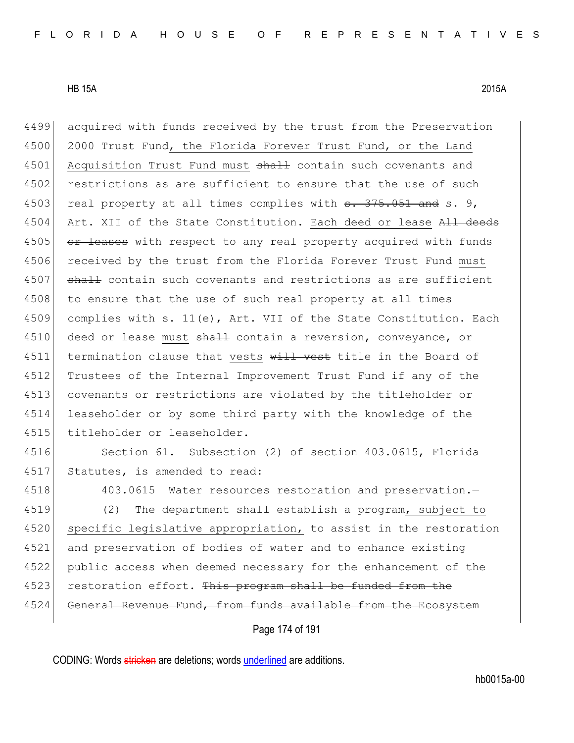acquired with funds received by the trust from the Preservation 2000 Trust Fund, the Florida Forever Trust Fund, or the Land Acquisition Trust Fund must ~~shall~~ contain such covenants and restrictions as are sufficient to ensure that the use of such real property at all times complies with ~~s. 375.051 and~~ s. 9, Art. XII of the State Constitution. Each deed or lease ~~All deeds or leases~~ with respect to any real property acquired with funds received by the trust from the Florida Forever Trust Fund must ~~shall~~ contain such covenants and restrictions as are sufficient to ensure that the use of such real property at all times complies with s. 11(e), Art. VII of the State Constitution. Each deed or lease must ~~shall~~ contain a reversion, conveyance, or termination clause that vests ~~will vest~~ title in the Board of Trustees of the Internal Improvement Trust Fund if any of the covenants or restrictions are violated by the titleholder or leaseholder or by some third party with the knowledge of the titleholder or leaseholder.

Section 61. Subsection (2) of section 403.0615, Florida Statutes, is amended to read:

403.0615 Water resources restoration and preservation.—

(2) The department shall establish a program, subject to specific legislative appropriation, to assist in the restoration and preservation of bodies of water and to enhance existing public access when deemed necessary for the enhancement of the restoration effort. ~~This program shall be funded from the General Revenue Fund, from funds available from the Ecosystem~~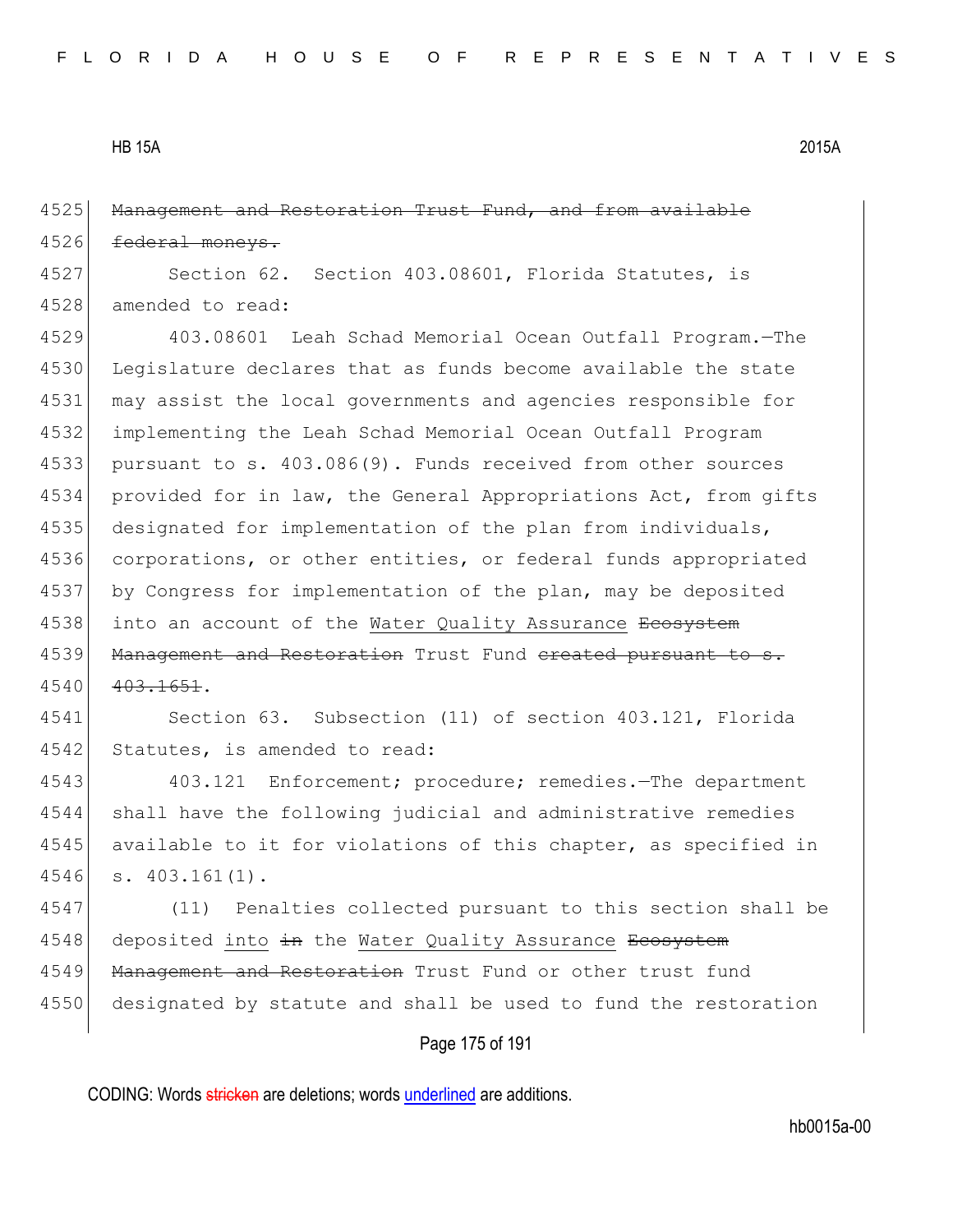4525 ~~Management and Restoration Trust Fund, and from available~~
4526 ~~federal moneys.~~

4527 Section 62. Section 403.08601, Florida Statutes, is
4528 amended to read:

4529 403.08601 Leah Schad Memorial Ocean Outfall Program.—The
4530 Legislature declares that as funds become available the state
4531 may assist the local governments and agencies responsible for
4532 implementing the Leah Schad Memorial Ocean Outfall Program
4533 pursuant to s. 403.086(9). Funds received from other sources
4534 provided for in law, the General Appropriations Act, from gifts
4535 designated for implementation of the plan from individuals,
4536 corporations, or other entities, or federal funds appropriated
4537 by Congress for implementation of the plan, may be deposited
4538 into an account of the <u>Water Quality Assurance</u> ~~Ecosystem~~
4539 ~~Management and Restoration~~ Trust Fund ~~created pursuant to s.~~
4540 ~~403.1651~~.

4541 Section 63. Subsection (11) of section 403.121, Florida
4542 Statutes, is amended to read:

4543 403.121 Enforcement; procedure; remedies.—The department
4544 shall have the following judicial and administrative remedies
4545 available to it for violations of this chapter, as specified in
4546 s. 403.161(1).

4547 (11) Penalties collected pursuant to this section shall be
4548 deposited <u>into</u> ~~in~~ the <u>Water Quality Assurance</u> ~~Ecosystem~~
4549 ~~Management and Restoration~~ Trust Fund or other trust fund
4550 designated by statute and shall be used to fund the restoration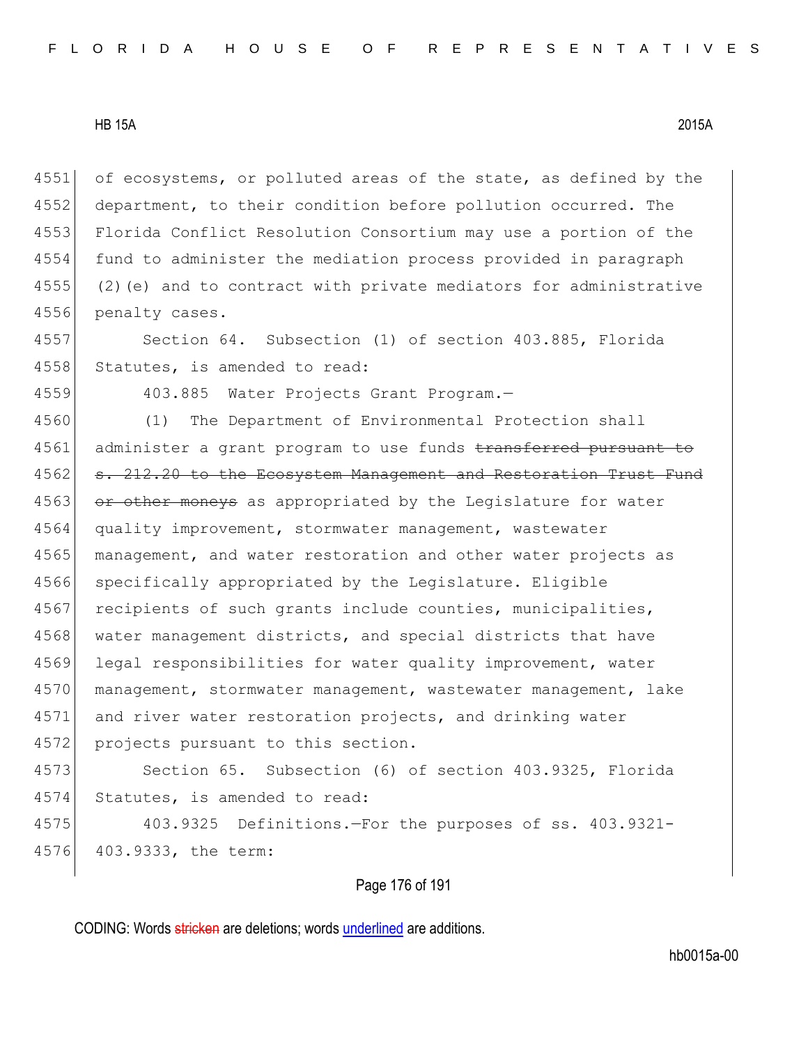of ecosystems, or polluted areas of the state, as defined by the department, to their condition before pollution occurred. The Florida Conflict Resolution Consortium may use a portion of the fund to administer the mediation process provided in paragraph (2)(e) and to contract with private mediators for administrative penalty cases.

Section 64. Subsection (1) of section 403.885, Florida Statutes, is amended to read:

403.885 Water Projects Grant Program.—

(1) The Department of Environmental Protection shall administer a grant program to use funds ~~transferred pursuant to s. 212.20 to the Ecosystem Management and Restoration Trust Fund or other moneys~~ as appropriated by the Legislature for water quality improvement, stormwater management, wastewater management, and water restoration and other water projects as specifically appropriated by the Legislature. Eligible recipients of such grants include counties, municipalities, water management districts, and special districts that have legal responsibilities for water quality improvement, water management, stormwater management, wastewater management, lake and river water restoration projects, and drinking water projects pursuant to this section.

Section 65. Subsection (6) of section 403.9325, Florida Statutes, is amended to read:

403.9325 Definitions.—For the purposes of ss. 403.9321-403.9333, the term: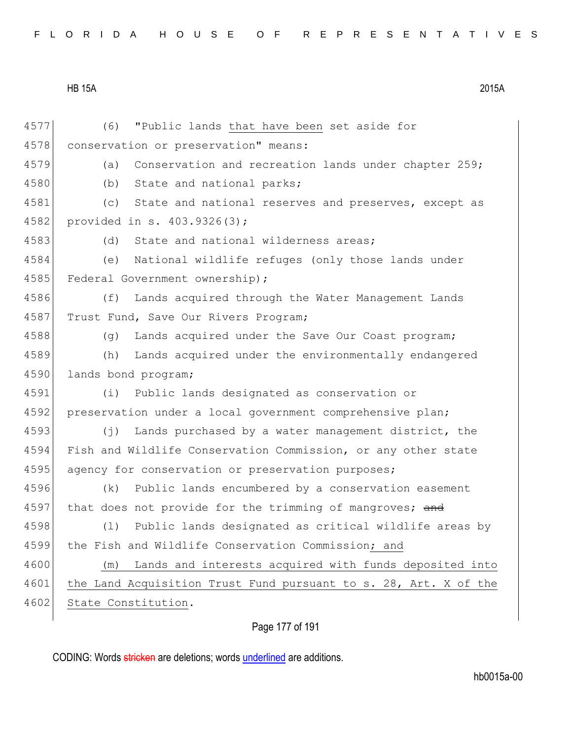4577 (6) "Public lands that have been set aside for
4578 conservation or preservation" means:
4579 (a) Conservation and recreation lands under chapter 259;
4580 (b) State and national parks;
4581 (c) State and national reserves and preserves, except as
4582 provided in s. 403.9326(3);
4583 (d) State and national wilderness areas;
4584 (e) National wildlife refuges (only those lands under
4585 Federal Government ownership);
4586 (f) Lands acquired through the Water Management Lands
4587 Trust Fund, Save Our Rivers Program;
4588 (g) Lands acquired under the Save Our Coast program;
4589 (h) Lands acquired under the environmentally endangered
4590 lands bond program;
4591 (i) Public lands designated as conservation or
4592 preservation under a local government comprehensive plan;
4593 (j) Lands purchased by a water management district, the
4594 Fish and Wildlife Conservation Commission, or any other state
4595 agency for conservation or preservation purposes;
4596 (k) Public lands encumbered by a conservation easement
4597 that does not provide for the trimming of mangroves; ~~and~~
4598 (l) Public lands designated as critical wildlife areas by
4599 the Fish and Wildlife Conservation Commission; and
4600 (m) Lands and interests acquired with funds deposited into
4601 the Land Acquisition Trust Fund pursuant to s. 28, Art. X of the
4602 State Constitution.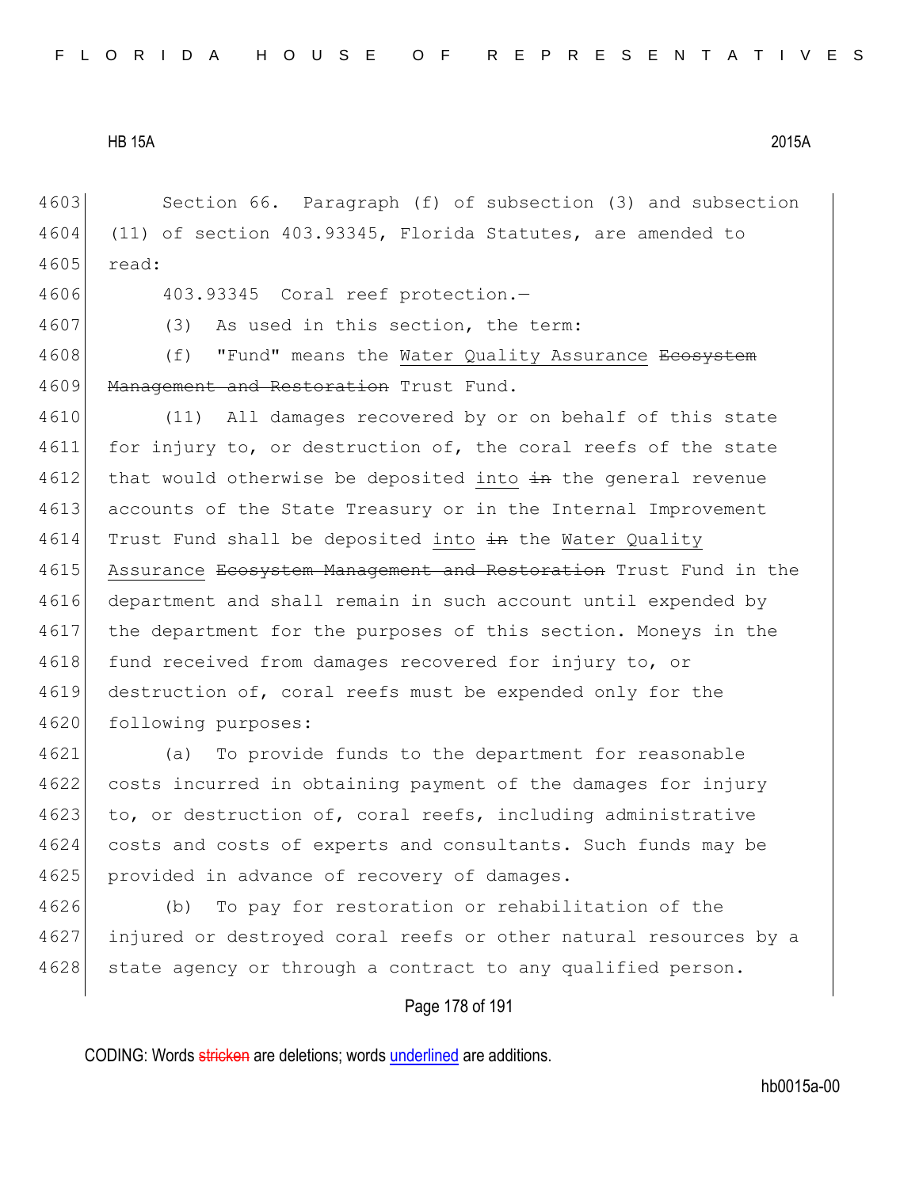Section 66. Paragraph (f) of subsection (3) and subsection (11) of section 403.93345, Florida Statutes, are amended to read:

403.93345 Coral reef protection.—

(3) As used in this section, the term:

(f) "Fund" means the Water Quality Assurance ~~Ecosystem Management and Restoration~~ Trust Fund.

(11) All damages recovered by or on behalf of this state for injury to, or destruction of, the coral reefs of the state that would otherwise be deposited into ~~in~~ the general revenue accounts of the State Treasury or in the Internal Improvement Trust Fund shall be deposited into ~~in~~ the Water Quality Assurance ~~Ecosystem Management and Restoration~~ Trust Fund in the department and shall remain in such account until expended by the department for the purposes of this section. Moneys in the fund received from damages recovered for injury to, or destruction of, coral reefs must be expended only for the following purposes:

(a) To provide funds to the department for reasonable costs incurred in obtaining payment of the damages for injury to, or destruction of, coral reefs, including administrative costs and costs of experts and consultants. Such funds may be provided in advance of recovery of damages.

(b) To pay for restoration or rehabilitation of the injured or destroyed coral reefs or other natural resources by a state agency or through a contract to any qualified person.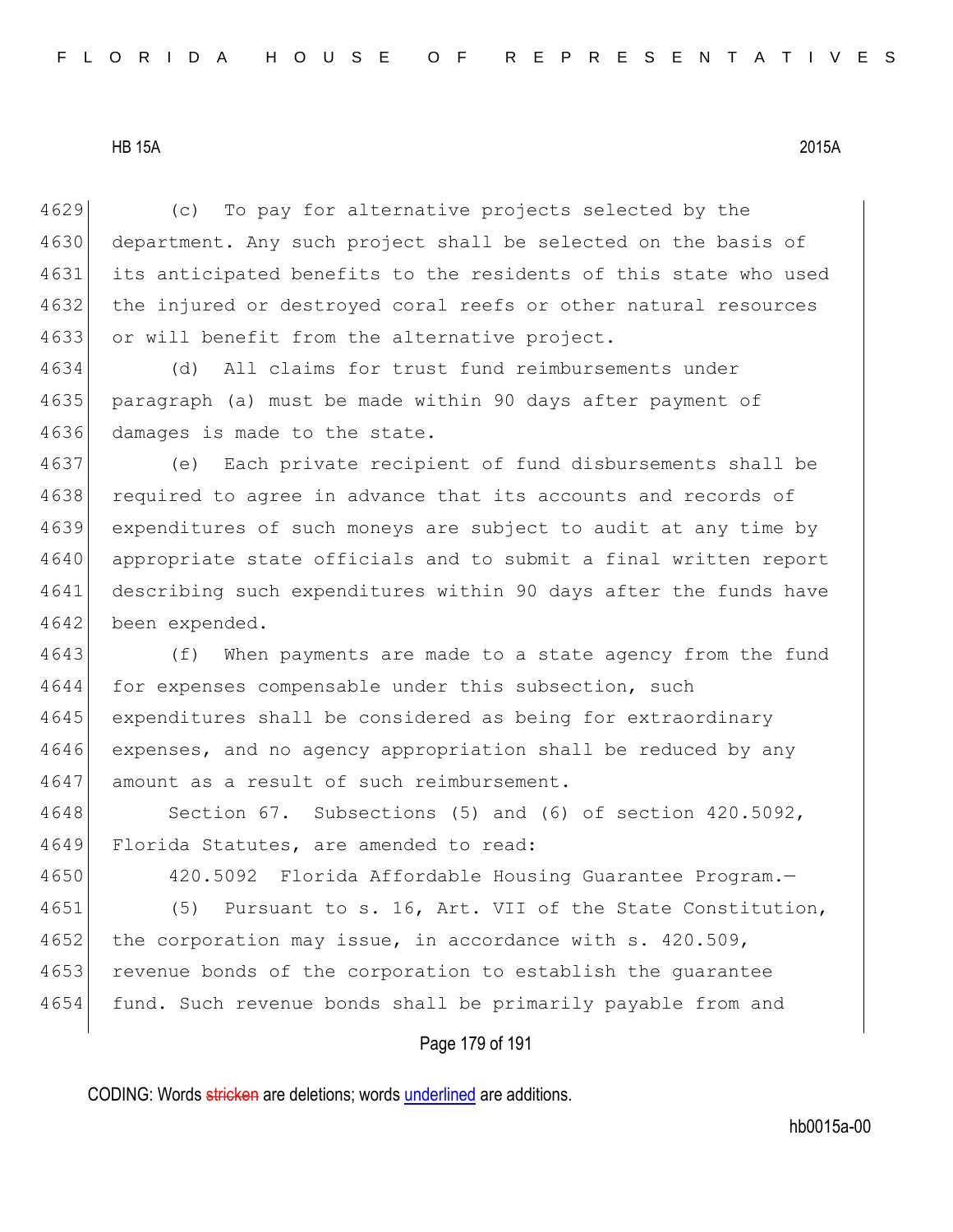(c) To pay for alternative projects selected by the department. Any such project shall be selected on the basis of its anticipated benefits to the residents of this state who used the injured or destroyed coral reefs or other natural resources or will benefit from the alternative project.

(d) All claims for trust fund reimbursements under paragraph (a) must be made within 90 days after payment of damages is made to the state.

(e) Each private recipient of fund disbursements shall be required to agree in advance that its accounts and records of expenditures of such moneys are subject to audit at any time by appropriate state officials and to submit a final written report describing such expenditures within 90 days after the funds have been expended.

(f) When payments are made to a state agency from the fund for expenses compensable under this subsection, such expenditures shall be considered as being for extraordinary expenses, and no agency appropriation shall be reduced by any amount as a result of such reimbursement.

Section 67. Subsections (5) and (6) of section 420.5092, Florida Statutes, are amended to read:

420.5092 Florida Affordable Housing Guarantee Program.—

(5) Pursuant to s. 16, Art. VII of the State Constitution, the corporation may issue, in accordance with s. 420.509, revenue bonds of the corporation to establish the guarantee fund. Such revenue bonds shall be primarily payable from and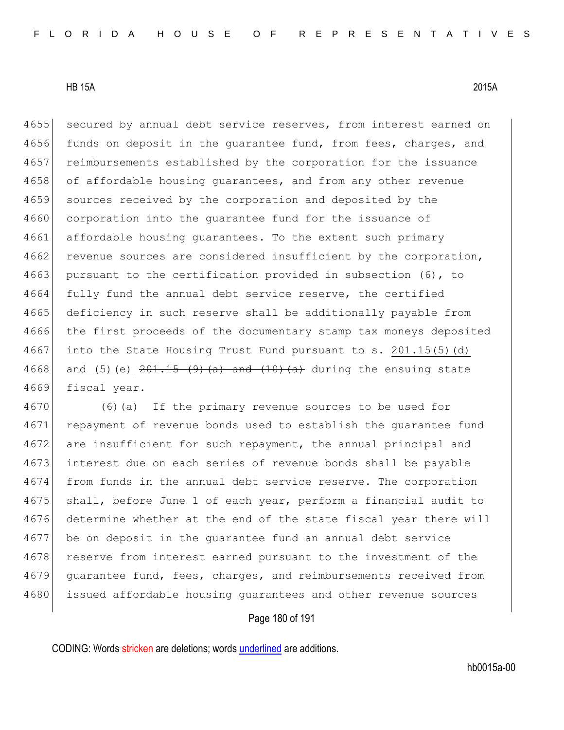secured by annual debt service reserves, from interest earned on funds on deposit in the guarantee fund, from fees, charges, and reimbursements established by the corporation for the issuance of affordable housing guarantees, and from any other revenue sources received by the corporation and deposited by the corporation into the guarantee fund for the issuance of affordable housing guarantees. To the extent such primary revenue sources are considered insufficient by the corporation, pursuant to the certification provided in subsection (6), to fully fund the annual debt service reserve, the certified deficiency in such reserve shall be additionally payable from the first proceeds of the documentary stamp tax moneys deposited into the State Housing Trust Fund pursuant to s. <u>201.15(5)(d) and (5)(e)</u> ~~201.15(9)(a) and (10)(a)~~ during the ensuing state fiscal year.

(6)(a) If the primary revenue sources to be used for repayment of revenue bonds used to establish the guarantee fund are insufficient for such repayment, the annual principal and interest due on each series of revenue bonds shall be payable from funds in the annual debt service reserve. The corporation shall, before June 1 of each year, perform a financial audit to determine whether at the end of the state fiscal year there will be on deposit in the guarantee fund an annual debt service reserve from interest earned pursuant to the investment of the guarantee fund, fees, charges, and reimbursements received from issued affordable housing guarantees and other revenue sources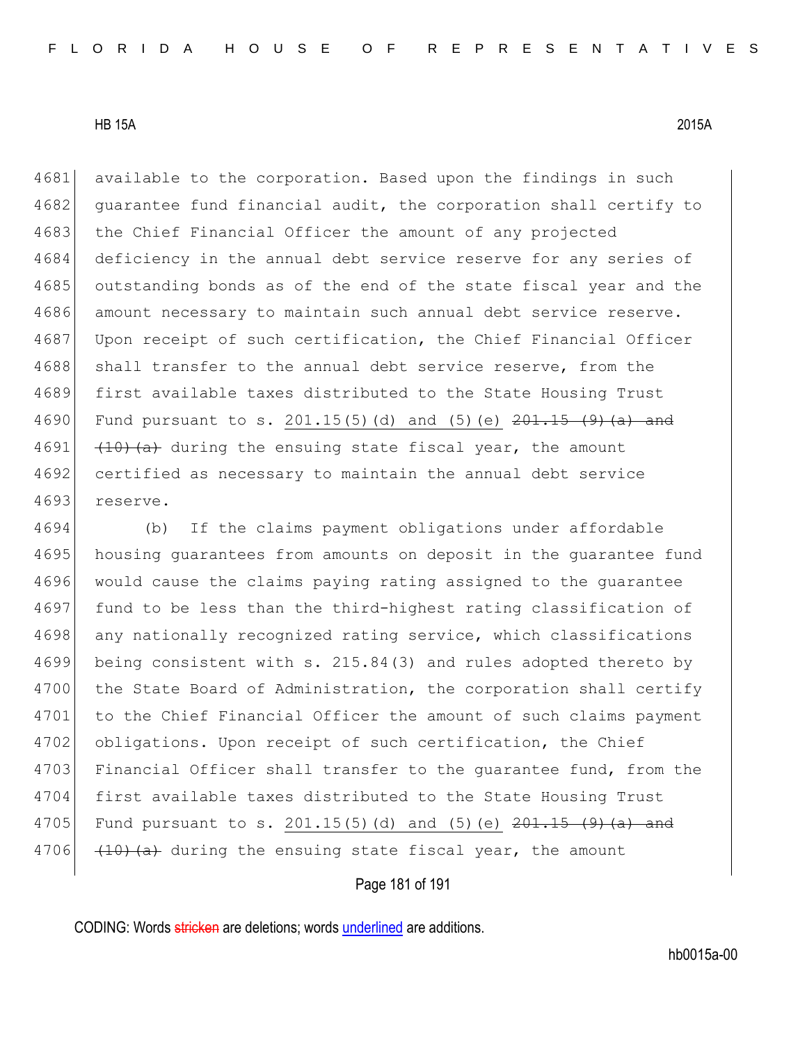available to the corporation. Based upon the findings in such guarantee fund financial audit, the corporation shall certify to the Chief Financial Officer the amount of any projected deficiency in the annual debt service reserve for any series of outstanding bonds as of the end of the state fiscal year and the amount necessary to maintain such annual debt service reserve. Upon receipt of such certification, the Chief Financial Officer shall transfer to the annual debt service reserve, from the first available taxes distributed to the State Housing Trust Fund pursuant to s. <u>201.15(5)(d) and (5)(e)</u> ~~201.15(9)(a) and (10)(a)~~ during the ensuing state fiscal year, the amount certified as necessary to maintain the annual debt service reserve.

(b) If the claims payment obligations under affordable housing guarantees from amounts on deposit in the guarantee fund would cause the claims paying rating assigned to the guarantee fund to be less than the third-highest rating classification of any nationally recognized rating service, which classifications being consistent with s. 215.84(3) and rules adopted thereto by the State Board of Administration, the corporation shall certify to the Chief Financial Officer the amount of such claims payment obligations. Upon receipt of such certification, the Chief Financial Officer shall transfer to the guarantee fund, from the first available taxes distributed to the State Housing Trust Fund pursuant to s. <u>201.15(5)(d) and (5)(e)</u> ~~201.15(9)(a) and (10)(a)~~ during the ensuing state fiscal year, the amount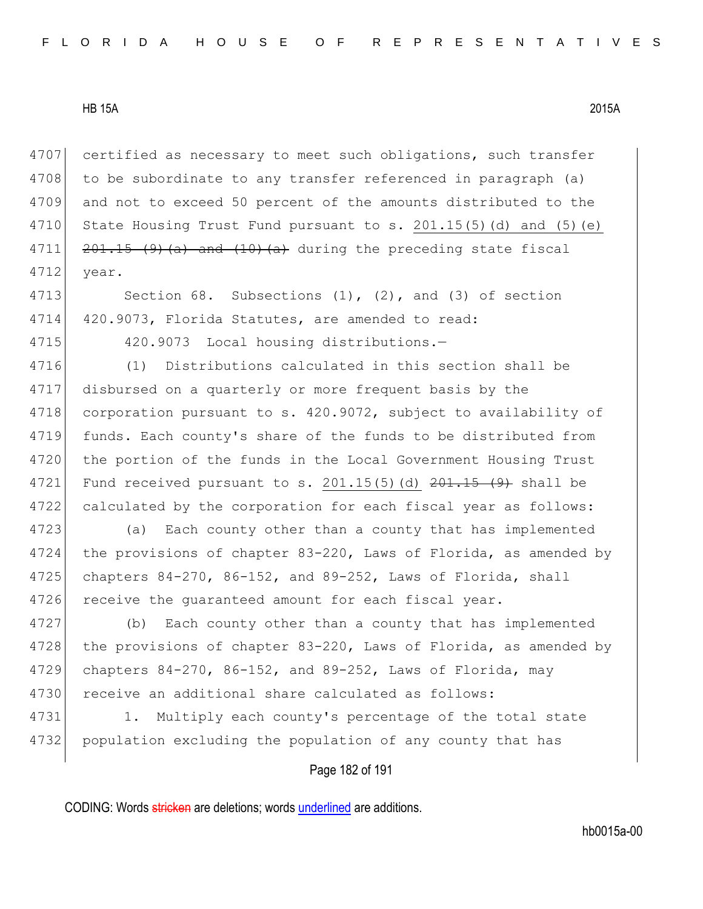certified as necessary to meet such obligations, such transfer to be subordinate to any transfer referenced in paragraph (a) and not to exceed 50 percent of the amounts distributed to the State Housing Trust Fund pursuant to s. 201.15(5)(d) and (5)(e) ~~201.15(9)(a) and (10)(a)~~ during the preceding state fiscal year.

Section 68. Subsections (1), (2), and (3) of section 420.9073, Florida Statutes, are amended to read:

420.9073 Local housing distributions.—

(1) Distributions calculated in this section shall be disbursed on a quarterly or more frequent basis by the corporation pursuant to s. 420.9072, subject to availability of funds. Each county's share of the funds to be distributed from the portion of the funds in the Local Government Housing Trust Fund received pursuant to s. 201.15(5)(d) ~~201.15(9)~~ shall be calculated by the corporation for each fiscal year as follows:

(a) Each county other than a county that has implemented the provisions of chapter 83-220, Laws of Florida, as amended by chapters 84-270, 86-152, and 89-252, Laws of Florida, shall receive the guaranteed amount for each fiscal year.

(b) Each county other than a county that has implemented the provisions of chapter 83-220, Laws of Florida, as amended by chapters 84-270, 86-152, and 89-252, Laws of Florida, may receive an additional share calculated as follows:

1. Multiply each county's percentage of the total state population excluding the population of any county that has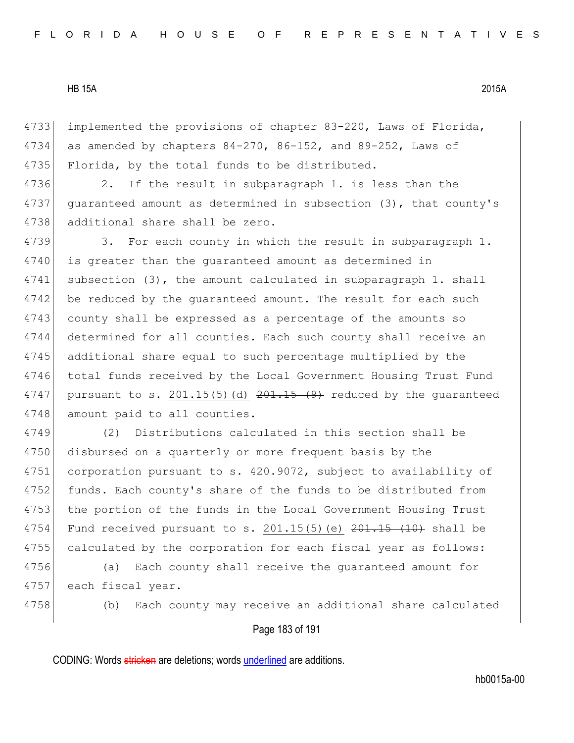implemented the provisions of chapter 83-220, Laws of Florida, as amended by chapters 84-270, 86-152, and 89-252, Laws of Florida, by the total funds to be distributed.

2. If the result in subparagraph 1. is less than the guaranteed amount as determined in subsection (3), that county's additional share shall be zero.

3. For each county in which the result in subparagraph 1. is greater than the guaranteed amount as determined in subsection (3), the amount calculated in subparagraph 1. shall be reduced by the guaranteed amount. The result for each such county shall be expressed as a percentage of the amounts so determined for all counties. Each such county shall receive an additional share equal to such percentage multiplied by the total funds received by the Local Government Housing Trust Fund pursuant to s. 201.15(5)(d) ~~201.15 (9)~~ reduced by the guaranteed amount paid to all counties.

(2) Distributions calculated in this section shall be disbursed on a quarterly or more frequent basis by the corporation pursuant to s. 420.9072, subject to availability of funds. Each county's share of the funds to be distributed from the portion of the funds in the Local Government Housing Trust Fund received pursuant to s. 201.15(5)(e) ~~201.15 (10)~~ shall be calculated by the corporation for each fiscal year as follows:

(a) Each county shall receive the guaranteed amount for each fiscal year.

(b) Each county may receive an additional share calculated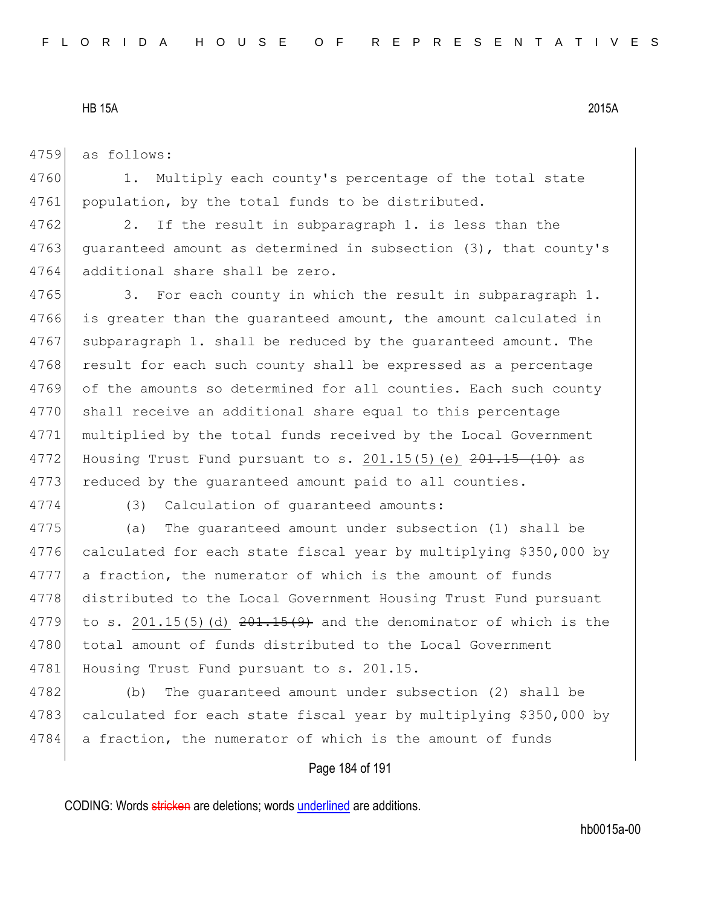as follows:

1. Multiply each county's percentage of the total state population, by the total funds to be distributed.

2. If the result in subparagraph 1. is less than the guaranteed amount as determined in subsection (3), that county's additional share shall be zero.

3. For each county in which the result in subparagraph 1. is greater than the guaranteed amount, the amount calculated in subparagraph 1. shall be reduced by the guaranteed amount. The result for each such county shall be expressed as a percentage of the amounts so determined for all counties. Each such county shall receive an additional share equal to this percentage multiplied by the total funds received by the Local Government Housing Trust Fund pursuant to s. 201.15(5)(e) ~~201.15 (10)~~ as reduced by the guaranteed amount paid to all counties.

(3) Calculation of guaranteed amounts:

(a) The guaranteed amount under subsection (1) shall be calculated for each state fiscal year by multiplying $350,000 by a fraction, the numerator of which is the amount of funds distributed to the Local Government Housing Trust Fund pursuant to s. 201.15(5)(d) ~~201.15(9)~~ and the denominator of which is the total amount of funds distributed to the Local Government Housing Trust Fund pursuant to s. 201.15.

(b) The guaranteed amount under subsection (2) shall be calculated for each state fiscal year by multiplying $350,000 by a fraction, the numerator of which is the amount of funds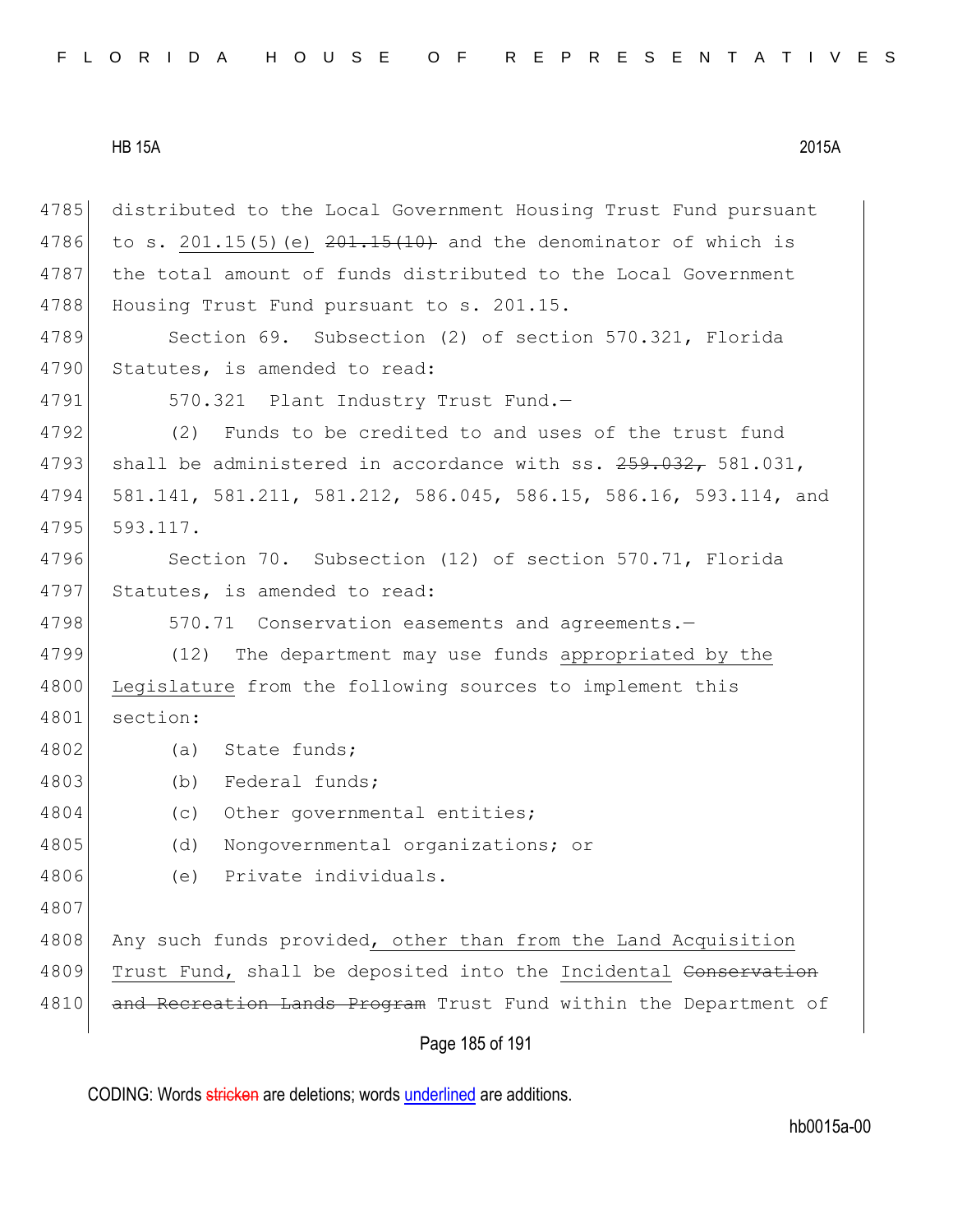distributed to the Local Government Housing Trust Fund pursuant to s. 201.15(5)(e) ~~201.15(10)~~ and the denominator of which is the total amount of funds distributed to the Local Government Housing Trust Fund pursuant to s. 201.15.

Section 69. Subsection (2) of section 570.321, Florida Statutes, is amended to read:

570.321 Plant Industry Trust Fund.—

(2) Funds to be credited to and uses of the trust fund shall be administered in accordance with ss. ~~259.032,~~ 581.031, 581.141, 581.211, 581.212, 586.045, 586.15, 586.16, 593.114, and 593.117.

Section 70. Subsection (12) of section 570.71, Florida Statutes, is amended to read:

570.71 Conservation easements and agreements.—

(12) The department may use funds appropriated by the Legislature from the following sources to implement this section:

(a) State funds;

(b) Federal funds;

(c) Other governmental entities;

(d) Nongovernmental organizations; or

(e) Private individuals.

Any such funds provided, other than from the Land Acquisition Trust Fund, shall be deposited into the Incidental ~~Conservation and Recreation Lands Program~~ Trust Fund within the Department of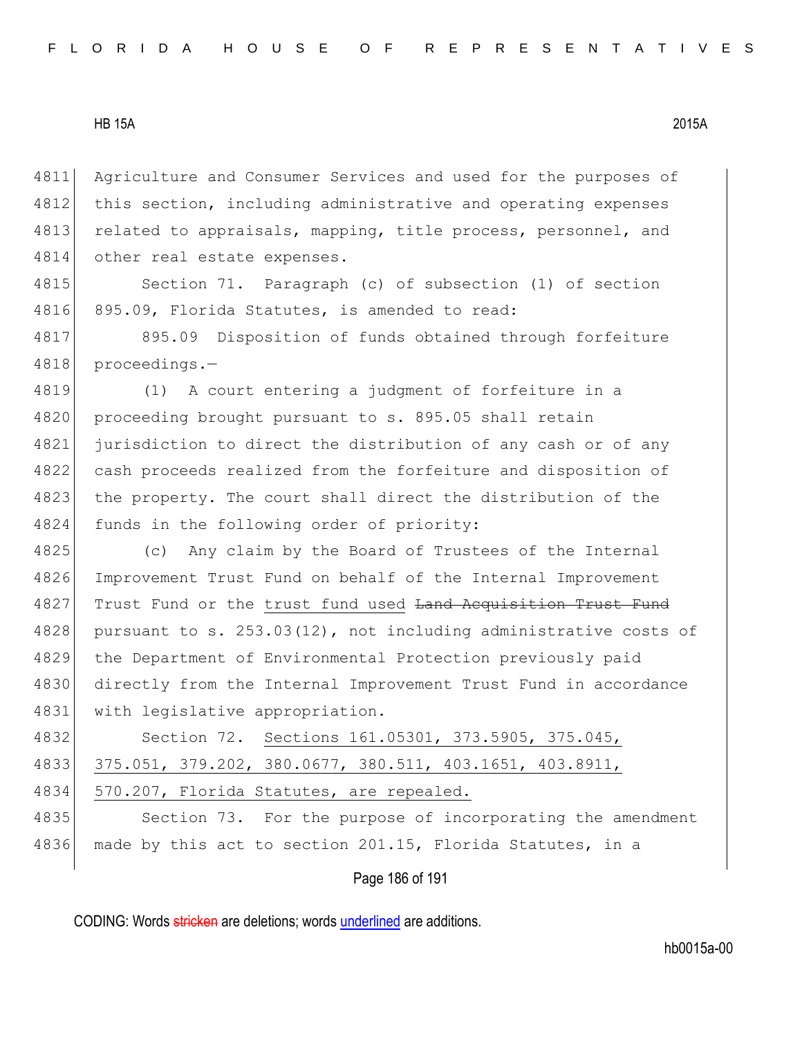Agriculture and Consumer Services and used for the purposes of this section, including administrative and operating expenses related to appraisals, mapping, title process, personnel, and other real estate expenses.

Section 71. Paragraph (c) of subsection (1) of section 895.09, Florida Statutes, is amended to read:

895.09 Disposition of funds obtained through forfeiture proceedings.—

(1) A court entering a judgment of forfeiture in a proceeding brought pursuant to s. 895.05 shall retain jurisdiction to direct the distribution of any cash or of any cash proceeds realized from the forfeiture and disposition of the property. The court shall direct the distribution of the funds in the following order of priority:

(c) Any claim by the Board of Trustees of the Internal Improvement Trust Fund on behalf of the Internal Improvement Trust Fund or the trust fund used ~~Land Acquisition Trust Fund~~ pursuant to s. 253.03(12), not including administrative costs of the Department of Environmental Protection previously paid directly from the Internal Improvement Trust Fund in accordance with legislative appropriation.

Section 72. Sections 161.05301, 373.5905, 375.045, 375.051, 379.202, 380.0677, 380.511, 403.1651, 403.8911, 570.207, Florida Statutes, are repealed.

Section 73. For the purpose of incorporating the amendment made by this act to section 201.15, Florida Statutes, in a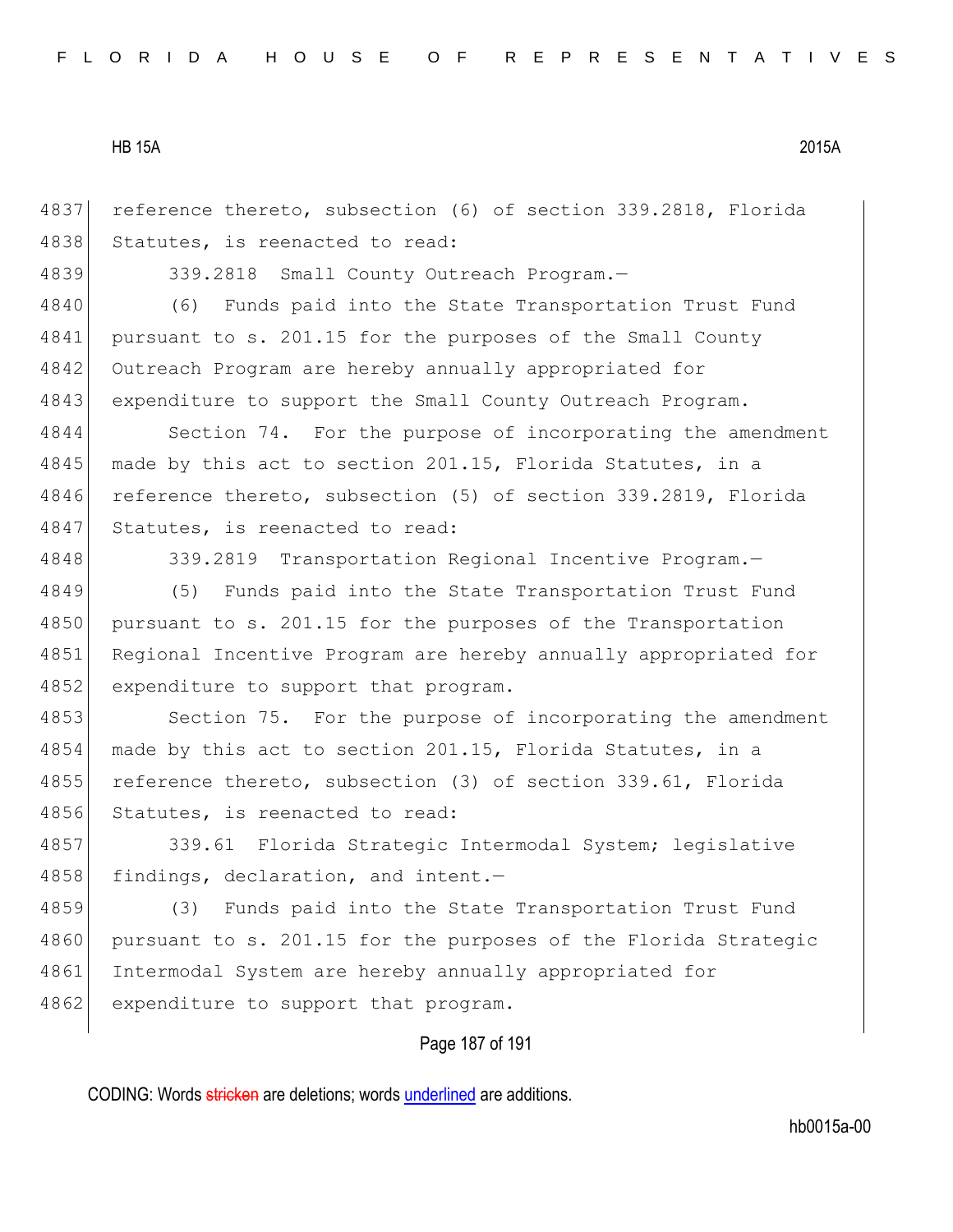reference thereto, subsection (6) of section 339.2818, Florida Statutes, is reenacted to read:

339.2818 Small County Outreach Program.—

(6) Funds paid into the State Transportation Trust Fund pursuant to s. 201.15 for the purposes of the Small County Outreach Program are hereby annually appropriated for expenditure to support the Small County Outreach Program.

Section 74. For the purpose of incorporating the amendment made by this act to section 201.15, Florida Statutes, in a reference thereto, subsection (5) of section 339.2819, Florida Statutes, is reenacted to read:

339.2819 Transportation Regional Incentive Program.—

(5) Funds paid into the State Transportation Trust Fund pursuant to s. 201.15 for the purposes of the Transportation Regional Incentive Program are hereby annually appropriated for expenditure to support that program.

Section 75. For the purpose of incorporating the amendment made by this act to section 201.15, Florida Statutes, in a reference thereto, subsection (3) of section 339.61, Florida Statutes, is reenacted to read:

339.61 Florida Strategic Intermodal System; legislative findings, declaration, and intent.—

(3) Funds paid into the State Transportation Trust Fund pursuant to s. 201.15 for the purposes of the Florida Strategic Intermodal System are hereby annually appropriated for expenditure to support that program.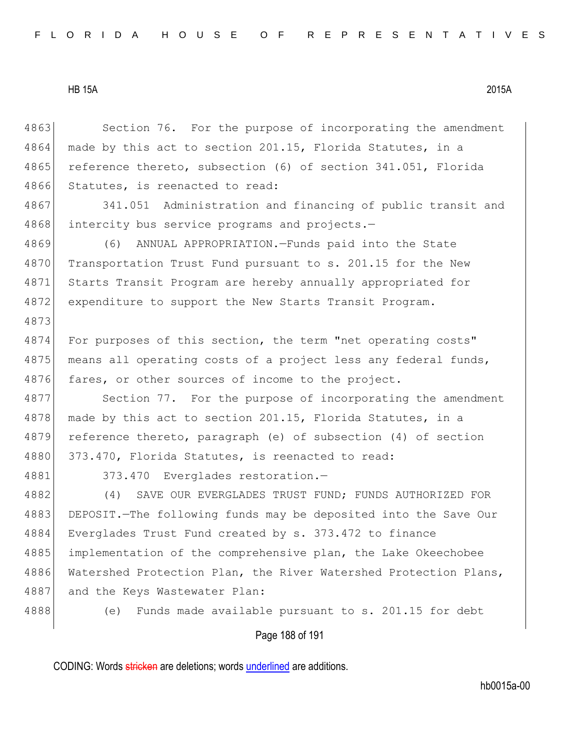Section 76. For the purpose of incorporating the amendment made by this act to section 201.15, Florida Statutes, in a reference thereto, subsection (6) of section 341.051, Florida Statutes, is reenacted to read:

341.051 Administration and financing of public transit and intercity bus service programs and projects.—

(6) ANNUAL APPROPRIATION.—Funds paid into the State Transportation Trust Fund pursuant to s. 201.15 for the New Starts Transit Program are hereby annually appropriated for expenditure to support the New Starts Transit Program.

For purposes of this section, the term "net operating costs" means all operating costs of a project less any federal funds, fares, or other sources of income to the project.

Section 77. For the purpose of incorporating the amendment made by this act to section 201.15, Florida Statutes, in a reference thereto, paragraph (e) of subsection (4) of section 373.470, Florida Statutes, is reenacted to read:

373.470 Everglades restoration.—

(4) SAVE OUR EVERGLADES TRUST FUND; FUNDS AUTHORIZED FOR DEPOSIT.—The following funds may be deposited into the Save Our Everglades Trust Fund created by s. 373.472 to finance implementation of the comprehensive plan, the Lake Okeechobee Watershed Protection Plan, the River Watershed Protection Plans, and the Keys Wastewater Plan:

(e) Funds made available pursuant to s. 201.15 for debt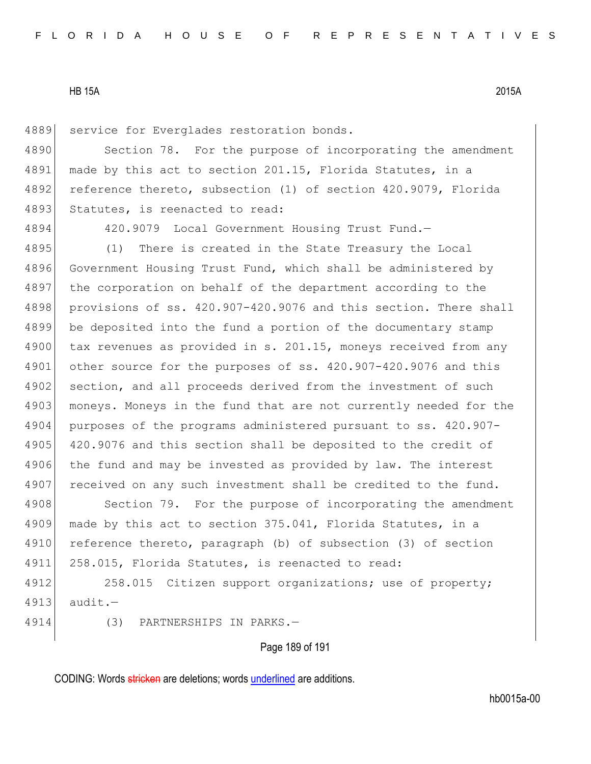service for Everglades restoration bonds.

Section 78. For the purpose of incorporating the amendment made by this act to section 201.15, Florida Statutes, in a reference thereto, subsection (1) of section 420.9079, Florida Statutes, is reenacted to read:

420.9079 Local Government Housing Trust Fund.—

(1) There is created in the State Treasury the Local Government Housing Trust Fund, which shall be administered by the corporation on behalf of the department according to the provisions of ss. 420.907-420.9076 and this section. There shall be deposited into the fund a portion of the documentary stamp tax revenues as provided in s. 201.15, moneys received from any other source for the purposes of ss. 420.907-420.9076 and this section, and all proceeds derived from the investment of such moneys. Moneys in the fund that are not currently needed for the purposes of the programs administered pursuant to ss. 420.907-420.9076 and this section shall be deposited to the credit of the fund and may be invested as provided by law. The interest received on any such investment shall be credited to the fund.

Section 79. For the purpose of incorporating the amendment made by this act to section 375.041, Florida Statutes, in a reference thereto, paragraph (b) of subsection (3) of section 258.015, Florida Statutes, is reenacted to read:

258.015 Citizen support organizations; use of property; audit.—

(3) PARTNERSHIPS IN PARKS.—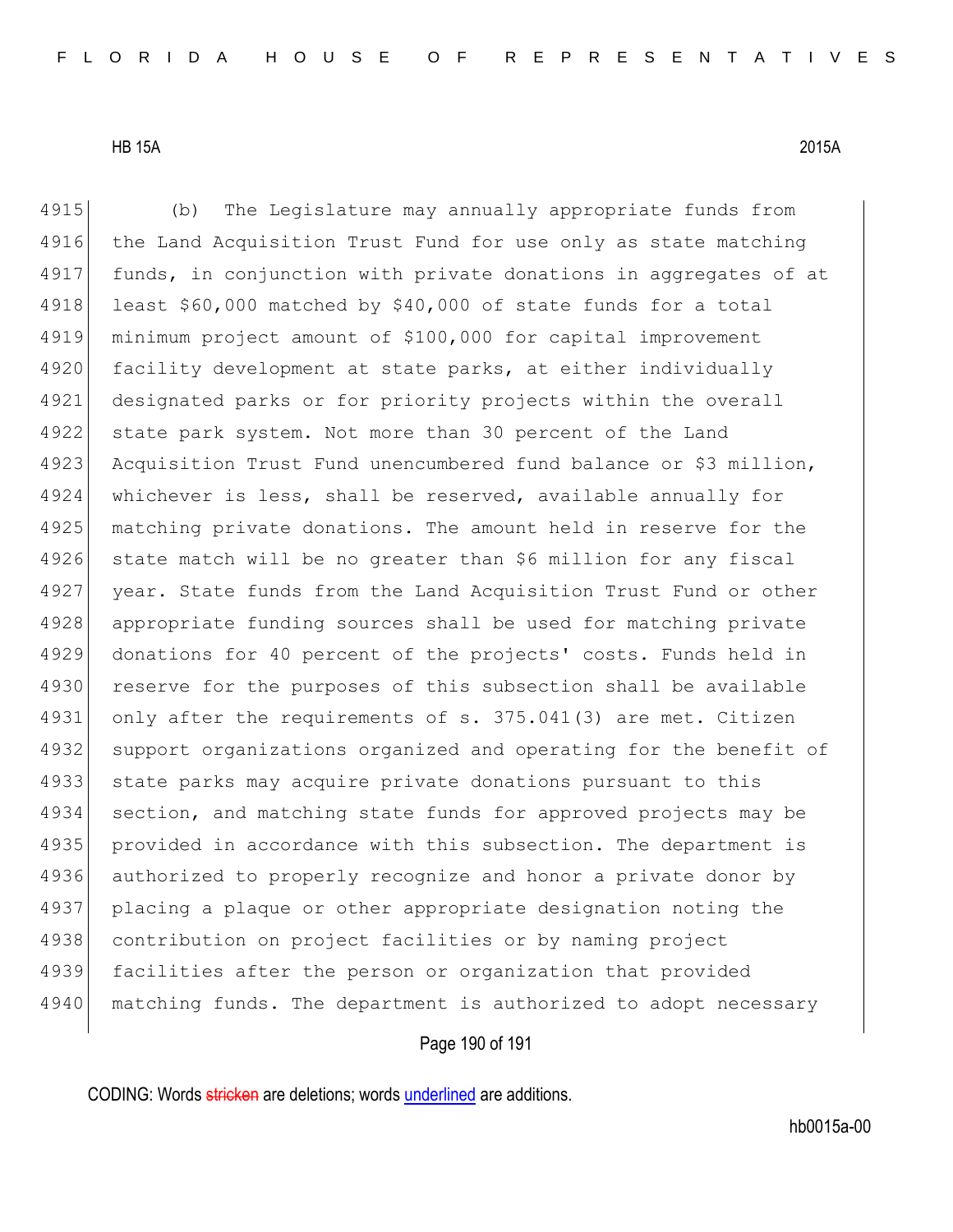(b) The Legislature may annually appropriate funds from the Land Acquisition Trust Fund for use only as state matching funds, in conjunction with private donations in aggregates of at least $60,000 matched by $40,000 of state funds for a total minimum project amount of $100,000 for capital improvement facility development at state parks, at either individually designated parks or for priority projects within the overall state park system. Not more than 30 percent of the Land Acquisition Trust Fund unencumbered fund balance or $3 million, whichever is less, shall be reserved, available annually for matching private donations. The amount held in reserve for the state match will be no greater than $6 million for any fiscal year. State funds from the Land Acquisition Trust Fund or other appropriate funding sources shall be used for matching private donations for 40 percent of the projects' costs. Funds held in reserve for the purposes of this subsection shall be available only after the requirements of s. 375.041(3) are met. Citizen support organizations organized and operating for the benefit of state parks may acquire private donations pursuant to this section, and matching state funds for approved projects may be provided in accordance with this subsection. The department is authorized to properly recognize and honor a private donor by placing a plaque or other appropriate designation noting the contribution on project facilities or by naming project facilities after the person or organization that provided matching funds. The department is authorized to adopt necessary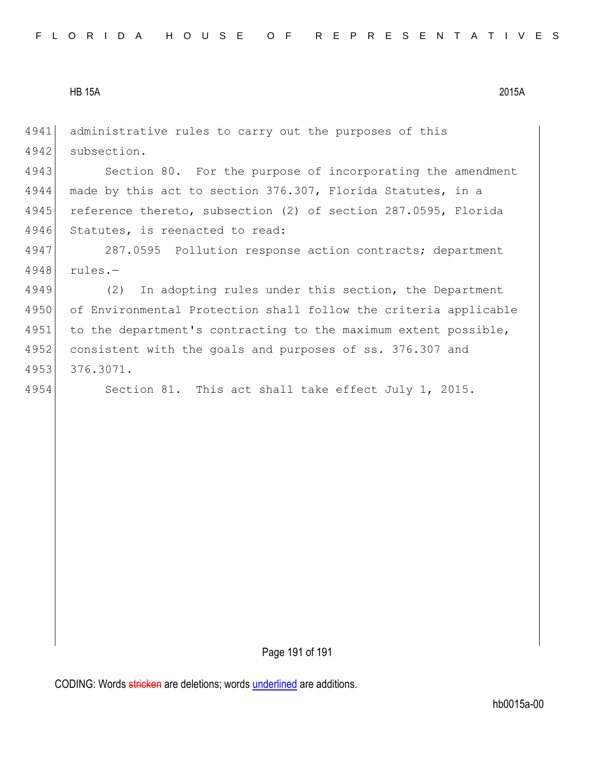administrative rules to carry out the purposes of this subsection.

Section 80. For the purpose of incorporating the amendment made by this act to section 376.307, Florida Statutes, in a reference thereto, subsection (2) of section 287.0595, Florida Statutes, is reenacted to read:

287.0595 Pollution response action contracts; department rules.—

(2) In adopting rules under this section, the Department of Environmental Protection shall follow the criteria applicable to the department's contracting to the maximum extent possible, consistent with the goals and purposes of ss. 376.307 and 376.3071.

Section 81. This act shall take effect July 1, 2015.

CODING: Words stricken are deletions; words underlined are additions.